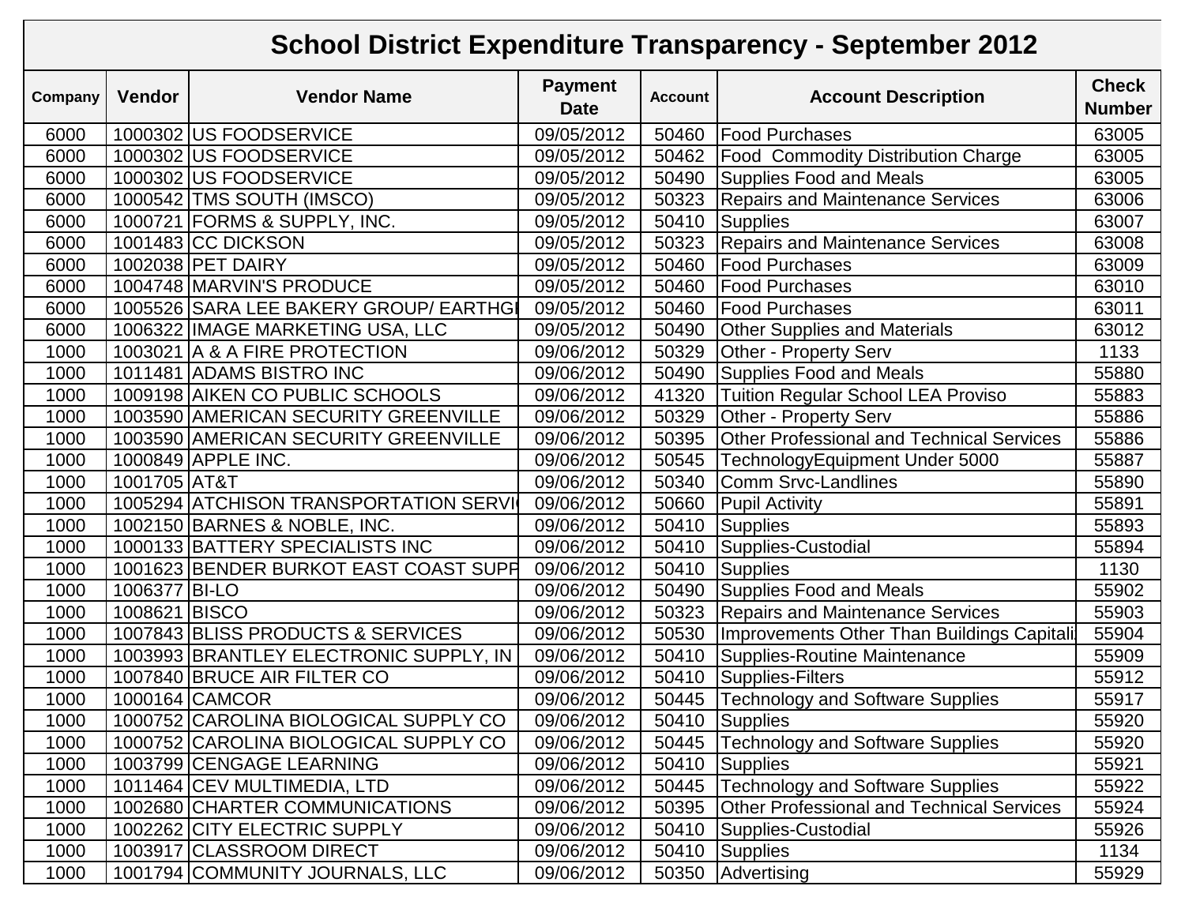# School District Expenditure Transparency - September 2012

| Company | Vendor | Vendor Name | Payment Date | Account | Account Description | Check Number |
|---|---|---|---|---|---|---|
| 6000 | 1000302 | US FOODSERVICE | 09/05/2012 | 50460 | Food Purchases | 63005 |
| 6000 | 1000302 | US FOODSERVICE | 09/05/2012 | 50462 | Food  Commodity Distribution Charge | 63005 |
| 6000 | 1000302 | US FOODSERVICE | 09/05/2012 | 50490 | Supplies Food and Meals | 63005 |
| 6000 | 1000542 | TMS SOUTH (IMSCO) | 09/05/2012 | 50323 | Repairs and Maintenance Services | 63006 |
| 6000 | 1000721 | FORMS & SUPPLY, INC. | 09/05/2012 | 50410 | Supplies | 63007 |
| 6000 | 1001483 | CC DICKSON | 09/05/2012 | 50323 | Repairs and Maintenance Services | 63008 |
| 6000 | 1002038 | PET DAIRY | 09/05/2012 | 50460 | Food Purchases | 63009 |
| 6000 | 1004748 | MARVIN'S PRODUCE | 09/05/2012 | 50460 | Food Purchases | 63010 |
| 6000 | 1005526 | SARA LEE BAKERY GROUP/ EARTHGI | 09/05/2012 | 50460 | Food Purchases | 63011 |
| 6000 | 1006322 | IMAGE MARKETING USA, LLC | 09/05/2012 | 50490 | Other Supplies and Materials | 63012 |
| 1000 | 1003021 | A & A FIRE PROTECTION | 09/06/2012 | 50329 | Other - Property Serv | 1133 |
| 1000 | 1011481 | ADAMS BISTRO INC | 09/06/2012 | 50490 | Supplies Food and Meals | 55880 |
| 1000 | 1009198 | AIKEN CO PUBLIC SCHOOLS | 09/06/2012 | 41320 | Tuition Regular School LEA Proviso | 55883 |
| 1000 | 1003590 | AMERICAN SECURITY GREENVILLE | 09/06/2012 | 50329 | Other - Property Serv | 55886 |
| 1000 | 1003590 | AMERICAN SECURITY GREENVILLE | 09/06/2012 | 50395 | Other Professional and Technical Services | 55886 |
| 1000 | 1000849 | APPLE INC. | 09/06/2012 | 50545 | TechnologyEquipment Under 5000 | 55887 |
| 1000 | 1001705 | AT&T | 09/06/2012 | 50340 | Comm Srvc-Landlines | 55890 |
| 1000 | 1005294 | ATCHISON TRANSPORTATION SERVI | 09/06/2012 | 50660 | Pupil Activity | 55891 |
| 1000 | 1002150 | BARNES & NOBLE, INC. | 09/06/2012 | 50410 | Supplies | 55893 |
| 1000 | 1000133 | BATTERY SPECIALISTS INC | 09/06/2012 | 50410 | Supplies-Custodial | 55894 |
| 1000 | 1001623 | BENDER BURKOT EAST COAST SUPP | 09/06/2012 | 50410 | Supplies | 1130 |
| 1000 | 1006377 | BI-LO | 09/06/2012 | 50490 | Supplies Food and Meals | 55902 |
| 1000 | 1008621 | BISCO | 09/06/2012 | 50323 | Repairs and Maintenance Services | 55903 |
| 1000 | 1007843 | BLISS PRODUCTS & SERVICES | 09/06/2012 | 50530 | Improvements Other Than Buildings Capitali | 55904 |
| 1000 | 1003993 | BRANTLEY ELECTRONIC SUPPLY, IN | 09/06/2012 | 50410 | Supplies-Routine Maintenance | 55909 |
| 1000 | 1007840 | BRUCE AIR FILTER CO | 09/06/2012 | 50410 | Supplies-Filters | 55912 |
| 1000 | 1000164 | CAMCOR | 09/06/2012 | 50445 | Technology and Software Supplies | 55917 |
| 1000 | 1000752 | CAROLINA BIOLOGICAL SUPPLY CO | 09/06/2012 | 50410 | Supplies | 55920 |
| 1000 | 1000752 | CAROLINA BIOLOGICAL SUPPLY CO | 09/06/2012 | 50445 | Technology and Software Supplies | 55920 |
| 1000 | 1003799 | CENGAGE LEARNING | 09/06/2012 | 50410 | Supplies | 55921 |
| 1000 | 1011464 | CEV MULTIMEDIA, LTD | 09/06/2012 | 50445 | Technology and Software Supplies | 55922 |
| 1000 | 1002680 | CHARTER COMMUNICATIONS | 09/06/2012 | 50395 | Other Professional and Technical Services | 55924 |
| 1000 | 1002262 | CITY ELECTRIC SUPPLY | 09/06/2012 | 50410 | Supplies-Custodial | 55926 |
| 1000 | 1003917 | CLASSROOM DIRECT | 09/06/2012 | 50410 | Supplies | 1134 |
| 1000 | 1001794 | COMMUNITY JOURNALS, LLC | 09/06/2012 | 50350 | Advertising | 55929 |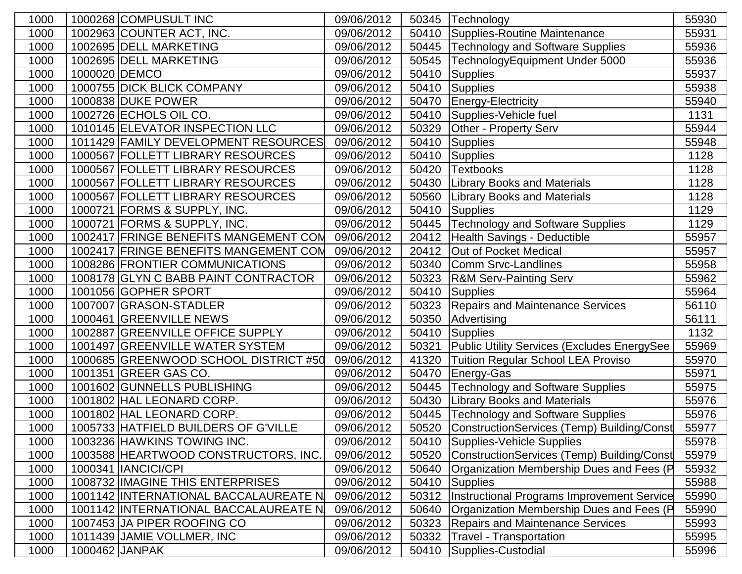| | | | | | | |
|---|---|---|---|---|---|---|
| 1000 | 1000268 | COMPUSULT INC | 09/06/2012 | 50345 | Technology | 55930 |
| 1000 | 1002963 | COUNTER ACT, INC. | 09/06/2012 | 50410 | Supplies-Routine Maintenance | 55931 |
| 1000 | 1002695 | DELL MARKETING | 09/06/2012 | 50445 | Technology and Software Supplies | 55936 |
| 1000 | 1002695 | DELL MARKETING | 09/06/2012 | 50545 | TechnologyEquipment Under 5000 | 55936 |
| 1000 | 1000020 | DEMCO | 09/06/2012 | 50410 | Supplies | 55937 |
| 1000 | 1000755 | DICK BLICK COMPANY | 09/06/2012 | 50410 | Supplies | 55938 |
| 1000 | 1000838 | DUKE POWER | 09/06/2012 | 50470 | Energy-Electricity | 55940 |
| 1000 | 1002726 | ECHOLS OIL CO. | 09/06/2012 | 50410 | Supplies-Vehicle fuel | 1131 |
| 1000 | 1010145 | ELEVATOR INSPECTION LLC | 09/06/2012 | 50329 | Other - Property Serv | 55944 |
| 1000 | 1011429 | FAMILY DEVELOPMENT RESOURCES | 09/06/2012 | 50410 | Supplies | 55948 |
| 1000 | 1000567 | FOLLETT LIBRARY RESOURCES | 09/06/2012 | 50410 | Supplies | 1128 |
| 1000 | 1000567 | FOLLETT LIBRARY RESOURCES | 09/06/2012 | 50420 | Textbooks | 1128 |
| 1000 | 1000567 | FOLLETT LIBRARY RESOURCES | 09/06/2012 | 50430 | Library Books and Materials | 1128 |
| 1000 | 1000567 | FOLLETT LIBRARY RESOURCES | 09/06/2012 | 50560 | Library Books and Materials | 1128 |
| 1000 | 1000721 | FORMS & SUPPLY, INC. | 09/06/2012 | 50410 | Supplies | 1129 |
| 1000 | 1000721 | FORMS & SUPPLY, INC. | 09/06/2012 | 50445 | Technology and Software Supplies | 1129 |
| 1000 | 1002417 | FRINGE BENEFITS MANGEMENT COM | 09/06/2012 | 20412 | Health Savings - Deductible | 55957 |
| 1000 | 1002417 | FRINGE BENEFITS MANGEMENT COM | 09/06/2012 | 20412 | Out of Pocket Medical | 55957 |
| 1000 | 1008286 | FRONTIER COMMUNICATIONS | 09/06/2012 | 50340 | Comm Srvc-Landlines | 55958 |
| 1000 | 1008178 | GLYN C BABB PAINT CONTRACTOR | 09/06/2012 | 50323 | R&M Serv-Painting Serv | 55962 |
| 1000 | 1001056 | GOPHER SPORT | 09/06/2012 | 50410 | Supplies | 55964 |
| 1000 | 1007007 | GRASON-STADLER | 09/06/2012 | 50323 | Repairs and Maintenance Services | 56110 |
| 1000 | 1000461 | GREENVILLE NEWS | 09/06/2012 | 50350 | Advertising | 56111 |
| 1000 | 1002887 | GREENVILLE OFFICE SUPPLY | 09/06/2012 | 50410 | Supplies | 1132 |
| 1000 | 1001497 | GREENVILLE WATER SYSTEM | 09/06/2012 | 50321 | Public Utility Services (Excludes EnergySee | 55969 |
| 1000 | 1000685 | GREENWOOD SCHOOL DISTRICT #50 | 09/06/2012 | 41320 | Tuition Regular School LEA Proviso | 55970 |
| 1000 | 1001351 | GREER GAS CO. | 09/06/2012 | 50470 | Energy-Gas | 55971 |
| 1000 | 1001602 | GUNNELLS PUBLISHING | 09/06/2012 | 50445 | Technology and Software Supplies | 55975 |
| 1000 | 1001802 | HAL LEONARD CORP. | 09/06/2012 | 50430 | Library Books and Materials | 55976 |
| 1000 | 1001802 | HAL LEONARD CORP. | 09/06/2012 | 50445 | Technology and Software Supplies | 55976 |
| 1000 | 1005733 | HATFIELD BUILDERS OF G'VILLE | 09/06/2012 | 50520 | ConstructionServices (Temp) Building/Const | 55977 |
| 1000 | 1003236 | HAWKINS TOWING INC. | 09/06/2012 | 50410 | Supplies-Vehicle Supplies | 55978 |
| 1000 | 1003588 | HEARTWOOD CONSTRUCTORS, INC. | 09/06/2012 | 50520 | ConstructionServices (Temp) Building/Const | 55979 |
| 1000 | 1000341 | IANCICI/CPI | 09/06/2012 | 50640 | Organization Membership Dues and Fees (P | 55932 |
| 1000 | 1008732 | IMAGINE THIS ENTERPRISES | 09/06/2012 | 50410 | Supplies | 55988 |
| 1000 | 1001142 | INTERNATIONAL BACCALAUREATE N | 09/06/2012 | 50312 | Instructional Programs Improvement Service | 55990 |
| 1000 | 1001142 | INTERNATIONAL BACCALAUREATE N | 09/06/2012 | 50640 | Organization Membership Dues and Fees (P | 55990 |
| 1000 | 1007453 | JA PIPER ROOFING CO | 09/06/2012 | 50323 | Repairs and Maintenance Services | 55993 |
| 1000 | 1011439 | JAMIE VOLLMER, INC | 09/06/2012 | 50332 | Travel - Transportation | 55995 |
| 1000 | 1000462 | JANPAK | 09/06/2012 | 50410 | Supplies-Custodial | 55996 |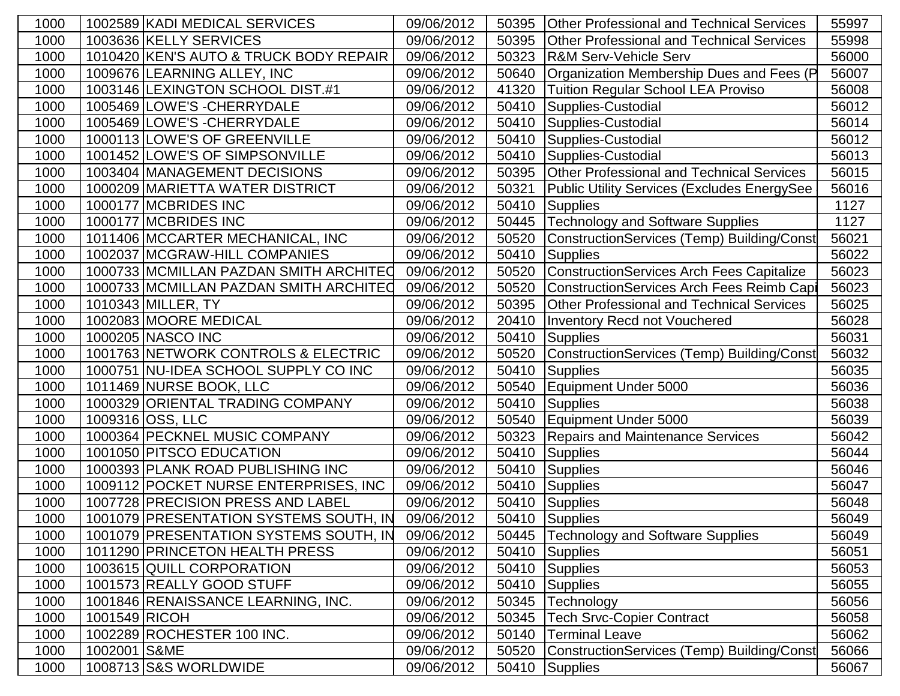| | | | | | | |
|---|---|---|---|---|---|---|
| 1000 | 1002589 | KADI MEDICAL SERVICES | 09/06/2012 | 50395 | Other Professional and Technical Services | 55997 |
| 1000 | 1003636 | KELLY SERVICES | 09/06/2012 | 50395 | Other Professional and Technical Services | 55998 |
| 1000 | 1010420 | KEN'S AUTO & TRUCK BODY REPAIR | 09/06/2012 | 50323 | R&M Serv-Vehicle Serv | 56000 |
| 1000 | 1009676 | LEARNING ALLEY, INC | 09/06/2012 | 50640 | Organization Membership Dues and Fees (P | 56007 |
| 1000 | 1003146 | LEXINGTON SCHOOL DIST.#1 | 09/06/2012 | 41320 | Tuition Regular School LEA Proviso | 56008 |
| 1000 | 1005469 | LOWE'S -CHERRYDALE | 09/06/2012 | 50410 | Supplies-Custodial | 56012 |
| 1000 | 1005469 | LOWE'S -CHERRYDALE | 09/06/2012 | 50410 | Supplies-Custodial | 56014 |
| 1000 | 1000113 | LOWE'S OF GREENVILLE | 09/06/2012 | 50410 | Supplies-Custodial | 56012 |
| 1000 | 1001452 | LOWE'S OF SIMPSONVILLE | 09/06/2012 | 50410 | Supplies-Custodial | 56013 |
| 1000 | 1003404 | MANAGEMENT DECISIONS | 09/06/2012 | 50395 | Other Professional and Technical Services | 56015 |
| 1000 | 1000209 | MARIETTA WATER DISTRICT | 09/06/2012 | 50321 | Public Utility Services (Excludes EnergySee | 56016 |
| 1000 | 1000177 | MCBRIDES INC | 09/06/2012 | 50410 | Supplies | 1127 |
| 1000 | 1000177 | MCBRIDES INC | 09/06/2012 | 50445 | Technology and Software Supplies | 1127 |
| 1000 | 1011406 | MCCARTER MECHANICAL, INC | 09/06/2012 | 50520 | ConstructionServices (Temp) Building/Const | 56021 |
| 1000 | 1002037 | MCGRAW-HILL COMPANIES | 09/06/2012 | 50410 | Supplies | 56022 |
| 1000 | 1000733 | MCMILLAN PAZDAN SMITH ARCHITEC | 09/06/2012 | 50520 | ConstructionServices Arch Fees Capitalize | 56023 |
| 1000 | 1000733 | MCMILLAN PAZDAN SMITH ARCHITEC | 09/06/2012 | 50520 | ConstructionServices Arch Fees Reimb Capi | 56023 |
| 1000 | 1010343 | MILLER, TY | 09/06/2012 | 50395 | Other Professional and Technical Services | 56025 |
| 1000 | 1002083 | MOORE MEDICAL | 09/06/2012 | 20410 | Inventory Recd not Vouchered | 56028 |
| 1000 | 1000205 | NASCO INC | 09/06/2012 | 50410 | Supplies | 56031 |
| 1000 | 1001763 | NETWORK CONTROLS & ELECTRIC | 09/06/2012 | 50520 | ConstructionServices (Temp) Building/Const | 56032 |
| 1000 | 1000751 | NU-IDEA SCHOOL SUPPLY CO INC | 09/06/2012 | 50410 | Supplies | 56035 |
| 1000 | 1011469 | NURSE BOOK, LLC | 09/06/2012 | 50540 | Equipment Under 5000 | 56036 |
| 1000 | 1000329 | ORIENTAL TRADING COMPANY | 09/06/2012 | 50410 | Supplies | 56038 |
| 1000 | 1009316 | OSS, LLC | 09/06/2012 | 50540 | Equipment Under 5000 | 56039 |
| 1000 | 1000364 | PECKNEL MUSIC COMPANY | 09/06/2012 | 50323 | Repairs and Maintenance Services | 56042 |
| 1000 | 1001050 | PITSCO EDUCATION | 09/06/2012 | 50410 | Supplies | 56044 |
| 1000 | 1000393 | PLANK ROAD PUBLISHING INC | 09/06/2012 | 50410 | Supplies | 56046 |
| 1000 | 1009112 | POCKET NURSE ENTERPRISES, INC | 09/06/2012 | 50410 | Supplies | 56047 |
| 1000 | 1007728 | PRECISION PRESS AND LABEL | 09/06/2012 | 50410 | Supplies | 56048 |
| 1000 | 1001079 | PRESENTATION SYSTEMS SOUTH, IN | 09/06/2012 | 50410 | Supplies | 56049 |
| 1000 | 1001079 | PRESENTATION SYSTEMS SOUTH, IN | 09/06/2012 | 50445 | Technology and Software Supplies | 56049 |
| 1000 | 1011290 | PRINCETON HEALTH PRESS | 09/06/2012 | 50410 | Supplies | 56051 |
| 1000 | 1003615 | QUILL CORPORATION | 09/06/2012 | 50410 | Supplies | 56053 |
| 1000 | 1001573 | REALLY GOOD STUFF | 09/06/2012 | 50410 | Supplies | 56055 |
| 1000 | 1001846 | RENAISSANCE LEARNING, INC. | 09/06/2012 | 50345 | Technology | 56056 |
| 1000 | 1001549 | RICOH | 09/06/2012 | 50345 | Tech Srvc-Copier Contract | 56058 |
| 1000 | 1002289 | ROCHESTER 100 INC. | 09/06/2012 | 50140 | Terminal Leave | 56062 |
| 1000 | 1002001 | S&ME | 09/06/2012 | 50520 | ConstructionServices (Temp) Building/Const | 56066 |
| 1000 | 1008713 | S&S WORLDWIDE | 09/06/2012 | 50410 | Supplies | 56067 |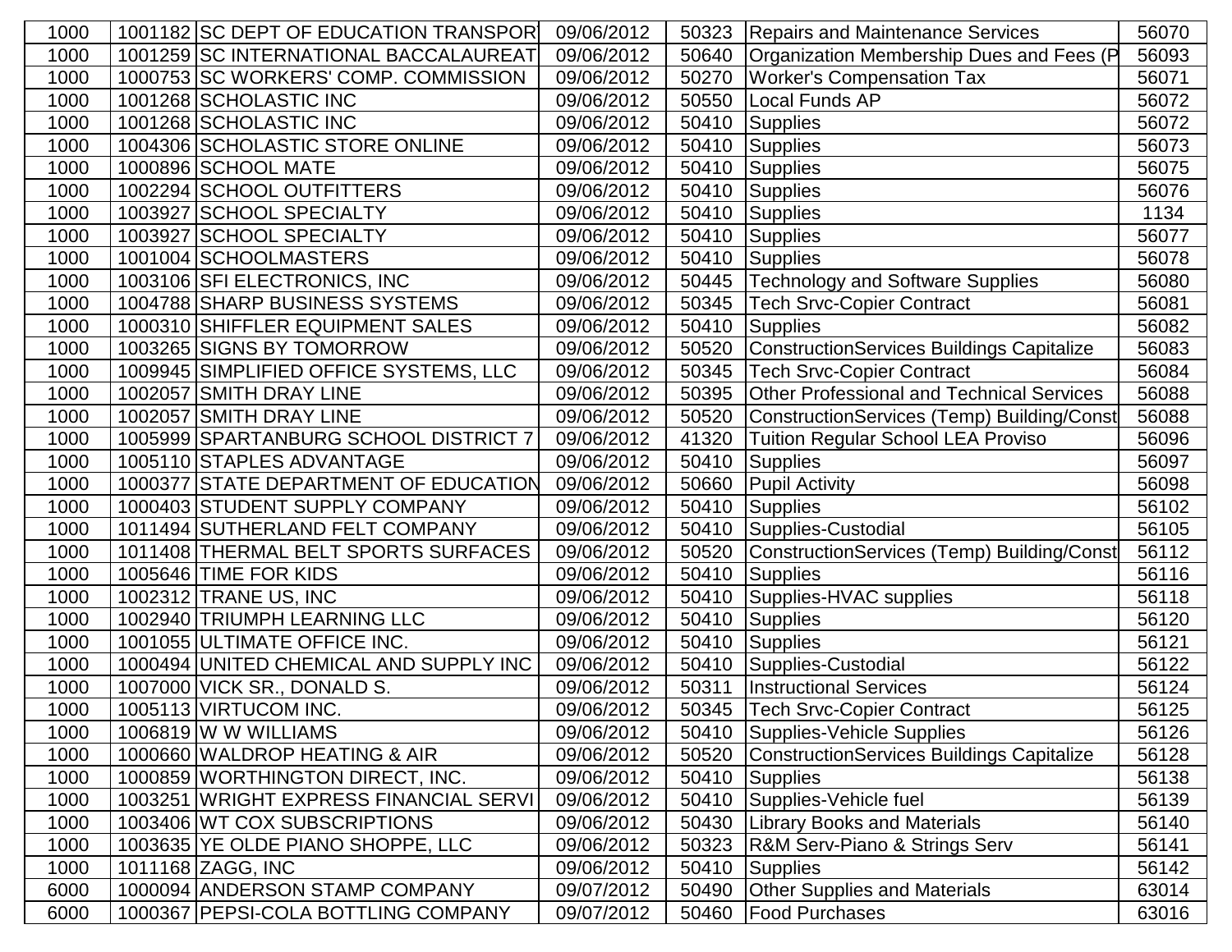| | | | | | | |
|---|---|---|---|---|---|---|
| 1000 | 1001182 | SC DEPT OF EDUCATION TRANSPOR | 09/06/2012 | 50323 | Repairs and Maintenance Services | 56070 |
| 1000 | 1001259 | SC INTERNATIONAL BACCALAUREAT | 09/06/2012 | 50640 | Organization Membership Dues and Fees (P | 56093 |
| 1000 | 1000753 | SC WORKERS' COMP. COMMISSION | 09/06/2012 | 50270 | Worker's Compensation Tax | 56071 |
| 1000 | 1001268 | SCHOLASTIC INC | 09/06/2012 | 50550 | Local Funds AP | 56072 |
| 1000 | 1001268 | SCHOLASTIC INC | 09/06/2012 | 50410 | Supplies | 56072 |
| 1000 | 1004306 | SCHOLASTIC STORE ONLINE | 09/06/2012 | 50410 | Supplies | 56073 |
| 1000 | 1000896 | SCHOOL MATE | 09/06/2012 | 50410 | Supplies | 56075 |
| 1000 | 1002294 | SCHOOL OUTFITTERS | 09/06/2012 | 50410 | Supplies | 56076 |
| 1000 | 1003927 | SCHOOL SPECIALTY | 09/06/2012 | 50410 | Supplies | 1134 |
| 1000 | 1003927 | SCHOOL SPECIALTY | 09/06/2012 | 50410 | Supplies | 56077 |
| 1000 | 1001004 | SCHOOLMASTERS | 09/06/2012 | 50410 | Supplies | 56078 |
| 1000 | 1003106 | SFI ELECTRONICS, INC | 09/06/2012 | 50445 | Technology and Software Supplies | 56080 |
| 1000 | 1004788 | SHARP BUSINESS SYSTEMS | 09/06/2012 | 50345 | Tech Srvc-Copier Contract | 56081 |
| 1000 | 1000310 | SHIFFLER EQUIPMENT SALES | 09/06/2012 | 50410 | Supplies | 56082 |
| 1000 | 1003265 | SIGNS BY TOMORROW | 09/06/2012 | 50520 | ConstructionServices Buildings Capitalize | 56083 |
| 1000 | 1009945 | SIMPLIFIED OFFICE SYSTEMS, LLC | 09/06/2012 | 50345 | Tech Srvc-Copier Contract | 56084 |
| 1000 | 1002057 | SMITH DRAY LINE | 09/06/2012 | 50395 | Other Professional and Technical Services | 56088 |
| 1000 | 1002057 | SMITH DRAY LINE | 09/06/2012 | 50520 | ConstructionServices (Temp) Building/Const | 56088 |
| 1000 | 1005999 | SPARTANBURG SCHOOL DISTRICT 7 | 09/06/2012 | 41320 | Tuition Regular School LEA Proviso | 56096 |
| 1000 | 1005110 | STAPLES ADVANTAGE | 09/06/2012 | 50410 | Supplies | 56097 |
| 1000 | 1000377 | STATE DEPARTMENT OF EDUCATION | 09/06/2012 | 50660 | Pupil Activity | 56098 |
| 1000 | 1000403 | STUDENT SUPPLY COMPANY | 09/06/2012 | 50410 | Supplies | 56102 |
| 1000 | 1011494 | SUTHERLAND FELT COMPANY | 09/06/2012 | 50410 | Supplies-Custodial | 56105 |
| 1000 | 1011408 | THERMAL BELT SPORTS SURFACES | 09/06/2012 | 50520 | ConstructionServices (Temp) Building/Const | 56112 |
| 1000 | 1005646 | TIME FOR KIDS | 09/06/2012 | 50410 | Supplies | 56116 |
| 1000 | 1002312 | TRANE US, INC | 09/06/2012 | 50410 | Supplies-HVAC supplies | 56118 |
| 1000 | 1002940 | TRIUMPH LEARNING LLC | 09/06/2012 | 50410 | Supplies | 56120 |
| 1000 | 1001055 | ULTIMATE OFFICE INC. | 09/06/2012 | 50410 | Supplies | 56121 |
| 1000 | 1000494 | UNITED CHEMICAL AND SUPPLY INC | 09/06/2012 | 50410 | Supplies-Custodial | 56122 |
| 1000 | 1007000 | VICK SR., DONALD S. | 09/06/2012 | 50311 | Instructional Services | 56124 |
| 1000 | 1005113 | VIRTUCOM INC. | 09/06/2012 | 50345 | Tech Srvc-Copier Contract | 56125 |
| 1000 | 1006819 | W W WILLIAMS | 09/06/2012 | 50410 | Supplies-Vehicle Supplies | 56126 |
| 1000 | 1000660 | WALDROP HEATING & AIR | 09/06/2012 | 50520 | ConstructionServices Buildings Capitalize | 56128 |
| 1000 | 1000859 | WORTHINGTON DIRECT, INC. | 09/06/2012 | 50410 | Supplies | 56138 |
| 1000 | 1003251 | WRIGHT EXPRESS FINANCIAL SERVI | 09/06/2012 | 50410 | Supplies-Vehicle fuel | 56139 |
| 1000 | 1003406 | WT COX SUBSCRIPTIONS | 09/06/2012 | 50430 | Library Books and Materials | 56140 |
| 1000 | 1003635 | YE OLDE PIANO SHOPPE, LLC | 09/06/2012 | 50323 | R&M Serv-Piano & Strings Serv | 56141 |
| 1000 | 1011168 | ZAGG, INC | 09/06/2012 | 50410 | Supplies | 56142 |
| 6000 | 1000094 | ANDERSON STAMP COMPANY | 09/07/2012 | 50490 | Other Supplies and Materials | 63014 |
| 6000 | 1000367 | PEPSI-COLA BOTTLING COMPANY | 09/07/2012 | 50460 | Food Purchases | 63016 |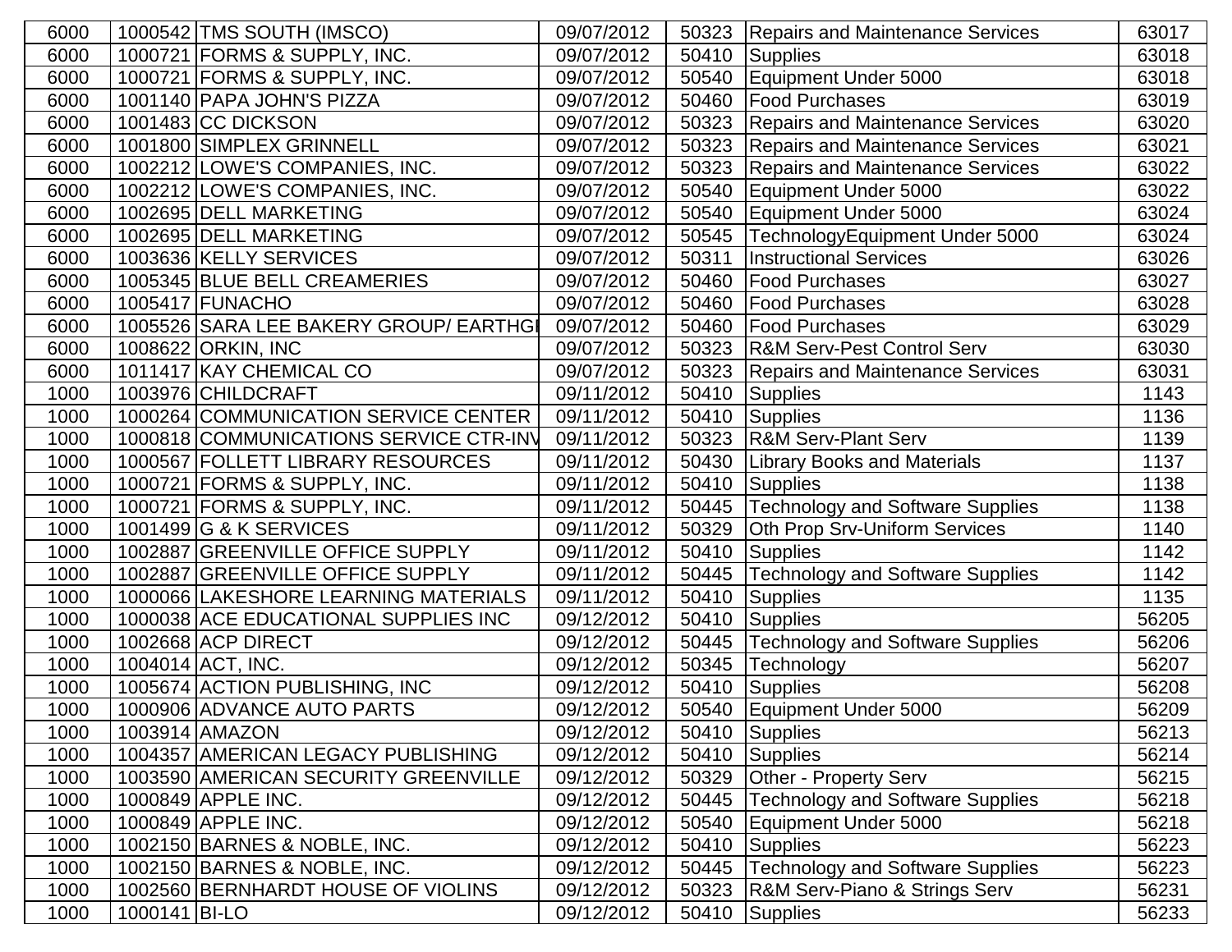| 6000 | 1000542 | TMS SOUTH (IMSCO) | 09/07/2012 | 50323 | Repairs and Maintenance Services | 63017 |
|---|---|---|---|---|---|---|
| 6000 | 1000721 | FORMS & SUPPLY, INC. | 09/07/2012 | 50410 | Supplies | 63018 |
| 6000 | 1000721 | FORMS & SUPPLY, INC. | 09/07/2012 | 50540 | Equipment Under 5000 | 63018 |
| 6000 | 1001140 | PAPA JOHN'S PIZZA | 09/07/2012 | 50460 | Food Purchases | 63019 |
| 6000 | 1001483 | CC DICKSON | 09/07/2012 | 50323 | Repairs and Maintenance Services | 63020 |
| 6000 | 1001800 | SIMPLEX GRINNELL | 09/07/2012 | 50323 | Repairs and Maintenance Services | 63021 |
| 6000 | 1002212 | LOWE'S COMPANIES, INC. | 09/07/2012 | 50323 | Repairs and Maintenance Services | 63022 |
| 6000 | 1002212 | LOWE'S COMPANIES, INC. | 09/07/2012 | 50540 | Equipment Under 5000 | 63022 |
| 6000 | 1002695 | DELL MARKETING | 09/07/2012 | 50540 | Equipment Under 5000 | 63024 |
| 6000 | 1002695 | DELL MARKETING | 09/07/2012 | 50545 | TechnologyEquipment Under 5000 | 63024 |
| 6000 | 1003636 | KELLY SERVICES | 09/07/2012 | 50311 | Instructional Services | 63026 |
| 6000 | 1005345 | BLUE BELL CREAMERIES | 09/07/2012 | 50460 | Food Purchases | 63027 |
| 6000 | 1005417 | FUNACHO | 09/07/2012 | 50460 | Food Purchases | 63028 |
| 6000 | 1005526 | SARA LEE BAKERY GROUP/ EARTHGI | 09/07/2012 | 50460 | Food Purchases | 63029 |
| 6000 | 1008622 | ORKIN, INC | 09/07/2012 | 50323 | R&M Serv-Pest Control Serv | 63030 |
| 6000 | 1011417 | KAY CHEMICAL CO | 09/07/2012 | 50323 | Repairs and Maintenance Services | 63031 |
| 1000 | 1003976 | CHILDCRAFT | 09/11/2012 | 50410 | Supplies | 1143 |
| 1000 | 1000264 | COMMUNICATION SERVICE CENTER | 09/11/2012 | 50410 | Supplies | 1136 |
| 1000 | 1000818 | COMMUNICATIONS SERVICE CTR-INV | 09/11/2012 | 50323 | R&M Serv-Plant Serv | 1139 |
| 1000 | 1000567 | FOLLETT LIBRARY RESOURCES | 09/11/2012 | 50430 | Library Books and Materials | 1137 |
| 1000 | 1000721 | FORMS & SUPPLY, INC. | 09/11/2012 | 50410 | Supplies | 1138 |
| 1000 | 1000721 | FORMS & SUPPLY, INC. | 09/11/2012 | 50445 | Technology and Software Supplies | 1138 |
| 1000 | 1001499 | G & K SERVICES | 09/11/2012 | 50329 | Oth Prop Srv-Uniform Services | 1140 |
| 1000 | 1002887 | GREENVILLE OFFICE SUPPLY | 09/11/2012 | 50410 | Supplies | 1142 |
| 1000 | 1002887 | GREENVILLE OFFICE SUPPLY | 09/11/2012 | 50445 | Technology and Software Supplies | 1142 |
| 1000 | 1000066 | LAKESHORE LEARNING MATERIALS | 09/11/2012 | 50410 | Supplies | 1135 |
| 1000 | 1000038 | ACE EDUCATIONAL SUPPLIES INC | 09/12/2012 | 50410 | Supplies | 56205 |
| 1000 | 1002668 | ACP DIRECT | 09/12/2012 | 50445 | Technology and Software Supplies | 56206 |
| 1000 | 1004014 | ACT, INC. | 09/12/2012 | 50345 | Technology | 56207 |
| 1000 | 1005674 | ACTION PUBLISHING, INC | 09/12/2012 | 50410 | Supplies | 56208 |
| 1000 | 1000906 | ADVANCE AUTO PARTS | 09/12/2012 | 50540 | Equipment Under 5000 | 56209 |
| 1000 | 1003914 | AMAZON | 09/12/2012 | 50410 | Supplies | 56213 |
| 1000 | 1004357 | AMERICAN LEGACY PUBLISHING | 09/12/2012 | 50410 | Supplies | 56214 |
| 1000 | 1003590 | AMERICAN SECURITY GREENVILLE | 09/12/2012 | 50329 | Other - Property Serv | 56215 |
| 1000 | 1000849 | APPLE INC. | 09/12/2012 | 50445 | Technology and Software Supplies | 56218 |
| 1000 | 1000849 | APPLE INC. | 09/12/2012 | 50540 | Equipment Under 5000 | 56218 |
| 1000 | 1002150 | BARNES & NOBLE, INC. | 09/12/2012 | 50410 | Supplies | 56223 |
| 1000 | 1002150 | BARNES & NOBLE, INC. | 09/12/2012 | 50445 | Technology and Software Supplies | 56223 |
| 1000 | 1002560 | BERNHARDT HOUSE OF VIOLINS | 09/12/2012 | 50323 | R&M Serv-Piano & Strings Serv | 56231 |
| 1000 | 1000141 | BI-LO | 09/12/2012 | 50410 | Supplies | 56233 |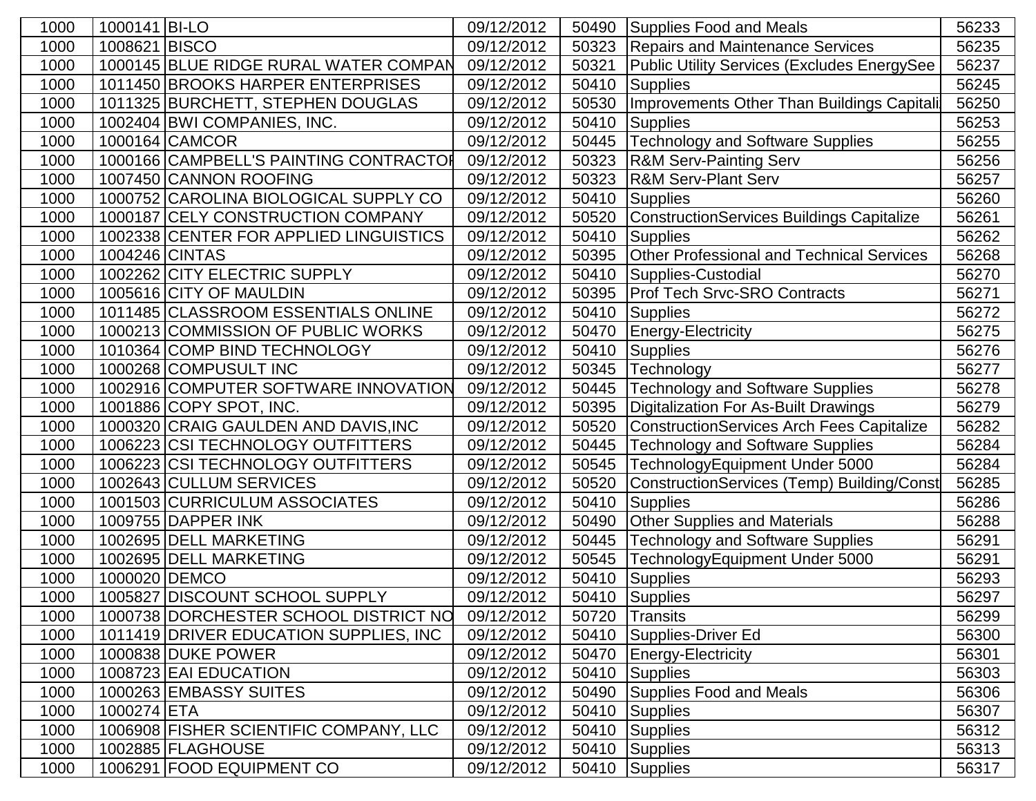| 1000 | 1000141 | BI-LO | 09/12/2012 | 50490 | Supplies Food and Meals | 56233 |
|---|---|---|---|---|---|---|
| 1000 | 1008621 | BISCO | 09/12/2012 | 50323 | Repairs and Maintenance Services | 56235 |
| 1000 | 1000145 | BLUE RIDGE RURAL WATER COMPAN | 09/12/2012 | 50321 | Public Utility Services (Excludes EnergySee | 56237 |
| 1000 | 1011450 | BROOKS HARPER ENTERPRISES | 09/12/2012 | 50410 | Supplies | 56245 |
| 1000 | 1011325 | BURCHETT, STEPHEN DOUGLAS | 09/12/2012 | 50530 | Improvements Other Than Buildings Capitali | 56250 |
| 1000 | 1002404 | BWI COMPANIES, INC. | 09/12/2012 | 50410 | Supplies | 56253 |
| 1000 | 1000164 | CAMCOR | 09/12/2012 | 50445 | Technology and Software Supplies | 56255 |
| 1000 | 1000166 | CAMPBELL'S PAINTING CONTRACTOR | 09/12/2012 | 50323 | R&M Serv-Painting Serv | 56256 |
| 1000 | 1007450 | CANNON ROOFING | 09/12/2012 | 50323 | R&M Serv-Plant Serv | 56257 |
| 1000 | 1000752 | CAROLINA BIOLOGICAL SUPPLY CO | 09/12/2012 | 50410 | Supplies | 56260 |
| 1000 | 1000187 | CELY CONSTRUCTION COMPANY | 09/12/2012 | 50520 | ConstructionServices Buildings Capitalize | 56261 |
| 1000 | 1002338 | CENTER FOR APPLIED LINGUISTICS | 09/12/2012 | 50410 | Supplies | 56262 |
| 1000 | 1004246 | CINTAS | 09/12/2012 | 50395 | Other Professional and Technical Services | 56268 |
| 1000 | 1002262 | CITY ELECTRIC SUPPLY | 09/12/2012 | 50410 | Supplies-Custodial | 56270 |
| 1000 | 1005616 | CITY OF MAULDIN | 09/12/2012 | 50395 | Prof Tech Srvc-SRO Contracts | 56271 |
| 1000 | 1011485 | CLASSROOM ESSENTIALS ONLINE | 09/12/2012 | 50410 | Supplies | 56272 |
| 1000 | 1000213 | COMMISSION OF PUBLIC WORKS | 09/12/2012 | 50470 | Energy-Electricity | 56275 |
| 1000 | 1010364 | COMP BIND TECHNOLOGY | 09/12/2012 | 50410 | Supplies | 56276 |
| 1000 | 1000268 | COMPUSULT INC | 09/12/2012 | 50345 | Technology | 56277 |
| 1000 | 1002916 | COMPUTER SOFTWARE INNOVATION | 09/12/2012 | 50445 | Technology and Software Supplies | 56278 |
| 1000 | 1001886 | COPY SPOT, INC. | 09/12/2012 | 50395 | Digitalization For As-Built Drawings | 56279 |
| 1000 | 1000320 | CRAIG GAULDEN AND DAVIS,INC | 09/12/2012 | 50520 | ConstructionServices Arch Fees Capitalize | 56282 |
| 1000 | 1006223 | CSI TECHNOLOGY OUTFITTERS | 09/12/2012 | 50445 | Technology and Software Supplies | 56284 |
| 1000 | 1006223 | CSI TECHNOLOGY OUTFITTERS | 09/12/2012 | 50545 | TechnologyEquipment Under 5000 | 56284 |
| 1000 | 1002643 | CULLUM SERVICES | 09/12/2012 | 50520 | ConstructionServices (Temp) Building/Const | 56285 |
| 1000 | 1001503 | CURRICULUM ASSOCIATES | 09/12/2012 | 50410 | Supplies | 56286 |
| 1000 | 1009755 | DAPPER INK | 09/12/2012 | 50490 | Other Supplies and Materials | 56288 |
| 1000 | 1002695 | DELL MARKETING | 09/12/2012 | 50445 | Technology and Software Supplies | 56291 |
| 1000 | 1002695 | DELL MARKETING | 09/12/2012 | 50545 | TechnologyEquipment Under 5000 | 56291 |
| 1000 | 1000020 | DEMCO | 09/12/2012 | 50410 | Supplies | 56293 |
| 1000 | 1005827 | DISCOUNT SCHOOL SUPPLY | 09/12/2012 | 50410 | Supplies | 56297 |
| 1000 | 1000738 | DORCHESTER SCHOOL DISTRICT NO | 09/12/2012 | 50720 | Transits | 56299 |
| 1000 | 1011419 | DRIVER EDUCATION SUPPLIES, INC | 09/12/2012 | 50410 | Supplies-Driver Ed | 56300 |
| 1000 | 1000838 | DUKE POWER | 09/12/2012 | 50470 | Energy-Electricity | 56301 |
| 1000 | 1008723 | EAI EDUCATION | 09/12/2012 | 50410 | Supplies | 56303 |
| 1000 | 1000263 | EMBASSY SUITES | 09/12/2012 | 50490 | Supplies Food and Meals | 56306 |
| 1000 | 1000274 | ETA | 09/12/2012 | 50410 | Supplies | 56307 |
| 1000 | 1006908 | FISHER SCIENTIFIC COMPANY, LLC | 09/12/2012 | 50410 | Supplies | 56312 |
| 1000 | 1002885 | FLAGHOUSE | 09/12/2012 | 50410 | Supplies | 56313 |
| 1000 | 1006291 | FOOD EQUIPMENT CO | 09/12/2012 | 50410 | Supplies | 56317 |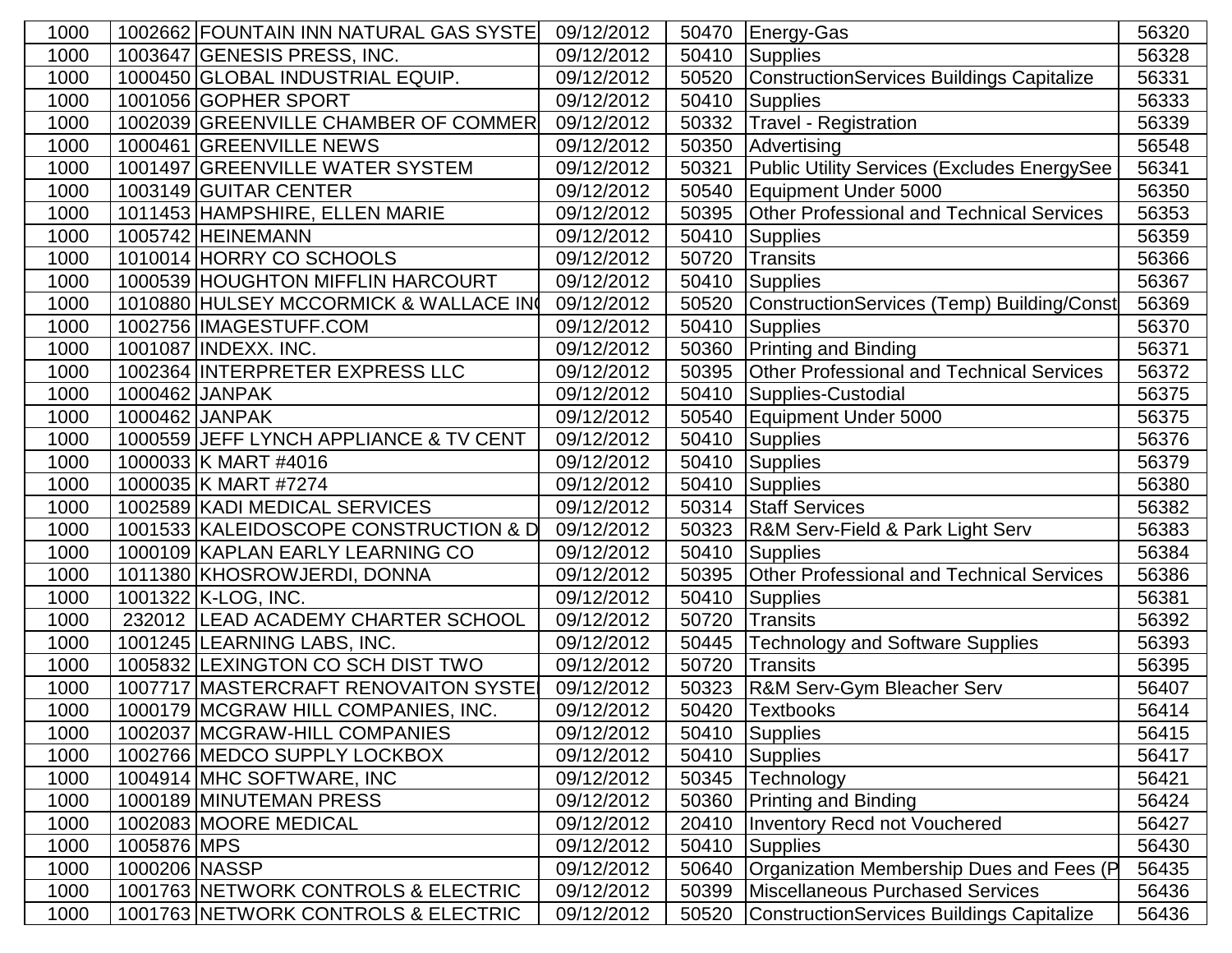| | | | | | | |
|---|---|---|---|---|---|---|
| 1000 | 1002662 | FOUNTAIN INN NATURAL GAS SYSTE | 09/12/2012 | 50470 | Energy-Gas | 56320 |
| 1000 | 1003647 | GENESIS PRESS, INC. | 09/12/2012 | 50410 | Supplies | 56328 |
| 1000 | 1000450 | GLOBAL INDUSTRIAL EQUIP. | 09/12/2012 | 50520 | ConstructionServices Buildings Capitalize | 56331 |
| 1000 | 1001056 | GOPHER SPORT | 09/12/2012 | 50410 | Supplies | 56333 |
| 1000 | 1002039 | GREENVILLE CHAMBER OF COMMER | 09/12/2012 | 50332 | Travel - Registration | 56339 |
| 1000 | 1000461 | GREENVILLE NEWS | 09/12/2012 | 50350 | Advertising | 56548 |
| 1000 | 1001497 | GREENVILLE WATER SYSTEM | 09/12/2012 | 50321 | Public Utility Services (Excludes EnergySee | 56341 |
| 1000 | 1003149 | GUITAR CENTER | 09/12/2012 | 50540 | Equipment Under 5000 | 56350 |
| 1000 | 1011453 | HAMPSHIRE, ELLEN MARIE | 09/12/2012 | 50395 | Other Professional and Technical Services | 56353 |
| 1000 | 1005742 | HEINEMANN | 09/12/2012 | 50410 | Supplies | 56359 |
| 1000 | 1010014 | HORRY CO SCHOOLS | 09/12/2012 | 50720 | Transits | 56366 |
| 1000 | 1000539 | HOUGHTON MIFFLIN HARCOURT | 09/12/2012 | 50410 | Supplies | 56367 |
| 1000 | 1010880 | HULSEY MCCORMICK & WALLACE IN( | 09/12/2012 | 50520 | ConstructionServices (Temp) Building/Const | 56369 |
| 1000 | 1002756 | IMAGESTUFF.COM | 09/12/2012 | 50410 | Supplies | 56370 |
| 1000 | 1001087 | INDEXX. INC. | 09/12/2012 | 50360 | Printing and Binding | 56371 |
| 1000 | 1002364 | INTERPRETER EXPRESS LLC | 09/12/2012 | 50395 | Other Professional and Technical Services | 56372 |
| 1000 | 1000462 | JANPAK | 09/12/2012 | 50410 | Supplies-Custodial | 56375 |
| 1000 | 1000462 | JANPAK | 09/12/2012 | 50540 | Equipment Under 5000 | 56375 |
| 1000 | 1000559 | JEFF LYNCH APPLIANCE & TV CENT | 09/12/2012 | 50410 | Supplies | 56376 |
| 1000 | 1000033 | K MART #4016 | 09/12/2012 | 50410 | Supplies | 56379 |
| 1000 | 1000035 | K MART #7274 | 09/12/2012 | 50410 | Supplies | 56380 |
| 1000 | 1002589 | KADI MEDICAL SERVICES | 09/12/2012 | 50314 | Staff Services | 56382 |
| 1000 | 1001533 | KALEIDOSCOPE CONSTRUCTION & D | 09/12/2012 | 50323 | R&M Serv-Field & Park Light Serv | 56383 |
| 1000 | 1000109 | KAPLAN EARLY LEARNING CO | 09/12/2012 | 50410 | Supplies | 56384 |
| 1000 | 1011380 | KHOSROWJERDI, DONNA | 09/12/2012 | 50395 | Other Professional and Technical Services | 56386 |
| 1000 | 1001322 | K-LOG, INC. | 09/12/2012 | 50410 | Supplies | 56381 |
| 1000 | 232012 | LEAD ACADEMY CHARTER SCHOOL | 09/12/2012 | 50720 | Transits | 56392 |
| 1000 | 1001245 | LEARNING LABS, INC. | 09/12/2012 | 50445 | Technology and Software Supplies | 56393 |
| 1000 | 1005832 | LEXINGTON CO SCH DIST TWO | 09/12/2012 | 50720 | Transits | 56395 |
| 1000 | 1007717 | MASTERCRAFT RENOVAITON SYSTE | 09/12/2012 | 50323 | R&M Serv-Gym Bleacher Serv | 56407 |
| 1000 | 1000179 | MCGRAW HILL COMPANIES, INC. | 09/12/2012 | 50420 | Textbooks | 56414 |
| 1000 | 1002037 | MCGRAW-HILL COMPANIES | 09/12/2012 | 50410 | Supplies | 56415 |
| 1000 | 1002766 | MEDCO SUPPLY LOCKBOX | 09/12/2012 | 50410 | Supplies | 56417 |
| 1000 | 1004914 | MHC SOFTWARE, INC | 09/12/2012 | 50345 | Technology | 56421 |
| 1000 | 1000189 | MINUTEMAN PRESS | 09/12/2012 | 50360 | Printing and Binding | 56424 |
| 1000 | 1002083 | MOORE MEDICAL | 09/12/2012 | 20410 | Inventory Recd not Vouchered | 56427 |
| 1000 | 1005876 | MPS | 09/12/2012 | 50410 | Supplies | 56430 |
| 1000 | 1000206 | NASSP | 09/12/2012 | 50640 | Organization Membership Dues and Fees (P | 56435 |
| 1000 | 1001763 | NETWORK CONTROLS & ELECTRIC | 09/12/2012 | 50399 | Miscellaneous Purchased Services | 56436 |
| 1000 | 1001763 | NETWORK CONTROLS & ELECTRIC | 09/12/2012 | 50520 | ConstructionServices Buildings Capitalize | 56436 |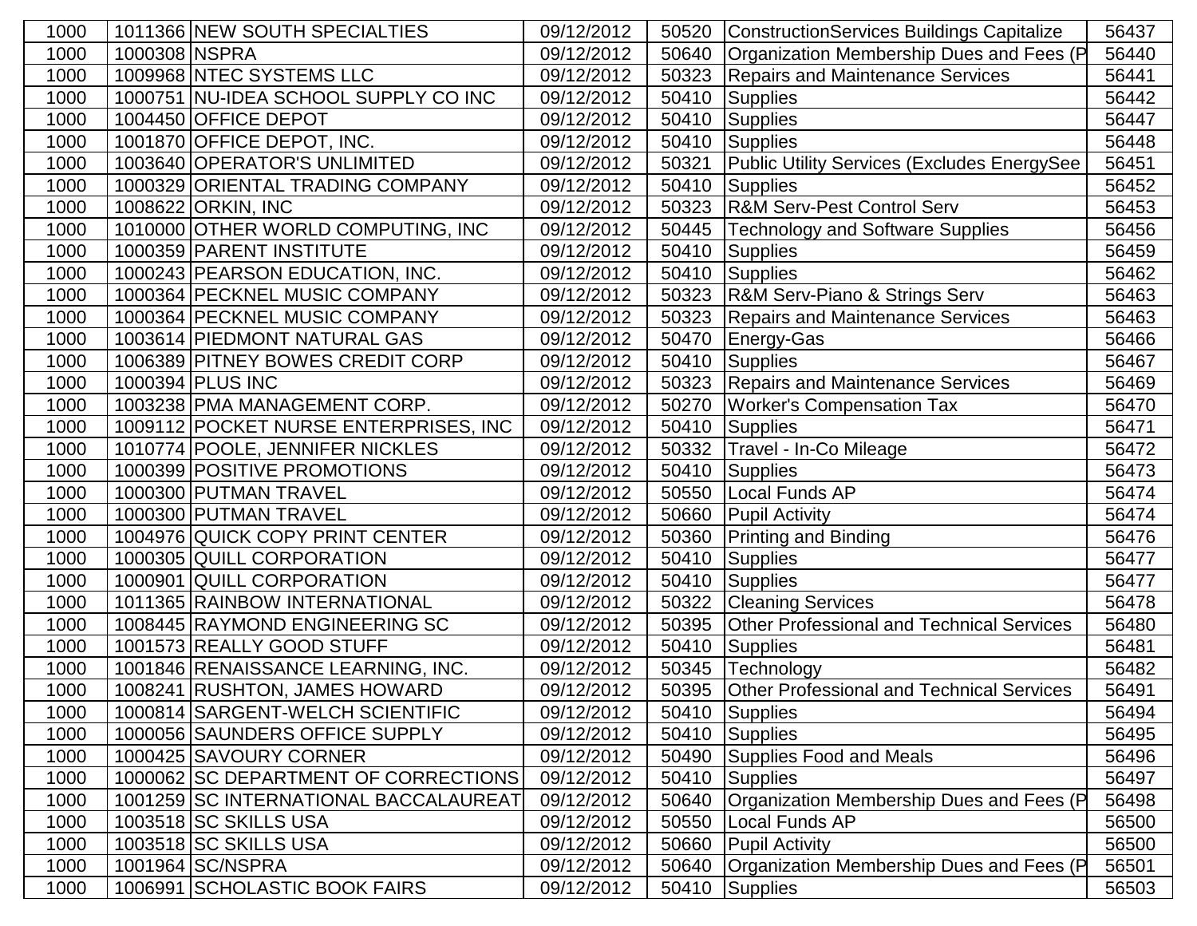| | | | | | | |
|---|---|---|---|---|---|---|
| 1000 | 1011366 | NEW SOUTH SPECIALTIES | 09/12/2012 | 50520 | ConstructionServices Buildings Capitalize | 56437 |
| 1000 | 1000308 | NSPRA | 09/12/2012 | 50640 | Organization Membership Dues and Fees (P | 56440 |
| 1000 | 1009968 | NTEC SYSTEMS LLC | 09/12/2012 | 50323 | Repairs and Maintenance Services | 56441 |
| 1000 | 1000751 | NU-IDEA SCHOOL SUPPLY CO INC | 09/12/2012 | 50410 | Supplies | 56442 |
| 1000 | 1004450 | OFFICE DEPOT | 09/12/2012 | 50410 | Supplies | 56447 |
| 1000 | 1001870 | OFFICE DEPOT, INC. | 09/12/2012 | 50410 | Supplies | 56448 |
| 1000 | 1003640 | OPERATOR'S UNLIMITED | 09/12/2012 | 50321 | Public Utility Services (Excludes EnergySee | 56451 |
| 1000 | 1000329 | ORIENTAL TRADING COMPANY | 09/12/2012 | 50410 | Supplies | 56452 |
| 1000 | 1008622 | ORKIN, INC | 09/12/2012 | 50323 | R&M Serv-Pest Control Serv | 56453 |
| 1000 | 1010000 | OTHER WORLD COMPUTING, INC | 09/12/2012 | 50445 | Technology and Software Supplies | 56456 |
| 1000 | 1000359 | PARENT INSTITUTE | 09/12/2012 | 50410 | Supplies | 56459 |
| 1000 | 1000243 | PEARSON EDUCATION, INC. | 09/12/2012 | 50410 | Supplies | 56462 |
| 1000 | 1000364 | PECKNEL MUSIC COMPANY | 09/12/2012 | 50323 | R&M Serv-Piano & Strings Serv | 56463 |
| 1000 | 1000364 | PECKNEL MUSIC COMPANY | 09/12/2012 | 50323 | Repairs and Maintenance Services | 56463 |
| 1000 | 1003614 | PIEDMONT NATURAL GAS | 09/12/2012 | 50470 | Energy-Gas | 56466 |
| 1000 | 1006389 | PITNEY BOWES CREDIT CORP | 09/12/2012 | 50410 | Supplies | 56467 |
| 1000 | 1000394 | PLUS INC | 09/12/2012 | 50323 | Repairs and Maintenance Services | 56469 |
| 1000 | 1003238 | PMA MANAGEMENT CORP. | 09/12/2012 | 50270 | Worker's Compensation Tax | 56470 |
| 1000 | 1009112 | POCKET NURSE ENTERPRISES, INC | 09/12/2012 | 50410 | Supplies | 56471 |
| 1000 | 1010774 | POOLE, JENNIFER NICKLES | 09/12/2012 | 50332 | Travel - In-Co Mileage | 56472 |
| 1000 | 1000399 | POSITIVE PROMOTIONS | 09/12/2012 | 50410 | Supplies | 56473 |
| 1000 | 1000300 | PUTMAN TRAVEL | 09/12/2012 | 50550 | Local Funds AP | 56474 |
| 1000 | 1000300 | PUTMAN TRAVEL | 09/12/2012 | 50660 | Pupil Activity | 56474 |
| 1000 | 1004976 | QUICK COPY PRINT CENTER | 09/12/2012 | 50360 | Printing and Binding | 56476 |
| 1000 | 1000305 | QUILL CORPORATION | 09/12/2012 | 50410 | Supplies | 56477 |
| 1000 | 1000901 | QUILL CORPORATION | 09/12/2012 | 50410 | Supplies | 56477 |
| 1000 | 1011365 | RAINBOW INTERNATIONAL | 09/12/2012 | 50322 | Cleaning Services | 56478 |
| 1000 | 1008445 | RAYMOND ENGINEERING SC | 09/12/2012 | 50395 | Other Professional and Technical Services | 56480 |
| 1000 | 1001573 | REALLY GOOD STUFF | 09/12/2012 | 50410 | Supplies | 56481 |
| 1000 | 1001846 | RENAISSANCE LEARNING, INC. | 09/12/2012 | 50345 | Technology | 56482 |
| 1000 | 1008241 | RUSHTON, JAMES HOWARD | 09/12/2012 | 50395 | Other Professional and Technical Services | 56491 |
| 1000 | 1000814 | SARGENT-WELCH SCIENTIFIC | 09/12/2012 | 50410 | Supplies | 56494 |
| 1000 | 1000056 | SAUNDERS OFFICE SUPPLY | 09/12/2012 | 50410 | Supplies | 56495 |
| 1000 | 1000425 | SAVOURY CORNER | 09/12/2012 | 50490 | Supplies Food and Meals | 56496 |
| 1000 | 1000062 | SC DEPARTMENT OF CORRECTIONS | 09/12/2012 | 50410 | Supplies | 56497 |
| 1000 | 1001259 | SC INTERNATIONAL BACCALAUREAT | 09/12/2012 | 50640 | Organization Membership Dues and Fees (P | 56498 |
| 1000 | 1003518 | SC SKILLS USA | 09/12/2012 | 50550 | Local Funds AP | 56500 |
| 1000 | 1003518 | SC SKILLS USA | 09/12/2012 | 50660 | Pupil Activity | 56500 |
| 1000 | 1001964 | SC/NSPRA | 09/12/2012 | 50640 | Organization Membership Dues and Fees (P | 56501 |
| 1000 | 1006991 | SCHOLASTIC BOOK FAIRS | 09/12/2012 | 50410 | Supplies | 56503 |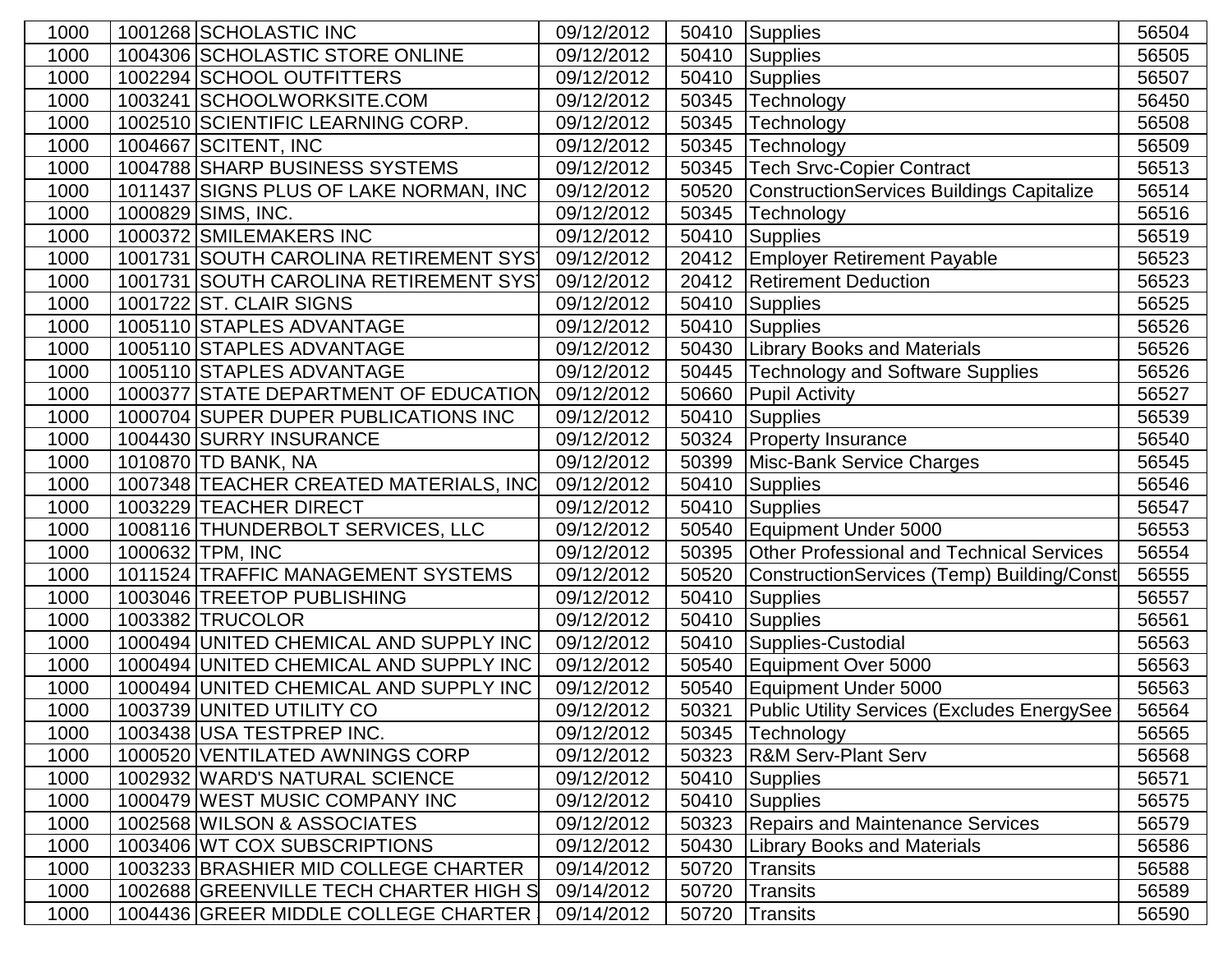| | | | | | | |
|---|---|---|---|---|---|---|
| 1000 | 1001268 | SCHOLASTIC INC | 09/12/2012 | 50410 | Supplies | 56504 |
| 1000 | 1004306 | SCHOLASTIC STORE ONLINE | 09/12/2012 | 50410 | Supplies | 56505 |
| 1000 | 1002294 | SCHOOL OUTFITTERS | 09/12/2012 | 50410 | Supplies | 56507 |
| 1000 | 1003241 | SCHOOLWORKSITE.COM | 09/12/2012 | 50345 | Technology | 56450 |
| 1000 | 1002510 | SCIENTIFIC LEARNING CORP. | 09/12/2012 | 50345 | Technology | 56508 |
| 1000 | 1004667 | SCITENT, INC | 09/12/2012 | 50345 | Technology | 56509 |
| 1000 | 1004788 | SHARP BUSINESS SYSTEMS | 09/12/2012 | 50345 | Tech Srvc-Copier Contract | 56513 |
| 1000 | 1011437 | SIGNS PLUS OF LAKE NORMAN, INC | 09/12/2012 | 50520 | ConstructionServices Buildings Capitalize | 56514 |
| 1000 | 1000829 | SIMS, INC. | 09/12/2012 | 50345 | Technology | 56516 |
| 1000 | 1000372 | SMILEMAKERS INC | 09/12/2012 | 50410 | Supplies | 56519 |
| 1000 | 1001731 | SOUTH CAROLINA RETIREMENT SYST | 09/12/2012 | 20412 | Employer Retirement Payable | 56523 |
| 1000 | 1001731 | SOUTH CAROLINA RETIREMENT SYST | 09/12/2012 | 20412 | Retirement Deduction | 56523 |
| 1000 | 1001722 | ST. CLAIR SIGNS | 09/12/2012 | 50410 | Supplies | 56525 |
| 1000 | 1005110 | STAPLES ADVANTAGE | 09/12/2012 | 50410 | Supplies | 56526 |
| 1000 | 1005110 | STAPLES ADVANTAGE | 09/12/2012 | 50430 | Library Books and Materials | 56526 |
| 1000 | 1005110 | STAPLES ADVANTAGE | 09/12/2012 | 50445 | Technology and Software Supplies | 56526 |
| 1000 | 1000377 | STATE DEPARTMENT OF EDUCATION | 09/12/2012 | 50660 | Pupil Activity | 56527 |
| 1000 | 1000704 | SUPER DUPER PUBLICATIONS INC | 09/12/2012 | 50410 | Supplies | 56539 |
| 1000 | 1004430 | SURRY INSURANCE | 09/12/2012 | 50324 | Property Insurance | 56540 |
| 1000 | 1010870 | TD BANK, NA | 09/12/2012 | 50399 | Misc-Bank Service Charges | 56545 |
| 1000 | 1007348 | TEACHER CREATED MATERIALS, INC | 09/12/2012 | 50410 | Supplies | 56546 |
| 1000 | 1003229 | TEACHER DIRECT | 09/12/2012 | 50410 | Supplies | 56547 |
| 1000 | 1008116 | THUNDERBOLT SERVICES, LLC | 09/12/2012 | 50540 | Equipment Under 5000 | 56553 |
| 1000 | 1000632 | TPM, INC | 09/12/2012 | 50395 | Other Professional and Technical Services | 56554 |
| 1000 | 1011524 | TRAFFIC MANAGEMENT SYSTEMS | 09/12/2012 | 50520 | ConstructionServices (Temp) Building/Const | 56555 |
| 1000 | 1003046 | TREETOP PUBLISHING | 09/12/2012 | 50410 | Supplies | 56557 |
| 1000 | 1003382 | TRUCOLOR | 09/12/2012 | 50410 | Supplies | 56561 |
| 1000 | 1000494 | UNITED CHEMICAL AND SUPPLY INC | 09/12/2012 | 50410 | Supplies-Custodial | 56563 |
| 1000 | 1000494 | UNITED CHEMICAL AND SUPPLY INC | 09/12/2012 | 50540 | Equipment Over 5000 | 56563 |
| 1000 | 1000494 | UNITED CHEMICAL AND SUPPLY INC | 09/12/2012 | 50540 | Equipment Under 5000 | 56563 |
| 1000 | 1003739 | UNITED UTILITY CO | 09/12/2012 | 50321 | Public Utility Services (Excludes EnergySee | 56564 |
| 1000 | 1003438 | USA TESTPREP INC. | 09/12/2012 | 50345 | Technology | 56565 |
| 1000 | 1000520 | VENTILATED AWNINGS CORP | 09/12/2012 | 50323 | R&M Serv-Plant Serv | 56568 |
| 1000 | 1002932 | WARD'S NATURAL SCIENCE | 09/12/2012 | 50410 | Supplies | 56571 |
| 1000 | 1000479 | WEST MUSIC COMPANY INC | 09/12/2012 | 50410 | Supplies | 56575 |
| 1000 | 1002568 | WILSON & ASSOCIATES | 09/12/2012 | 50323 | Repairs and Maintenance Services | 56579 |
| 1000 | 1003406 | WT COX SUBSCRIPTIONS | 09/12/2012 | 50430 | Library Books and Materials | 56586 |
| 1000 | 1003233 | BRASHIER MID COLLEGE CHARTER | 09/14/2012 | 50720 | Transits | 56588 |
| 1000 | 1002688 | GREENVILLE TECH CHARTER HIGH S | 09/14/2012 | 50720 | Transits | 56589 |
| 1000 | 1004436 | GREER MIDDLE COLLEGE CHARTER | 09/14/2012 | 50720 | Transits | 56590 |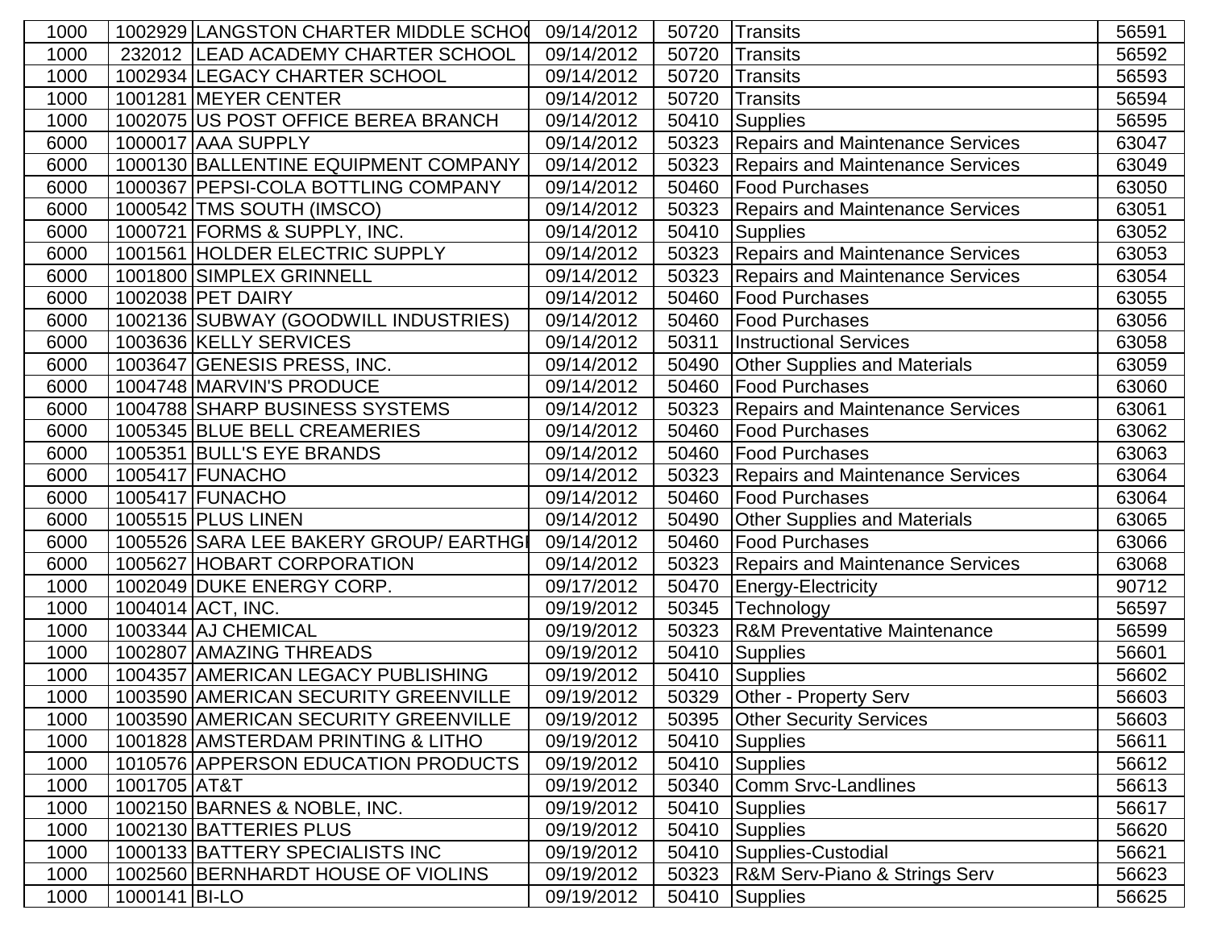| | | | | | | |
|---|---|---|---|---|---|---|
| 1000 | 1002929 | LANGSTON CHARTER MIDDLE SCHO( | 09/14/2012 | 50720 | Transits | 56591 |
| 1000 | 232012 | LEAD ACADEMY CHARTER SCHOOL | 09/14/2012 | 50720 | Transits | 56592 |
| 1000 | 1002934 | LEGACY CHARTER SCHOOL | 09/14/2012 | 50720 | Transits | 56593 |
| 1000 | 1001281 | MEYER CENTER | 09/14/2012 | 50720 | Transits | 56594 |
| 1000 | 1002075 | US POST OFFICE BEREA BRANCH | 09/14/2012 | 50410 | Supplies | 56595 |
| 6000 | 1000017 | AAA SUPPLY | 09/14/2012 | 50323 | Repairs and Maintenance Services | 63047 |
| 6000 | 1000130 | BALLENTINE EQUIPMENT COMPANY | 09/14/2012 | 50323 | Repairs and Maintenance Services | 63049 |
| 6000 | 1000367 | PEPSI-COLA BOTTLING COMPANY | 09/14/2012 | 50460 | Food Purchases | 63050 |
| 6000 | 1000542 | TMS SOUTH (IMSCO) | 09/14/2012 | 50323 | Repairs and Maintenance Services | 63051 |
| 6000 | 1000721 | FORMS & SUPPLY, INC. | 09/14/2012 | 50410 | Supplies | 63052 |
| 6000 | 1001561 | HOLDER ELECTRIC SUPPLY | 09/14/2012 | 50323 | Repairs and Maintenance Services | 63053 |
| 6000 | 1001800 | SIMPLEX GRINNELL | 09/14/2012 | 50323 | Repairs and Maintenance Services | 63054 |
| 6000 | 1002038 | PET DAIRY | 09/14/2012 | 50460 | Food Purchases | 63055 |
| 6000 | 1002136 | SUBWAY (GOODWILL INDUSTRIES) | 09/14/2012 | 50460 | Food Purchases | 63056 |
| 6000 | 1003636 | KELLY SERVICES | 09/14/2012 | 50311 | Instructional Services | 63058 |
| 6000 | 1003647 | GENESIS PRESS, INC. | 09/14/2012 | 50490 | Other Supplies and Materials | 63059 |
| 6000 | 1004748 | MARVIN'S PRODUCE | 09/14/2012 | 50460 | Food Purchases | 63060 |
| 6000 | 1004788 | SHARP BUSINESS SYSTEMS | 09/14/2012 | 50323 | Repairs and Maintenance Services | 63061 |
| 6000 | 1005345 | BLUE BELL CREAMERIES | 09/14/2012 | 50460 | Food Purchases | 63062 |
| 6000 | 1005351 | BULL'S EYE BRANDS | 09/14/2012 | 50460 | Food Purchases | 63063 |
| 6000 | 1005417 | FUNACHO | 09/14/2012 | 50323 | Repairs and Maintenance Services | 63064 |
| 6000 | 1005417 | FUNACHO | 09/14/2012 | 50460 | Food Purchases | 63064 |
| 6000 | 1005515 | PLUS LINEN | 09/14/2012 | 50490 | Other Supplies and Materials | 63065 |
| 6000 | 1005526 | SARA LEE BAKERY GROUP/ EARTHGI | 09/14/2012 | 50460 | Food Purchases | 63066 |
| 6000 | 1005627 | HOBART CORPORATION | 09/14/2012 | 50323 | Repairs and Maintenance Services | 63068 |
| 1000 | 1002049 | DUKE ENERGY CORP. | 09/17/2012 | 50470 | Energy-Electricity | 90712 |
| 1000 | 1004014 | ACT, INC. | 09/19/2012 | 50345 | Technology | 56597 |
| 1000 | 1003344 | AJ CHEMICAL | 09/19/2012 | 50323 | R&M Preventative Maintenance | 56599 |
| 1000 | 1002807 | AMAZING THREADS | 09/19/2012 | 50410 | Supplies | 56601 |
| 1000 | 1004357 | AMERICAN LEGACY PUBLISHING | 09/19/2012 | 50410 | Supplies | 56602 |
| 1000 | 1003590 | AMERICAN SECURITY GREENVILLE | 09/19/2012 | 50329 | Other - Property Serv | 56603 |
| 1000 | 1003590 | AMERICAN SECURITY GREENVILLE | 09/19/2012 | 50395 | Other Security Services | 56603 |
| 1000 | 1001828 | AMSTERDAM PRINTING & LITHO | 09/19/2012 | 50410 | Supplies | 56611 |
| 1000 | 1010576 | APPERSON EDUCATION PRODUCTS | 09/19/2012 | 50410 | Supplies | 56612 |
| 1000 | 1001705 | AT&T | 09/19/2012 | 50340 | Comm Srvc-Landlines | 56613 |
| 1000 | 1002150 | BARNES & NOBLE, INC. | 09/19/2012 | 50410 | Supplies | 56617 |
| 1000 | 1002130 | BATTERIES PLUS | 09/19/2012 | 50410 | Supplies | 56620 |
| 1000 | 1000133 | BATTERY SPECIALISTS INC | 09/19/2012 | 50410 | Supplies-Custodial | 56621 |
| 1000 | 1002560 | BERNHARDT HOUSE OF VIOLINS | 09/19/2012 | 50323 | R&M Serv-Piano & Strings Serv | 56623 |
| 1000 | 1000141 | BI-LO | 09/19/2012 | 50410 | Supplies | 56625 |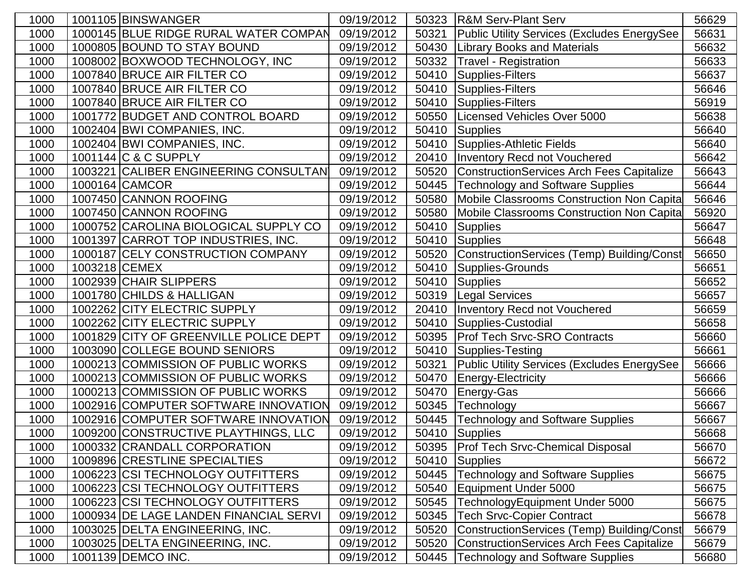| | | | | | | |
|---|---|---|---|---|---|---|
| 1000 | 1001105 | BINSWANGER | 09/19/2012 | 50323 | R&M Serv-Plant Serv | 56629 |
| 1000 | 1000145 | BLUE RIDGE RURAL WATER COMPAN | 09/19/2012 | 50321 | Public Utility Services (Excludes EnergySee | 56631 |
| 1000 | 1000805 | BOUND TO STAY BOUND | 09/19/2012 | 50430 | Library Books and Materials | 56632 |
| 1000 | 1008002 | BOXWOOD TECHNOLOGY, INC | 09/19/2012 | 50332 | Travel - Registration | 56633 |
| 1000 | 1007840 | BRUCE AIR FILTER CO | 09/19/2012 | 50410 | Supplies-Filters | 56637 |
| 1000 | 1007840 | BRUCE AIR FILTER CO | 09/19/2012 | 50410 | Supplies-Filters | 56646 |
| 1000 | 1007840 | BRUCE AIR FILTER CO | 09/19/2012 | 50410 | Supplies-Filters | 56919 |
| 1000 | 1001772 | BUDGET AND CONTROL BOARD | 09/19/2012 | 50550 | Licensed Vehicles Over 5000 | 56638 |
| 1000 | 1002404 | BWI COMPANIES, INC. | 09/19/2012 | 50410 | Supplies | 56640 |
| 1000 | 1002404 | BWI COMPANIES, INC. | 09/19/2012 | 50410 | Supplies-Athletic Fields | 56640 |
| 1000 | 1001144 | C & C SUPPLY | 09/19/2012 | 20410 | Inventory Recd not Vouchered | 56642 |
| 1000 | 1003221 | CALIBER ENGINEERING CONSULTAN | 09/19/2012 | 50520 | ConstructionServices Arch Fees Capitalize | 56643 |
| 1000 | 1000164 | CAMCOR | 09/19/2012 | 50445 | Technology and Software Supplies | 56644 |
| 1000 | 1007450 | CANNON ROOFING | 09/19/2012 | 50580 | Mobile Classrooms Construction Non Capita | 56646 |
| 1000 | 1007450 | CANNON ROOFING | 09/19/2012 | 50580 | Mobile Classrooms Construction Non Capita | 56920 |
| 1000 | 1000752 | CAROLINA BIOLOGICAL SUPPLY CO | 09/19/2012 | 50410 | Supplies | 56647 |
| 1000 | 1001397 | CARROT TOP INDUSTRIES, INC. | 09/19/2012 | 50410 | Supplies | 56648 |
| 1000 | 1000187 | CELY CONSTRUCTION COMPANY | 09/19/2012 | 50520 | ConstructionServices (Temp) Building/Const | 56650 |
| 1000 | 1003218 | CEMEX | 09/19/2012 | 50410 | Supplies-Grounds | 56651 |
| 1000 | 1002939 | CHAIR SLIPPERS | 09/19/2012 | 50410 | Supplies | 56652 |
| 1000 | 1001780 | CHILDS & HALLIGAN | 09/19/2012 | 50319 | Legal Services | 56657 |
| 1000 | 1002262 | CITY ELECTRIC SUPPLY | 09/19/2012 | 20410 | Inventory Recd not Vouchered | 56659 |
| 1000 | 1002262 | CITY ELECTRIC SUPPLY | 09/19/2012 | 50410 | Supplies-Custodial | 56658 |
| 1000 | 1001829 | CITY OF GREENVILLE POLICE DEPT | 09/19/2012 | 50395 | Prof Tech Srvc-SRO Contracts | 56660 |
| 1000 | 1003090 | COLLEGE BOUND SENIORS | 09/19/2012 | 50410 | Supplies-Testing | 56661 |
| 1000 | 1000213 | COMMISSION OF PUBLIC WORKS | 09/19/2012 | 50321 | Public Utility Services (Excludes EnergySee | 56666 |
| 1000 | 1000213 | COMMISSION OF PUBLIC WORKS | 09/19/2012 | 50470 | Energy-Electricity | 56666 |
| 1000 | 1000213 | COMMISSION OF PUBLIC WORKS | 09/19/2012 | 50470 | Energy-Gas | 56666 |
| 1000 | 1002916 | COMPUTER SOFTWARE INNOVATION | 09/19/2012 | 50345 | Technology | 56667 |
| 1000 | 1002916 | COMPUTER SOFTWARE INNOVATION | 09/19/2012 | 50445 | Technology and Software Supplies | 56667 |
| 1000 | 1009200 | CONSTRUCTIVE PLAYTHINGS, LLC | 09/19/2012 | 50410 | Supplies | 56668 |
| 1000 | 1000332 | CRANDALL CORPORATION | 09/19/2012 | 50395 | Prof Tech Srvc-Chemical Disposal | 56670 |
| 1000 | 1009896 | CRESTLINE SPECIALTIES | 09/19/2012 | 50410 | Supplies | 56672 |
| 1000 | 1006223 | CSI TECHNOLOGY OUTFITTERS | 09/19/2012 | 50445 | Technology and Software Supplies | 56675 |
| 1000 | 1006223 | CSI TECHNOLOGY OUTFITTERS | 09/19/2012 | 50540 | Equipment Under 5000 | 56675 |
| 1000 | 1006223 | CSI TECHNOLOGY OUTFITTERS | 09/19/2012 | 50545 | TechnologyEquipment Under 5000 | 56675 |
| 1000 | 1000934 | DE LAGE LANDEN FINANCIAL SERVI | 09/19/2012 | 50345 | Tech Srvc-Copier Contract | 56678 |
| 1000 | 1003025 | DELTA ENGINEERING, INC. | 09/19/2012 | 50520 | ConstructionServices (Temp) Building/Const | 56679 |
| 1000 | 1003025 | DELTA ENGINEERING, INC. | 09/19/2012 | 50520 | ConstructionServices Arch Fees Capitalize | 56679 |
| 1000 | 1001139 | DEMCO INC. | 09/19/2012 | 50445 | Technology and Software Supplies | 56680 |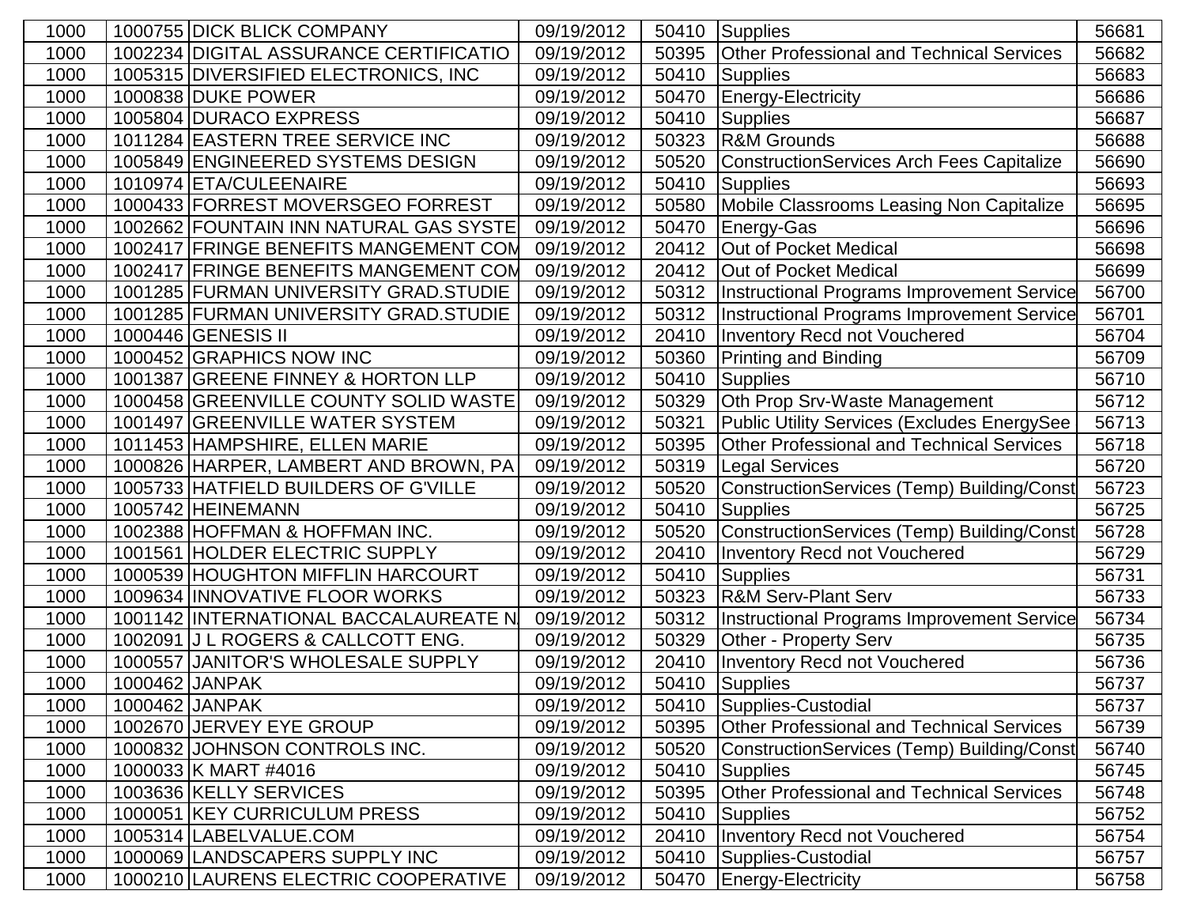| | | | | | | |
|---|---|---|---|---|---|---|
| 1000 | 1000755 | DICK BLICK COMPANY | 09/19/2012 | 50410 | Supplies | 56681 |
| 1000 | 1002234 | DIGITAL ASSURANCE CERTIFICATIO | 09/19/2012 | 50395 | Other Professional and Technical Services | 56682 |
| 1000 | 1005315 | DIVERSIFIED ELECTRONICS, INC | 09/19/2012 | 50410 | Supplies | 56683 |
| 1000 | 1000838 | DUKE POWER | 09/19/2012 | 50470 | Energy-Electricity | 56686 |
| 1000 | 1005804 | DURACO EXPRESS | 09/19/2012 | 50410 | Supplies | 56687 |
| 1000 | 1011284 | EASTERN TREE SERVICE INC | 09/19/2012 | 50323 | R&M Grounds | 56688 |
| 1000 | 1005849 | ENGINEERED SYSTEMS DESIGN | 09/19/2012 | 50520 | ConstructionServices Arch Fees Capitalize | 56690 |
| 1000 | 1010974 | ETA/CULEENAIRE | 09/19/2012 | 50410 | Supplies | 56693 |
| 1000 | 1000433 | FORREST MOVERSGEO FORREST | 09/19/2012 | 50580 | Mobile Classrooms Leasing Non Capitalize | 56695 |
| 1000 | 1002662 | FOUNTAIN INN NATURAL GAS SYSTE | 09/19/2012 | 50470 | Energy-Gas | 56696 |
| 1000 | 1002417 | FRINGE BENEFITS MANGEMENT COM | 09/19/2012 | 20412 | Out of Pocket Medical | 56698 |
| 1000 | 1002417 | FRINGE BENEFITS MANGEMENT COM | 09/19/2012 | 20412 | Out of Pocket Medical | 56699 |
| 1000 | 1001285 | FURMAN UNIVERSITY GRAD.STUDIE | 09/19/2012 | 50312 | Instructional Programs Improvement Service | 56700 |
| 1000 | 1001285 | FURMAN UNIVERSITY GRAD.STUDIE | 09/19/2012 | 50312 | Instructional Programs Improvement Service | 56701 |
| 1000 | 1000446 | GENESIS II | 09/19/2012 | 20410 | Inventory Recd not Vouchered | 56704 |
| 1000 | 1000452 | GRAPHICS NOW INC | 09/19/2012 | 50360 | Printing and Binding | 56709 |
| 1000 | 1001387 | GREENE FINNEY & HORTON LLP | 09/19/2012 | 50410 | Supplies | 56710 |
| 1000 | 1000458 | GREENVILLE COUNTY SOLID WASTE | 09/19/2012 | 50329 | Oth Prop Srv-Waste Management | 56712 |
| 1000 | 1001497 | GREENVILLE WATER SYSTEM | 09/19/2012 | 50321 | Public Utility Services (Excludes EnergySee | 56713 |
| 1000 | 1011453 | HAMPSHIRE, ELLEN MARIE | 09/19/2012 | 50395 | Other Professional and Technical Services | 56718 |
| 1000 | 1000826 | HARPER, LAMBERT AND BROWN, PA | 09/19/2012 | 50319 | Legal Services | 56720 |
| 1000 | 1005733 | HATFIELD BUILDERS OF G'VILLE | 09/19/2012 | 50520 | ConstructionServices (Temp) Building/Const | 56723 |
| 1000 | 1005742 | HEINEMANN | 09/19/2012 | 50410 | Supplies | 56725 |
| 1000 | 1002388 | HOFFMAN & HOFFMAN INC. | 09/19/2012 | 50520 | ConstructionServices (Temp) Building/Const | 56728 |
| 1000 | 1001561 | HOLDER ELECTRIC SUPPLY | 09/19/2012 | 20410 | Inventory Recd not Vouchered | 56729 |
| 1000 | 1000539 | HOUGHTON MIFFLIN HARCOURT | 09/19/2012 | 50410 | Supplies | 56731 |
| 1000 | 1009634 | INNOVATIVE FLOOR WORKS | 09/19/2012 | 50323 | R&M Serv-Plant Serv | 56733 |
| 1000 | 1001142 | INTERNATIONAL BACCALAUREATE N | 09/19/2012 | 50312 | Instructional Programs Improvement Service | 56734 |
| 1000 | 1002091 | J L ROGERS & CALLCOTT ENG. | 09/19/2012 | 50329 | Other - Property Serv | 56735 |
| 1000 | 1000557 | JANITOR'S WHOLESALE SUPPLY | 09/19/2012 | 20410 | Inventory Recd not Vouchered | 56736 |
| 1000 | 1000462 | JANPAK | 09/19/2012 | 50410 | Supplies | 56737 |
| 1000 | 1000462 | JANPAK | 09/19/2012 | 50410 | Supplies-Custodial | 56737 |
| 1000 | 1002670 | JERVEY EYE GROUP | 09/19/2012 | 50395 | Other Professional and Technical Services | 56739 |
| 1000 | 1000832 | JOHNSON CONTROLS INC. | 09/19/2012 | 50520 | ConstructionServices (Temp) Building/Const | 56740 |
| 1000 | 1000033 | K MART #4016 | 09/19/2012 | 50410 | Supplies | 56745 |
| 1000 | 1003636 | KELLY SERVICES | 09/19/2012 | 50395 | Other Professional and Technical Services | 56748 |
| 1000 | 1000051 | KEY CURRICULUM PRESS | 09/19/2012 | 50410 | Supplies | 56752 |
| 1000 | 1005314 | LABELVALUE.COM | 09/19/2012 | 20410 | Inventory Recd not Vouchered | 56754 |
| 1000 | 1000069 | LANDSCAPERS SUPPLY INC | 09/19/2012 | 50410 | Supplies-Custodial | 56757 |
| 1000 | 1000210 | LAURENS ELECTRIC COOPERATIVE | 09/19/2012 | 50470 | Energy-Electricity | 56758 |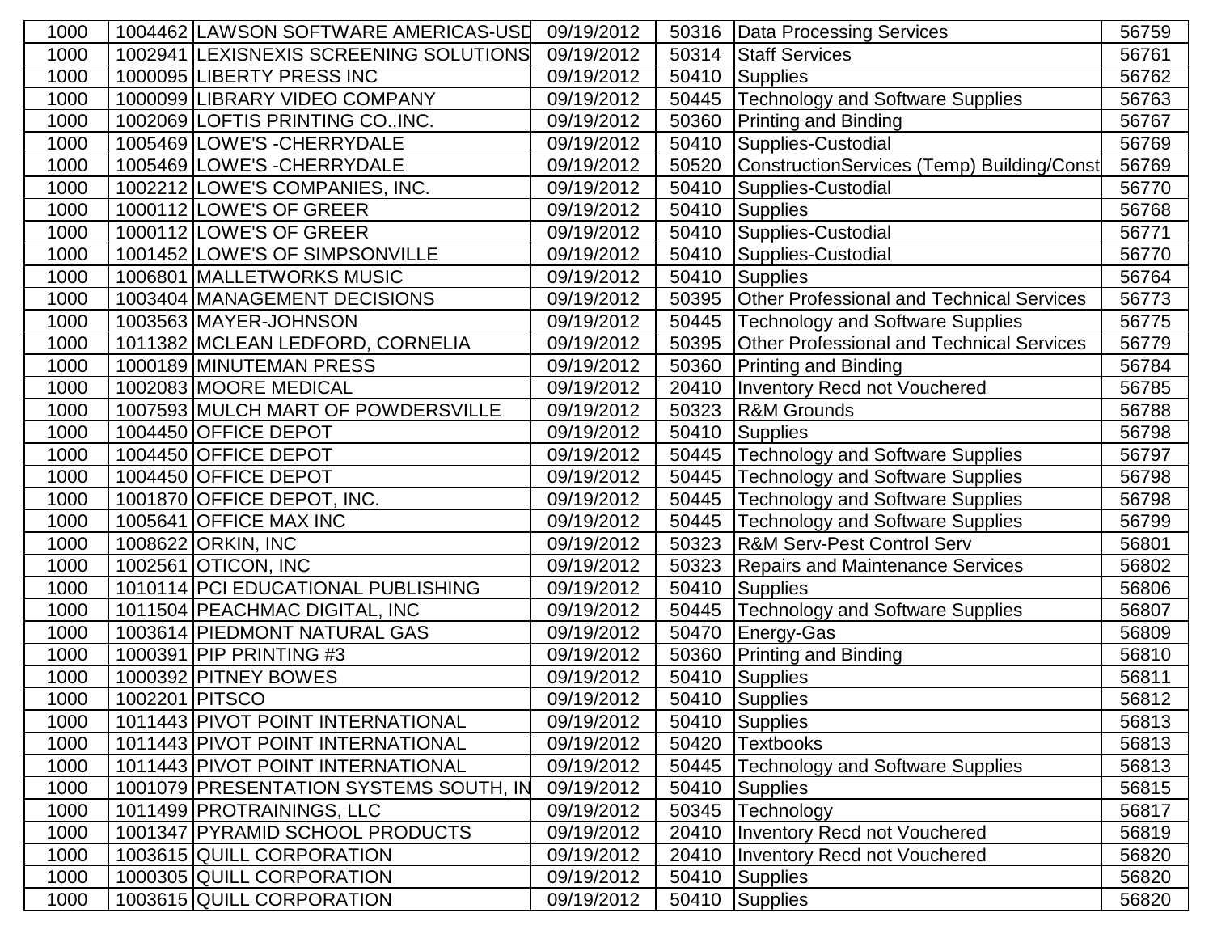| | | | | | | |
|---|---|---|---|---|---|---|
| 1000 | 1004462 | LAWSON SOFTWARE AMERICAS-USD | 09/19/2012 | 50316 | Data Processing Services | 56759 |
| 1000 | 1002941 | LEXISNEXIS SCREENING SOLUTIONS | 09/19/2012 | 50314 | Staff Services | 56761 |
| 1000 | 1000095 | LIBERTY PRESS INC | 09/19/2012 | 50410 | Supplies | 56762 |
| 1000 | 1000099 | LIBRARY VIDEO COMPANY | 09/19/2012 | 50445 | Technology and Software Supplies | 56763 |
| 1000 | 1002069 | LOFTIS PRINTING CO.,INC. | 09/19/2012 | 50360 | Printing and Binding | 56767 |
| 1000 | 1005469 | LOWE'S -CHERRYDALE | 09/19/2012 | 50410 | Supplies-Custodial | 56769 |
| 1000 | 1005469 | LOWE'S -CHERRYDALE | 09/19/2012 | 50520 | ConstructionServices (Temp) Building/Const | 56769 |
| 1000 | 1002212 | LOWE'S COMPANIES, INC. | 09/19/2012 | 50410 | Supplies-Custodial | 56770 |
| 1000 | 1000112 | LOWE'S OF GREER | 09/19/2012 | 50410 | Supplies | 56768 |
| 1000 | 1000112 | LOWE'S OF GREER | 09/19/2012 | 50410 | Supplies-Custodial | 56771 |
| 1000 | 1001452 | LOWE'S OF SIMPSONVILLE | 09/19/2012 | 50410 | Supplies-Custodial | 56770 |
| 1000 | 1006801 | MALLETWORKS MUSIC | 09/19/2012 | 50410 | Supplies | 56764 |
| 1000 | 1003404 | MANAGEMENT DECISIONS | 09/19/2012 | 50395 | Other Professional and Technical Services | 56773 |
| 1000 | 1003563 | MAYER-JOHNSON | 09/19/2012 | 50445 | Technology and Software Supplies | 56775 |
| 1000 | 1011382 | MCLEAN LEDFORD, CORNELIA | 09/19/2012 | 50395 | Other Professional and Technical Services | 56779 |
| 1000 | 1000189 | MINUTEMAN PRESS | 09/19/2012 | 50360 | Printing and Binding | 56784 |
| 1000 | 1002083 | MOORE MEDICAL | 09/19/2012 | 20410 | Inventory Recd not Vouchered | 56785 |
| 1000 | 1007593 | MULCH MART OF POWDERSVILLE | 09/19/2012 | 50323 | R&M Grounds | 56788 |
| 1000 | 1004450 | OFFICE DEPOT | 09/19/2012 | 50410 | Supplies | 56798 |
| 1000 | 1004450 | OFFICE DEPOT | 09/19/2012 | 50445 | Technology and Software Supplies | 56797 |
| 1000 | 1004450 | OFFICE DEPOT | 09/19/2012 | 50445 | Technology and Software Supplies | 56798 |
| 1000 | 1001870 | OFFICE DEPOT, INC. | 09/19/2012 | 50445 | Technology and Software Supplies | 56798 |
| 1000 | 1005641 | OFFICE MAX INC | 09/19/2012 | 50445 | Technology and Software Supplies | 56799 |
| 1000 | 1008622 | ORKIN, INC | 09/19/2012 | 50323 | R&M Serv-Pest Control Serv | 56801 |
| 1000 | 1002561 | OTICON, INC | 09/19/2012 | 50323 | Repairs and Maintenance Services | 56802 |
| 1000 | 1010114 | PCI EDUCATIONAL PUBLISHING | 09/19/2012 | 50410 | Supplies | 56806 |
| 1000 | 1011504 | PEACHMAC DIGITAL, INC | 09/19/2012 | 50445 | Technology and Software Supplies | 56807 |
| 1000 | 1003614 | PIEDMONT NATURAL GAS | 09/19/2012 | 50470 | Energy-Gas | 56809 |
| 1000 | 1000391 | PIP PRINTING #3 | 09/19/2012 | 50360 | Printing and Binding | 56810 |
| 1000 | 1000392 | PITNEY BOWES | 09/19/2012 | 50410 | Supplies | 56811 |
| 1000 | 1002201 | PITSCO | 09/19/2012 | 50410 | Supplies | 56812 |
| 1000 | 1011443 | PIVOT POINT INTERNATIONAL | 09/19/2012 | 50410 | Supplies | 56813 |
| 1000 | 1011443 | PIVOT POINT INTERNATIONAL | 09/19/2012 | 50420 | Textbooks | 56813 |
| 1000 | 1011443 | PIVOT POINT INTERNATIONAL | 09/19/2012 | 50445 | Technology and Software Supplies | 56813 |
| 1000 | 1001079 | PRESENTATION SYSTEMS SOUTH, IN | 09/19/2012 | 50410 | Supplies | 56815 |
| 1000 | 1011499 | PROTRAININGS, LLC | 09/19/2012 | 50345 | Technology | 56817 |
| 1000 | 1001347 | PYRAMID SCHOOL PRODUCTS | 09/19/2012 | 20410 | Inventory Recd not Vouchered | 56819 |
| 1000 | 1003615 | QUILL CORPORATION | 09/19/2012 | 20410 | Inventory Recd not Vouchered | 56820 |
| 1000 | 1000305 | QUILL CORPORATION | 09/19/2012 | 50410 | Supplies | 56820 |
| 1000 | 1003615 | QUILL CORPORATION | 09/19/2012 | 50410 | Supplies | 56820 |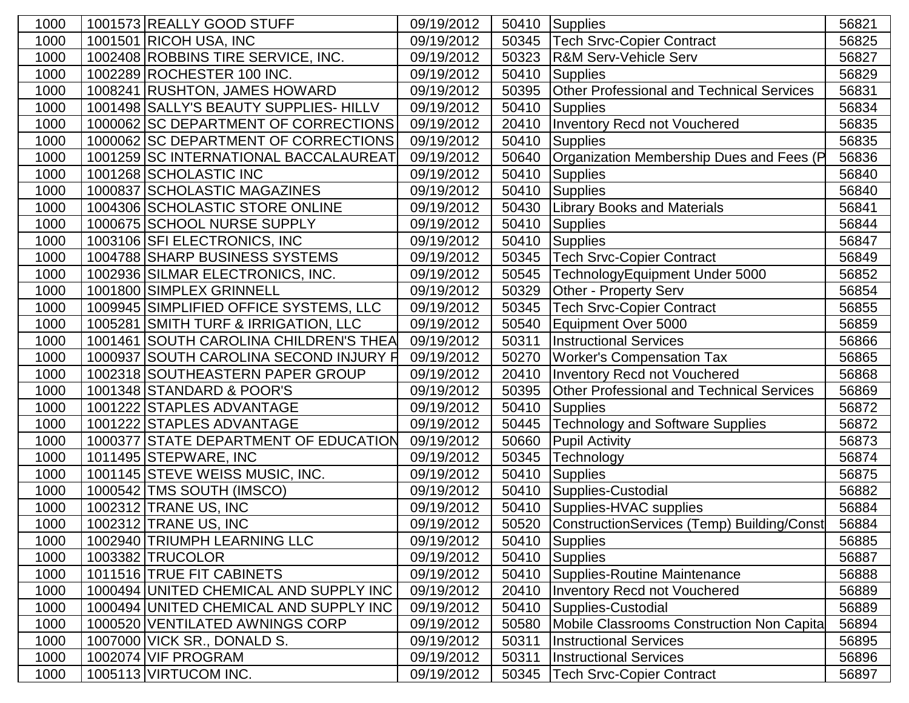| | | | | | | |
|---|---|---|---|---|---|---|
| 1000 | 1001573 | REALLY GOOD STUFF | 09/19/2012 | 50410 | Supplies | 56821 |
| 1000 | 1001501 | RICOH USA, INC | 09/19/2012 | 50345 | Tech Srvc-Copier Contract | 56825 |
| 1000 | 1002408 | ROBBINS TIRE SERVICE, INC. | 09/19/2012 | 50323 | R&M Serv-Vehicle Serv | 56827 |
| 1000 | 1002289 | ROCHESTER 100 INC. | 09/19/2012 | 50410 | Supplies | 56829 |
| 1000 | 1008241 | RUSHTON, JAMES HOWARD | 09/19/2012 | 50395 | Other Professional and Technical Services | 56831 |
| 1000 | 1001498 | SALLY'S BEAUTY SUPPLIES- HILLV | 09/19/2012 | 50410 | Supplies | 56834 |
| 1000 | 1000062 | SC DEPARTMENT OF CORRECTIONS | 09/19/2012 | 20410 | Inventory Recd not Vouchered | 56835 |
| 1000 | 1000062 | SC DEPARTMENT OF CORRECTIONS | 09/19/2012 | 50410 | Supplies | 56835 |
| 1000 | 1001259 | SC INTERNATIONAL BACCALAUREAT | 09/19/2012 | 50640 | Organization Membership Dues and Fees (P | 56836 |
| 1000 | 1001268 | SCHOLASTIC INC | 09/19/2012 | 50410 | Supplies | 56840 |
| 1000 | 1000837 | SCHOLASTIC MAGAZINES | 09/19/2012 | 50410 | Supplies | 56840 |
| 1000 | 1004306 | SCHOLASTIC STORE ONLINE | 09/19/2012 | 50430 | Library Books and Materials | 56841 |
| 1000 | 1000675 | SCHOOL NURSE SUPPLY | 09/19/2012 | 50410 | Supplies | 56844 |
| 1000 | 1003106 | SFI ELECTRONICS, INC | 09/19/2012 | 50410 | Supplies | 56847 |
| 1000 | 1004788 | SHARP BUSINESS SYSTEMS | 09/19/2012 | 50345 | Tech Srvc-Copier Contract | 56849 |
| 1000 | 1002936 | SILMAR ELECTRONICS, INC. | 09/19/2012 | 50545 | TechnologyEquipment Under 5000 | 56852 |
| 1000 | 1001800 | SIMPLEX GRINNELL | 09/19/2012 | 50329 | Other - Property Serv | 56854 |
| 1000 | 1009945 | SIMPLIFIED OFFICE SYSTEMS, LLC | 09/19/2012 | 50345 | Tech Srvc-Copier Contract | 56855 |
| 1000 | 1005281 | SMITH TURF & IRRIGATION, LLC | 09/19/2012 | 50540 | Equipment Over 5000 | 56859 |
| 1000 | 1001461 | SOUTH CAROLINA CHILDREN'S THEA | 09/19/2012 | 50311 | Instructional Services | 56866 |
| 1000 | 1000937 | SOUTH CAROLINA SECOND INJURY F | 09/19/2012 | 50270 | Worker's Compensation Tax | 56865 |
| 1000 | 1002318 | SOUTHEASTERN PAPER GROUP | 09/19/2012 | 20410 | Inventory Recd not Vouchered | 56868 |
| 1000 | 1001348 | STANDARD & POOR'S | 09/19/2012 | 50395 | Other Professional and Technical Services | 56869 |
| 1000 | 1001222 | STAPLES ADVANTAGE | 09/19/2012 | 50410 | Supplies | 56872 |
| 1000 | 1001222 | STAPLES ADVANTAGE | 09/19/2012 | 50445 | Technology and Software Supplies | 56872 |
| 1000 | 1000377 | STATE DEPARTMENT OF EDUCATION | 09/19/2012 | 50660 | Pupil Activity | 56873 |
| 1000 | 1011495 | STEPWARE, INC | 09/19/2012 | 50345 | Technology | 56874 |
| 1000 | 1001145 | STEVE WEISS MUSIC, INC. | 09/19/2012 | 50410 | Supplies | 56875 |
| 1000 | 1000542 | TMS SOUTH (IMSCO) | 09/19/2012 | 50410 | Supplies-Custodial | 56882 |
| 1000 | 1002312 | TRANE US, INC | 09/19/2012 | 50410 | Supplies-HVAC supplies | 56884 |
| 1000 | 1002312 | TRANE US, INC | 09/19/2012 | 50520 | ConstructionServices (Temp) Building/Const | 56884 |
| 1000 | 1002940 | TRIUMPH LEARNING LLC | 09/19/2012 | 50410 | Supplies | 56885 |
| 1000 | 1003382 | TRUCOLOR | 09/19/2012 | 50410 | Supplies | 56887 |
| 1000 | 1011516 | TRUE FIT CABINETS | 09/19/2012 | 50410 | Supplies-Routine Maintenance | 56888 |
| 1000 | 1000494 | UNITED CHEMICAL AND SUPPLY INC | 09/19/2012 | 20410 | Inventory Recd not Vouchered | 56889 |
| 1000 | 1000494 | UNITED CHEMICAL AND SUPPLY INC | 09/19/2012 | 50410 | Supplies-Custodial | 56889 |
| 1000 | 1000520 | VENTILATED AWNINGS CORP | 09/19/2012 | 50580 | Mobile Classrooms Construction Non Capita | 56894 |
| 1000 | 1007000 | VICK SR., DONALD S. | 09/19/2012 | 50311 | Instructional Services | 56895 |
| 1000 | 1002074 | VIF PROGRAM | 09/19/2012 | 50311 | Instructional Services | 56896 |
| 1000 | 1005113 | VIRTUCOM INC. | 09/19/2012 | 50345 | Tech Srvc-Copier Contract | 56897 |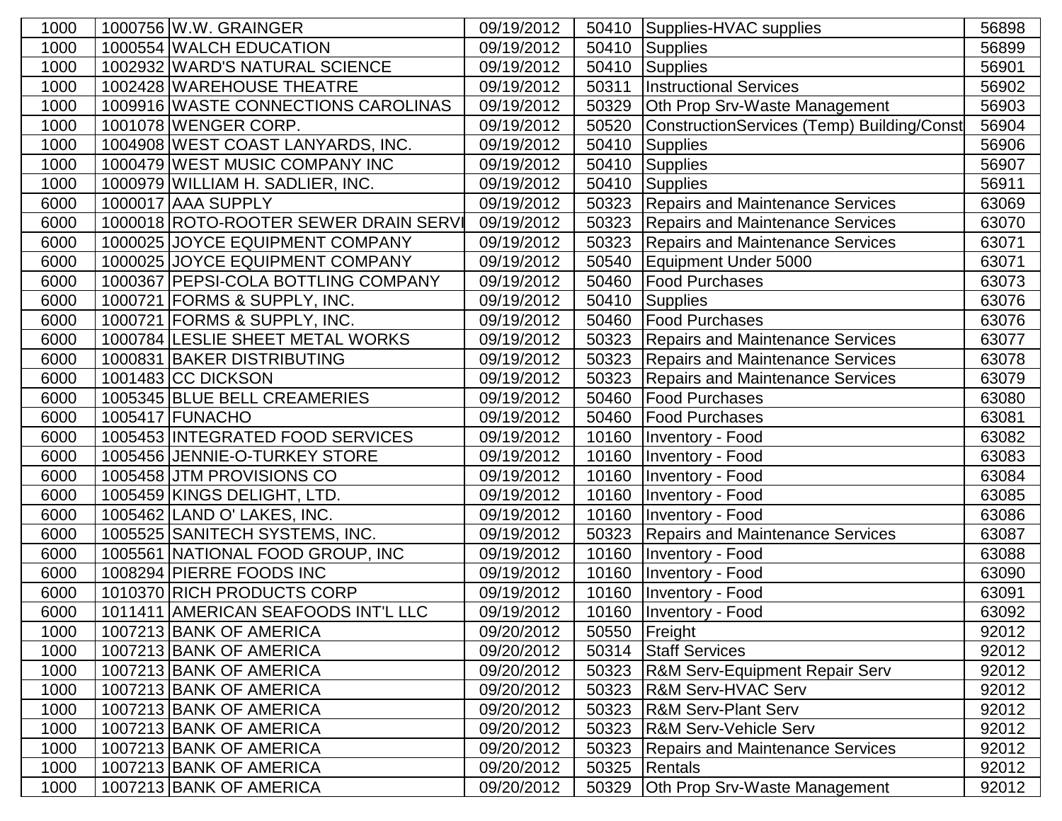| | | | | | | |
|---|---|---|---|---|---|---|
| 1000 | 1000756 | W.W. GRAINGER | 09/19/2012 | 50410 | Supplies-HVAC supplies | 56898 |
| 1000 | 1000554 | WALCH EDUCATION | 09/19/2012 | 50410 | Supplies | 56899 |
| 1000 | 1002932 | WARD'S NATURAL SCIENCE | 09/19/2012 | 50410 | Supplies | 56901 |
| 1000 | 1002428 | WAREHOUSE THEATRE | 09/19/2012 | 50311 | Instructional Services | 56902 |
| 1000 | 1009916 | WASTE CONNECTIONS CAROLINAS | 09/19/2012 | 50329 | Oth Prop Srv-Waste Management | 56903 |
| 1000 | 1001078 | WENGER CORP. | 09/19/2012 | 50520 | ConstructionServices (Temp) Building/Const | 56904 |
| 1000 | 1004908 | WEST COAST LANYARDS, INC. | 09/19/2012 | 50410 | Supplies | 56906 |
| 1000 | 1000479 | WEST MUSIC COMPANY INC | 09/19/2012 | 50410 | Supplies | 56907 |
| 1000 | 1000979 | WILLIAM H. SADLIER, INC. | 09/19/2012 | 50410 | Supplies | 56911 |
| 6000 | 1000017 | AAA SUPPLY | 09/19/2012 | 50323 | Repairs and Maintenance Services | 63069 |
| 6000 | 1000018 | ROTO-ROOTER SEWER DRAIN SERVI | 09/19/2012 | 50323 | Repairs and Maintenance Services | 63070 |
| 6000 | 1000025 | JOYCE EQUIPMENT COMPANY | 09/19/2012 | 50323 | Repairs and Maintenance Services | 63071 |
| 6000 | 1000025 | JOYCE EQUIPMENT COMPANY | 09/19/2012 | 50540 | Equipment Under 5000 | 63071 |
| 6000 | 1000367 | PEPSI-COLA BOTTLING COMPANY | 09/19/2012 | 50460 | Food Purchases | 63073 |
| 6000 | 1000721 | FORMS & SUPPLY, INC. | 09/19/2012 | 50410 | Supplies | 63076 |
| 6000 | 1000721 | FORMS & SUPPLY, INC. | 09/19/2012 | 50460 | Food Purchases | 63076 |
| 6000 | 1000784 | LESLIE SHEET METAL WORKS | 09/19/2012 | 50323 | Repairs and Maintenance Services | 63077 |
| 6000 | 1000831 | BAKER DISTRIBUTING | 09/19/2012 | 50323 | Repairs and Maintenance Services | 63078 |
| 6000 | 1001483 | CC DICKSON | 09/19/2012 | 50323 | Repairs and Maintenance Services | 63079 |
| 6000 | 1005345 | BLUE BELL CREAMERIES | 09/19/2012 | 50460 | Food Purchases | 63080 |
| 6000 | 1005417 | FUNACHO | 09/19/2012 | 50460 | Food Purchases | 63081 |
| 6000 | 1005453 | INTEGRATED FOOD SERVICES | 09/19/2012 | 10160 | Inventory - Food | 63082 |
| 6000 | 1005456 | JENNIE-O-TURKEY STORE | 09/19/2012 | 10160 | Inventory - Food | 63083 |
| 6000 | 1005458 | JTM PROVISIONS CO | 09/19/2012 | 10160 | Inventory - Food | 63084 |
| 6000 | 1005459 | KINGS DELIGHT, LTD. | 09/19/2012 | 10160 | Inventory - Food | 63085 |
| 6000 | 1005462 | LAND O' LAKES, INC. | 09/19/2012 | 10160 | Inventory - Food | 63086 |
| 6000 | 1005525 | SANITECH SYSTEMS, INC. | 09/19/2012 | 50323 | Repairs and Maintenance Services | 63087 |
| 6000 | 1005561 | NATIONAL FOOD GROUP, INC | 09/19/2012 | 10160 | Inventory - Food | 63088 |
| 6000 | 1008294 | PIERRE FOODS INC | 09/19/2012 | 10160 | Inventory - Food | 63090 |
| 6000 | 1010370 | RICH PRODUCTS CORP | 09/19/2012 | 10160 | Inventory - Food | 63091 |
| 6000 | 1011411 | AMERICAN SEAFOODS INT'L LLC | 09/19/2012 | 10160 | Inventory - Food | 63092 |
| 1000 | 1007213 | BANK OF AMERICA | 09/20/2012 | 50550 | Freight | 92012 |
| 1000 | 1007213 | BANK OF AMERICA | 09/20/2012 | 50314 | Staff Services | 92012 |
| 1000 | 1007213 | BANK OF AMERICA | 09/20/2012 | 50323 | R&M Serv-Equipment Repair Serv | 92012 |
| 1000 | 1007213 | BANK OF AMERICA | 09/20/2012 | 50323 | R&M Serv-HVAC Serv | 92012 |
| 1000 | 1007213 | BANK OF AMERICA | 09/20/2012 | 50323 | R&M Serv-Plant Serv | 92012 |
| 1000 | 1007213 | BANK OF AMERICA | 09/20/2012 | 50323 | R&M Serv-Vehicle Serv | 92012 |
| 1000 | 1007213 | BANK OF AMERICA | 09/20/2012 | 50323 | Repairs and Maintenance Services | 92012 |
| 1000 | 1007213 | BANK OF AMERICA | 09/20/2012 | 50325 | Rentals | 92012 |
| 1000 | 1007213 | BANK OF AMERICA | 09/20/2012 | 50329 | Oth Prop Srv-Waste Management | 92012 |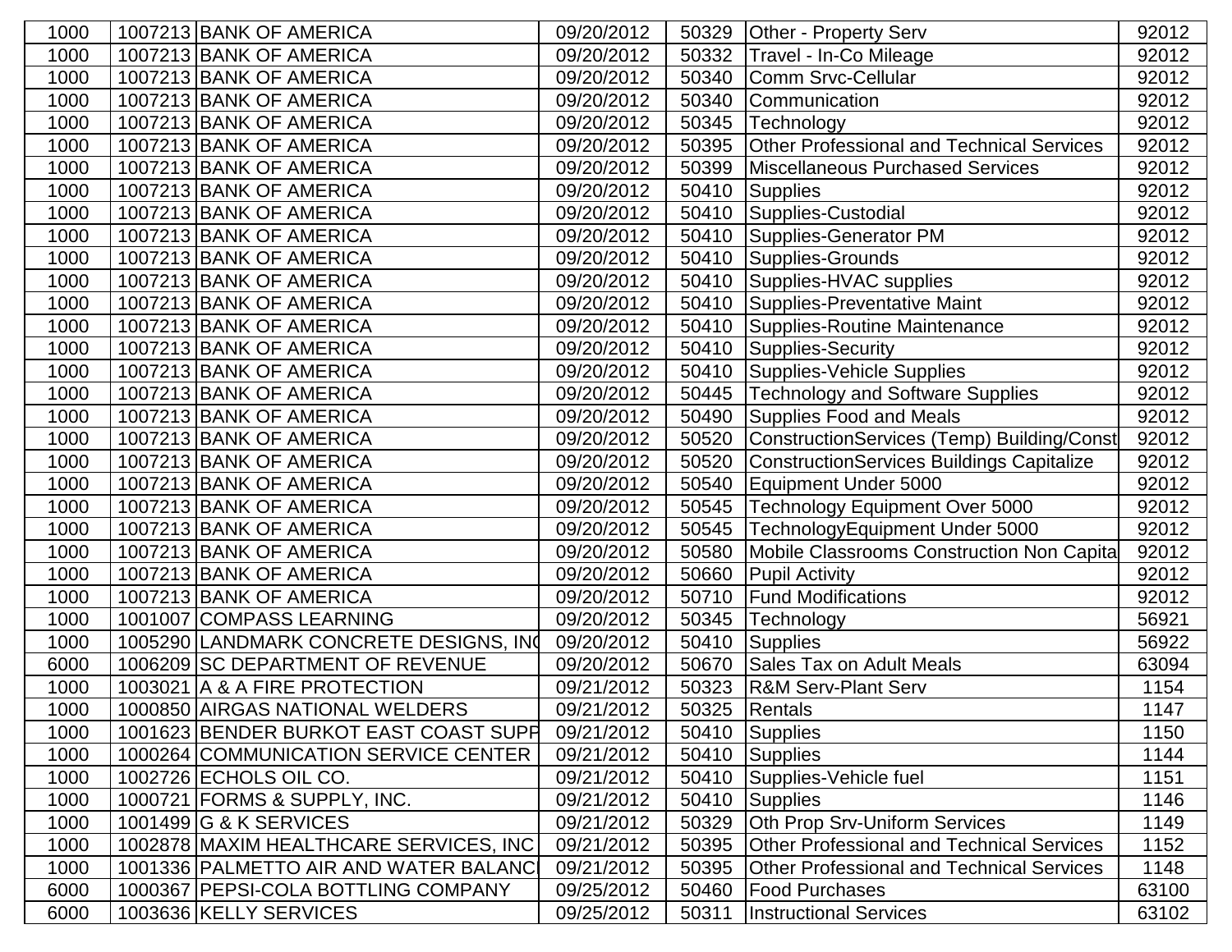| | | | | | | |
|---|---|---|---|---|---|---|
| 1000 | 1007213 | BANK OF AMERICA | 09/20/2012 | 50329 | Other - Property Serv | 92012 |
| 1000 | 1007213 | BANK OF AMERICA | 09/20/2012 | 50332 | Travel - In-Co Mileage | 92012 |
| 1000 | 1007213 | BANK OF AMERICA | 09/20/2012 | 50340 | Comm Srvc-Cellular | 92012 |
| 1000 | 1007213 | BANK OF AMERICA | 09/20/2012 | 50340 | Communication | 92012 |
| 1000 | 1007213 | BANK OF AMERICA | 09/20/2012 | 50345 | Technology | 92012 |
| 1000 | 1007213 | BANK OF AMERICA | 09/20/2012 | 50395 | Other Professional and Technical Services | 92012 |
| 1000 | 1007213 | BANK OF AMERICA | 09/20/2012 | 50399 | Miscellaneous Purchased Services | 92012 |
| 1000 | 1007213 | BANK OF AMERICA | 09/20/2012 | 50410 | Supplies | 92012 |
| 1000 | 1007213 | BANK OF AMERICA | 09/20/2012 | 50410 | Supplies-Custodial | 92012 |
| 1000 | 1007213 | BANK OF AMERICA | 09/20/2012 | 50410 | Supplies-Generator PM | 92012 |
| 1000 | 1007213 | BANK OF AMERICA | 09/20/2012 | 50410 | Supplies-Grounds | 92012 |
| 1000 | 1007213 | BANK OF AMERICA | 09/20/2012 | 50410 | Supplies-HVAC supplies | 92012 |
| 1000 | 1007213 | BANK OF AMERICA | 09/20/2012 | 50410 | Supplies-Preventative Maint | 92012 |
| 1000 | 1007213 | BANK OF AMERICA | 09/20/2012 | 50410 | Supplies-Routine Maintenance | 92012 |
| 1000 | 1007213 | BANK OF AMERICA | 09/20/2012 | 50410 | Supplies-Security | 92012 |
| 1000 | 1007213 | BANK OF AMERICA | 09/20/2012 | 50410 | Supplies-Vehicle Supplies | 92012 |
| 1000 | 1007213 | BANK OF AMERICA | 09/20/2012 | 50445 | Technology and Software Supplies | 92012 |
| 1000 | 1007213 | BANK OF AMERICA | 09/20/2012 | 50490 | Supplies Food and Meals | 92012 |
| 1000 | 1007213 | BANK OF AMERICA | 09/20/2012 | 50520 | ConstructionServices (Temp) Building/Const | 92012 |
| 1000 | 1007213 | BANK OF AMERICA | 09/20/2012 | 50520 | ConstructionServices Buildings Capitalize | 92012 |
| 1000 | 1007213 | BANK OF AMERICA | 09/20/2012 | 50540 | Equipment Under 5000 | 92012 |
| 1000 | 1007213 | BANK OF AMERICA | 09/20/2012 | 50545 | Technology Equipment Over 5000 | 92012 |
| 1000 | 1007213 | BANK OF AMERICA | 09/20/2012 | 50545 | TechnologyEquipment Under 5000 | 92012 |
| 1000 | 1007213 | BANK OF AMERICA | 09/20/2012 | 50580 | Mobile Classrooms Construction Non Capita | 92012 |
| 1000 | 1007213 | BANK OF AMERICA | 09/20/2012 | 50660 | Pupil Activity | 92012 |
| 1000 | 1007213 | BANK OF AMERICA | 09/20/2012 | 50710 | Fund Modifications | 92012 |
| 1000 | 1001007 | COMPASS LEARNING | 09/20/2012 | 50345 | Technology | 56921 |
| 1000 | 1005290 | LANDMARK CONCRETE DESIGNS, INC | 09/20/2012 | 50410 | Supplies | 56922 |
| 6000 | 1006209 | SC DEPARTMENT OF REVENUE | 09/20/2012 | 50670 | Sales Tax on Adult Meals | 63094 |
| 1000 | 1003021 | A & A FIRE PROTECTION | 09/21/2012 | 50323 | R&M Serv-Plant Serv | 1154 |
| 1000 | 1000850 | AIRGAS NATIONAL WELDERS | 09/21/2012 | 50325 | Rentals | 1147 |
| 1000 | 1001623 | BENDER BURKOT EAST COAST SUPP | 09/21/2012 | 50410 | Supplies | 1150 |
| 1000 | 1000264 | COMMUNICATION SERVICE CENTER | 09/21/2012 | 50410 | Supplies | 1144 |
| 1000 | 1002726 | ECHOLS OIL CO. | 09/21/2012 | 50410 | Supplies-Vehicle fuel | 1151 |
| 1000 | 1000721 | FORMS & SUPPLY, INC. | 09/21/2012 | 50410 | Supplies | 1146 |
| 1000 | 1001499 | G & K SERVICES | 09/21/2012 | 50329 | Oth Prop Srv-Uniform Services | 1149 |
| 1000 | 1002878 | MAXIM HEALTHCARE SERVICES, INC | 09/21/2012 | 50395 | Other Professional and Technical Services | 1152 |
| 1000 | 1001336 | PALMETTO AIR AND WATER BALANC | 09/21/2012 | 50395 | Other Professional and Technical Services | 1148 |
| 6000 | 1000367 | PEPSI-COLA BOTTLING COMPANY | 09/25/2012 | 50460 | Food Purchases | 63100 |
| 6000 | 1003636 | KELLY SERVICES | 09/25/2012 | 50311 | Instructional Services | 63102 |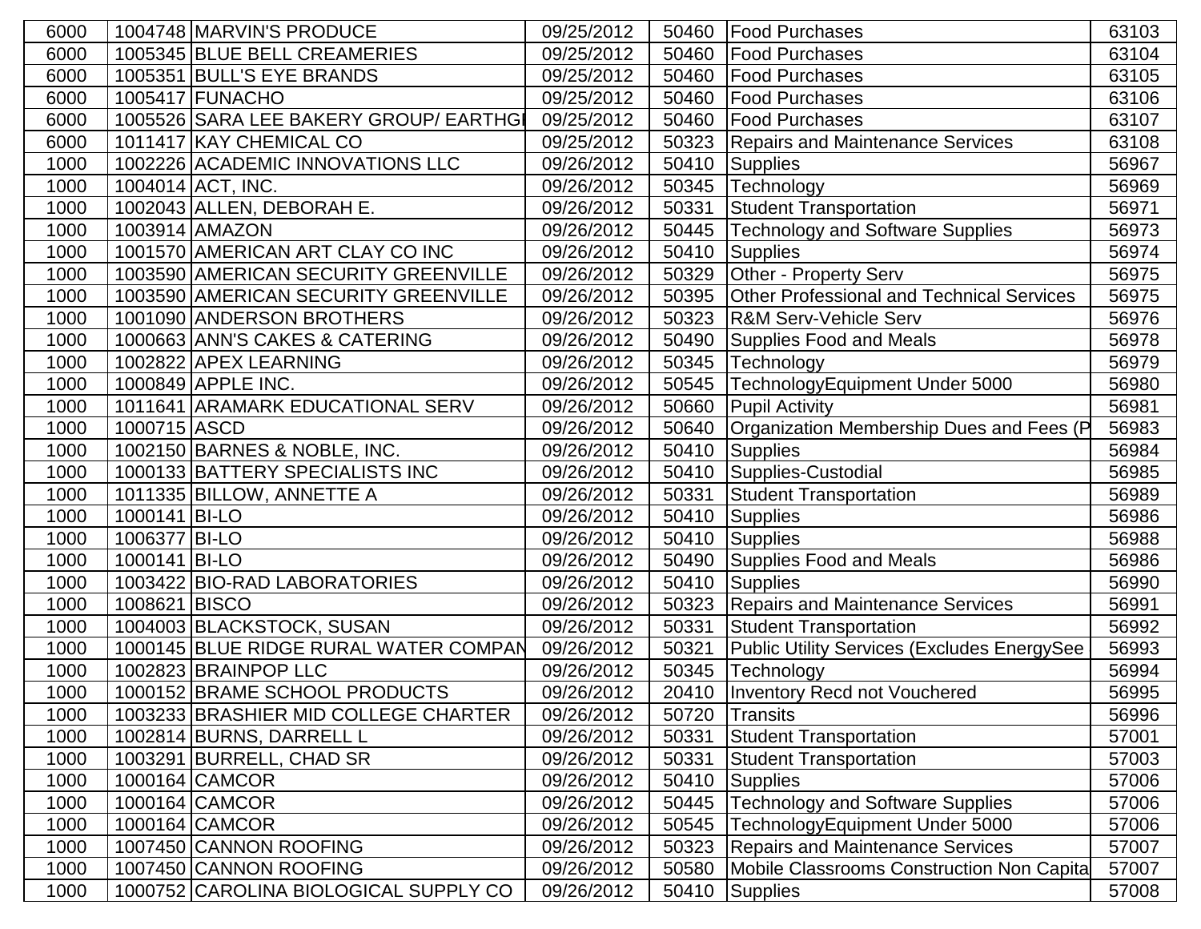| | | | | | | |
|---|---|---|---|---|---|---|
| 6000 | 1004748 | MARVIN'S PRODUCE | 09/25/2012 | 50460 | Food Purchases | 63103 |
| 6000 | 1005345 | BLUE BELL CREAMERIES | 09/25/2012 | 50460 | Food Purchases | 63104 |
| 6000 | 1005351 | BULL'S EYE BRANDS | 09/25/2012 | 50460 | Food Purchases | 63105 |
| 6000 | 1005417 | FUNACHO | 09/25/2012 | 50460 | Food Purchases | 63106 |
| 6000 | 1005526 | SARA LEE BAKERY GROUP/ EARTHGI | 09/25/2012 | 50460 | Food Purchases | 63107 |
| 6000 | 1011417 | KAY CHEMICAL CO | 09/25/2012 | 50323 | Repairs and Maintenance Services | 63108 |
| 1000 | 1002226 | ACADEMIC INNOVATIONS LLC | 09/26/2012 | 50410 | Supplies | 56967 |
| 1000 | 1004014 | ACT, INC. | 09/26/2012 | 50345 | Technology | 56969 |
| 1000 | 1002043 | ALLEN, DEBORAH E. | 09/26/2012 | 50331 | Student Transportation | 56971 |
| 1000 | 1003914 | AMAZON | 09/26/2012 | 50445 | Technology and Software Supplies | 56973 |
| 1000 | 1001570 | AMERICAN ART CLAY CO INC | 09/26/2012 | 50410 | Supplies | 56974 |
| 1000 | 1003590 | AMERICAN SECURITY GREENVILLE | 09/26/2012 | 50329 | Other - Property Serv | 56975 |
| 1000 | 1003590 | AMERICAN SECURITY GREENVILLE | 09/26/2012 | 50395 | Other Professional and Technical Services | 56975 |
| 1000 | 1001090 | ANDERSON BROTHERS | 09/26/2012 | 50323 | R&M Serv-Vehicle Serv | 56976 |
| 1000 | 1000663 | ANN'S CAKES & CATERING | 09/26/2012 | 50490 | Supplies Food and Meals | 56978 |
| 1000 | 1002822 | APEX LEARNING | 09/26/2012 | 50345 | Technology | 56979 |
| 1000 | 1000849 | APPLE INC. | 09/26/2012 | 50545 | TechnologyEquipment Under 5000 | 56980 |
| 1000 | 1011641 | ARAMARK EDUCATIONAL SERV | 09/26/2012 | 50660 | Pupil Activity | 56981 |
| 1000 | 1000715 | ASCD | 09/26/2012 | 50640 | Organization Membership Dues and Fees (P | 56983 |
| 1000 | 1002150 | BARNES & NOBLE, INC. | 09/26/2012 | 50410 | Supplies | 56984 |
| 1000 | 1000133 | BATTERY SPECIALISTS INC | 09/26/2012 | 50410 | Supplies-Custodial | 56985 |
| 1000 | 1011335 | BILLOW, ANNETTE A | 09/26/2012 | 50331 | Student Transportation | 56989 |
| 1000 | 1000141 | BI-LO | 09/26/2012 | 50410 | Supplies | 56986 |
| 1000 | 1006377 | BI-LO | 09/26/2012 | 50410 | Supplies | 56988 |
| 1000 | 1000141 | BI-LO | 09/26/2012 | 50490 | Supplies Food and Meals | 56986 |
| 1000 | 1003422 | BIO-RAD LABORATORIES | 09/26/2012 | 50410 | Supplies | 56990 |
| 1000 | 1008621 | BISCO | 09/26/2012 | 50323 | Repairs and Maintenance Services | 56991 |
| 1000 | 1004003 | BLACKSTOCK, SUSAN | 09/26/2012 | 50331 | Student Transportation | 56992 |
| 1000 | 1000145 | BLUE RIDGE RURAL WATER COMPAN | 09/26/2012 | 50321 | Public Utility Services (Excludes EnergySee | 56993 |
| 1000 | 1002823 | BRAINPOP LLC | 09/26/2012 | 50345 | Technology | 56994 |
| 1000 | 1000152 | BRAME SCHOOL PRODUCTS | 09/26/2012 | 20410 | Inventory Recd not Vouchered | 56995 |
| 1000 | 1003233 | BRASHIER MID COLLEGE CHARTER | 09/26/2012 | 50720 | Transits | 56996 |
| 1000 | 1002814 | BURNS, DARRELL L | 09/26/2012 | 50331 | Student Transportation | 57001 |
| 1000 | 1003291 | BURRELL, CHAD SR | 09/26/2012 | 50331 | Student Transportation | 57003 |
| 1000 | 1000164 | CAMCOR | 09/26/2012 | 50410 | Supplies | 57006 |
| 1000 | 1000164 | CAMCOR | 09/26/2012 | 50445 | Technology and Software Supplies | 57006 |
| 1000 | 1000164 | CAMCOR | 09/26/2012 | 50545 | TechnologyEquipment Under 5000 | 57006 |
| 1000 | 1007450 | CANNON ROOFING | 09/26/2012 | 50323 | Repairs and Maintenance Services | 57007 |
| 1000 | 1007450 | CANNON ROOFING | 09/26/2012 | 50580 | Mobile Classrooms Construction Non Capita | 57007 |
| 1000 | 1000752 | CAROLINA BIOLOGICAL SUPPLY CO | 09/26/2012 | 50410 | Supplies | 57008 |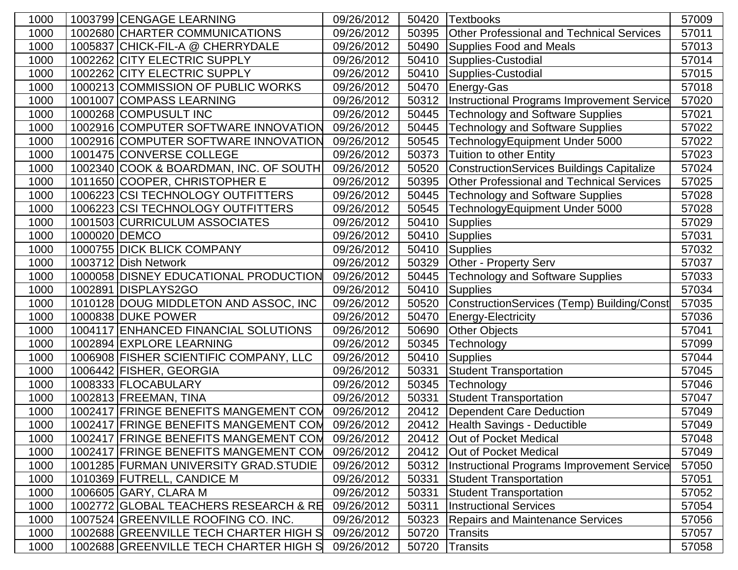| | | | | | | |
|---|---|---|---|---|---|---|
| 1000 | 1003799 | CENGAGE LEARNING | 09/26/2012 | 50420 | Textbooks | 57009 |
| 1000 | 1002680 | CHARTER COMMUNICATIONS | 09/26/2012 | 50395 | Other Professional and Technical Services | 57011 |
| 1000 | 1005837 | CHICK-FIL-A @ CHERRYDALE | 09/26/2012 | 50490 | Supplies Food and Meals | 57013 |
| 1000 | 1002262 | CITY ELECTRIC SUPPLY | 09/26/2012 | 50410 | Supplies-Custodial | 57014 |
| 1000 | 1002262 | CITY ELECTRIC SUPPLY | 09/26/2012 | 50410 | Supplies-Custodial | 57015 |
| 1000 | 1000213 | COMMISSION OF PUBLIC WORKS | 09/26/2012 | 50470 | Energy-Gas | 57018 |
| 1000 | 1001007 | COMPASS LEARNING | 09/26/2012 | 50312 | Instructional Programs Improvement Service | 57020 |
| 1000 | 1000268 | COMPUSULT INC | 09/26/2012 | 50445 | Technology and Software Supplies | 57021 |
| 1000 | 1002916 | COMPUTER SOFTWARE INNOVATION | 09/26/2012 | 50445 | Technology and Software Supplies | 57022 |
| 1000 | 1002916 | COMPUTER SOFTWARE INNOVATION | 09/26/2012 | 50545 | TechnologyEquipment Under 5000 | 57022 |
| 1000 | 1001475 | CONVERSE COLLEGE | 09/26/2012 | 50373 | Tuition to other Entity | 57023 |
| 1000 | 1002340 | COOK & BOARDMAN, INC. OF SOUTH | 09/26/2012 | 50520 | ConstructionServices Buildings Capitalize | 57024 |
| 1000 | 1011650 | COOPER, CHRISTOPHER E | 09/26/2012 | 50395 | Other Professional and Technical Services | 57025 |
| 1000 | 1006223 | CSI TECHNOLOGY OUTFITTERS | 09/26/2012 | 50445 | Technology and Software Supplies | 57028 |
| 1000 | 1006223 | CSI TECHNOLOGY OUTFITTERS | 09/26/2012 | 50545 | TechnologyEquipment Under 5000 | 57028 |
| 1000 | 1001503 | CURRICULUM ASSOCIATES | 09/26/2012 | 50410 | Supplies | 57029 |
| 1000 | 1000020 | DEMCO | 09/26/2012 | 50410 | Supplies | 57031 |
| 1000 | 1000755 | DICK BLICK COMPANY | 09/26/2012 | 50410 | Supplies | 57032 |
| 1000 | 1003712 | Dish Network | 09/26/2012 | 50329 | Other - Property Serv | 57037 |
| 1000 | 1000058 | DISNEY EDUCATIONAL PRODUCTION | 09/26/2012 | 50445 | Technology and Software Supplies | 57033 |
| 1000 | 1002891 | DISPLAYS2GO | 09/26/2012 | 50410 | Supplies | 57034 |
| 1000 | 1010128 | DOUG MIDDLETON AND ASSOC, INC | 09/26/2012 | 50520 | ConstructionServices (Temp) Building/Const | 57035 |
| 1000 | 1000838 | DUKE POWER | 09/26/2012 | 50470 | Energy-Electricity | 57036 |
| 1000 | 1004117 | ENHANCED FINANCIAL SOLUTIONS | 09/26/2012 | 50690 | Other Objects | 57041 |
| 1000 | 1002894 | EXPLORE LEARNING | 09/26/2012 | 50345 | Technology | 57099 |
| 1000 | 1006908 | FISHER SCIENTIFIC COMPANY, LLC | 09/26/2012 | 50410 | Supplies | 57044 |
| 1000 | 1006442 | FISHER, GEORGIA | 09/26/2012 | 50331 | Student Transportation | 57045 |
| 1000 | 1008333 | FLOCABULARY | 09/26/2012 | 50345 | Technology | 57046 |
| 1000 | 1002813 | FREEMAN, TINA | 09/26/2012 | 50331 | Student Transportation | 57047 |
| 1000 | 1002417 | FRINGE BENEFITS MANGEMENT COM | 09/26/2012 | 20412 | Dependent Care Deduction | 57049 |
| 1000 | 1002417 | FRINGE BENEFITS MANGEMENT COM | 09/26/2012 | 20412 | Health Savings - Deductible | 57049 |
| 1000 | 1002417 | FRINGE BENEFITS MANGEMENT COM | 09/26/2012 | 20412 | Out of Pocket Medical | 57048 |
| 1000 | 1002417 | FRINGE BENEFITS MANGEMENT COM | 09/26/2012 | 20412 | Out of Pocket Medical | 57049 |
| 1000 | 1001285 | FURMAN UNIVERSITY GRAD.STUDIE | 09/26/2012 | 50312 | Instructional Programs Improvement Service | 57050 |
| 1000 | 1010369 | FUTRELL, CANDICE M | 09/26/2012 | 50331 | Student Transportation | 57051 |
| 1000 | 1006605 | GARY, CLARA M | 09/26/2012 | 50331 | Student Transportation | 57052 |
| 1000 | 1002772 | GLOBAL TEACHERS RESEARCH & RE | 09/26/2012 | 50311 | Instructional Services | 57054 |
| 1000 | 1007524 | GREENVILLE ROOFING CO. INC. | 09/26/2012 | 50323 | Repairs and Maintenance Services | 57056 |
| 1000 | 1002688 | GREENVILLE TECH CHARTER HIGH S | 09/26/2012 | 50720 | Transits | 57057 |
| 1000 | 1002688 | GREENVILLE TECH CHARTER HIGH S | 09/26/2012 | 50720 | Transits | 57058 |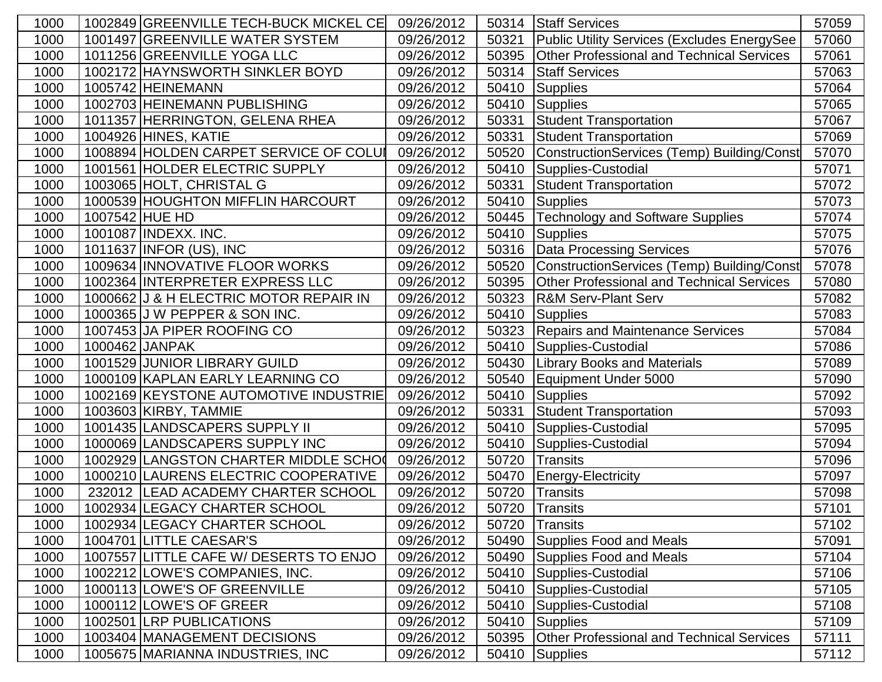| | | | | | | |
|---|---|---|---|---|---|---|
| 1000 | 1002849 | GREENVILLE TECH-BUCK MICKEL CE | 09/26/2012 | 50314 | Staff Services | 57059 |
| 1000 | 1001497 | GREENVILLE WATER SYSTEM | 09/26/2012 | 50321 | Public Utility Services (Excludes EnergySee | 57060 |
| 1000 | 1011256 | GREENVILLE YOGA LLC | 09/26/2012 | 50395 | Other Professional and Technical Services | 57061 |
| 1000 | 1002172 | HAYNSWORTH SINKLER BOYD | 09/26/2012 | 50314 | Staff Services | 57063 |
| 1000 | 1005742 | HEINEMANN | 09/26/2012 | 50410 | Supplies | 57064 |
| 1000 | 1002703 | HEINEMANN PUBLISHING | 09/26/2012 | 50410 | Supplies | 57065 |
| 1000 | 1011357 | HERRINGTON, GELENA RHEA | 09/26/2012 | 50331 | Student Transportation | 57067 |
| 1000 | 1004926 | HINES, KATIE | 09/26/2012 | 50331 | Student Transportation | 57069 |
| 1000 | 1008894 | HOLDEN CARPET SERVICE OF COLUI | 09/26/2012 | 50520 | ConstructionServices (Temp) Building/Const | 57070 |
| 1000 | 1001561 | HOLDER ELECTRIC SUPPLY | 09/26/2012 | 50410 | Supplies-Custodial | 57071 |
| 1000 | 1003065 | HOLT, CHRISTAL G | 09/26/2012 | 50331 | Student Transportation | 57072 |
| 1000 | 1000539 | HOUGHTON MIFFLIN HARCOURT | 09/26/2012 | 50410 | Supplies | 57073 |
| 1000 | 1007542 | HUE HD | 09/26/2012 | 50445 | Technology and Software Supplies | 57074 |
| 1000 | 1001087 | INDEXX. INC. | 09/26/2012 | 50410 | Supplies | 57075 |
| 1000 | 1011637 | INFOR (US), INC | 09/26/2012 | 50316 | Data Processing Services | 57076 |
| 1000 | 1009634 | INNOVATIVE FLOOR WORKS | 09/26/2012 | 50520 | ConstructionServices (Temp) Building/Const | 57078 |
| 1000 | 1002364 | INTERPRETER EXPRESS LLC | 09/26/2012 | 50395 | Other Professional and Technical Services | 57080 |
| 1000 | 1000662 | J & H ELECTRIC MOTOR REPAIR IN | 09/26/2012 | 50323 | R&M Serv-Plant Serv | 57082 |
| 1000 | 1000365 | J W PEPPER & SON INC. | 09/26/2012 | 50410 | Supplies | 57083 |
| 1000 | 1007453 | JA PIPER ROOFING CO | 09/26/2012 | 50323 | Repairs and Maintenance Services | 57084 |
| 1000 | 1000462 | JANPAK | 09/26/2012 | 50410 | Supplies-Custodial | 57086 |
| 1000 | 1001529 | JUNIOR LIBRARY GUILD | 09/26/2012 | 50430 | Library Books and Materials | 57089 |
| 1000 | 1000109 | KAPLAN EARLY LEARNING CO | 09/26/2012 | 50540 | Equipment Under 5000 | 57090 |
| 1000 | 1002169 | KEYSTONE AUTOMOTIVE INDUSTRIE | 09/26/2012 | 50410 | Supplies | 57092 |
| 1000 | 1003603 | KIRBY, TAMMIE | 09/26/2012 | 50331 | Student Transportation | 57093 |
| 1000 | 1001435 | LANDSCAPERS SUPPLY II | 09/26/2012 | 50410 | Supplies-Custodial | 57095 |
| 1000 | 1000069 | LANDSCAPERS SUPPLY INC | 09/26/2012 | 50410 | Supplies-Custodial | 57094 |
| 1000 | 1002929 | LANGSTON CHARTER MIDDLE SCHO | 09/26/2012 | 50720 | Transits | 57096 |
| 1000 | 1000210 | LAURENS ELECTRIC COOPERATIVE | 09/26/2012 | 50470 | Energy-Electricity | 57097 |
| 1000 | 232012 | LEAD ACADEMY CHARTER SCHOOL | 09/26/2012 | 50720 | Transits | 57098 |
| 1000 | 1002934 | LEGACY CHARTER SCHOOL | 09/26/2012 | 50720 | Transits | 57101 |
| 1000 | 1002934 | LEGACY CHARTER SCHOOL | 09/26/2012 | 50720 | Transits | 57102 |
| 1000 | 1004701 | LITTLE CAESAR'S | 09/26/2012 | 50490 | Supplies Food and Meals | 57091 |
| 1000 | 1007557 | LITTLE CAFE W/ DESERTS TO ENJO | 09/26/2012 | 50490 | Supplies Food and Meals | 57104 |
| 1000 | 1002212 | LOWE'S COMPANIES, INC. | 09/26/2012 | 50410 | Supplies-Custodial | 57106 |
| 1000 | 1000113 | LOWE'S OF GREENVILLE | 09/26/2012 | 50410 | Supplies-Custodial | 57105 |
| 1000 | 1000112 | LOWE'S OF GREER | 09/26/2012 | 50410 | Supplies-Custodial | 57108 |
| 1000 | 1002501 | LRP PUBLICATIONS | 09/26/2012 | 50410 | Supplies | 57109 |
| 1000 | 1003404 | MANAGEMENT DECISIONS | 09/26/2012 | 50395 | Other Professional and Technical Services | 57111 |
| 1000 | 1005675 | MARIANNA INDUSTRIES, INC | 09/26/2012 | 50410 | Supplies | 57112 |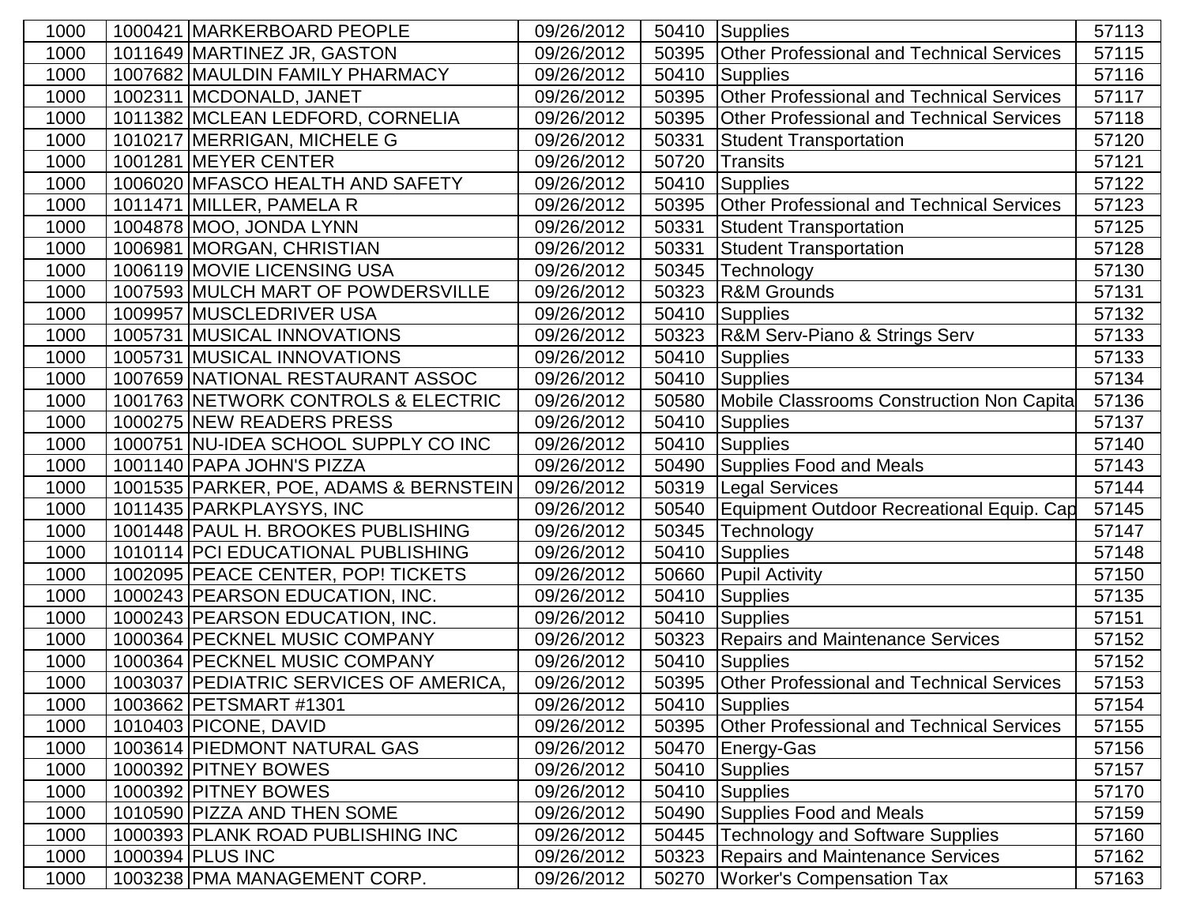| 1000 | 1000421 | MARKERBOARD PEOPLE | 09/26/2012 | 50410 | Supplies | 57113 |
|---|---|---|---|---|---|---|
| 1000 | 1011649 | MARTINEZ JR, GASTON | 09/26/2012 | 50395 | Other Professional and Technical Services | 57115 |
| 1000 | 1007682 | MAULDIN FAMILY PHARMACY | 09/26/2012 | 50410 | Supplies | 57116 |
| 1000 | 1002311 | MCDONALD, JANET | 09/26/2012 | 50395 | Other Professional and Technical Services | 57117 |
| 1000 | 1011382 | MCLEAN LEDFORD, CORNELIA | 09/26/2012 | 50395 | Other Professional and Technical Services | 57118 |
| 1000 | 1010217 | MERRIGAN, MICHELE G | 09/26/2012 | 50331 | Student Transportation | 57120 |
| 1000 | 1001281 | MEYER CENTER | 09/26/2012 | 50720 | Transits | 57121 |
| 1000 | 1006020 | MFASCO HEALTH AND SAFETY | 09/26/2012 | 50410 | Supplies | 57122 |
| 1000 | 1011471 | MILLER, PAMELA R | 09/26/2012 | 50395 | Other Professional and Technical Services | 57123 |
| 1000 | 1004878 | MOO, JONDA LYNN | 09/26/2012 | 50331 | Student Transportation | 57125 |
| 1000 | 1006981 | MORGAN, CHRISTIAN | 09/26/2012 | 50331 | Student Transportation | 57128 |
| 1000 | 1006119 | MOVIE LICENSING USA | 09/26/2012 | 50345 | Technology | 57130 |
| 1000 | 1007593 | MULCH MART OF POWDERSVILLE | 09/26/2012 | 50323 | R&M Grounds | 57131 |
| 1000 | 1009957 | MUSCLEDRIVER USA | 09/26/2012 | 50410 | Supplies | 57132 |
| 1000 | 1005731 | MUSICAL INNOVATIONS | 09/26/2012 | 50323 | R&M Serv-Piano & Strings Serv | 57133 |
| 1000 | 1005731 | MUSICAL INNOVATIONS | 09/26/2012 | 50410 | Supplies | 57133 |
| 1000 | 1007659 | NATIONAL RESTAURANT ASSOC | 09/26/2012 | 50410 | Supplies | 57134 |
| 1000 | 1001763 | NETWORK CONTROLS & ELECTRIC | 09/26/2012 | 50580 | Mobile Classrooms Construction Non Capita | 57136 |
| 1000 | 1000275 | NEW READERS PRESS | 09/26/2012 | 50410 | Supplies | 57137 |
| 1000 | 1000751 | NU-IDEA SCHOOL SUPPLY CO INC | 09/26/2012 | 50410 | Supplies | 57140 |
| 1000 | 1001140 | PAPA JOHN'S PIZZA | 09/26/2012 | 50490 | Supplies Food and Meals | 57143 |
| 1000 | 1001535 | PARKER, POE, ADAMS & BERNSTEIN | 09/26/2012 | 50319 | Legal Services | 57144 |
| 1000 | 1011435 | PARKPLAYSYS, INC | 09/26/2012 | 50540 | Equipment Outdoor Recreational Equip. Cap | 57145 |
| 1000 | 1001448 | PAUL H. BROOKES PUBLISHING | 09/26/2012 | 50345 | Technology | 57147 |
| 1000 | 1010114 | PCI EDUCATIONAL PUBLISHING | 09/26/2012 | 50410 | Supplies | 57148 |
| 1000 | 1002095 | PEACE CENTER, POP! TICKETS | 09/26/2012 | 50660 | Pupil Activity | 57150 |
| 1000 | 1000243 | PEARSON EDUCATION, INC. | 09/26/2012 | 50410 | Supplies | 57135 |
| 1000 | 1000243 | PEARSON EDUCATION, INC. | 09/26/2012 | 50410 | Supplies | 57151 |
| 1000 | 1000364 | PECKNEL MUSIC COMPANY | 09/26/2012 | 50323 | Repairs and Maintenance Services | 57152 |
| 1000 | 1000364 | PECKNEL MUSIC COMPANY | 09/26/2012 | 50410 | Supplies | 57152 |
| 1000 | 1003037 | PEDIATRIC SERVICES OF AMERICA, | 09/26/2012 | 50395 | Other Professional and Technical Services | 57153 |
| 1000 | 1003662 | PETSMART #1301 | 09/26/2012 | 50410 | Supplies | 57154 |
| 1000 | 1010403 | PICONE, DAVID | 09/26/2012 | 50395 | Other Professional and Technical Services | 57155 |
| 1000 | 1003614 | PIEDMONT NATURAL GAS | 09/26/2012 | 50470 | Energy-Gas | 57156 |
| 1000 | 1000392 | PITNEY BOWES | 09/26/2012 | 50410 | Supplies | 57157 |
| 1000 | 1000392 | PITNEY BOWES | 09/26/2012 | 50410 | Supplies | 57170 |
| 1000 | 1010590 | PIZZA AND THEN SOME | 09/26/2012 | 50490 | Supplies Food and Meals | 57159 |
| 1000 | 1000393 | PLANK ROAD PUBLISHING INC | 09/26/2012 | 50445 | Technology and Software Supplies | 57160 |
| 1000 | 1000394 | PLUS INC | 09/26/2012 | 50323 | Repairs and Maintenance Services | 57162 |
| 1000 | 1003238 | PMA MANAGEMENT CORP. | 09/26/2012 | 50270 | Worker's Compensation Tax | 57163 |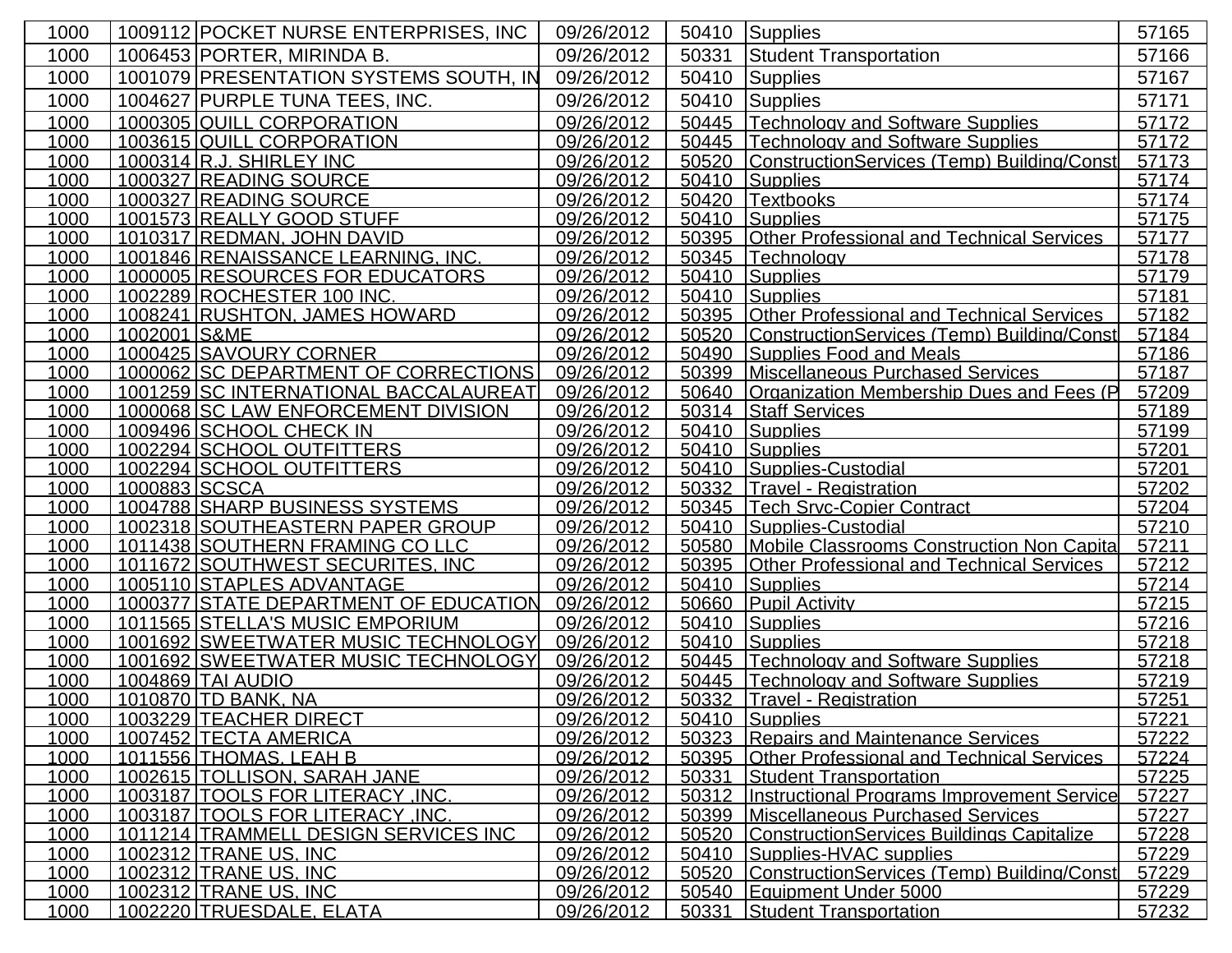| | | | | | | |
|---|---|---|---|---|---|---|
| 1000 | 1009112 | POCKET NURSE ENTERPRISES, INC | 09/26/2012 | 50410 | Supplies | 57165 |
| 1000 | 1006453 | PORTER, MIRINDA B. | 09/26/2012 | 50331 | Student Transportation | 57166 |
| 1000 | 1001079 | PRESENTATION SYSTEMS SOUTH, IN | 09/26/2012 | 50410 | Supplies | 57167 |
| 1000 | 1004627 | PURPLE TUNA TEES, INC. | 09/26/2012 | 50410 | Supplies | 57171 |
| 1000 | 1000305 | QUILL CORPORATION | 09/26/2012 | 50445 | Technology and Software Supplies | 57172 |
| 1000 | 1003615 | QUILL CORPORATION | 09/26/2012 | 50445 | Technology and Software Supplies | 57172 |
| 1000 | 1000314 | R.J. SHIRLEY INC | 09/26/2012 | 50520 | ConstructionServices (Temp) Building/Const | 57173 |
| 1000 | 1000327 | READING SOURCE | 09/26/2012 | 50410 | Supplies | 57174 |
| 1000 | 1000327 | READING SOURCE | 09/26/2012 | 50420 | Textbooks | 57174 |
| 1000 | 1001573 | REALLY GOOD STUFF | 09/26/2012 | 50410 | Supplies | 57175 |
| 1000 | 1010317 | REDMAN, JOHN DAVID | 09/26/2012 | 50395 | Other Professional and Technical Services | 57177 |
| 1000 | 1001846 | RENAISSANCE LEARNING, INC. | 09/26/2012 | 50345 | Technology | 57178 |
| 1000 | 1000005 | RESOURCES FOR EDUCATORS | 09/26/2012 | 50410 | Supplies | 57179 |
| 1000 | 1002289 | ROCHESTER 100 INC. | 09/26/2012 | 50410 | Supplies | 57181 |
| 1000 | 1008241 | RUSHTON, JAMES HOWARD | 09/26/2012 | 50395 | Other Professional and Technical Services | 57182 |
| 1000 | 1002001 | S&ME | 09/26/2012 | 50520 | ConstructionServices (Temp) Building/Const | 57184 |
| 1000 | 1000425 | SAVOURY CORNER | 09/26/2012 | 50490 | Supplies Food and Meals | 57186 |
| 1000 | 1000062 | SC DEPARTMENT OF CORRECTIONS | 09/26/2012 | 50399 | Miscellaneous Purchased Services | 57187 |
| 1000 | 1001259 | SC INTERNATIONAL BACCALAUREAT | 09/26/2012 | 50640 | Organization Membership Dues and Fees (P | 57209 |
| 1000 | 1000068 | SC LAW ENFORCEMENT DIVISION | 09/26/2012 | 50314 | Staff Services | 57189 |
| 1000 | 1009496 | SCHOOL CHECK IN | 09/26/2012 | 50410 | Supplies | 57199 |
| 1000 | 1002294 | SCHOOL OUTFITTERS | 09/26/2012 | 50410 | Supplies | 57201 |
| 1000 | 1002294 | SCHOOL OUTFITTERS | 09/26/2012 | 50410 | Supplies-Custodial | 57201 |
| 1000 | 1000883 | SCSCA | 09/26/2012 | 50332 | Travel - Registration | 57202 |
| 1000 | 1004788 | SHARP BUSINESS SYSTEMS | 09/26/2012 | 50345 | Tech Srvc-Copier Contract | 57204 |
| 1000 | 1002318 | SOUTHEASTERN PAPER GROUP | 09/26/2012 | 50410 | Supplies-Custodial | 57210 |
| 1000 | 1011438 | SOUTHERN FRAMING CO LLC | 09/26/2012 | 50580 | Mobile Classrooms Construction Non Capita | 57211 |
| 1000 | 1011672 | SOUTHWEST SECURITES, INC | 09/26/2012 | 50395 | Other Professional and Technical Services | 57212 |
| 1000 | 1005110 | STAPLES ADVANTAGE | 09/26/2012 | 50410 | Supplies | 57214 |
| 1000 | 1000377 | STATE DEPARTMENT OF EDUCATION | 09/26/2012 | 50660 | Pupil Activity | 57215 |
| 1000 | 1011565 | STELLA'S MUSIC EMPORIUM | 09/26/2012 | 50410 | Supplies | 57216 |
| 1000 | 1001692 | SWEETWATER MUSIC TECHNOLOGY | 09/26/2012 | 50410 | Supplies | 57218 |
| 1000 | 1001692 | SWEETWATER MUSIC TECHNOLOGY | 09/26/2012 | 50445 | Technology and Software Supplies | 57218 |
| 1000 | 1004869 | TAI AUDIO | 09/26/2012 | 50445 | Technology and Software Supplies | 57219 |
| 1000 | 1010870 | TD BANK, NA | 09/26/2012 | 50332 | Travel - Registration | 57251 |
| 1000 | 1003229 | TEACHER DIRECT | 09/26/2012 | 50410 | Supplies | 57221 |
| 1000 | 1007452 | TECTA AMERICA | 09/26/2012 | 50323 | Repairs and Maintenance Services | 57222 |
| 1000 | 1011556 | THOMAS, LEAH B | 09/26/2012 | 50395 | Other Professional and Technical Services | 57224 |
| 1000 | 1002615 | TOLLISON, SARAH JANE | 09/26/2012 | 50331 | Student Transportation | 57225 |
| 1000 | 1003187 | TOOLS FOR LITERACY ,INC. | 09/26/2012 | 50312 | Instructional Programs Improvement Service | 57227 |
| 1000 | 1003187 | TOOLS FOR LITERACY ,INC. | 09/26/2012 | 50399 | Miscellaneous Purchased Services | 57227 |
| 1000 | 1011214 | TRAMMELL DESIGN SERVICES INC | 09/26/2012 | 50520 | ConstructionServices Buildings Capitalize | 57228 |
| 1000 | 1002312 | TRANE US, INC | 09/26/2012 | 50410 | Supplies-HVAC supplies | 57229 |
| 1000 | 1002312 | TRANE US, INC | 09/26/2012 | 50520 | ConstructionServices (Temp) Building/Const | 57229 |
| 1000 | 1002312 | TRANE US, INC | 09/26/2012 | 50540 | Equipment Under 5000 | 57229 |
| 1000 | 1002220 | TRUESDALE, ELATA | 09/26/2012 | 50331 | Student Transportation | 57232 |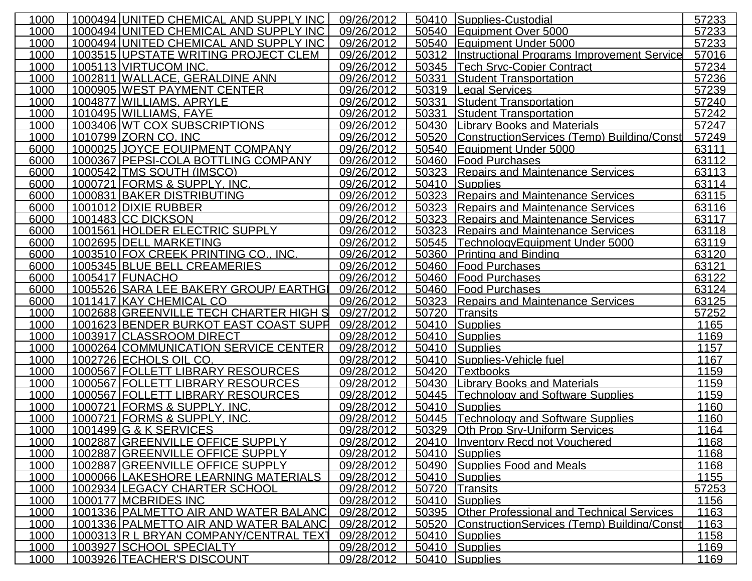| | | | | | | |
|---|---|---|---|---|---|---|
| 1000 | 1000494 | UNITED CHEMICAL AND SUPPLY INC | 09/26/2012 | 50410 | Supplies-Custodial | 57233 |
| 1000 | 1000494 | UNITED CHEMICAL AND SUPPLY INC | 09/26/2012 | 50540 | Equipment Over 5000 | 57233 |
| 1000 | 1000494 | UNITED CHEMICAL AND SUPPLY INC | 09/26/2012 | 50540 | Equipment Under 5000 | 57233 |
| 1000 | 1003515 | UPSTATE WRITING PROJECT CLEM | 09/26/2012 | 50312 | Instructional Programs Improvement Service | 57016 |
| 1000 | 1005113 | VIRTUCOM INC. | 09/26/2012 | 50345 | Tech Srvc-Copier Contract | 57234 |
| 1000 | 1002811 | WALLACE, GERALDINE ANN | 09/26/2012 | 50331 | Student Transportation | 57236 |
| 1000 | 1000905 | WEST PAYMENT CENTER | 09/26/2012 | 50319 | Legal Services | 57239 |
| 1000 | 1004877 | WILLIAMS, APRYLE | 09/26/2012 | 50331 | Student Transportation | 57240 |
| 1000 | 1010495 | WILLIAMS, FAYE | 09/26/2012 | 50331 | Student Transportation | 57242 |
| 1000 | 1003406 | WT COX SUBSCRIPTIONS | 09/26/2012 | 50430 | Library Books and Materials | 57247 |
| 1000 | 1010799 | ZORN CO, INC | 09/26/2012 | 50520 | ConstructionServices (Temp) Building/Const | 57249 |
| 6000 | 1000025 | JOYCE EQUIPMENT COMPANY | 09/26/2012 | 50540 | Equipment Under 5000 | 63111 |
| 6000 | 1000367 | PEPSI-COLA BOTTLING COMPANY | 09/26/2012 | 50460 | Food Purchases | 63112 |
| 6000 | 1000542 | TMS SOUTH (IMSCO) | 09/26/2012 | 50323 | Repairs and Maintenance Services | 63113 |
| 6000 | 1000721 | FORMS & SUPPLY, INC. | 09/26/2012 | 50410 | Supplies | 63114 |
| 6000 | 1000831 | BAKER DISTRIBUTING | 09/26/2012 | 50323 | Repairs and Maintenance Services | 63115 |
| 6000 | 1001012 | DIXIE RUBBER | 09/26/2012 | 50323 | Repairs and Maintenance Services | 63116 |
| 6000 | 1001483 | CC DICKSON | 09/26/2012 | 50323 | Repairs and Maintenance Services | 63117 |
| 6000 | 1001561 | HOLDER ELECTRIC SUPPLY | 09/26/2012 | 50323 | Repairs and Maintenance Services | 63118 |
| 6000 | 1002695 | DELL MARKETING | 09/26/2012 | 50545 | TechnologyEquipment Under 5000 | 63119 |
| 6000 | 1003510 | FOX CREEK PRINTING CO., INC. | 09/26/2012 | 50360 | Printing and Binding | 63120 |
| 6000 | 1005345 | BLUE BELL CREAMERIES | 09/26/2012 | 50460 | Food Purchases | 63121 |
| 6000 | 1005417 | FUNACHO | 09/26/2012 | 50460 | Food Purchases | 63122 |
| 6000 | 1005526 | SARA LEE BAKERY GROUP/ EARTHGI | 09/26/2012 | 50460 | Food Purchases | 63124 |
| 6000 | 1011417 | KAY CHEMICAL CO | 09/26/2012 | 50323 | Repairs and Maintenance Services | 63125 |
| 1000 | 1002688 | GREENVILLE TECH CHARTER HIGH S | 09/27/2012 | 50720 | Transits | 57252 |
| 1000 | 1001623 | BENDER BURKOT EAST COAST SUPP | 09/28/2012 | 50410 | Supplies | 1165 |
| 1000 | 1003917 | CLASSROOM DIRECT | 09/28/2012 | 50410 | Supplies | 1169 |
| 1000 | 1000264 | COMMUNICATION SERVICE CENTER | 09/28/2012 | 50410 | Supplies | 1157 |
| 1000 | 1002726 | ECHOLS OIL CO. | 09/28/2012 | 50410 | Supplies-Vehicle fuel | 1167 |
| 1000 | 1000567 | FOLLETT LIBRARY RESOURCES | 09/28/2012 | 50420 | Textbooks | 1159 |
| 1000 | 1000567 | FOLLETT LIBRARY RESOURCES | 09/28/2012 | 50430 | Library Books and Materials | 1159 |
| 1000 | 1000567 | FOLLETT LIBRARY RESOURCES | 09/28/2012 | 50445 | Technology and Software Supplies | 1159 |
| 1000 | 1000721 | FORMS & SUPPLY, INC. | 09/28/2012 | 50410 | Supplies | 1160 |
| 1000 | 1000721 | FORMS & SUPPLY, INC. | 09/28/2012 | 50445 | Technology and Software Supplies | 1160 |
| 1000 | 1001499 | G & K SERVICES | 09/28/2012 | 50329 | Oth Prop Srv-Uniform Services | 1164 |
| 1000 | 1002887 | GREENVILLE OFFICE SUPPLY | 09/28/2012 | 20410 | Inventory Recd not Vouchered | 1168 |
| 1000 | 1002887 | GREENVILLE OFFICE SUPPLY | 09/28/2012 | 50410 | Supplies | 1168 |
| 1000 | 1002887 | GREENVILLE OFFICE SUPPLY | 09/28/2012 | 50490 | Supplies Food and Meals | 1168 |
| 1000 | 1000066 | LAKESHORE LEARNING MATERIALS | 09/28/2012 | 50410 | Supplies | 1155 |
| 1000 | 1002934 | LEGACY CHARTER SCHOOL | 09/28/2012 | 50720 | Transits | 57253 |
| 1000 | 1000177 | MCBRIDES INC | 09/28/2012 | 50410 | Supplies | 1156 |
| 1000 | 1001336 | PALMETTO AIR AND WATER BALANCI | 09/28/2012 | 50395 | Other Professional and Technical Services | 1163 |
| 1000 | 1001336 | PALMETTO AIR AND WATER BALANCI | 09/28/2012 | 50520 | ConstructionServices (Temp) Building/Const | 1163 |
| 1000 | 1000313 | R L BRYAN COMPANY/CENTRAL TEXT | 09/28/2012 | 50410 | Supplies | 1158 |
| 1000 | 1003927 | SCHOOL SPECIALTY | 09/28/2012 | 50410 | Supplies | 1169 |
| 1000 | 1003926 | TEACHER'S DISCOUNT | 09/28/2012 | 50410 | Supplies | 1169 |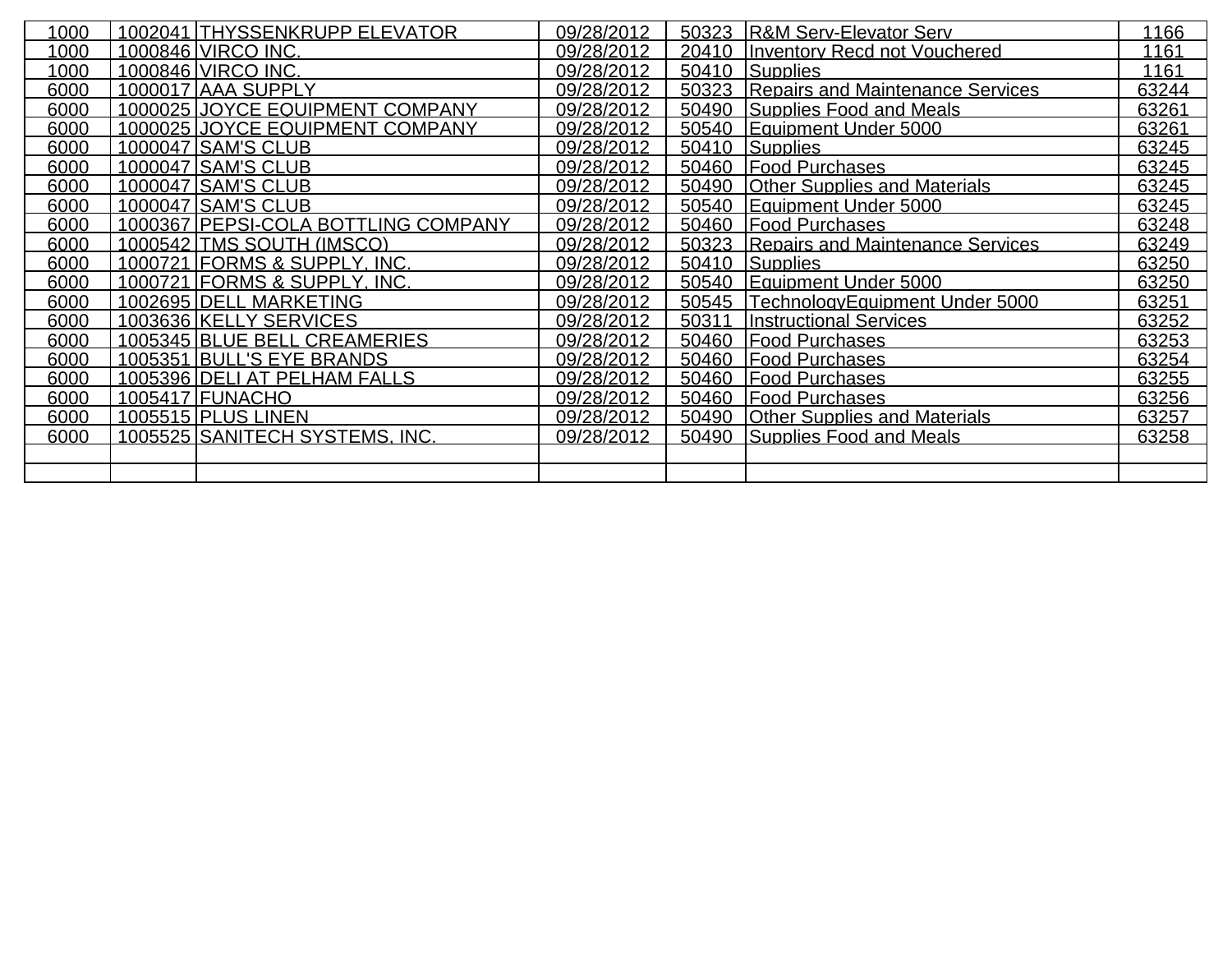| | | | | | | |
|---|---|---|---|---|---|---|
| 1000 | 1002041 | THYSSENKRUPP ELEVATOR | 09/28/2012 | 50323 | R&M Serv-Elevator Serv | 1166 |
| 1000 | 1000846 | VIRCO INC. | 09/28/2012 | 20410 | Inventory Recd not Vouchered | 1161 |
| 1000 | 1000846 | VIRCO INC. | 09/28/2012 | 50410 | Supplies | 1161 |
| 6000 | 1000017 | AAA SUPPLY | 09/28/2012 | 50323 | Repairs and Maintenance Services | 63244 |
| 6000 | 1000025 | JOYCE EQUIPMENT COMPANY | 09/28/2012 | 50490 | Supplies Food and Meals | 63261 |
| 6000 | 1000025 | JOYCE EQUIPMENT COMPANY | 09/28/2012 | 50540 | Equipment Under 5000 | 63261 |
| 6000 | 1000047 | SAM'S CLUB | 09/28/2012 | 50410 | Supplies | 63245 |
| 6000 | 1000047 | SAM'S CLUB | 09/28/2012 | 50460 | Food Purchases | 63245 |
| 6000 | 1000047 | SAM'S CLUB | 09/28/2012 | 50490 | Other Supplies and Materials | 63245 |
| 6000 | 1000047 | SAM'S CLUB | 09/28/2012 | 50540 | Equipment Under 5000 | 63245 |
| 6000 | 1000367 | PEPSI-COLA BOTTLING COMPANY | 09/28/2012 | 50460 | Food Purchases | 63248 |
| 6000 | 1000542 | TMS SOUTH (IMSCO) | 09/28/2012 | 50323 | Repairs and Maintenance Services | 63249 |
| 6000 | 1000721 | FORMS & SUPPLY, INC. | 09/28/2012 | 50410 | Supplies | 63250 |
| 6000 | 1000721 | FORMS & SUPPLY, INC. | 09/28/2012 | 50540 | Equipment Under 5000 | 63250 |
| 6000 | 1002695 | DELL MARKETING | 09/28/2012 | 50545 | TechnologyEquipment Under 5000 | 63251 |
| 6000 | 1003636 | KELLY SERVICES | 09/28/2012 | 50311 | Instructional Services | 63252 |
| 6000 | 1005345 | BLUE BELL CREAMERIES | 09/28/2012 | 50460 | Food Purchases | 63253 |
| 6000 | 1005351 | BULL'S EYE BRANDS | 09/28/2012 | 50460 | Food Purchases | 63254 |
| 6000 | 1005396 | DELI AT PELHAM FALLS | 09/28/2012 | 50460 | Food Purchases | 63255 |
| 6000 | 1005417 | FUNACHO | 09/28/2012 | 50460 | Food Purchases | 63256 |
| 6000 | 1005515 | PLUS LINEN | 09/28/2012 | 50490 | Other Supplies and Materials | 63257 |
| 6000 | 1005525 | SANITECH SYSTEMS, INC. | 09/28/2012 | 50490 | Supplies Food and Meals | 63258 |
| | | | | | | |
| | | | | | | |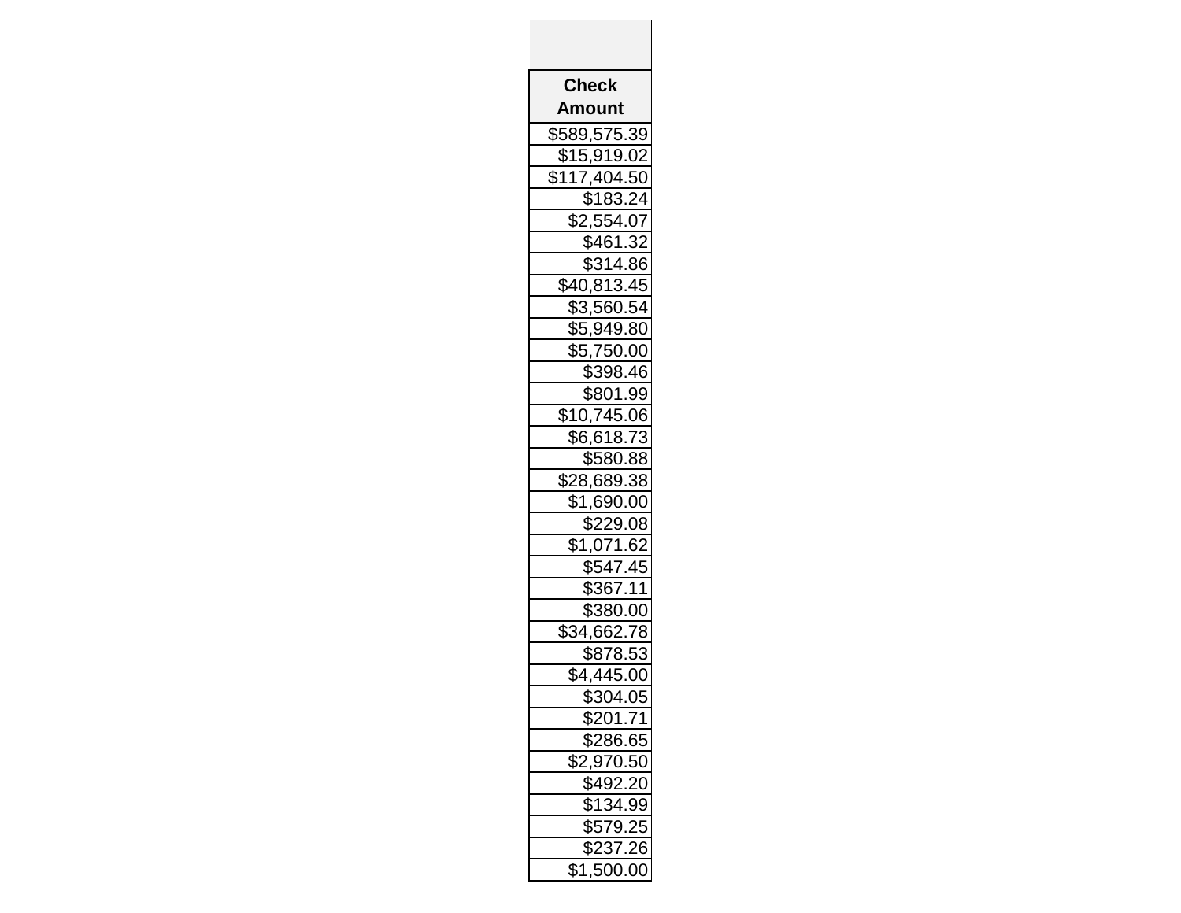| Check Amount |
|---:|
| $589,575.39 |
| $15,919.02 |
| $117,404.50 |
| $183.24 |
| $2,554.07 |
| $461.32 |
| $314.86 |
| $40,813.45 |
| $3,560.54 |
| $5,949.80 |
| $5,750.00 |
| $398.46 |
| $801.99 |
| $10,745.06 |
| $6,618.73 |
| $580.88 |
| $28,689.38 |
| $1,690.00 |
| $229.08 |
| $1,071.62 |
| $547.45 |
| $367.11 |
| $380.00 |
| $34,662.78 |
| $878.53 |
| $4,445.00 |
| $304.05 |
| $201.71 |
| $286.65 |
| $2,970.50 |
| $492.20 |
| $134.99 |
| $579.25 |
| $237.26 |
| $1,500.00 |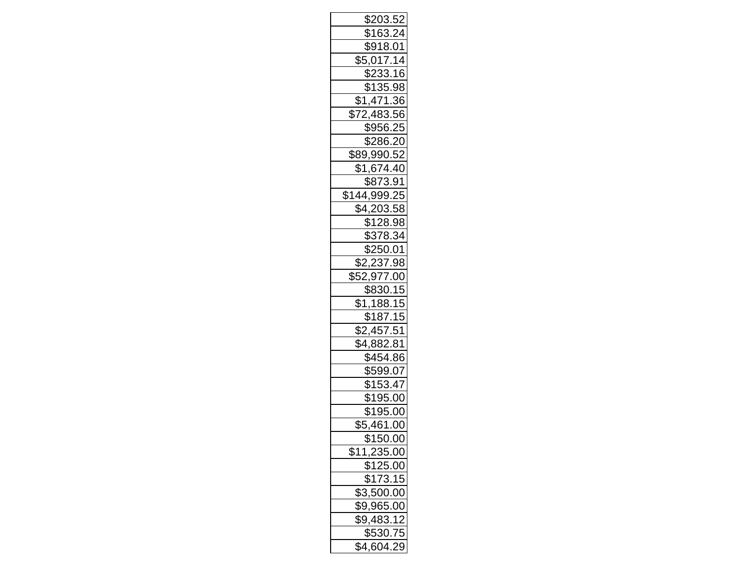| |
|---|
| $203.52 |
| $163.24 |
| $918.01 |
| $5,017.14 |
| $233.16 |
| $135.98 |
| $1,471.36 |
| $72,483.56 |
| $956.25 |
| $286.20 |
| $89,990.52 |
| $1,674.40 |
| $873.91 |
| $144,999.25 |
| $4,203.58 |
| $128.98 |
| $378.34 |
| $250.01 |
| $2,237.98 |
| $52,977.00 |
| $830.15 |
| $1,188.15 |
| $187.15 |
| $2,457.51 |
| $4,882.81 |
| $454.86 |
| $599.07 |
| $153.47 |
| $195.00 |
| $195.00 |
| $5,461.00 |
| $150.00 |
| $11,235.00 |
| $125.00 |
| $173.15 |
| $3,500.00 |
| $9,965.00 |
| $9,483.12 |
| $530.75 |
| $4,604.29 |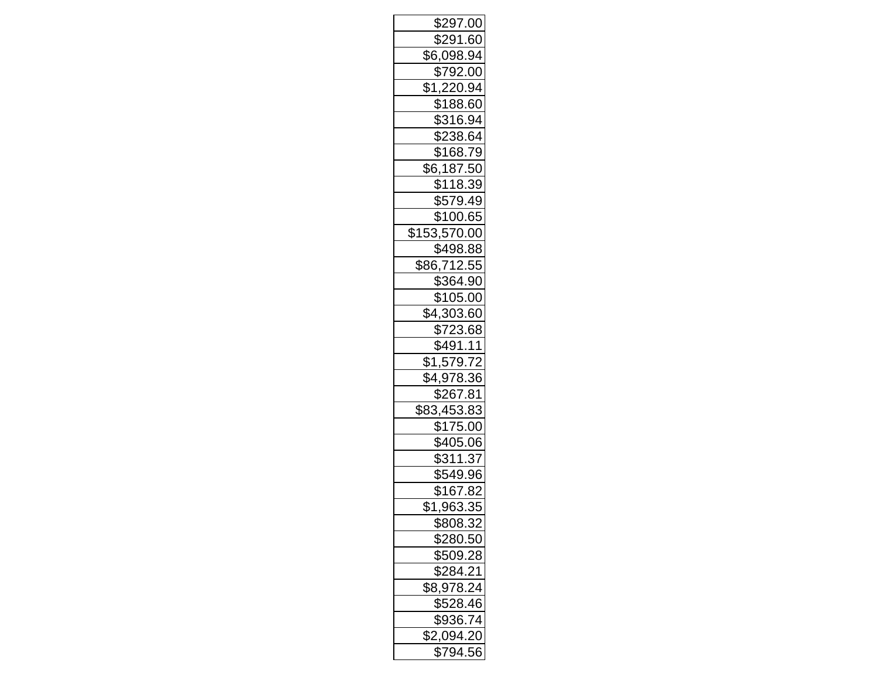| |
|---:|
| $297.00 |
| $291.60 |
| $6,098.94 |
| $792.00 |
| $1,220.94 |
| $188.60 |
| $316.94 |
| $238.64 |
| $168.79 |
| $6,187.50 |
| $118.39 |
| $579.49 |
| $100.65 |
| $153,570.00 |
| $498.88 |
| $86,712.55 |
| $364.90 |
| $105.00 |
| $4,303.60 |
| $723.68 |
| $491.11 |
| $1,579.72 |
| $4,978.36 |
| $267.81 |
| $83,453.83 |
| $175.00 |
| $405.06 |
| $311.37 |
| $549.96 |
| $167.82 |
| $1,963.35 |
| $808.32 |
| $280.50 |
| $509.28 |
| $284.21 |
| $8,978.24 |
| $528.46 |
| $936.74 |
| $2,094.20 |
| $794.56 |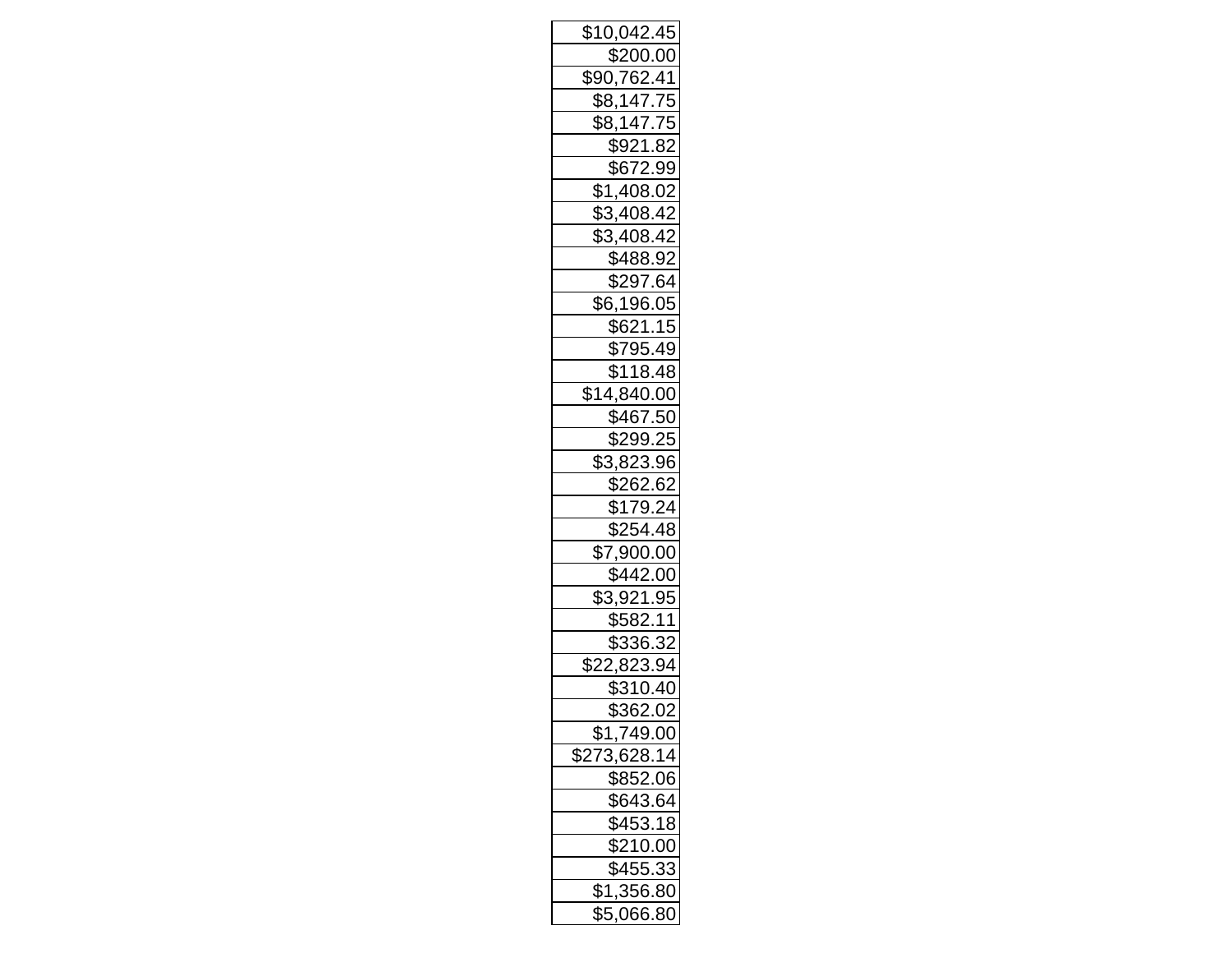| $10,042.45 |
| ---: |
| $200.00 |
| $90,762.41 |
| $8,147.75 |
| $8,147.75 |
| $921.82 |
| $672.99 |
| $1,408.02 |
| $3,408.42 |
| $3,408.42 |
| $488.92 |
| $297.64 |
| $6,196.05 |
| $621.15 |
| $795.49 |
| $118.48 |
| $14,840.00 |
| $467.50 |
| $299.25 |
| $3,823.96 |
| $262.62 |
| $179.24 |
| $254.48 |
| $7,900.00 |
| $442.00 |
| $3,921.95 |
| $582.11 |
| $336.32 |
| $22,823.94 |
| $310.40 |
| $362.02 |
| $1,749.00 |
| $273,628.14 |
| $852.06 |
| $643.64 |
| $453.18 |
| $210.00 |
| $455.33 |
| $1,356.80 |
| $5,066.80 |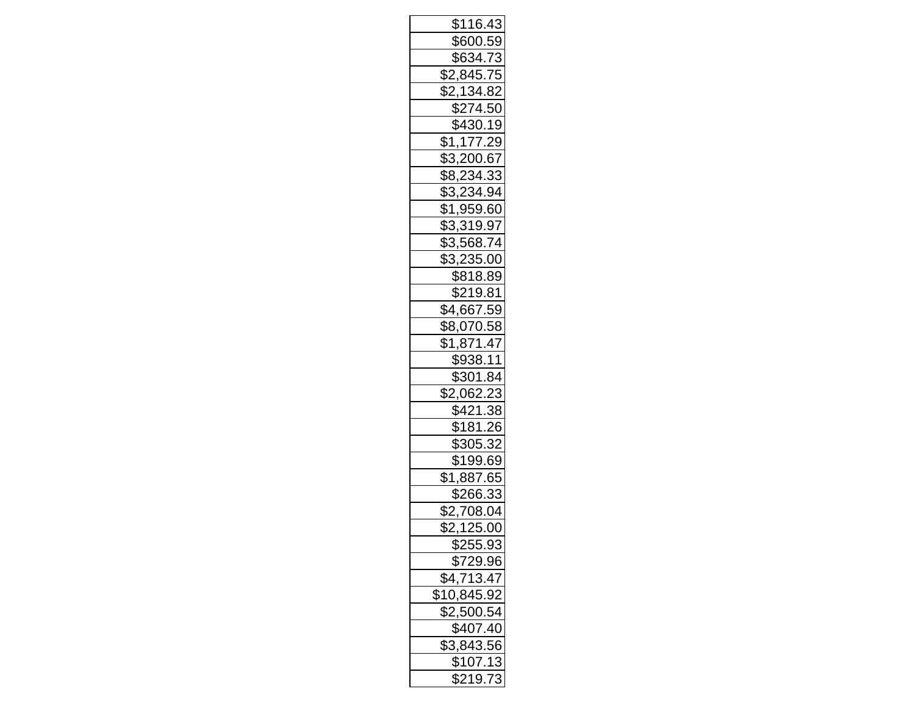| |
|---:|
| $116.43 |
| $600.59 |
| $634.73 |
| $2,845.75 |
| $2,134.82 |
| $274.50 |
| $430.19 |
| $1,177.29 |
| $3,200.67 |
| $8,234.33 |
| $3,234.94 |
| $1,959.60 |
| $3,319.97 |
| $3,568.74 |
| $3,235.00 |
| $818.89 |
| $219.81 |
| $4,667.59 |
| $8,070.58 |
| $1,871.47 |
| $938.11 |
| $301.84 |
| $2,062.23 |
| $421.38 |
| $181.26 |
| $305.32 |
| $199.69 |
| $1,887.65 |
| $266.33 |
| $2,708.04 |
| $2,125.00 |
| $255.93 |
| $729.96 |
| $4,713.47 |
| $10,845.92 |
| $2,500.54 |
| $407.40 |
| $3,843.56 |
| $107.13 |
| $219.73 |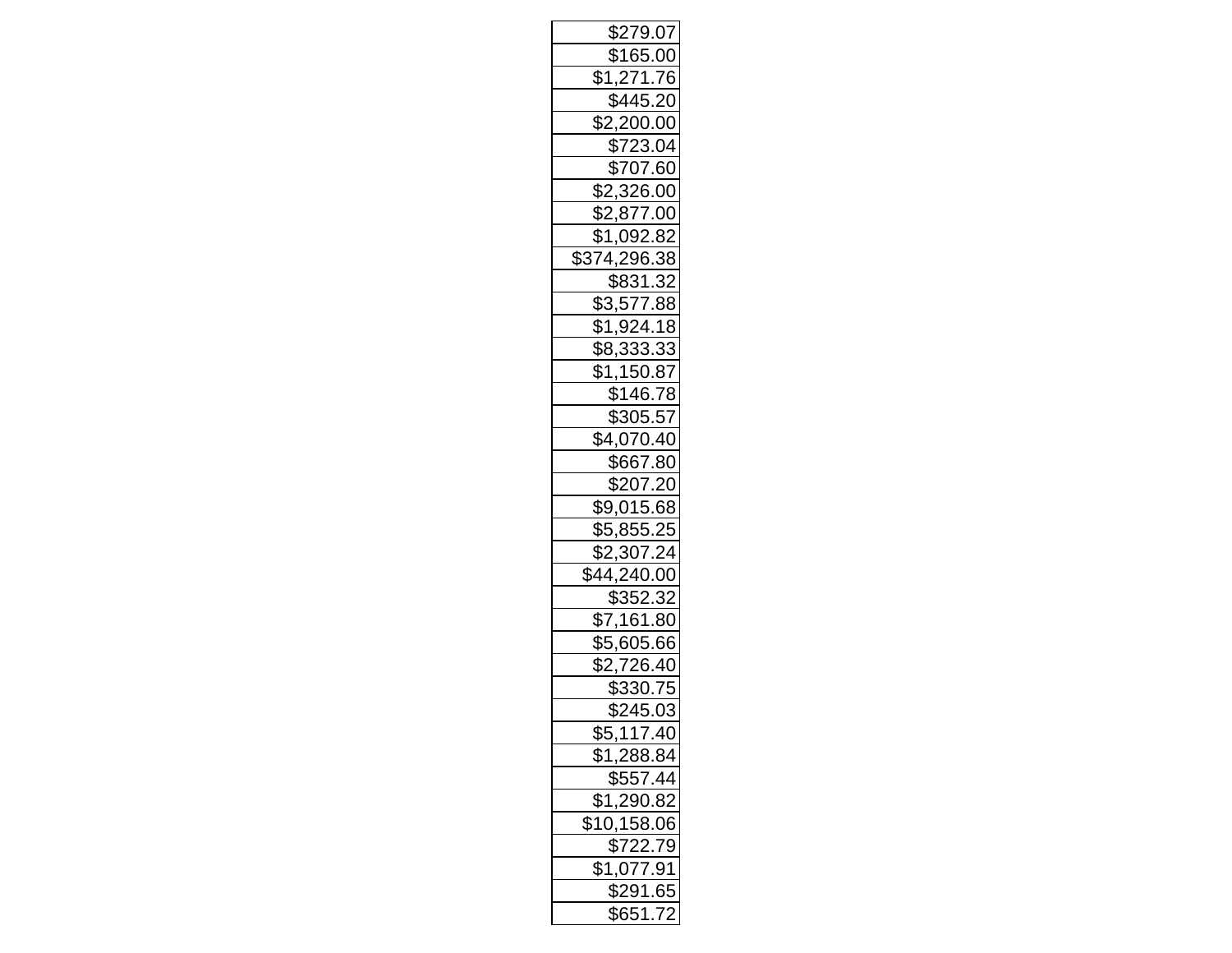| |
|---|
| $279.07 |
| $165.00 |
| $1,271.76 |
| $445.20 |
| $2,200.00 |
| $723.04 |
| $707.60 |
| $2,326.00 |
| $2,877.00 |
| $1,092.82 |
| $374,296.38 |
| $831.32 |
| $3,577.88 |
| $1,924.18 |
| $8,333.33 |
| $1,150.87 |
| $146.78 |
| $305.57 |
| $4,070.40 |
| $667.80 |
| $207.20 |
| $9,015.68 |
| $5,855.25 |
| $2,307.24 |
| $44,240.00 |
| $352.32 |
| $7,161.80 |
| $5,605.66 |
| $2,726.40 |
| $330.75 |
| $245.03 |
| $5,117.40 |
| $1,288.84 |
| $557.44 |
| $1,290.82 |
| $10,158.06 |
| $722.79 |
| $1,077.91 |
| $291.65 |
| $651.72 |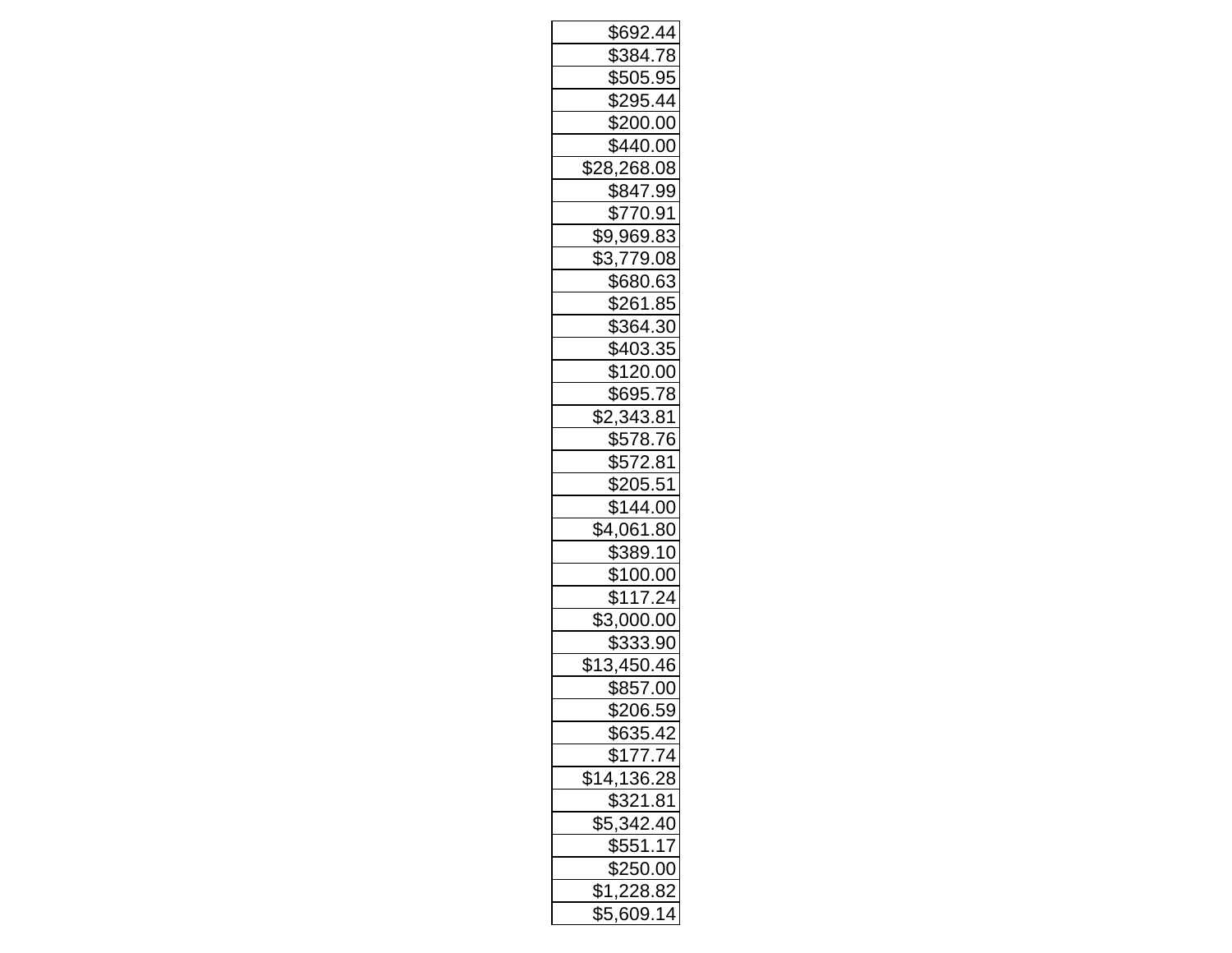| |
|---|
| $692.44 |
| $384.78 |
| $505.95 |
| $295.44 |
| $200.00 |
| $440.00 |
| $28,268.08 |
| $847.99 |
| $770.91 |
| $9,969.83 |
| $3,779.08 |
| $680.63 |
| $261.85 |
| $364.30 |
| $403.35 |
| $120.00 |
| $695.78 |
| $2,343.81 |
| $578.76 |
| $572.81 |
| $205.51 |
| $144.00 |
| $4,061.80 |
| $389.10 |
| $100.00 |
| $117.24 |
| $3,000.00 |
| $333.90 |
| $13,450.46 |
| $857.00 |
| $206.59 |
| $635.42 |
| $177.74 |
| $14,136.28 |
| $321.81 |
| $5,342.40 |
| $551.17 |
| $250.00 |
| $1,228.82 |
| $5,609.14 |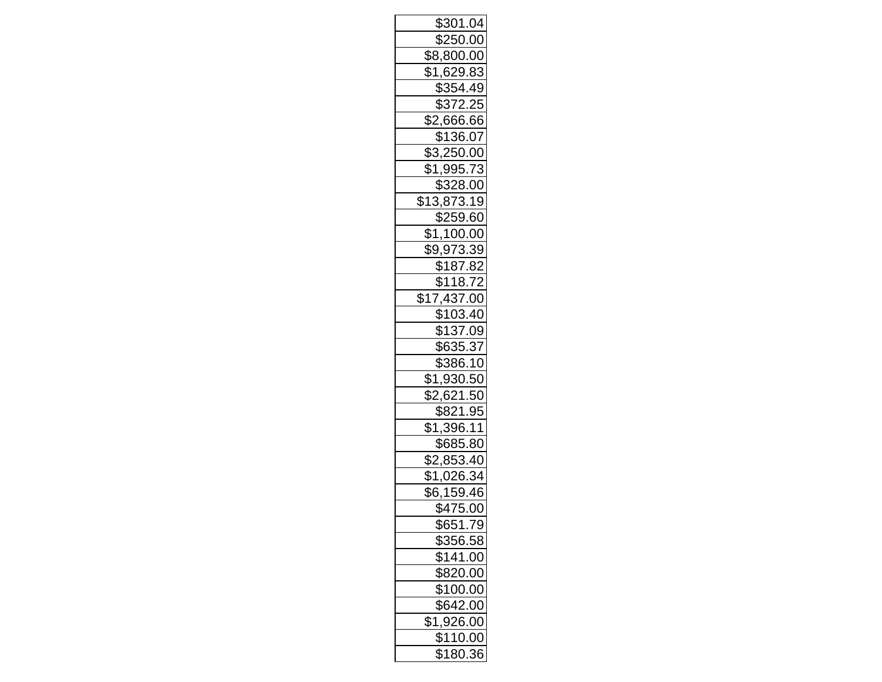| |
|---|
| $301.04 |
| $250.00 |
| $8,800.00 |
| $1,629.83 |
| $354.49 |
| $372.25 |
| $2,666.66 |
| $136.07 |
| $3,250.00 |
| $1,995.73 |
| $328.00 |
| $13,873.19 |
| $259.60 |
| $1,100.00 |
| $9,973.39 |
| $187.82 |
| $118.72 |
| $17,437.00 |
| $103.40 |
| $137.09 |
| $635.37 |
| $386.10 |
| $1,930.50 |
| $2,621.50 |
| $821.95 |
| $1,396.11 |
| $685.80 |
| $2,853.40 |
| $1,026.34 |
| $6,159.46 |
| $475.00 |
| $651.79 |
| $356.58 |
| $141.00 |
| $820.00 |
| $100.00 |
| $642.00 |
| $1,926.00 |
| $110.00 |
| $180.36 |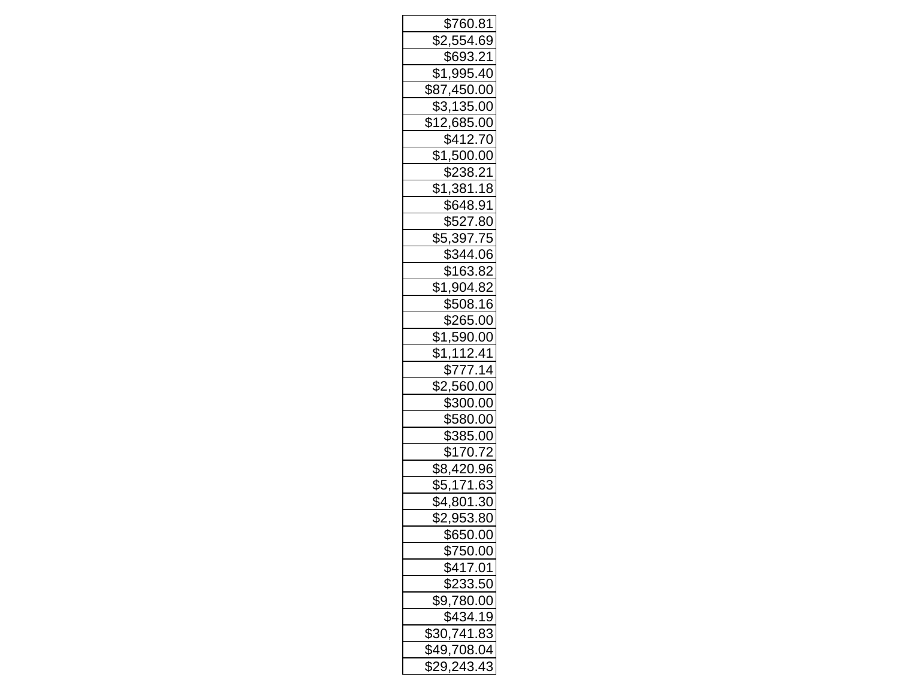| $760.81 |
| ---: |
| $2,554.69 |
| $693.21 |
| $1,995.40 |
| $87,450.00 |
| $3,135.00 |
| $12,685.00 |
| $412.70 |
| $1,500.00 |
| $238.21 |
| $1,381.18 |
| $648.91 |
| $527.80 |
| $5,397.75 |
| $344.06 |
| $163.82 |
| $1,904.82 |
| $508.16 |
| $265.00 |
| $1,590.00 |
| $1,112.41 |
| $777.14 |
| $2,560.00 |
| $300.00 |
| $580.00 |
| $385.00 |
| $170.72 |
| $8,420.96 |
| $5,171.63 |
| $4,801.30 |
| $2,953.80 |
| $650.00 |
| $750.00 |
| $417.01 |
| $233.50 |
| $9,780.00 |
| $434.19 |
| $30,741.83 |
| $49,708.04 |
| $29,243.43 |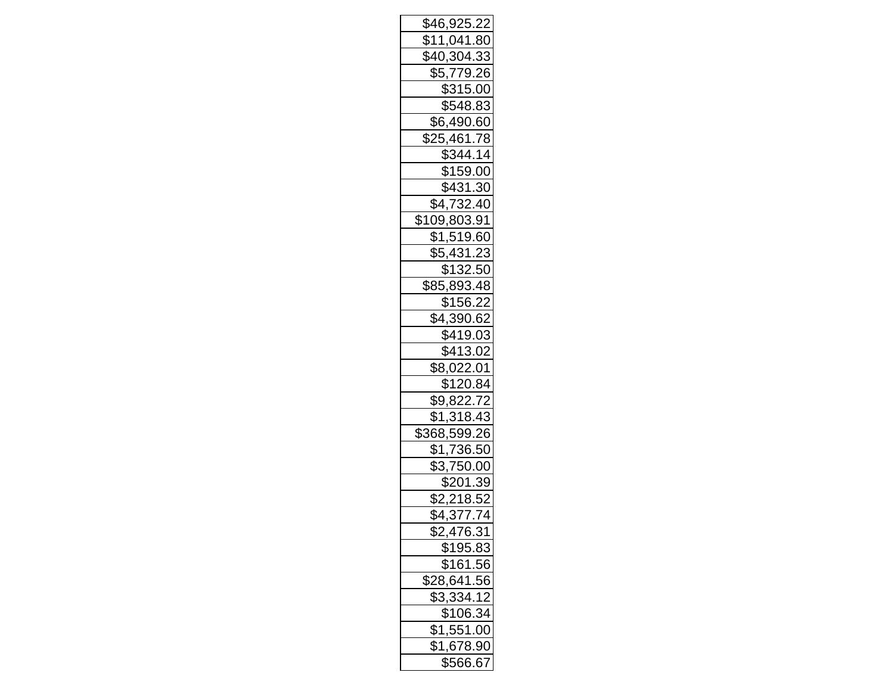| $46,925.22 |
| --- |
| $11,041.80 |
| $40,304.33 |
| $5,779.26 |
| $315.00 |
| $548.83 |
| $6,490.60 |
| $25,461.78 |
| $344.14 |
| $159.00 |
| $431.30 |
| $4,732.40 |
| $109,803.91 |
| $1,519.60 |
| $5,431.23 |
| $132.50 |
| $85,893.48 |
| $156.22 |
| $4,390.62 |
| $419.03 |
| $413.02 |
| $8,022.01 |
| $120.84 |
| $9,822.72 |
| $1,318.43 |
| $368,599.26 |
| $1,736.50 |
| $3,750.00 |
| $201.39 |
| $2,218.52 |
| $4,377.74 |
| $2,476.31 |
| $195.83 |
| $161.56 |
| $28,641.56 |
| $3,334.12 |
| $106.34 |
| $1,551.00 |
| $1,678.90 |
| $566.67 |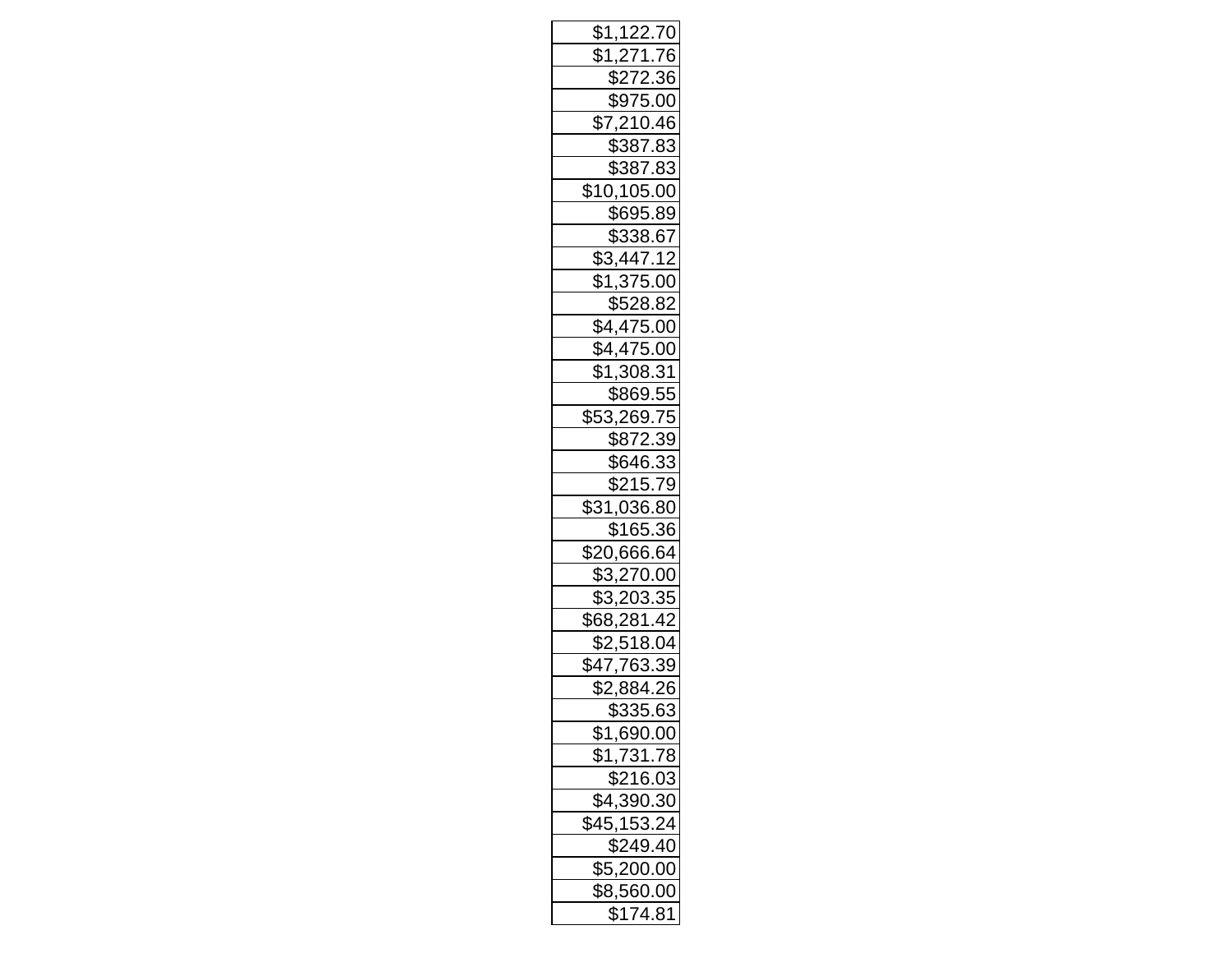| |
|---:|
| $1,122.70 |
| $1,271.76 |
| $272.36 |
| $975.00 |
| $7,210.46 |
| $387.83 |
| $387.83 |
| $10,105.00 |
| $695.89 |
| $338.67 |
| $3,447.12 |
| $1,375.00 |
| $528.82 |
| $4,475.00 |
| $4,475.00 |
| $1,308.31 |
| $869.55 |
| $53,269.75 |
| $872.39 |
| $646.33 |
| $215.79 |
| $31,036.80 |
| $165.36 |
| $20,666.64 |
| $3,270.00 |
| $3,203.35 |
| $68,281.42 |
| $2,518.04 |
| $47,763.39 |
| $2,884.26 |
| $335.63 |
| $1,690.00 |
| $1,731.78 |
| $216.03 |
| $4,390.30 |
| $45,153.24 |
| $249.40 |
| $5,200.00 |
| $8,560.00 |
| $174.81 |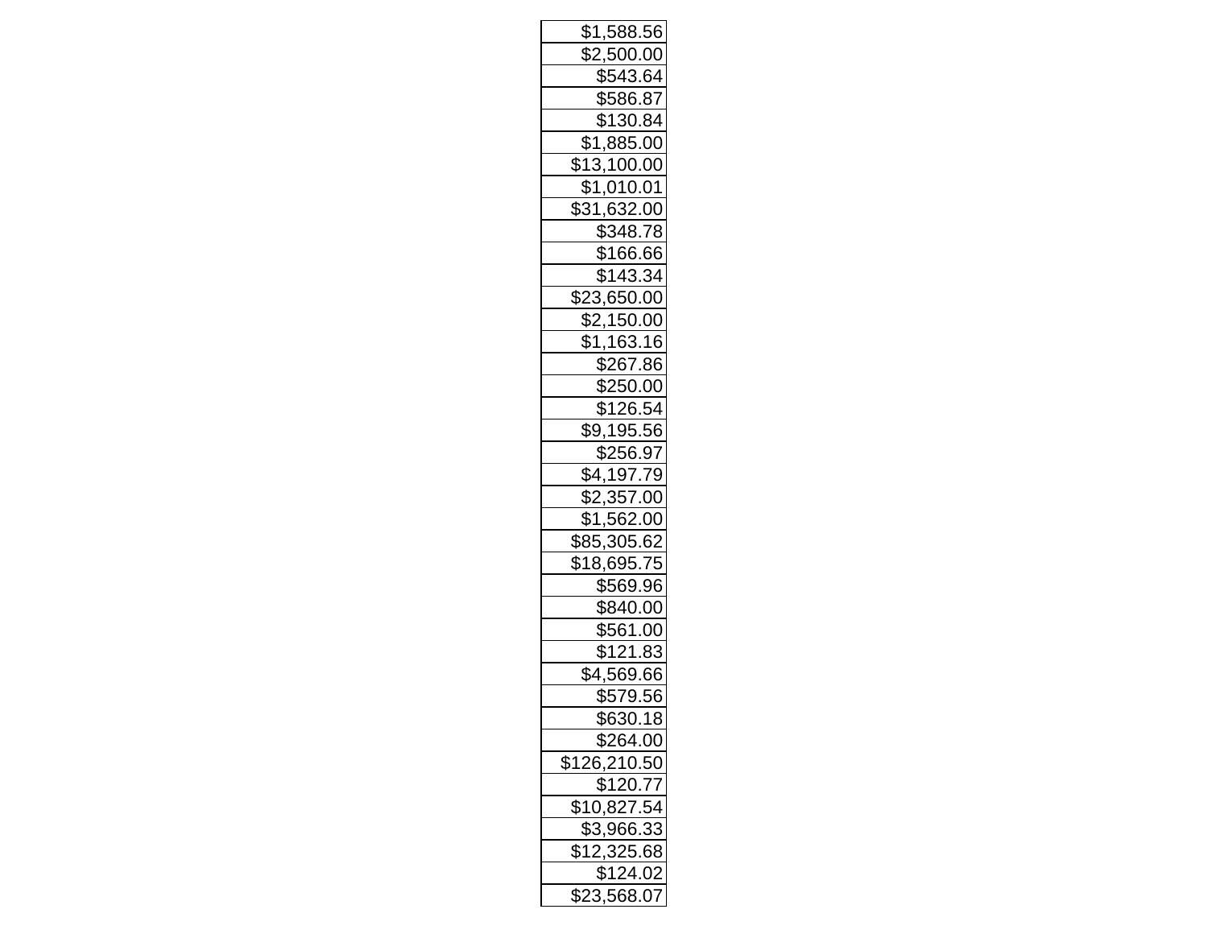| |
|---|
| $1,588.56 |
| $2,500.00 |
| $543.64 |
| $586.87 |
| $130.84 |
| $1,885.00 |
| $13,100.00 |
| $1,010.01 |
| $31,632.00 |
| $348.78 |
| $166.66 |
| $143.34 |
| $23,650.00 |
| $2,150.00 |
| $1,163.16 |
| $267.86 |
| $250.00 |
| $126.54 |
| $9,195.56 |
| $256.97 |
| $4,197.79 |
| $2,357.00 |
| $1,562.00 |
| $85,305.62 |
| $18,695.75 |
| $569.96 |
| $840.00 |
| $561.00 |
| $121.83 |
| $4,569.66 |
| $579.56 |
| $630.18 |
| $264.00 |
| $126,210.50 |
| $120.77 |
| $10,827.54 |
| $3,966.33 |
| $12,325.68 |
| $124.02 |
| $23,568.07 |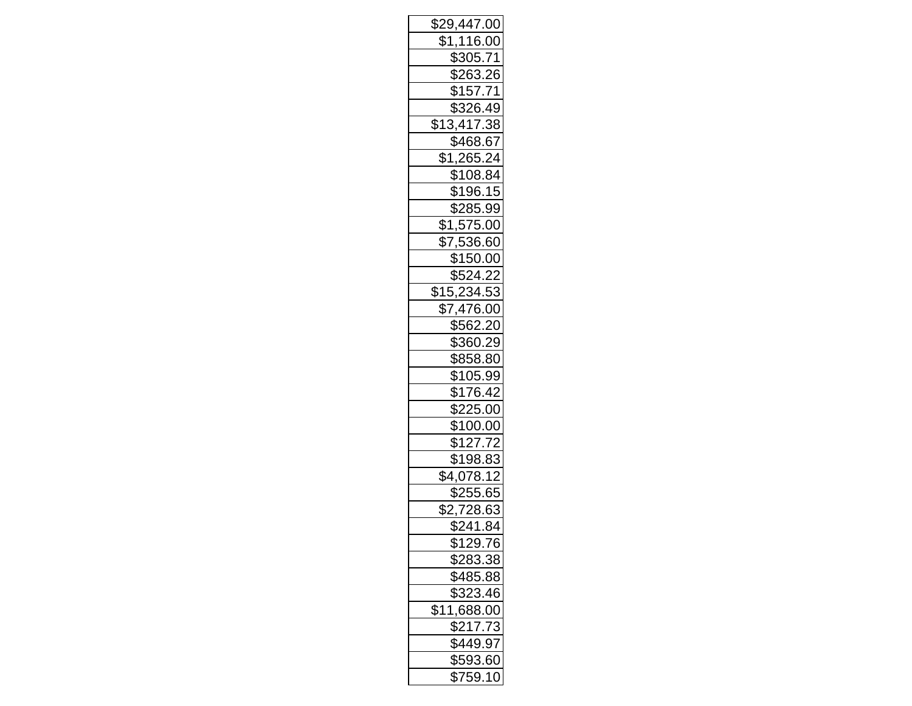| |
|---|
| $29,447.00 |
| $1,116.00 |
| $305.71 |
| $263.26 |
| $157.71 |
| $326.49 |
| $13,417.38 |
| $468.67 |
| $1,265.24 |
| $108.84 |
| $196.15 |
| $285.99 |
| $1,575.00 |
| $7,536.60 |
| $150.00 |
| $524.22 |
| $15,234.53 |
| $7,476.00 |
| $562.20 |
| $360.29 |
| $858.80 |
| $105.99 |
| $176.42 |
| $225.00 |
| $100.00 |
| $127.72 |
| $198.83 |
| $4,078.12 |
| $255.65 |
| $2,728.63 |
| $241.84 |
| $129.76 |
| $283.38 |
| $485.88 |
| $323.46 |
| $11,688.00 |
| $217.73 |
| $449.97 |
| $593.60 |
| $759.10 |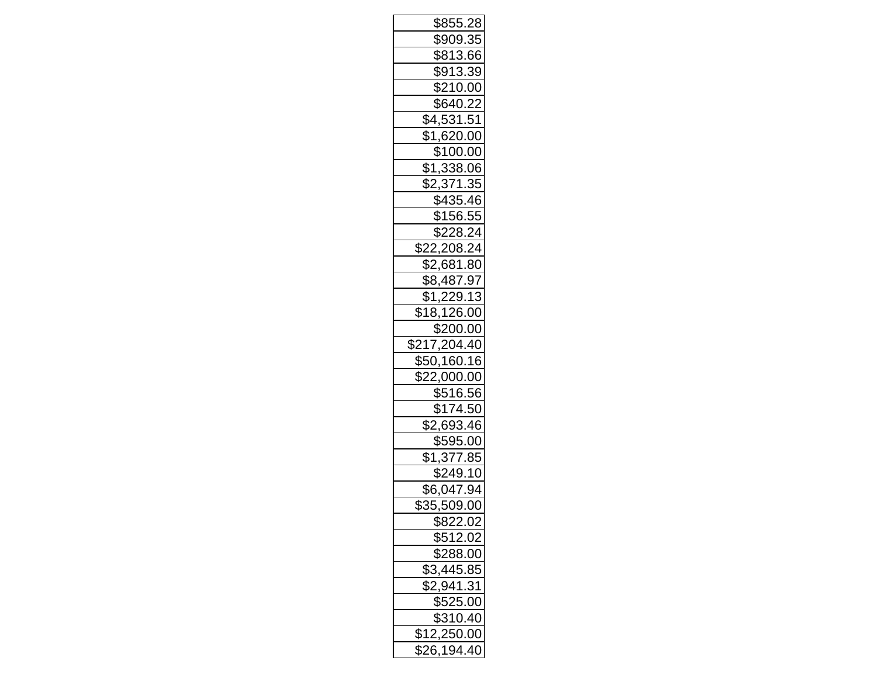| |
|---|
| $855.28 |
| $909.35 |
| $813.66 |
| $913.39 |
| $210.00 |
| $640.22 |
| $4,531.51 |
| $1,620.00 |
| $100.00 |
| $1,338.06 |
| $2,371.35 |
| $435.46 |
| $156.55 |
| $228.24 |
| $22,208.24 |
| $2,681.80 |
| $8,487.97 |
| $1,229.13 |
| $18,126.00 |
| $200.00 |
| $217,204.40 |
| $50,160.16 |
| $22,000.00 |
| $516.56 |
| $174.50 |
| $2,693.46 |
| $595.00 |
| $1,377.85 |
| $249.10 |
| $6,047.94 |
| $35,509.00 |
| $822.02 |
| $512.02 |
| $288.00 |
| $3,445.85 |
| $2,941.31 |
| $525.00 |
| $310.40 |
| $12,250.00 |
| $26,194.40 |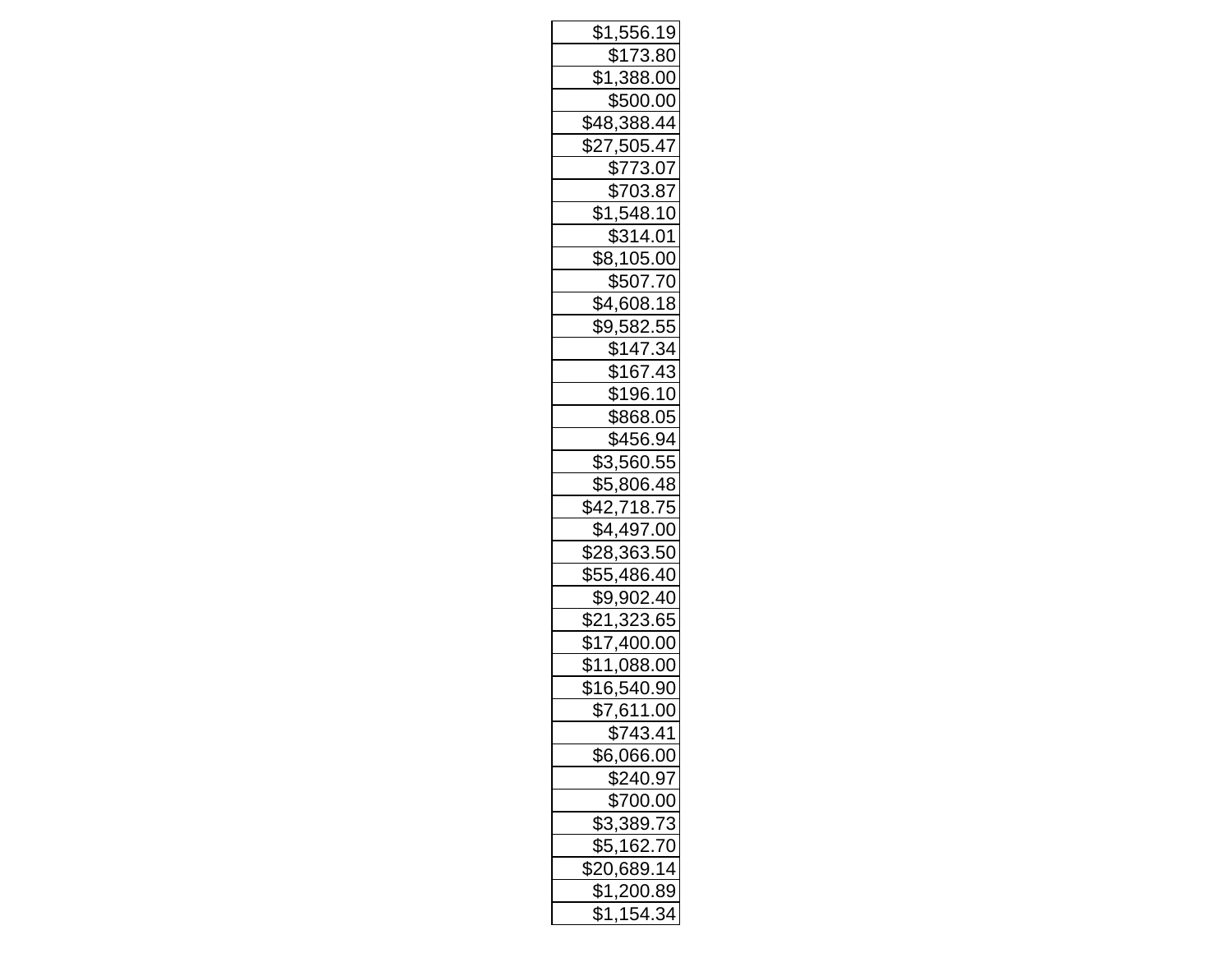| $1,556.19 |
| ---: |
| $173.80 |
| $1,388.00 |
| $500.00 |
| $48,388.44 |
| $27,505.47 |
| $773.07 |
| $703.87 |
| $1,548.10 |
| $314.01 |
| $8,105.00 |
| $507.70 |
| $4,608.18 |
| $9,582.55 |
| $147.34 |
| $167.43 |
| $196.10 |
| $868.05 |
| $456.94 |
| $3,560.55 |
| $5,806.48 |
| $42,718.75 |
| $4,497.00 |
| $28,363.50 |
| $55,486.40 |
| $9,902.40 |
| $21,323.65 |
| $17,400.00 |
| $11,088.00 |
| $16,540.90 |
| $7,611.00 |
| $743.41 |
| $6,066.00 |
| $240.97 |
| $700.00 |
| $3,389.73 |
| $5,162.70 |
| $20,689.14 |
| $1,200.89 |
| $1,154.34 |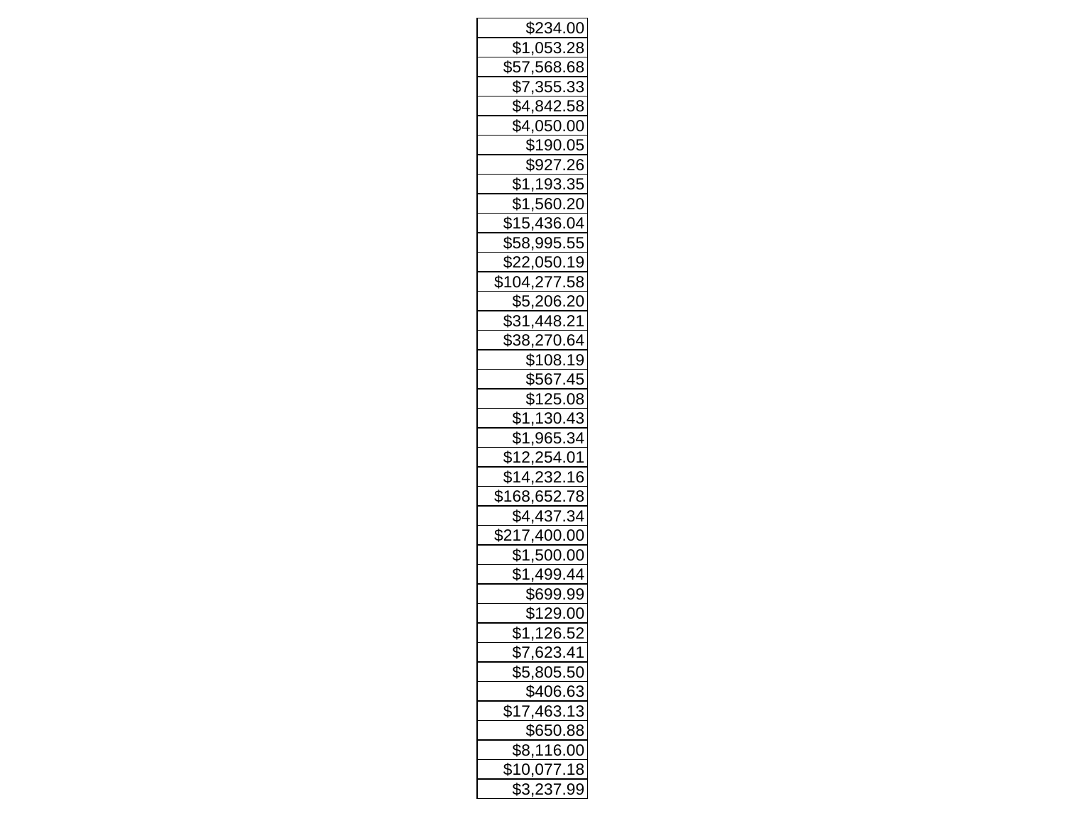| |
|---:|
| $234.00 |
| $1,053.28 |
| $57,568.68 |
| $7,355.33 |
| $4,842.58 |
| $4,050.00 |
| $190.05 |
| $927.26 |
| $1,193.35 |
| $1,560.20 |
| $15,436.04 |
| $58,995.55 |
| $22,050.19 |
| $104,277.58 |
| $5,206.20 |
| $31,448.21 |
| $38,270.64 |
| $108.19 |
| $567.45 |
| $125.08 |
| $1,130.43 |
| $1,965.34 |
| $12,254.01 |
| $14,232.16 |
| $168,652.78 |
| $4,437.34 |
| $217,400.00 |
| $1,500.00 |
| $1,499.44 |
| $699.99 |
| $129.00 |
| $1,126.52 |
| $7,623.41 |
| $5,805.50 |
| $406.63 |
| $17,463.13 |
| $650.88 |
| $8,116.00 |
| $10,077.18 |
| $3,237.99 |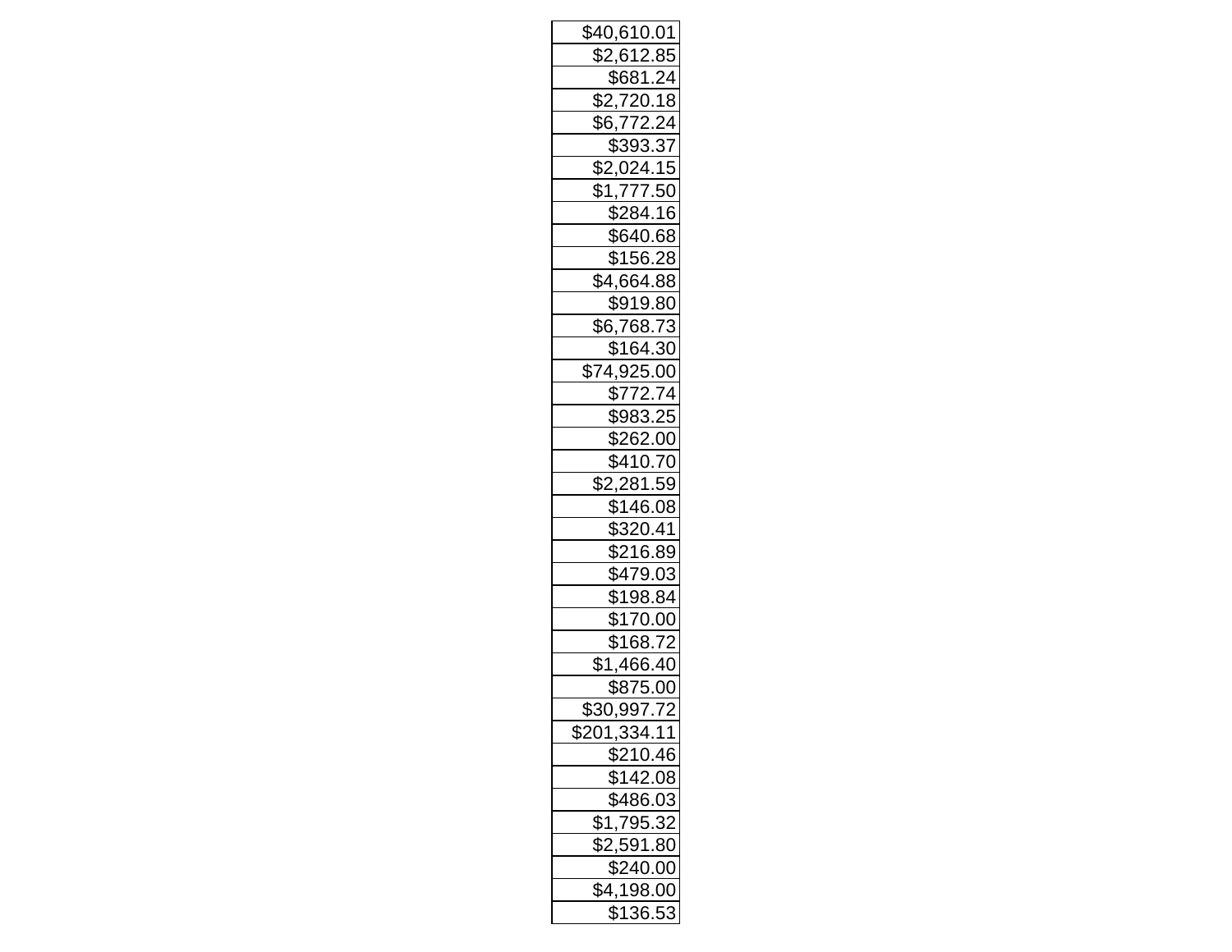| $40,610.01 |
| ---: |
| $2,612.85 |
| $681.24 |
| $2,720.18 |
| $6,772.24 |
| $393.37 |
| $2,024.15 |
| $1,777.50 |
| $284.16 |
| $640.68 |
| $156.28 |
| $4,664.88 |
| $919.80 |
| $6,768.73 |
| $164.30 |
| $74,925.00 |
| $772.74 |
| $983.25 |
| $262.00 |
| $410.70 |
| $2,281.59 |
| $146.08 |
| $320.41 |
| $216.89 |
| $479.03 |
| $198.84 |
| $170.00 |
| $168.72 |
| $1,466.40 |
| $875.00 |
| $30,997.72 |
| $201,334.11 |
| $210.46 |
| $142.08 |
| $486.03 |
| $1,795.32 |
| $2,591.80 |
| $240.00 |
| $4,198.00 |
| $136.53 |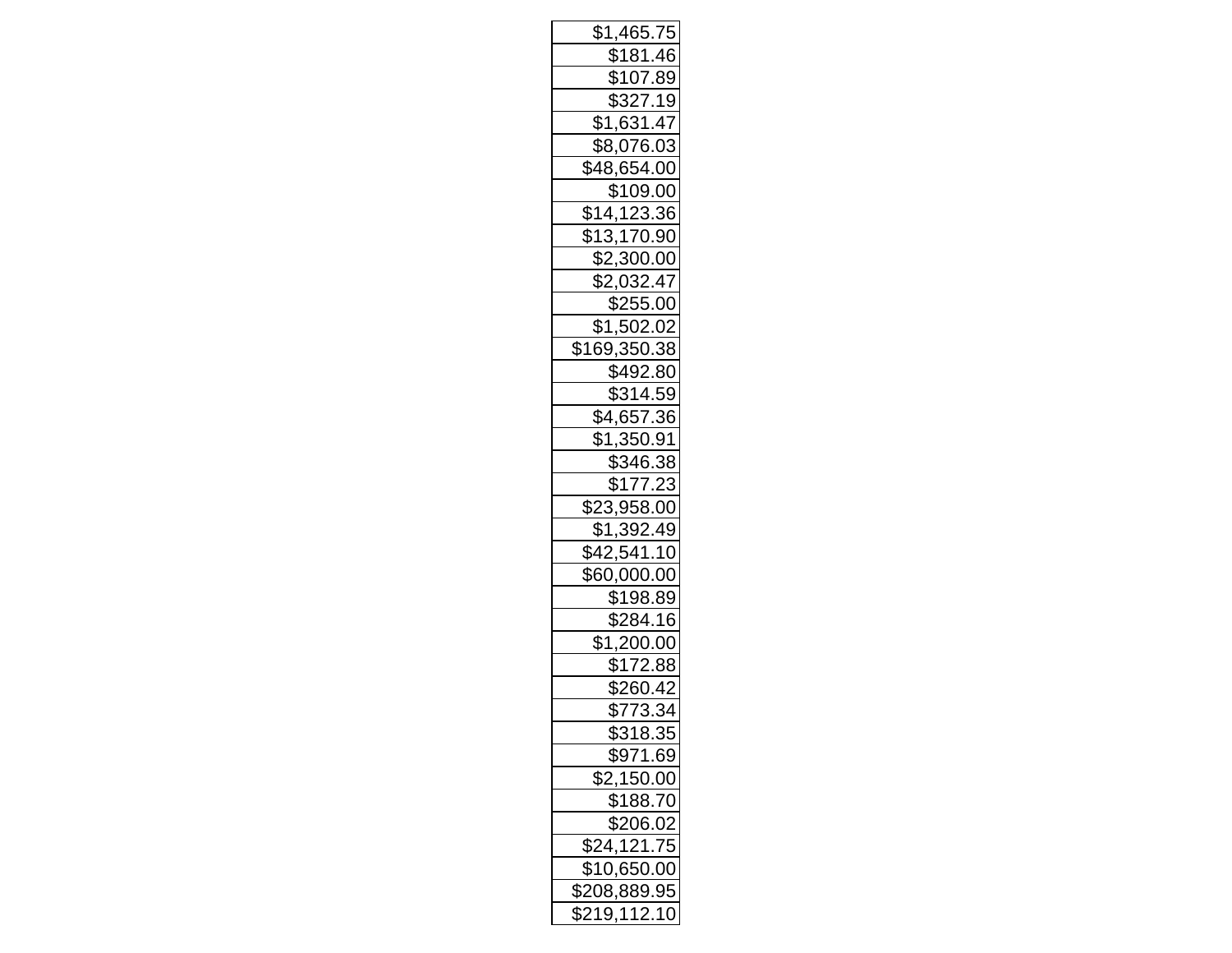| $1,465.75 |
| --- |
| $181.46 |
| $107.89 |
| $327.19 |
| $1,631.47 |
| $8,076.03 |
| $48,654.00 |
| $109.00 |
| $14,123.36 |
| $13,170.90 |
| $2,300.00 |
| $2,032.47 |
| $255.00 |
| $1,502.02 |
| $169,350.38 |
| $492.80 |
| $314.59 |
| $4,657.36 |
| $1,350.91 |
| $346.38 |
| $177.23 |
| $23,958.00 |
| $1,392.49 |
| $42,541.10 |
| $60,000.00 |
| $198.89 |
| $284.16 |
| $1,200.00 |
| $172.88 |
| $260.42 |
| $773.34 |
| $318.35 |
| $971.69 |
| $2,150.00 |
| $188.70 |
| $206.02 |
| $24,121.75 |
| $10,650.00 |
| $208,889.95 |
| $219,112.10 |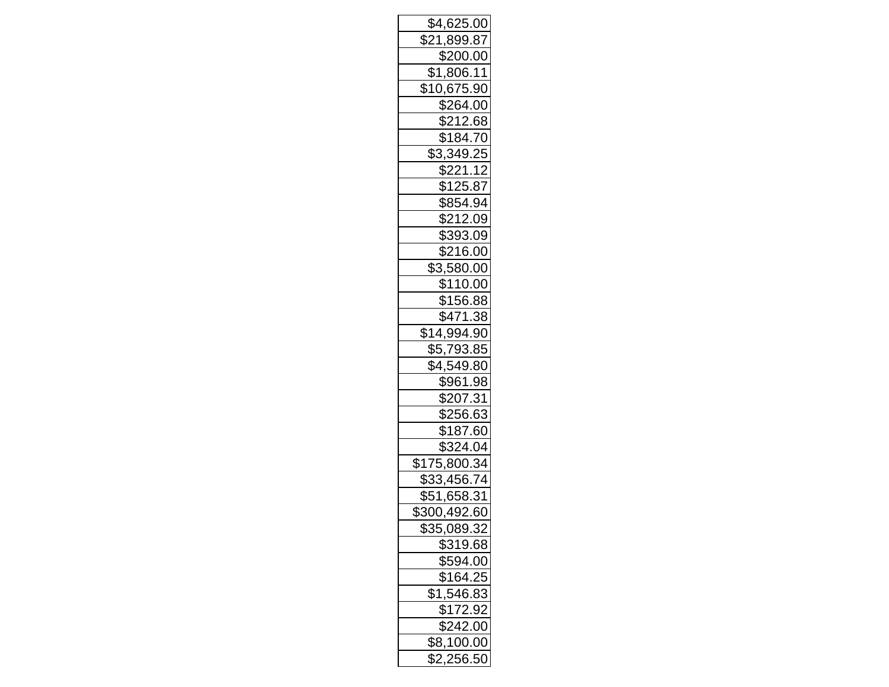| $4,625.00 |
| ---: |
| $21,899.87 |
| $200.00 |
| $1,806.11 |
| $10,675.90 |
| $264.00 |
| $212.68 |
| $184.70 |
| $3,349.25 |
| $221.12 |
| $125.87 |
| $854.94 |
| $212.09 |
| $393.09 |
| $216.00 |
| $3,580.00 |
| $110.00 |
| $156.88 |
| $471.38 |
| $14,994.90 |
| $5,793.85 |
| $4,549.80 |
| $961.98 |
| $207.31 |
| $256.63 |
| $187.60 |
| $324.04 |
| $175,800.34 |
| $33,456.74 |
| $51,658.31 |
| $300,492.60 |
| $35,089.32 |
| $319.68 |
| $594.00 |
| $164.25 |
| $1,546.83 |
| $172.92 |
| $242.00 |
| $8,100.00 |
| $2,256.50 |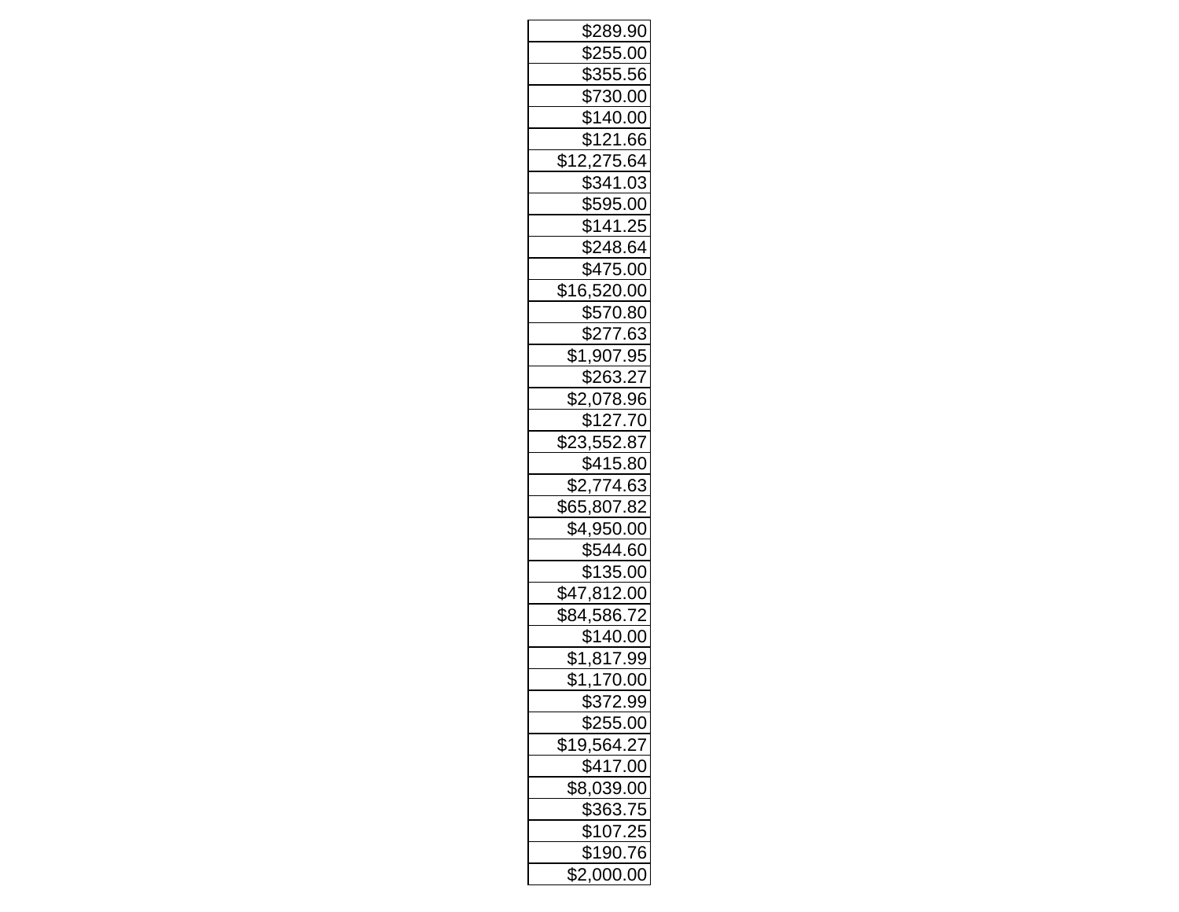| |
|---|
| $289.90 |
| $255.00 |
| $355.56 |
| $730.00 |
| $140.00 |
| $121.66 |
| $12,275.64 |
| $341.03 |
| $595.00 |
| $141.25 |
| $248.64 |
| $475.00 |
| $16,520.00 |
| $570.80 |
| $277.63 |
| $1,907.95 |
| $263.27 |
| $2,078.96 |
| $127.70 |
| $23,552.87 |
| $415.80 |
| $2,774.63 |
| $65,807.82 |
| $4,950.00 |
| $544.60 |
| $135.00 |
| $47,812.00 |
| $84,586.72 |
| $140.00 |
| $1,817.99 |
| $1,170.00 |
| $372.99 |
| $255.00 |
| $19,564.27 |
| $417.00 |
| $8,039.00 |
| $363.75 |
| $107.25 |
| $190.76 |
| $2,000.00 |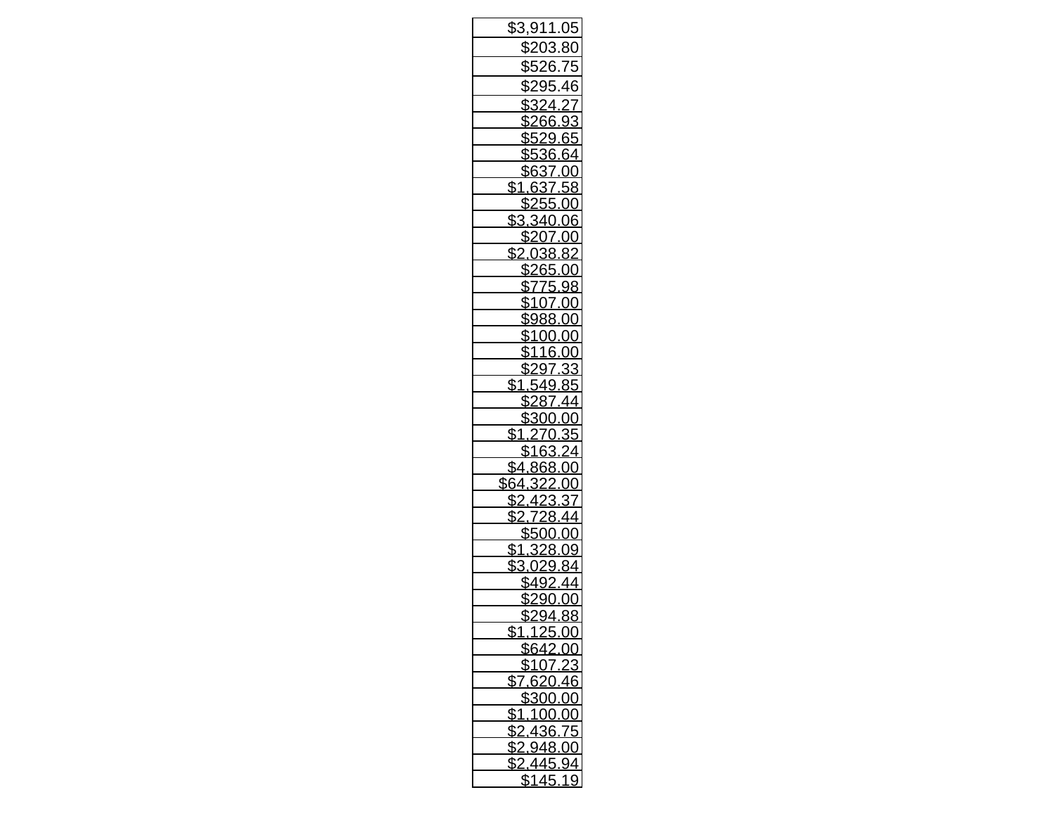| $3,911.05 |
| --- |
| $203.80 |
| $526.75 |
| $295.46 |
| $324.27 |
| $266.93 |
| $529.65 |
| $536.64 |
| $637.00 |
| $1,637.58 |
| $255.00 |
| $3,340.06 |
| $207.00 |
| $2,038.82 |
| $265.00 |
| $775.98 |
| $107.00 |
| $988.00 |
| $100.00 |
| $116.00 |
| $297.33 |
| $1,549.85 |
| $287.44 |
| $300.00 |
| $1,270.35 |
| $163.24 |
| $4,868.00 |
| $64,322.00 |
| $2,423.37 |
| $2,728.44 |
| $500.00 |
| $1,328.09 |
| $3,029.84 |
| $492.44 |
| $290.00 |
| $294.88 |
| $1,125.00 |
| $642.00 |
| $107.23 |
| $7,620.46 |
| $300.00 |
| $1,100.00 |
| $2,436.75 |
| $2,948.00 |
| $2,445.94 |
| $145.19 |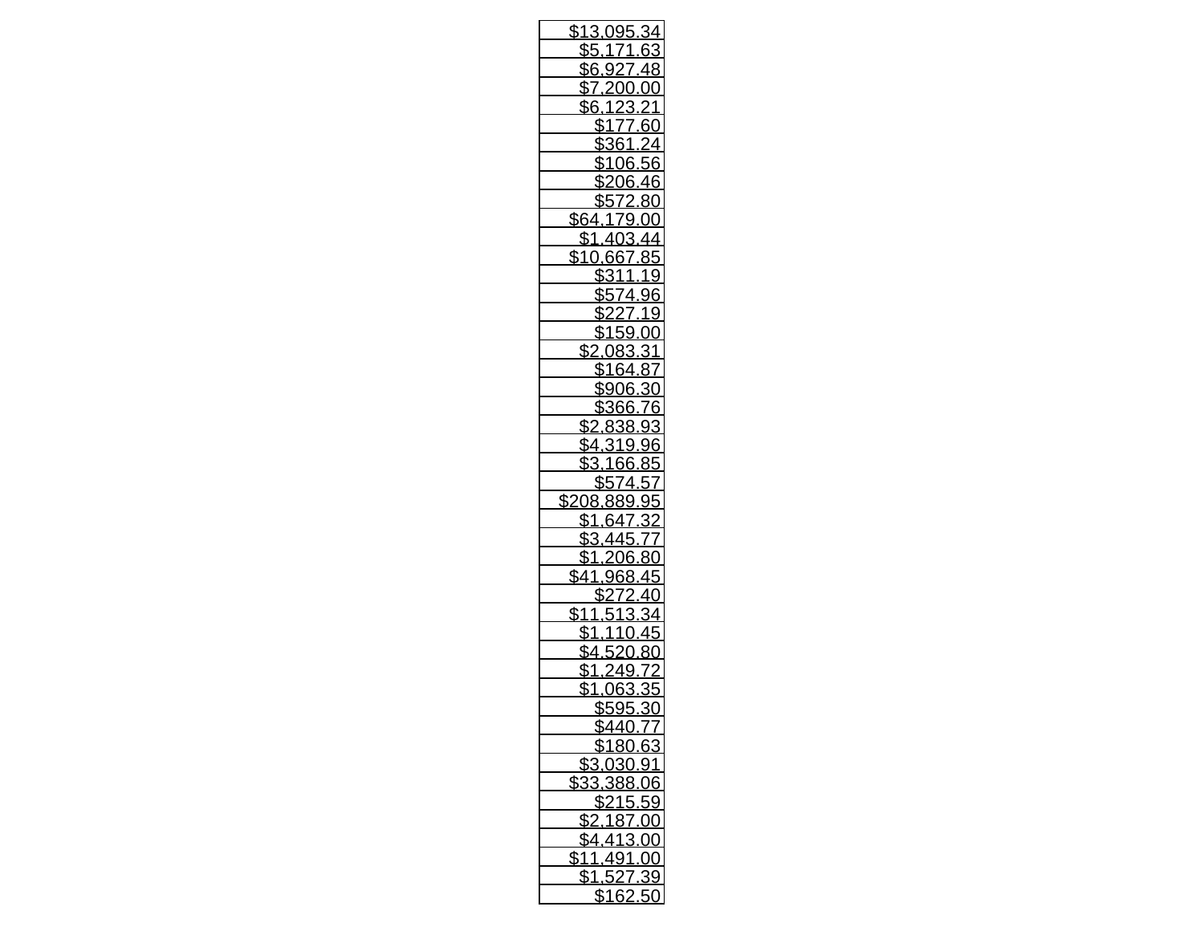| $13,095.34 |
| ---: |
| $5,171.63 |
| $6,927.48 |
| $7,200.00 |
| $6,123.21 |
| $177.60 |
| $361.24 |
| $106.56 |
| $206.46 |
| $572.80 |
| $64,179.00 |
| $1,403.44 |
| $10,667.85 |
| $311.19 |
| $574.96 |
| $227.19 |
| $159.00 |
| $2,083.31 |
| $164.87 |
| $906.30 |
| $366.76 |
| $2,838.93 |
| $4,319.96 |
| $3,166.85 |
| $574.57 |
| $208,889.95 |
| $1,647.32 |
| $3,445.77 |
| $1,206.80 |
| $41,968.45 |
| $272.40 |
| $11,513.34 |
| $1,110.45 |
| $4,520.80 |
| $1,249.72 |
| $1,063.35 |
| $595.30 |
| $440.77 |
| $180.63 |
| $3,030.91 |
| $33,388.06 |
| $215.59 |
| $2,187.00 |
| $4,413.00 |
| $11,491.00 |
| $1,527.39 |
| $162.50 |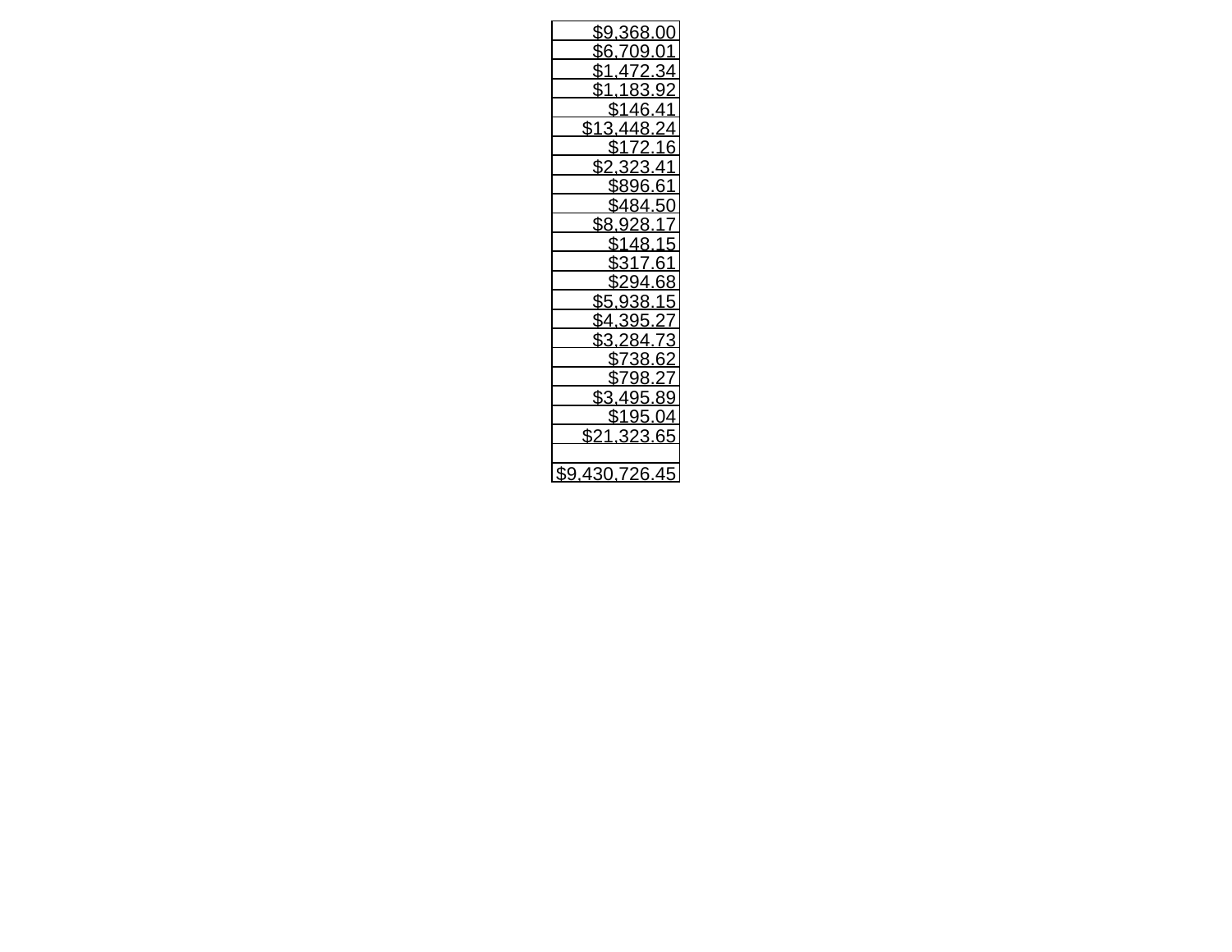| |
|---|
| $9,368.00 |
| $6,709.01 |
| $1,472.34 |
| $1,183.92 |
| $146.41 |
| $13,448.24 |
| $172.16 |
| $2,323.41 |
| $896.61 |
| $484.50 |
| $8,928.17 |
| $148.15 |
| $317.61 |
| $294.68 |
| $5,938.15 |
| $4,395.27 |
| $3,284.73 |
| $738.62 |
| $798.27 |
| $3,495.89 |
| $195.04 |
| $21,323.65 |
| |
| $9,430,726.45 |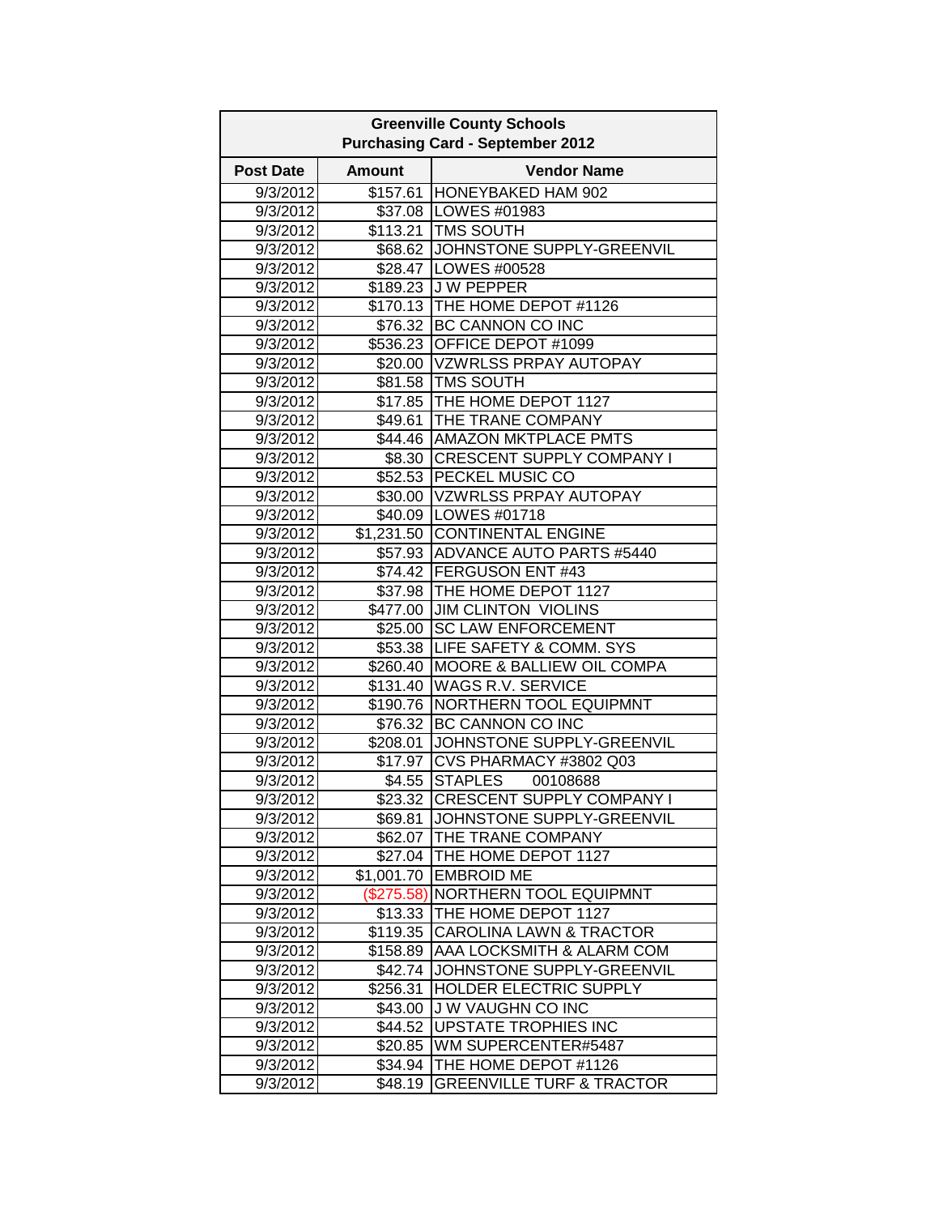| Greenville County Schools<br>Purchasing Card - September 2012 | | |
|---|---|---|
| **Post Date** | **Amount** | **Vendor Name** |
| 9/3/2012 | $157.61 | HONEYBAKED HAM 902 |
| 9/3/2012 | $37.08 | LOWES #01983 |
| 9/3/2012 | $113.21 | TMS SOUTH |
| 9/3/2012 | $68.62 | JOHNSTONE SUPPLY-GREENVIL |
| 9/3/2012 | $28.47 | LOWES #00528 |
| 9/3/2012 | $189.23 | J W PEPPER |
| 9/3/2012 | $170.13 | THE HOME DEPOT #1126 |
| 9/3/2012 | $76.32 | BC CANNON CO INC |
| 9/3/2012 | $536.23 | OFFICE DEPOT #1099 |
| 9/3/2012 | $20.00 | VZWRLSS PRPAY AUTOPAY |
| 9/3/2012 | $81.58 | TMS SOUTH |
| 9/3/2012 | $17.85 | THE HOME DEPOT 1127 |
| 9/3/2012 | $49.61 | THE TRANE COMPANY |
| 9/3/2012 | $44.46 | AMAZON MKTPLACE PMTS |
| 9/3/2012 | $8.30 | CRESCENT SUPPLY COMPANY I |
| 9/3/2012 | $52.53 | PECKEL MUSIC CO |
| 9/3/2012 | $30.00 | VZWRLSS PRPAY AUTOPAY |
| 9/3/2012 | $40.09 | LOWES #01718 |
| 9/3/2012 | $1,231.50 | CONTINENTAL ENGINE |
| 9/3/2012 | $57.93 | ADVANCE AUTO PARTS #5440 |
| 9/3/2012 | $74.42 | FERGUSON ENT #43 |
| 9/3/2012 | $37.98 | THE HOME DEPOT 1127 |
| 9/3/2012 | $477.00 | JIM CLINTON VIOLINS |
| 9/3/2012 | $25.00 | SC LAW ENFORCEMENT |
| 9/3/2012 | $53.38 | LIFE SAFETY & COMM. SYS |
| 9/3/2012 | $260.40 | MOORE & BALLIEW OIL COMPA |
| 9/3/2012 | $131.40 | WAGS R.V. SERVICE |
| 9/3/2012 | $190.76 | NORTHERN TOOL EQUIPMNT |
| 9/3/2012 | $76.32 | BC CANNON CO INC |
| 9/3/2012 | $208.01 | JOHNSTONE SUPPLY-GREENVIL |
| 9/3/2012 | $17.97 | CVS PHARMACY #3802 Q03 |
| 9/3/2012 | $4.55 | STAPLES 00108688 |
| 9/3/2012 | $23.32 | CRESCENT SUPPLY COMPANY I |
| 9/3/2012 | $69.81 | JOHNSTONE SUPPLY-GREENVIL |
| 9/3/2012 | $62.07 | THE TRANE COMPANY |
| 9/3/2012 | $27.04 | THE HOME DEPOT 1127 |
| 9/3/2012 | $1,001.70 | EMBROID ME |
| 9/3/2012 | ($275.58) | NORTHERN TOOL EQUIPMNT |
| 9/3/2012 | $13.33 | THE HOME DEPOT 1127 |
| 9/3/2012 | $119.35 | CAROLINA LAWN & TRACTOR |
| 9/3/2012 | $158.89 | AAA LOCKSMITH & ALARM COM |
| 9/3/2012 | $42.74 | JOHNSTONE SUPPLY-GREENVIL |
| 9/3/2012 | $256.31 | HOLDER ELECTRIC SUPPLY |
| 9/3/2012 | $43.00 | J W VAUGHN CO INC |
| 9/3/2012 | $44.52 | UPSTATE TROPHIES INC |
| 9/3/2012 | $20.85 | WM SUPERCENTER#5487 |
| 9/3/2012 | $34.94 | THE HOME DEPOT #1126 |
| 9/3/2012 | $48.19 | GREENVILLE TURF & TRACTOR |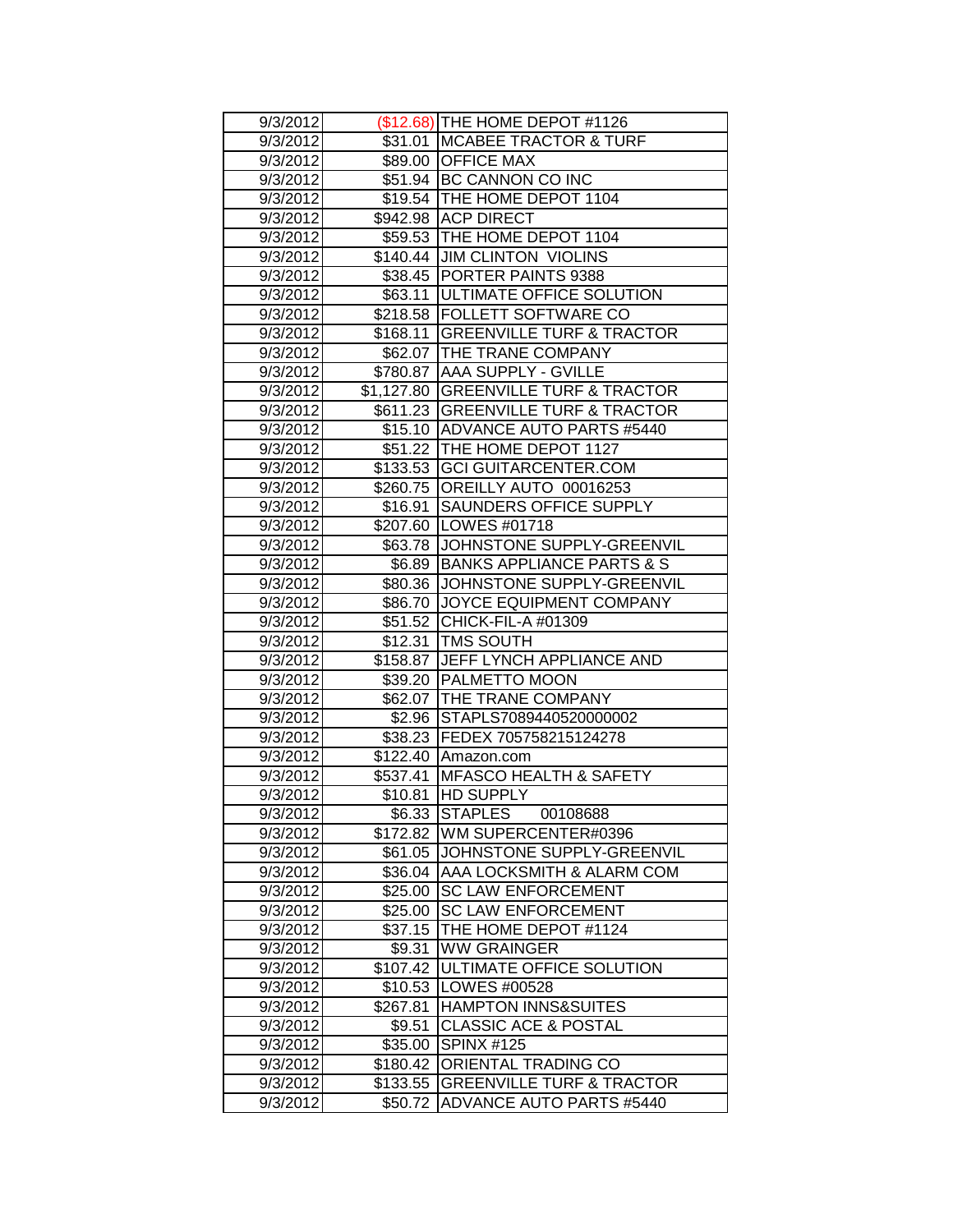| | | |
|---|---|---|
| 9/3/2012 | ($12.68) | THE HOME DEPOT #1126 |
| 9/3/2012 | $31.01 | MCABEE TRACTOR & TURF |
| 9/3/2012 | $89.00 | OFFICE MAX |
| 9/3/2012 | $51.94 | BC CANNON CO INC |
| 9/3/2012 | $19.54 | THE HOME DEPOT 1104 |
| 9/3/2012 | $942.98 | ACP DIRECT |
| 9/3/2012 | $59.53 | THE HOME DEPOT 1104 |
| 9/3/2012 | $140.44 | JIM CLINTON VIOLINS |
| 9/3/2012 | $38.45 | PORTER PAINTS 9388 |
| 9/3/2012 | $63.11 | ULTIMATE OFFICE SOLUTION |
| 9/3/2012 | $218.58 | FOLLETT SOFTWARE CO |
| 9/3/2012 | $168.11 | GREENVILLE TURF & TRACTOR |
| 9/3/2012 | $62.07 | THE TRANE COMPANY |
| 9/3/2012 | $780.87 | AAA SUPPLY - GVILLE |
| 9/3/2012 | $1,127.80 | GREENVILLE TURF & TRACTOR |
| 9/3/2012 | $611.23 | GREENVILLE TURF & TRACTOR |
| 9/3/2012 | $15.10 | ADVANCE AUTO PARTS #5440 |
| 9/3/2012 | $51.22 | THE HOME DEPOT 1127 |
| 9/3/2012 | $133.53 | GCI GUITARCENTER.COM |
| 9/3/2012 | $260.75 | OREILLY AUTO 00016253 |
| 9/3/2012 | $16.91 | SAUNDERS OFFICE SUPPLY |
| 9/3/2012 | $207.60 | LOWES #01718 |
| 9/3/2012 | $63.78 | JOHNSTONE SUPPLY-GREENVIL |
| 9/3/2012 | $6.89 | BANKS APPLIANCE PARTS & S |
| 9/3/2012 | $80.36 | JOHNSTONE SUPPLY-GREENVIL |
| 9/3/2012 | $86.70 | JOYCE EQUIPMENT COMPANY |
| 9/3/2012 | $51.52 | CHICK-FIL-A #01309 |
| 9/3/2012 | $12.31 | TMS SOUTH |
| 9/3/2012 | $158.87 | JEFF LYNCH APPLIANCE AND |
| 9/3/2012 | $39.20 | PALMETTO MOON |
| 9/3/2012 | $62.07 | THE TRANE COMPANY |
| 9/3/2012 | $2.96 | STAPLS7089440520000002 |
| 9/3/2012 | $38.23 | FEDEX 705758215124278 |
| 9/3/2012 | $122.40 | Amazon.com |
| 9/3/2012 | $537.41 | MFASCO HEALTH & SAFETY |
| 9/3/2012 | $10.81 | HD SUPPLY |
| 9/3/2012 | $6.33 | STAPLES 00108688 |
| 9/3/2012 | $172.82 | WM SUPERCENTER#0396 |
| 9/3/2012 | $61.05 | JOHNSTONE SUPPLY-GREENVIL |
| 9/3/2012 | $36.04 | AAA LOCKSMITH & ALARM COM |
| 9/3/2012 | $25.00 | SC LAW ENFORCEMENT |
| 9/3/2012 | $25.00 | SC LAW ENFORCEMENT |
| 9/3/2012 | $37.15 | THE HOME DEPOT #1124 |
| 9/3/2012 | $9.31 | WW GRAINGER |
| 9/3/2012 | $107.42 | ULTIMATE OFFICE SOLUTION |
| 9/3/2012 | $10.53 | LOWES #00528 |
| 9/3/2012 | $267.81 | HAMPTON INNS&SUITES |
| 9/3/2012 | $9.51 | CLASSIC ACE & POSTAL |
| 9/3/2012 | $35.00 | SPINX #125 |
| 9/3/2012 | $180.42 | ORIENTAL TRADING CO |
| 9/3/2012 | $133.55 | GREENVILLE TURF & TRACTOR |
| 9/3/2012 | $50.72 | ADVANCE AUTO PARTS #5440 |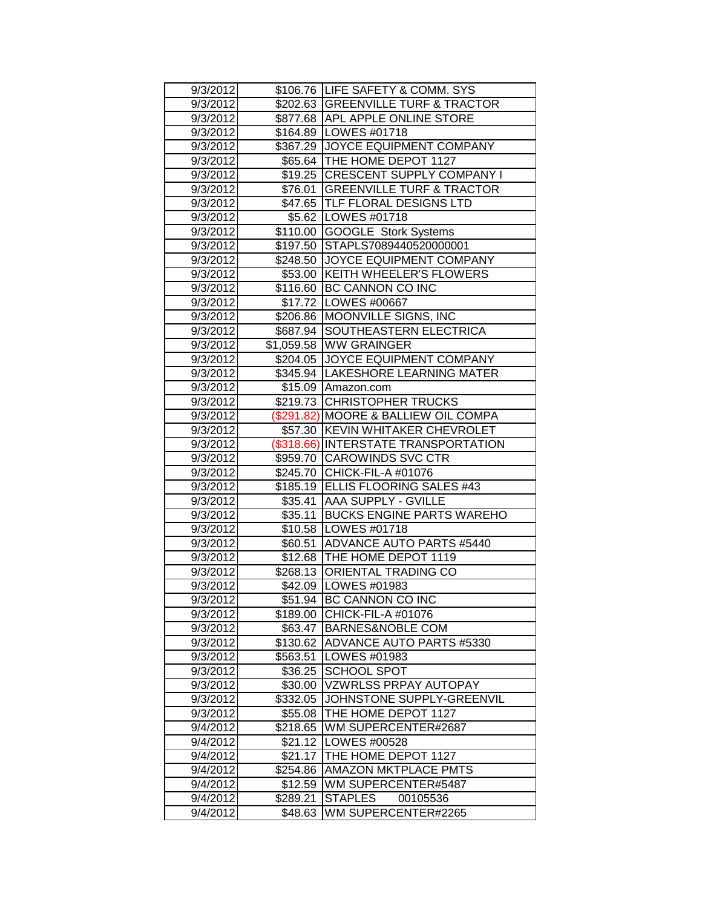| | | |
|---|---|---|
| 9/3/2012 | $106.76 | LIFE SAFETY & COMM. SYS |
| 9/3/2012 | $202.63 | GREENVILLE TURF & TRACTOR |
| 9/3/2012 | $877.68 | APL APPLE ONLINE STORE |
| 9/3/2012 | $164.89 | LOWES #01718 |
| 9/3/2012 | $367.29 | JOYCE EQUIPMENT COMPANY |
| 9/3/2012 | $65.64 | THE HOME DEPOT 1127 |
| 9/3/2012 | $19.25 | CRESCENT SUPPLY COMPANY I |
| 9/3/2012 | $76.01 | GREENVILLE TURF & TRACTOR |
| 9/3/2012 | $47.65 | TLF FLORAL DESIGNS LTD |
| 9/3/2012 | $5.62 | LOWES #01718 |
| 9/3/2012 | $110.00 | GOOGLE Stork Systems |
| 9/3/2012 | $197.50 | STAPLS7089440520000001 |
| 9/3/2012 | $248.50 | JOYCE EQUIPMENT COMPANY |
| 9/3/2012 | $53.00 | KEITH WHEELER'S FLOWERS |
| 9/3/2012 | $116.60 | BC CANNON CO INC |
| 9/3/2012 | $17.72 | LOWES #00667 |
| 9/3/2012 | $206.86 | MOONVILLE SIGNS, INC |
| 9/3/2012 | $687.94 | SOUTHEASTERN ELECTRICA |
| 9/3/2012 | $1,059.58 | WW GRAINGER |
| 9/3/2012 | $204.05 | JOYCE EQUIPMENT COMPANY |
| 9/3/2012 | $345.94 | LAKESHORE LEARNING MATER |
| 9/3/2012 | $15.09 | Amazon.com |
| 9/3/2012 | $219.73 | CHRISTOPHER TRUCKS |
| 9/3/2012 | ($291.82) | MOORE & BALLIEW OIL COMPA |
| 9/3/2012 | $57.30 | KEVIN WHITAKER CHEVROLET |
| 9/3/2012 | ($318.66) | INTERSTATE TRANSPORTATION |
| 9/3/2012 | $959.70 | CAROWINDS SVC CTR |
| 9/3/2012 | $245.70 | CHICK-FIL-A #01076 |
| 9/3/2012 | $185.19 | ELLIS FLOORING SALES #43 |
| 9/3/2012 | $35.41 | AAA SUPPLY - GVILLE |
| 9/3/2012 | $35.11 | BUCKS ENGINE PARTS WAREHO |
| 9/3/2012 | $10.58 | LOWES #01718 |
| 9/3/2012 | $60.51 | ADVANCE AUTO PARTS #5440 |
| 9/3/2012 | $12.68 | THE HOME DEPOT 1119 |
| 9/3/2012 | $268.13 | ORIENTAL TRADING CO |
| 9/3/2012 | $42.09 | LOWES #01983 |
| 9/3/2012 | $51.94 | BC CANNON CO INC |
| 9/3/2012 | $189.00 | CHICK-FIL-A #01076 |
| 9/3/2012 | $63.47 | BARNES&NOBLE COM |
| 9/3/2012 | $130.62 | ADVANCE AUTO PARTS #5330 |
| 9/3/2012 | $563.51 | LOWES #01983 |
| 9/3/2012 | $36.25 | SCHOOL SPOT |
| 9/3/2012 | $30.00 | VZWRLSS PRPAY AUTOPAY |
| 9/3/2012 | $332.05 | JOHNSTONE SUPPLY-GREENVIL |
| 9/3/2012 | $55.08 | THE HOME DEPOT 1127 |
| 9/4/2012 | $218.65 | WM SUPERCENTER#2687 |
| 9/4/2012 | $21.12 | LOWES #00528 |
| 9/4/2012 | $21.17 | THE HOME DEPOT 1127 |
| 9/4/2012 | $254.86 | AMAZON MKTPLACE PMTS |
| 9/4/2012 | $12.59 | WM SUPERCENTER#5487 |
| 9/4/2012 | $289.21 | STAPLES 00105536 |
| 9/4/2012 | $48.63 | WM SUPERCENTER#2265 |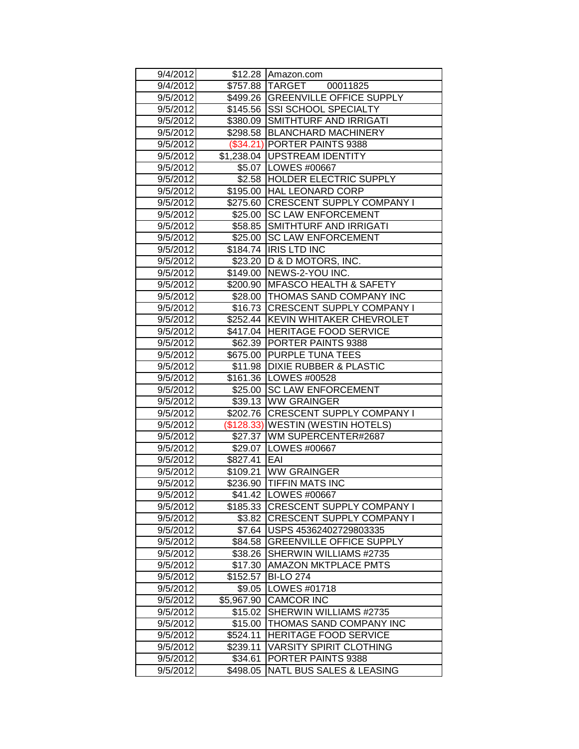| | | |
|---|---|---|
| 9/4/2012 | $12.28 | Amazon.com |
| 9/4/2012 | $757.88 | TARGET 00011825 |
| 9/5/2012 | $499.26 | GREENVILLE OFFICE SUPPLY |
| 9/5/2012 | $145.56 | SSI SCHOOL SPECIALTY |
| 9/5/2012 | $380.09 | SMITHTURF AND IRRIGATI |
| 9/5/2012 | $298.58 | BLANCHARD MACHINERY |
| 9/5/2012 | ($34.21) | PORTER PAINTS 9388 |
| 9/5/2012 | $1,238.04 | UPSTREAM IDENTITY |
| 9/5/2012 | $5.07 | LOWES #00667 |
| 9/5/2012 | $2.58 | HOLDER ELECTRIC SUPPLY |
| 9/5/2012 | $195.00 | HAL LEONARD CORP |
| 9/5/2012 | $275.60 | CRESCENT SUPPLY COMPANY I |
| 9/5/2012 | $25.00 | SC LAW ENFORCEMENT |
| 9/5/2012 | $58.85 | SMITHTURF AND IRRIGATI |
| 9/5/2012 | $25.00 | SC LAW ENFORCEMENT |
| 9/5/2012 | $184.74 | IRIS LTD INC |
| 9/5/2012 | $23.20 | D & D MOTORS, INC. |
| 9/5/2012 | $149.00 | NEWS-2-YOU INC. |
| 9/5/2012 | $200.90 | MFASCO HEALTH & SAFETY |
| 9/5/2012 | $28.00 | THOMAS SAND COMPANY INC |
| 9/5/2012 | $16.73 | CRESCENT SUPPLY COMPANY I |
| 9/5/2012 | $252.44 | KEVIN WHITAKER CHEVROLET |
| 9/5/2012 | $417.04 | HERITAGE FOOD SERVICE |
| 9/5/2012 | $62.39 | PORTER PAINTS 9388 |
| 9/5/2012 | $675.00 | PURPLE TUNA TEES |
| 9/5/2012 | $11.98 | DIXIE RUBBER & PLASTIC |
| 9/5/2012 | $161.36 | LOWES #00528 |
| 9/5/2012 | $25.00 | SC LAW ENFORCEMENT |
| 9/5/2012 | $39.13 | WW GRAINGER |
| 9/5/2012 | $202.76 | CRESCENT SUPPLY COMPANY I |
| 9/5/2012 | ($128.33) | WESTIN (WESTIN HOTELS) |
| 9/5/2012 | $27.37 | WM SUPERCENTER#2687 |
| 9/5/2012 | $29.07 | LOWES #00667 |
| 9/5/2012 | $827.41 | EAI |
| 9/5/2012 | $109.21 | WW GRAINGER |
| 9/5/2012 | $236.90 | TIFFIN MATS INC |
| 9/5/2012 | $41.42 | LOWES #00667 |
| 9/5/2012 | $185.33 | CRESCENT SUPPLY COMPANY I |
| 9/5/2012 | $3.82 | CRESCENT SUPPLY COMPANY I |
| 9/5/2012 | $7.64 | USPS 45362402729803335 |
| 9/5/2012 | $84.58 | GREENVILLE OFFICE SUPPLY |
| 9/5/2012 | $38.26 | SHERWIN WILLIAMS #2735 |
| 9/5/2012 | $17.30 | AMAZON MKTPLACE PMTS |
| 9/5/2012 | $152.57 | BI-LO 274 |
| 9/5/2012 | $9.05 | LOWES #01718 |
| 9/5/2012 | $5,967.90 | CAMCOR INC |
| 9/5/2012 | $15.02 | SHERWIN WILLIAMS #2735 |
| 9/5/2012 | $15.00 | THOMAS SAND COMPANY INC |
| 9/5/2012 | $524.11 | HERITAGE FOOD SERVICE |
| 9/5/2012 | $239.11 | VARSITY SPIRIT CLOTHING |
| 9/5/2012 | $34.61 | PORTER PAINTS 9388 |
| 9/5/2012 | $498.05 | NATL BUS SALES & LEASING |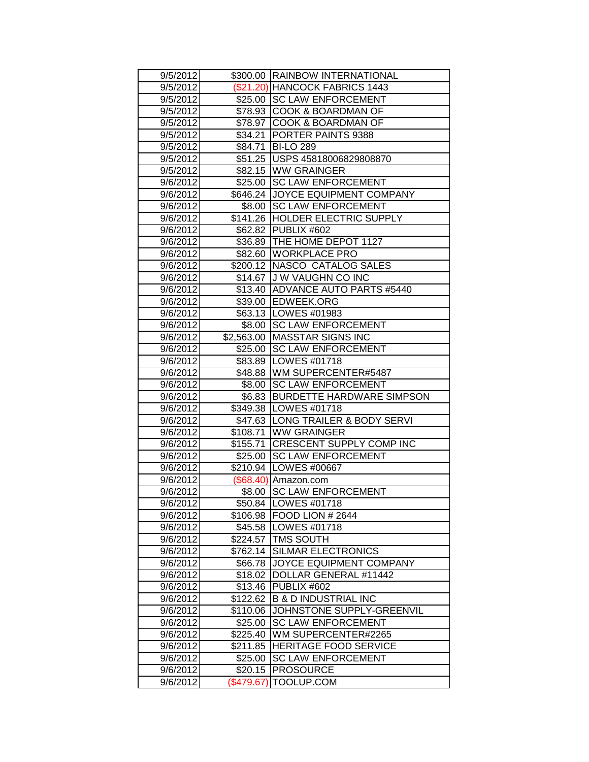| 9/5/2012 | $300.00 | RAINBOW INTERNATIONAL |
|---|---|---|
| 9/5/2012 | ($21.20) | HANCOCK FABRICS 1443 |
| 9/5/2012 | $25.00 | SC LAW ENFORCEMENT |
| 9/5/2012 | $78.93 | COOK & BOARDMAN OF |
| 9/5/2012 | $78.97 | COOK & BOARDMAN OF |
| 9/5/2012 | $34.21 | PORTER PAINTS 9388 |
| 9/5/2012 | $84.71 | BI-LO 289 |
| 9/5/2012 | $51.25 | USPS 45818006829808870 |
| 9/5/2012 | $82.15 | WW GRAINGER |
| 9/6/2012 | $25.00 | SC LAW ENFORCEMENT |
| 9/6/2012 | $646.24 | JOYCE EQUIPMENT COMPANY |
| 9/6/2012 | $8.00 | SC LAW ENFORCEMENT |
| 9/6/2012 | $141.26 | HOLDER ELECTRIC SUPPLY |
| 9/6/2012 | $62.82 | PUBLIX #602 |
| 9/6/2012 | $36.89 | THE HOME DEPOT 1127 |
| 9/6/2012 | $82.60 | WORKPLACE PRO |
| 9/6/2012 | $200.12 | NASCO CATALOG SALES |
| 9/6/2012 | $14.67 | J W VAUGHN CO INC |
| 9/6/2012 | $13.40 | ADVANCE AUTO PARTS #5440 |
| 9/6/2012 | $39.00 | EDWEEK.ORG |
| 9/6/2012 | $63.13 | LOWES #01983 |
| 9/6/2012 | $8.00 | SC LAW ENFORCEMENT |
| 9/6/2012 | $2,563.00 | MASSTAR SIGNS INC |
| 9/6/2012 | $25.00 | SC LAW ENFORCEMENT |
| 9/6/2012 | $83.89 | LOWES #01718 |
| 9/6/2012 | $48.88 | WM SUPERCENTER#5487 |
| 9/6/2012 | $8.00 | SC LAW ENFORCEMENT |
| 9/6/2012 | $6.83 | BURDETTE HARDWARE SIMPSON |
| 9/6/2012 | $349.38 | LOWES #01718 |
| 9/6/2012 | $47.63 | LONG TRAILER & BODY SERVI |
| 9/6/2012 | $108.71 | WW GRAINGER |
| 9/6/2012 | $155.71 | CRESCENT SUPPLY COMP INC |
| 9/6/2012 | $25.00 | SC LAW ENFORCEMENT |
| 9/6/2012 | $210.94 | LOWES #00667 |
| 9/6/2012 | ($68.40) | Amazon.com |
| 9/6/2012 | $8.00 | SC LAW ENFORCEMENT |
| 9/6/2012 | $50.84 | LOWES #01718 |
| 9/6/2012 | $106.98 | FOOD LION # 2644 |
| 9/6/2012 | $45.58 | LOWES #01718 |
| 9/6/2012 | $224.57 | TMS SOUTH |
| 9/6/2012 | $762.14 | SILMAR ELECTRONICS |
| 9/6/2012 | $66.78 | JOYCE EQUIPMENT COMPANY |
| 9/6/2012 | $18.02 | DOLLAR GENERAL #11442 |
| 9/6/2012 | $13.46 | PUBLIX #602 |
| 9/6/2012 | $122.62 | B & D INDUSTRIAL INC |
| 9/6/2012 | $110.06 | JOHNSTONE SUPPLY-GREENVIL |
| 9/6/2012 | $25.00 | SC LAW ENFORCEMENT |
| 9/6/2012 | $225.40 | WM SUPERCENTER#2265 |
| 9/6/2012 | $211.85 | HERITAGE FOOD SERVICE |
| 9/6/2012 | $25.00 | SC LAW ENFORCEMENT |
| 9/6/2012 | $20.15 | PROSOURCE |
| 9/6/2012 | ($479.67) | TOOLUP.COM |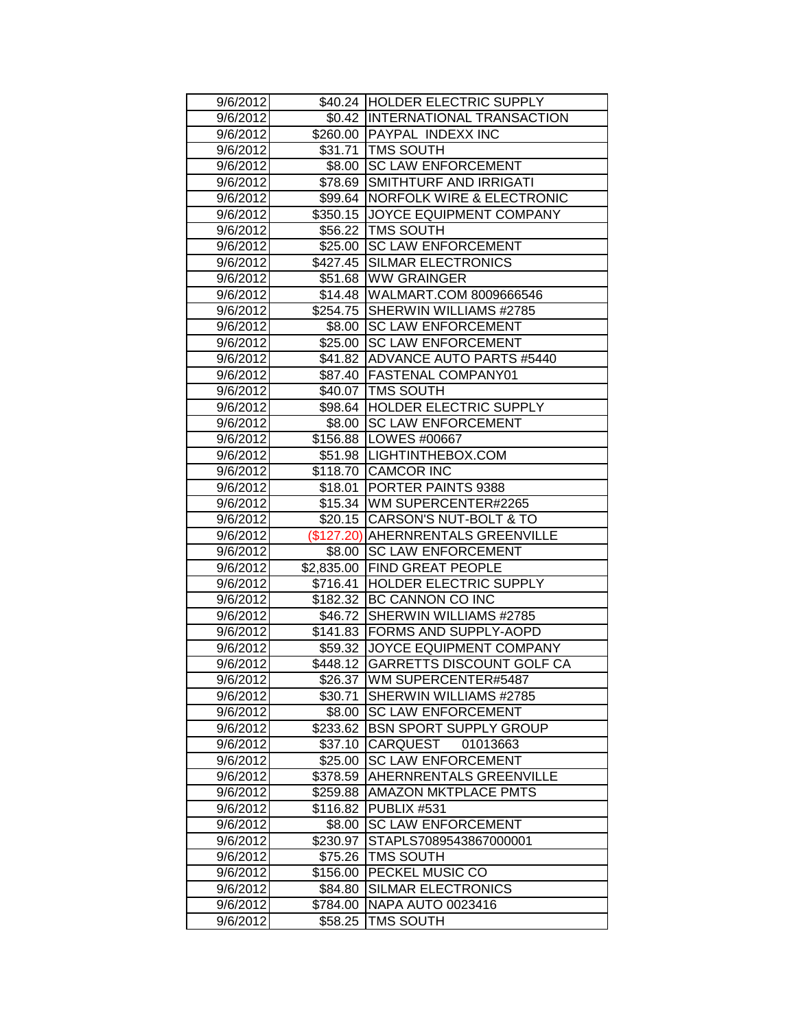| 9/6/2012 | $40.24 | HOLDER ELECTRIC SUPPLY |
|---|---|---|
| 9/6/2012 | $0.42 | INTERNATIONAL TRANSACTION |
| 9/6/2012 | $260.00 | PAYPAL INDEXX INC |
| 9/6/2012 | $31.71 | TMS SOUTH |
| 9/6/2012 | $8.00 | SC LAW ENFORCEMENT |
| 9/6/2012 | $78.69 | SMITHTURF AND IRRIGATI |
| 9/6/2012 | $99.64 | NORFOLK WIRE & ELECTRONIC |
| 9/6/2012 | $350.15 | JOYCE EQUIPMENT COMPANY |
| 9/6/2012 | $56.22 | TMS SOUTH |
| 9/6/2012 | $25.00 | SC LAW ENFORCEMENT |
| 9/6/2012 | $427.45 | SILMAR ELECTRONICS |
| 9/6/2012 | $51.68 | WW GRAINGER |
| 9/6/2012 | $14.48 | WALMART.COM 8009666546 |
| 9/6/2012 | $254.75 | SHERWIN WILLIAMS #2785 |
| 9/6/2012 | $8.00 | SC LAW ENFORCEMENT |
| 9/6/2012 | $25.00 | SC LAW ENFORCEMENT |
| 9/6/2012 | $41.82 | ADVANCE AUTO PARTS #5440 |
| 9/6/2012 | $87.40 | FASTENAL COMPANY01 |
| 9/6/2012 | $40.07 | TMS SOUTH |
| 9/6/2012 | $98.64 | HOLDER ELECTRIC SUPPLY |
| 9/6/2012 | $8.00 | SC LAW ENFORCEMENT |
| 9/6/2012 | $156.88 | LOWES #00667 |
| 9/6/2012 | $51.98 | LIGHTINTHEBOX.COM |
| 9/6/2012 | $118.70 | CAMCOR INC |
| 9/6/2012 | $18.01 | PORTER PAINTS 9388 |
| 9/6/2012 | $15.34 | WM SUPERCENTER#2265 |
| 9/6/2012 | $20.15 | CARSON'S NUT-BOLT & TO |
| 9/6/2012 | ($127.20) | AHERNRENTALS GREENVILLE |
| 9/6/2012 | $8.00 | SC LAW ENFORCEMENT |
| 9/6/2012 | $2,835.00 | FIND GREAT PEOPLE |
| 9/6/2012 | $716.41 | HOLDER ELECTRIC SUPPLY |
| 9/6/2012 | $182.32 | BC CANNON CO INC |
| 9/6/2012 | $46.72 | SHERWIN WILLIAMS #2785 |
| 9/6/2012 | $141.83 | FORMS AND SUPPLY-AOPD |
| 9/6/2012 | $59.32 | JOYCE EQUIPMENT COMPANY |
| 9/6/2012 | $448.12 | GARRETTS DISCOUNT GOLF CA |
| 9/6/2012 | $26.37 | WM SUPERCENTER#5487 |
| 9/6/2012 | $30.71 | SHERWIN WILLIAMS #2785 |
| 9/6/2012 | $8.00 | SC LAW ENFORCEMENT |
| 9/6/2012 | $233.62 | BSN SPORT SUPPLY GROUP |
| 9/6/2012 | $37.10 | CARQUEST 01013663 |
| 9/6/2012 | $25.00 | SC LAW ENFORCEMENT |
| 9/6/2012 | $378.59 | AHERNRENTALS GREENVILLE |
| 9/6/2012 | $259.88 | AMAZON MKTPLACE PMTS |
| 9/6/2012 | $116.82 | PUBLIX #531 |
| 9/6/2012 | $8.00 | SC LAW ENFORCEMENT |
| 9/6/2012 | $230.97 | STAPLS7089543867000001 |
| 9/6/2012 | $75.26 | TMS SOUTH |
| 9/6/2012 | $156.00 | PECKEL MUSIC CO |
| 9/6/2012 | $84.80 | SILMAR ELECTRONICS |
| 9/6/2012 | $784.00 | NAPA AUTO 0023416 |
| 9/6/2012 | $58.25 | TMS SOUTH |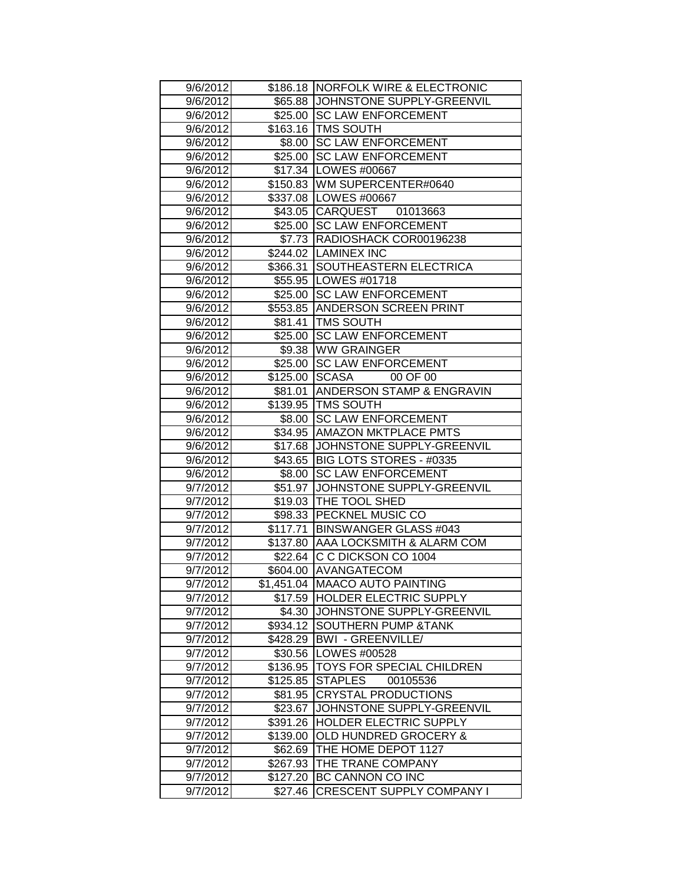| 9/6/2012 | $186.18 | NORFOLK WIRE & ELECTRONIC |
|---|---|---|
| 9/6/2012 | $65.88 | JOHNSTONE SUPPLY-GREENVIL |
| 9/6/2012 | $25.00 | SC LAW ENFORCEMENT |
| 9/6/2012 | $163.16 | TMS SOUTH |
| 9/6/2012 | $8.00 | SC LAW ENFORCEMENT |
| 9/6/2012 | $25.00 | SC LAW ENFORCEMENT |
| 9/6/2012 | $17.34 | LOWES #00667 |
| 9/6/2012 | $150.83 | WM SUPERCENTER#0640 |
| 9/6/2012 | $337.08 | LOWES #00667 |
| 9/6/2012 | $43.05 | CARQUEST 01013663 |
| 9/6/2012 | $25.00 | SC LAW ENFORCEMENT |
| 9/6/2012 | $7.73 | RADIOSHACK COR00196238 |
| 9/6/2012 | $244.02 | LAMINEX INC |
| 9/6/2012 | $366.31 | SOUTHEASTERN ELECTRICA |
| 9/6/2012 | $55.95 | LOWES #01718 |
| 9/6/2012 | $25.00 | SC LAW ENFORCEMENT |
| 9/6/2012 | $553.85 | ANDERSON SCREEN PRINT |
| 9/6/2012 | $81.41 | TMS SOUTH |
| 9/6/2012 | $25.00 | SC LAW ENFORCEMENT |
| 9/6/2012 | $9.38 | WW GRAINGER |
| 9/6/2012 | $25.00 | SC LAW ENFORCEMENT |
| 9/6/2012 | $125.00 | SCASA 00 OF 00 |
| 9/6/2012 | $81.01 | ANDERSON STAMP & ENGRAVIN |
| 9/6/2012 | $139.95 | TMS SOUTH |
| 9/6/2012 | $8.00 | SC LAW ENFORCEMENT |
| 9/6/2012 | $34.95 | AMAZON MKTPLACE PMTS |
| 9/6/2012 | $17.68 | JOHNSTONE SUPPLY-GREENVIL |
| 9/6/2012 | $43.65 | BIG LOTS STORES - #0335 |
| 9/6/2012 | $8.00 | SC LAW ENFORCEMENT |
| 9/7/2012 | $51.97 | JOHNSTONE SUPPLY-GREENVIL |
| 9/7/2012 | $19.03 | THE TOOL SHED |
| 9/7/2012 | $98.33 | PECKNEL MUSIC CO |
| 9/7/2012 | $117.71 | BINSWANGER GLASS #043 |
| 9/7/2012 | $137.80 | AAA LOCKSMITH & ALARM COM |
| 9/7/2012 | $22.64 | C C DICKSON CO 1004 |
| 9/7/2012 | $604.00 | AVANGATECOM |
| 9/7/2012 | $1,451.04 | MAACO AUTO PAINTING |
| 9/7/2012 | $17.59 | HOLDER ELECTRIC SUPPLY |
| 9/7/2012 | $4.30 | JOHNSTONE SUPPLY-GREENVIL |
| 9/7/2012 | $934.12 | SOUTHERN PUMP &TANK |
| 9/7/2012 | $428.29 | BWI - GREENVILLE/ |
| 9/7/2012 | $30.56 | LOWES #00528 |
| 9/7/2012 | $136.95 | TOYS FOR SPECIAL CHILDREN |
| 9/7/2012 | $125.85 | STAPLES 00105536 |
| 9/7/2012 | $81.95 | CRYSTAL PRODUCTIONS |
| 9/7/2012 | $23.67 | JOHNSTONE SUPPLY-GREENVIL |
| 9/7/2012 | $391.26 | HOLDER ELECTRIC SUPPLY |
| 9/7/2012 | $139.00 | OLD HUNDRED GROCERY & |
| 9/7/2012 | $62.69 | THE HOME DEPOT 1127 |
| 9/7/2012 | $267.93 | THE TRANE COMPANY |
| 9/7/2012 | $127.20 | BC CANNON CO INC |
| 9/7/2012 | $27.46 | CRESCENT SUPPLY COMPANY I |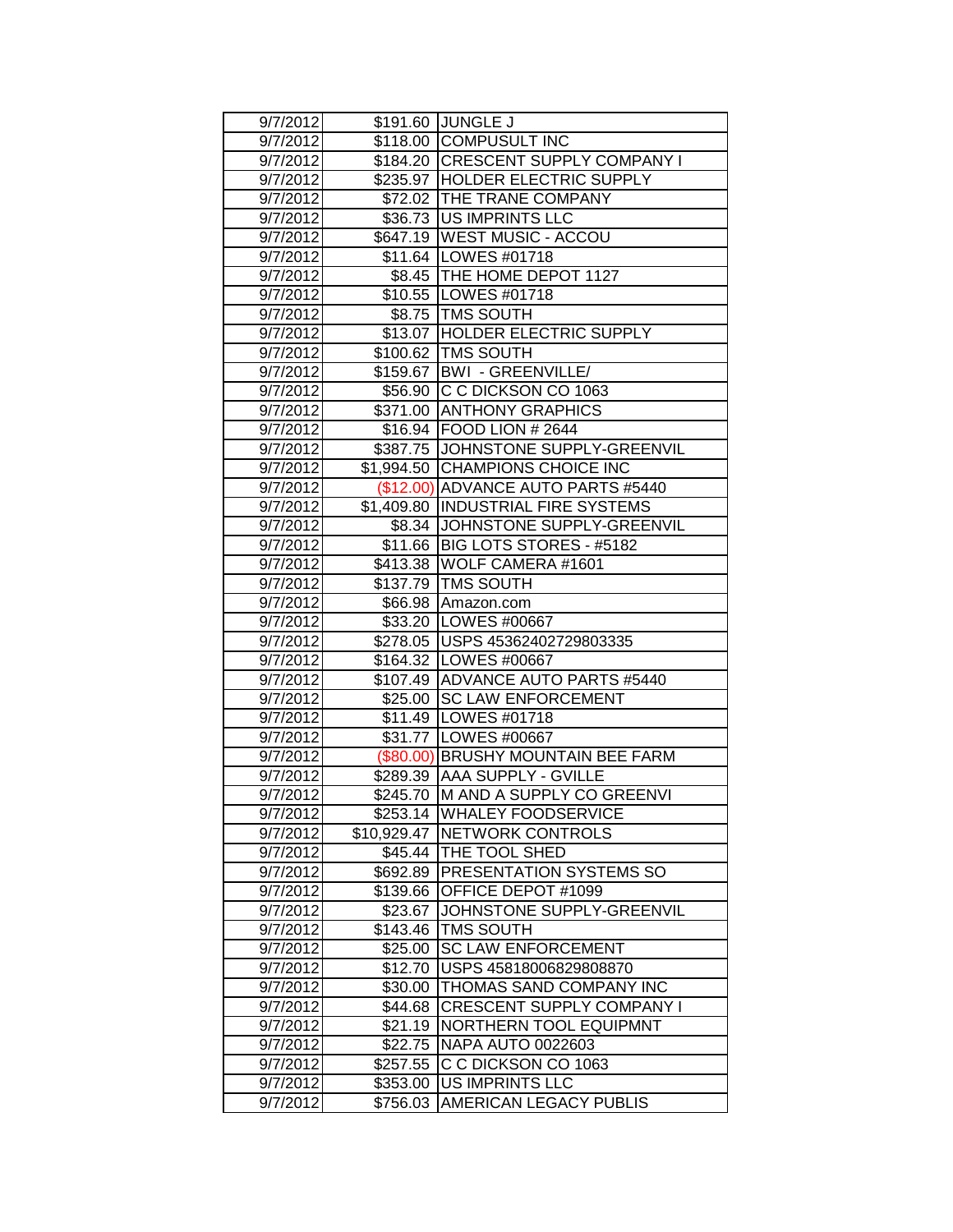| | | |
|---|---|---|
| 9/7/2012 | $191.60 | JUNGLE J |
| 9/7/2012 | $118.00 | COMPUSULT INC |
| 9/7/2012 | $184.20 | CRESCENT SUPPLY COMPANY I |
| 9/7/2012 | $235.97 | HOLDER ELECTRIC SUPPLY |
| 9/7/2012 | $72.02 | THE TRANE COMPANY |
| 9/7/2012 | $36.73 | US IMPRINTS LLC |
| 9/7/2012 | $647.19 | WEST MUSIC - ACCOU |
| 9/7/2012 | $11.64 | LOWES #01718 |
| 9/7/2012 | $8.45 | THE HOME DEPOT 1127 |
| 9/7/2012 | $10.55 | LOWES #01718 |
| 9/7/2012 | $8.75 | TMS SOUTH |
| 9/7/2012 | $13.07 | HOLDER ELECTRIC SUPPLY |
| 9/7/2012 | $100.62 | TMS SOUTH |
| 9/7/2012 | $159.67 | BWI - GREENVILLE/ |
| 9/7/2012 | $56.90 | C C DICKSON CO 1063 |
| 9/7/2012 | $371.00 | ANTHONY GRAPHICS |
| 9/7/2012 | $16.94 | FOOD LION # 2644 |
| 9/7/2012 | $387.75 | JOHNSTONE SUPPLY-GREENVIL |
| 9/7/2012 | $1,994.50 | CHAMPIONS CHOICE INC |
| 9/7/2012 | ($12.00) | ADVANCE AUTO PARTS #5440 |
| 9/7/2012 | $1,409.80 | INDUSTRIAL FIRE SYSTEMS |
| 9/7/2012 | $8.34 | JOHNSTONE SUPPLY-GREENVIL |
| 9/7/2012 | $11.66 | BIG LOTS STORES - #5182 |
| 9/7/2012 | $413.38 | WOLF CAMERA #1601 |
| 9/7/2012 | $137.79 | TMS SOUTH |
| 9/7/2012 | $66.98 | Amazon.com |
| 9/7/2012 | $33.20 | LOWES #00667 |
| 9/7/2012 | $278.05 | USPS 45362402729803335 |
| 9/7/2012 | $164.32 | LOWES #00667 |
| 9/7/2012 | $107.49 | ADVANCE AUTO PARTS #5440 |
| 9/7/2012 | $25.00 | SC LAW ENFORCEMENT |
| 9/7/2012 | $11.49 | LOWES #01718 |
| 9/7/2012 | $31.77 | LOWES #00667 |
| 9/7/2012 | ($80.00) | BRUSHY MOUNTAIN BEE FARM |
| 9/7/2012 | $289.39 | AAA SUPPLY - GVILLE |
| 9/7/2012 | $245.70 | M AND A SUPPLY CO GREENVI |
| 9/7/2012 | $253.14 | WHALEY FOODSERVICE |
| 9/7/2012 | $10,929.47 | NETWORK CONTROLS |
| 9/7/2012 | $45.44 | THE TOOL SHED |
| 9/7/2012 | $692.89 | PRESENTATION SYSTEMS SO |
| 9/7/2012 | $139.66 | OFFICE DEPOT #1099 |
| 9/7/2012 | $23.67 | JOHNSTONE SUPPLY-GREENVIL |
| 9/7/2012 | $143.46 | TMS SOUTH |
| 9/7/2012 | $25.00 | SC LAW ENFORCEMENT |
| 9/7/2012 | $12.70 | USPS 45818006829808870 |
| 9/7/2012 | $30.00 | THOMAS SAND COMPANY INC |
| 9/7/2012 | $44.68 | CRESCENT SUPPLY COMPANY I |
| 9/7/2012 | $21.19 | NORTHERN TOOL EQUIPMNT |
| 9/7/2012 | $22.75 | NAPA AUTO 0022603 |
| 9/7/2012 | $257.55 | C C DICKSON CO 1063 |
| 9/7/2012 | $353.00 | US IMPRINTS LLC |
| 9/7/2012 | $756.03 | AMERICAN LEGACY PUBLIS |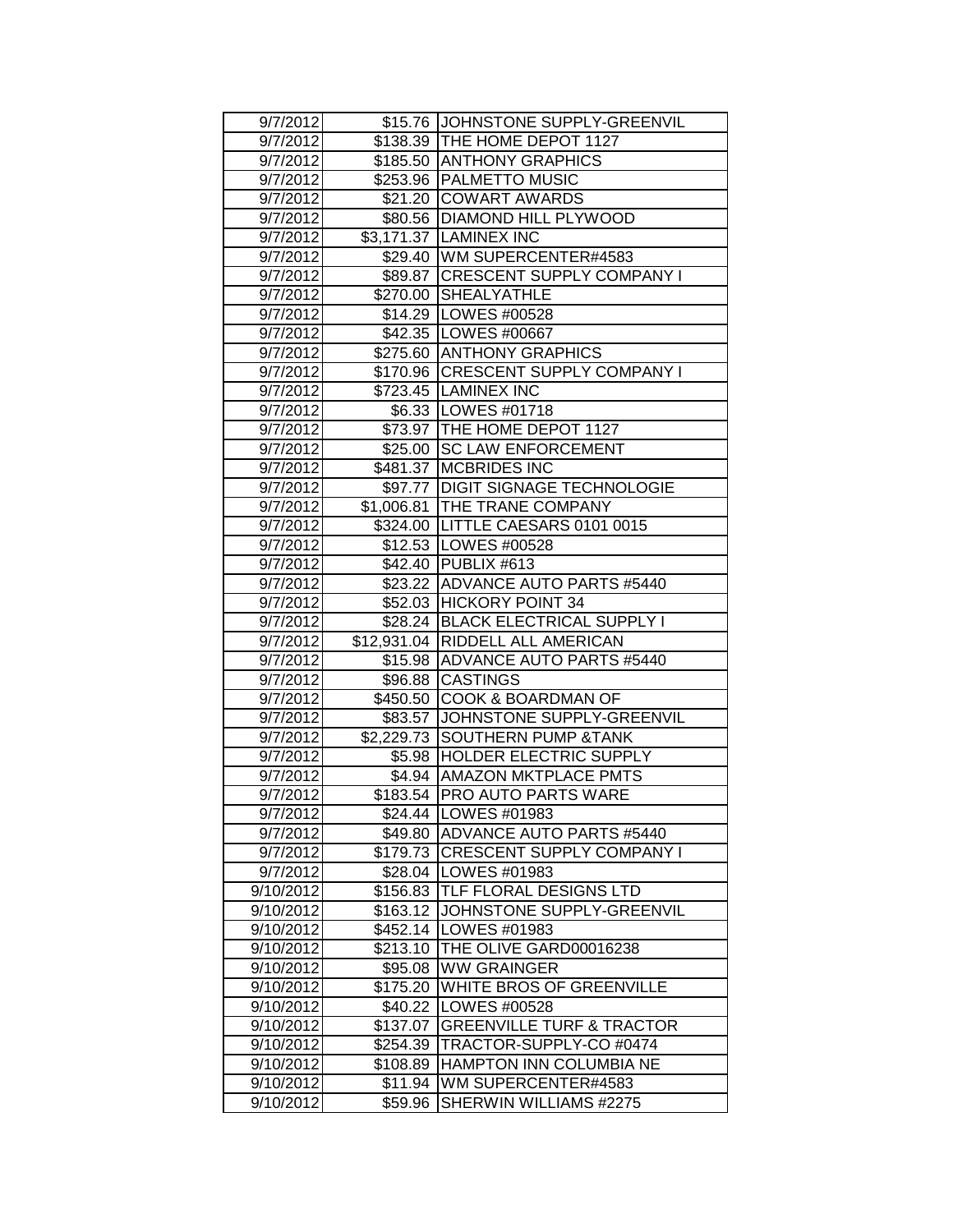| | | |
|---|---|---|
| 9/7/2012 | $15.76 | JOHNSTONE SUPPLY-GREENVIL |
| 9/7/2012 | $138.39 | THE HOME DEPOT 1127 |
| 9/7/2012 | $185.50 | ANTHONY GRAPHICS |
| 9/7/2012 | $253.96 | PALMETTO MUSIC |
| 9/7/2012 | $21.20 | COWART AWARDS |
| 9/7/2012 | $80.56 | DIAMOND HILL PLYWOOD |
| 9/7/2012 | $3,171.37 | LAMINEX INC |
| 9/7/2012 | $29.40 | WM SUPERCENTER#4583 |
| 9/7/2012 | $89.87 | CRESCENT SUPPLY COMPANY I |
| 9/7/2012 | $270.00 | SHEALYATHLE |
| 9/7/2012 | $14.29 | LOWES #00528 |
| 9/7/2012 | $42.35 | LOWES #00667 |
| 9/7/2012 | $275.60 | ANTHONY GRAPHICS |
| 9/7/2012 | $170.96 | CRESCENT SUPPLY COMPANY I |
| 9/7/2012 | $723.45 | LAMINEX INC |
| 9/7/2012 | $6.33 | LOWES #01718 |
| 9/7/2012 | $73.97 | THE HOME DEPOT 1127 |
| 9/7/2012 | $25.00 | SC LAW ENFORCEMENT |
| 9/7/2012 | $481.37 | MCBRIDES INC |
| 9/7/2012 | $97.77 | DIGIT SIGNAGE TECHNOLOGIE |
| 9/7/2012 | $1,006.81 | THE TRANE COMPANY |
| 9/7/2012 | $324.00 | LITTLE CAESARS 0101 0015 |
| 9/7/2012 | $12.53 | LOWES #00528 |
| 9/7/2012 | $42.40 | PUBLIX #613 |
| 9/7/2012 | $23.22 | ADVANCE AUTO PARTS #5440 |
| 9/7/2012 | $52.03 | HICKORY POINT 34 |
| 9/7/2012 | $28.24 | BLACK ELECTRICAL SUPPLY I |
| 9/7/2012 | $12,931.04 | RIDDELL ALL AMERICAN |
| 9/7/2012 | $15.98 | ADVANCE AUTO PARTS #5440 |
| 9/7/2012 | $96.88 | CASTINGS |
| 9/7/2012 | $450.50 | COOK & BOARDMAN OF |
| 9/7/2012 | $83.57 | JOHNSTONE SUPPLY-GREENVIL |
| 9/7/2012 | $2,229.73 | SOUTHERN PUMP &TANK |
| 9/7/2012 | $5.98 | HOLDER ELECTRIC SUPPLY |
| 9/7/2012 | $4.94 | AMAZON MKTPLACE PMTS |
| 9/7/2012 | $183.54 | PRO AUTO PARTS WARE |
| 9/7/2012 | $24.44 | LOWES #01983 |
| 9/7/2012 | $49.80 | ADVANCE AUTO PARTS #5440 |
| 9/7/2012 | $179.73 | CRESCENT SUPPLY COMPANY I |
| 9/7/2012 | $28.04 | LOWES #01983 |
| 9/10/2012 | $156.83 | TLF FLORAL DESIGNS LTD |
| 9/10/2012 | $163.12 | JOHNSTONE SUPPLY-GREENVIL |
| 9/10/2012 | $452.14 | LOWES #01983 |
| 9/10/2012 | $213.10 | THE OLIVE GARD00016238 |
| 9/10/2012 | $95.08 | WW GRAINGER |
| 9/10/2012 | $175.20 | WHITE BROS OF GREENVILLE |
| 9/10/2012 | $40.22 | LOWES #00528 |
| 9/10/2012 | $137.07 | GREENVILLE TURF & TRACTOR |
| 9/10/2012 | $254.39 | TRACTOR-SUPPLY-CO #0474 |
| 9/10/2012 | $108.89 | HAMPTON INN COLUMBIA NE |
| 9/10/2012 | $11.94 | WM SUPERCENTER#4583 |
| 9/10/2012 | $59.96 | SHERWIN WILLIAMS #2275 |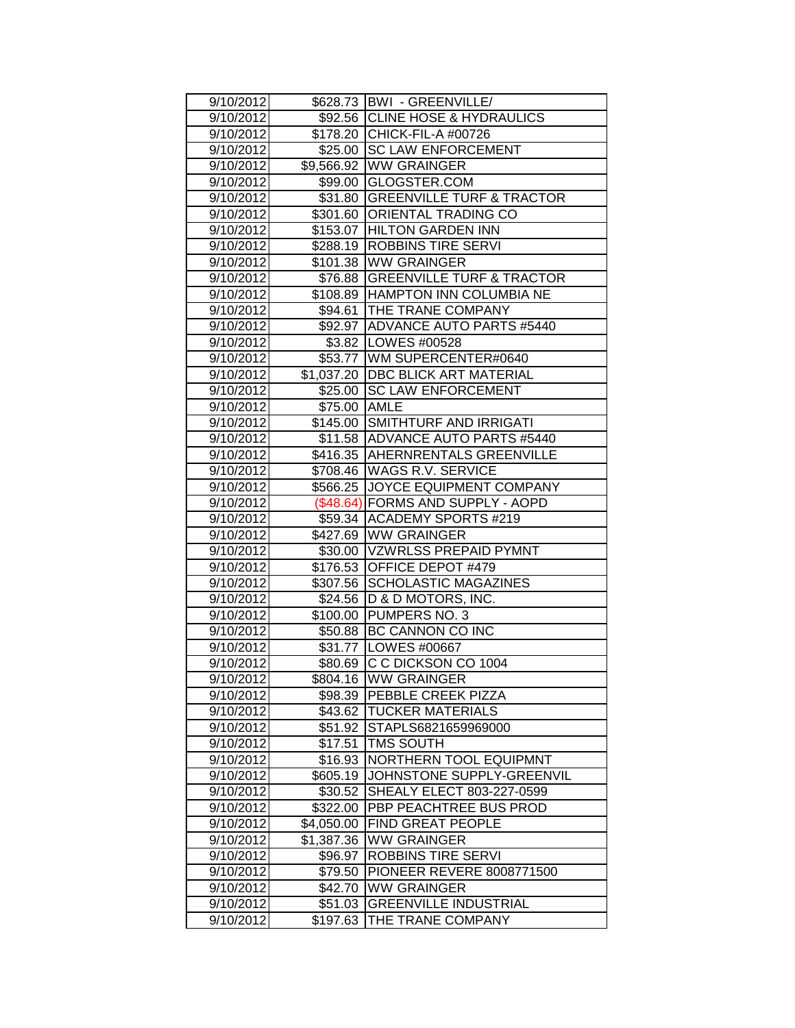| 9/10/2012 | $628.73 | BWI - GREENVILLE/ |
|---|---|---|
| 9/10/2012 | $92.56 | CLINE HOSE & HYDRAULICS |
| 9/10/2012 | $178.20 | CHICK-FIL-A #00726 |
| 9/10/2012 | $25.00 | SC LAW ENFORCEMENT |
| 9/10/2012 | $9,566.92 | WW GRAINGER |
| 9/10/2012 | $99.00 | GLOGSTER.COM |
| 9/10/2012 | $31.80 | GREENVILLE TURF & TRACTOR |
| 9/10/2012 | $301.60 | ORIENTAL TRADING CO |
| 9/10/2012 | $153.07 | HILTON GARDEN INN |
| 9/10/2012 | $288.19 | ROBBINS TIRE SERVI |
| 9/10/2012 | $101.38 | WW GRAINGER |
| 9/10/2012 | $76.88 | GREENVILLE TURF & TRACTOR |
| 9/10/2012 | $108.89 | HAMPTON INN COLUMBIA NE |
| 9/10/2012 | $94.61 | THE TRANE COMPANY |
| 9/10/2012 | $92.97 | ADVANCE AUTO PARTS #5440 |
| 9/10/2012 | $3.82 | LOWES #00528 |
| 9/10/2012 | $53.77 | WM SUPERCENTER#0640 |
| 9/10/2012 | $1,037.20 | DBC BLICK ART MATERIAL |
| 9/10/2012 | $25.00 | SC LAW ENFORCEMENT |
| 9/10/2012 | $75.00 | AMLE |
| 9/10/2012 | $145.00 | SMITHTURF AND IRRIGATI |
| 9/10/2012 | $11.58 | ADVANCE AUTO PARTS #5440 |
| 9/10/2012 | $416.35 | AHERNRENTALS GREENVILLE |
| 9/10/2012 | $708.46 | WAGS R.V. SERVICE |
| 9/10/2012 | $566.25 | JOYCE EQUIPMENT COMPANY |
| 9/10/2012 | ($48.64) | FORMS AND SUPPLY - AOPD |
| 9/10/2012 | $59.34 | ACADEMY SPORTS #219 |
| 9/10/2012 | $427.69 | WW GRAINGER |
| 9/10/2012 | $30.00 | VZWRLSS PREPAID PYMNT |
| 9/10/2012 | $176.53 | OFFICE DEPOT #479 |
| 9/10/2012 | $307.56 | SCHOLASTIC MAGAZINES |
| 9/10/2012 | $24.56 | D & D MOTORS, INC. |
| 9/10/2012 | $100.00 | PUMPERS NO. 3 |
| 9/10/2012 | $50.88 | BC CANNON CO INC |
| 9/10/2012 | $31.77 | LOWES #00667 |
| 9/10/2012 | $80.69 | C C DICKSON CO 1004 |
| 9/10/2012 | $804.16 | WW GRAINGER |
| 9/10/2012 | $98.39 | PEBBLE CREEK PIZZA |
| 9/10/2012 | $43.62 | TUCKER MATERIALS |
| 9/10/2012 | $51.92 | STAPLS6821659969000 |
| 9/10/2012 | $17.51 | TMS SOUTH |
| 9/10/2012 | $16.93 | NORTHERN TOOL EQUIPMNT |
| 9/10/2012 | $605.19 | JOHNSTONE SUPPLY-GREENVIL |
| 9/10/2012 | $30.52 | SHEALY ELECT 803-227-0599 |
| 9/10/2012 | $322.00 | PBP PEACHTREE BUS PROD |
| 9/10/2012 | $4,050.00 | FIND GREAT PEOPLE |
| 9/10/2012 | $1,387.36 | WW GRAINGER |
| 9/10/2012 | $96.97 | ROBBINS TIRE SERVI |
| 9/10/2012 | $79.50 | PIONEER REVERE 8008771500 |
| 9/10/2012 | $42.70 | WW GRAINGER |
| 9/10/2012 | $51.03 | GREENVILLE INDUSTRIAL |
| 9/10/2012 | $197.63 | THE TRANE COMPANY |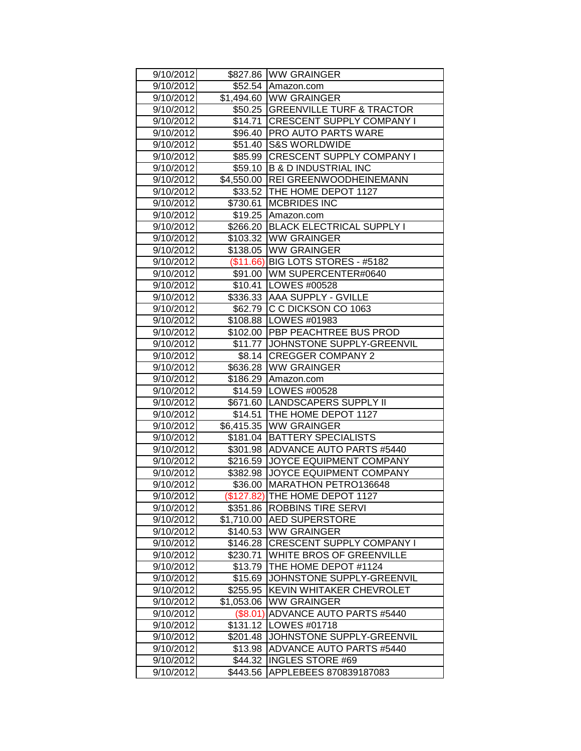| | | |
|---|---|---|
| 9/10/2012 | $827.86 | WW GRAINGER |
| 9/10/2012 | $52.54 | Amazon.com |
| 9/10/2012 | $1,494.60 | WW GRAINGER |
| 9/10/2012 | $50.25 | GREENVILLE TURF & TRACTOR |
| 9/10/2012 | $14.71 | CRESCENT SUPPLY COMPANY I |
| 9/10/2012 | $96.40 | PRO AUTO PARTS WARE |
| 9/10/2012 | $51.40 | S&S WORLDWIDE |
| 9/10/2012 | $85.99 | CRESCENT SUPPLY COMPANY I |
| 9/10/2012 | $59.10 | B & D INDUSTRIAL INC |
| 9/10/2012 | $4,550.00 | REI GREENWOODHEINEMANN |
| 9/10/2012 | $33.52 | THE HOME DEPOT 1127 |
| 9/10/2012 | $730.61 | MCBRIDES INC |
| 9/10/2012 | $19.25 | Amazon.com |
| 9/10/2012 | $266.20 | BLACK ELECTRICAL SUPPLY I |
| 9/10/2012 | $103.32 | WW GRAINGER |
| 9/10/2012 | $138.05 | WW GRAINGER |
| 9/10/2012 | ($11.66) | BIG LOTS STORES - #5182 |
| 9/10/2012 | $91.00 | WM SUPERCENTER#0640 |
| 9/10/2012 | $10.41 | LOWES #00528 |
| 9/10/2012 | $336.33 | AAA SUPPLY - GVILLE |
| 9/10/2012 | $62.79 | C C DICKSON CO 1063 |
| 9/10/2012 | $108.88 | LOWES #01983 |
| 9/10/2012 | $102.00 | PBP PEACHTREE BUS PROD |
| 9/10/2012 | $11.77 | JOHNSTONE SUPPLY-GREENVIL |
| 9/10/2012 | $8.14 | CREGGER COMPANY 2 |
| 9/10/2012 | $636.28 | WW GRAINGER |
| 9/10/2012 | $186.29 | Amazon.com |
| 9/10/2012 | $14.59 | LOWES #00528 |
| 9/10/2012 | $671.60 | LANDSCAPERS SUPPLY II |
| 9/10/2012 | $14.51 | THE HOME DEPOT 1127 |
| 9/10/2012 | $6,415.35 | WW GRAINGER |
| 9/10/2012 | $181.04 | BATTERY SPECIALISTS |
| 9/10/2012 | $301.98 | ADVANCE AUTO PARTS #5440 |
| 9/10/2012 | $216.59 | JOYCE EQUIPMENT COMPANY |
| 9/10/2012 | $382.98 | JOYCE EQUIPMENT COMPANY |
| 9/10/2012 | $36.00 | MARATHON PETRO136648 |
| 9/10/2012 | ($127.82) | THE HOME DEPOT 1127 |
| 9/10/2012 | $351.86 | ROBBINS TIRE SERVI |
| 9/10/2012 | $1,710.00 | AED SUPERSTORE |
| 9/10/2012 | $140.53 | WW GRAINGER |
| 9/10/2012 | $146.28 | CRESCENT SUPPLY COMPANY I |
| 9/10/2012 | $230.71 | WHITE BROS OF GREENVILLE |
| 9/10/2012 | $13.79 | THE HOME DEPOT #1124 |
| 9/10/2012 | $15.69 | JOHNSTONE SUPPLY-GREENVIL |
| 9/10/2012 | $255.95 | KEVIN WHITAKER CHEVROLET |
| 9/10/2012 | $1,053.06 | WW GRAINGER |
| 9/10/2012 | ($8.01) | ADVANCE AUTO PARTS #5440 |
| 9/10/2012 | $131.12 | LOWES #01718 |
| 9/10/2012 | $201.48 | JOHNSTONE SUPPLY-GREENVIL |
| 9/10/2012 | $13.98 | ADVANCE AUTO PARTS #5440 |
| 9/10/2012 | $44.32 | INGLES STORE #69 |
| 9/10/2012 | $443.56 | APPLEBEES 870839187083 |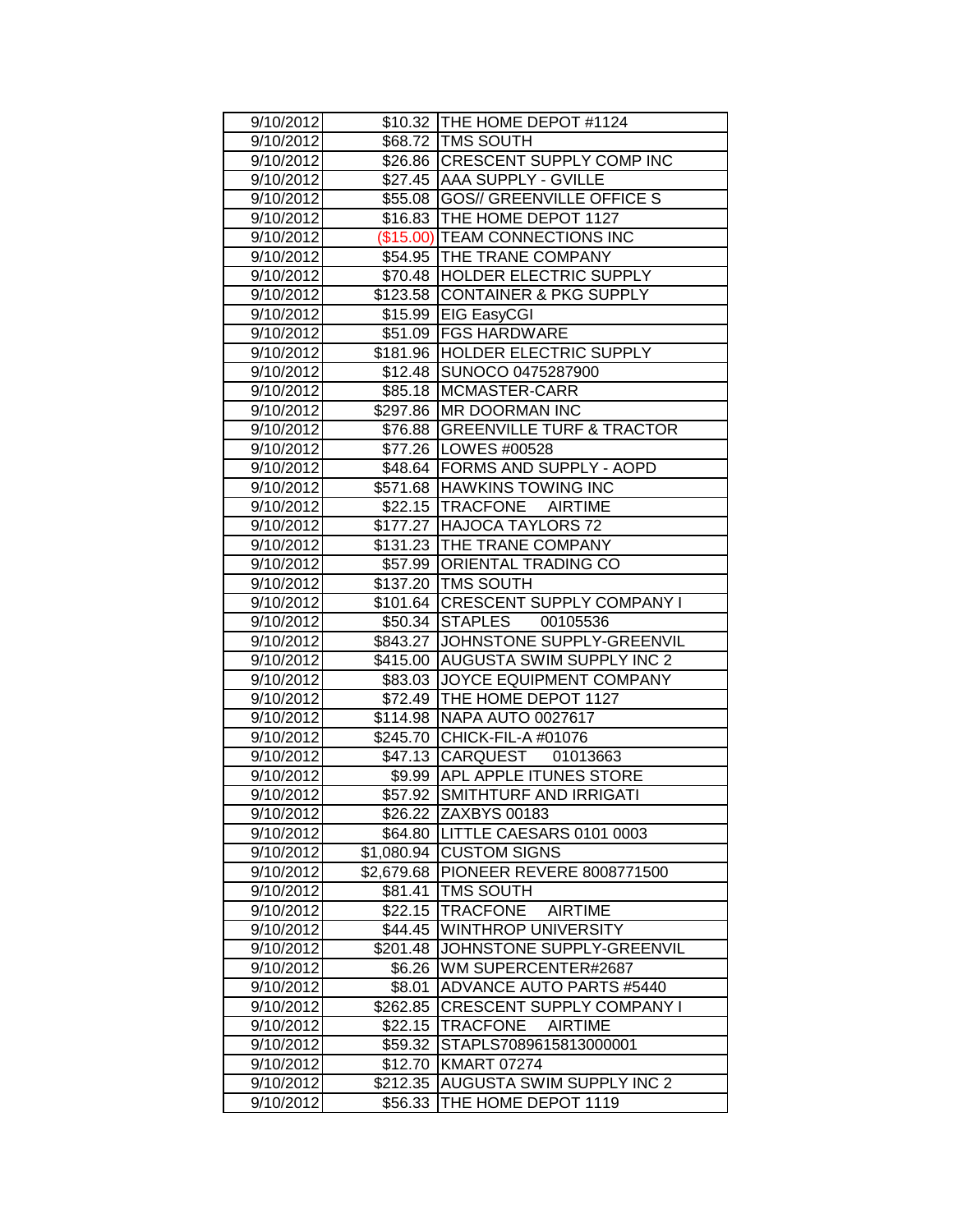| 9/10/2012 | $10.32 | THE HOME DEPOT #1124 |
|---|---|---|
| 9/10/2012 | $68.72 | TMS SOUTH |
| 9/10/2012 | $26.86 | CRESCENT SUPPLY COMP INC |
| 9/10/2012 | $27.45 | AAA SUPPLY - GVILLE |
| 9/10/2012 | $55.08 | GOS// GREENVILLE OFFICE S |
| 9/10/2012 | $16.83 | THE HOME DEPOT 1127 |
| 9/10/2012 | ($15.00) | TEAM CONNECTIONS INC |
| 9/10/2012 | $54.95 | THE TRANE COMPANY |
| 9/10/2012 | $70.48 | HOLDER ELECTRIC SUPPLY |
| 9/10/2012 | $123.58 | CONTAINER & PKG SUPPLY |
| 9/10/2012 | $15.99 | EIG EasyCGI |
| 9/10/2012 | $51.09 | FGS HARDWARE |
| 9/10/2012 | $181.96 | HOLDER ELECTRIC SUPPLY |
| 9/10/2012 | $12.48 | SUNOCO 0475287900 |
| 9/10/2012 | $85.18 | MCMASTER-CARR |
| 9/10/2012 | $297.86 | MR DOORMAN INC |
| 9/10/2012 | $76.88 | GREENVILLE TURF & TRACTOR |
| 9/10/2012 | $77.26 | LOWES #00528 |
| 9/10/2012 | $48.64 | FORMS AND SUPPLY - AOPD |
| 9/10/2012 | $571.68 | HAWKINS TOWING INC |
| 9/10/2012 | $22.15 | TRACFONE AIRTIME |
| 9/10/2012 | $177.27 | HAJOCA TAYLORS 72 |
| 9/10/2012 | $131.23 | THE TRANE COMPANY |
| 9/10/2012 | $57.99 | ORIENTAL TRADING CO |
| 9/10/2012 | $137.20 | TMS SOUTH |
| 9/10/2012 | $101.64 | CRESCENT SUPPLY COMPANY I |
| 9/10/2012 | $50.34 | STAPLES 00105536 |
| 9/10/2012 | $843.27 | JOHNSTONE SUPPLY-GREENVIL |
| 9/10/2012 | $415.00 | AUGUSTA SWIM SUPPLY INC 2 |
| 9/10/2012 | $83.03 | JOYCE EQUIPMENT COMPANY |
| 9/10/2012 | $72.49 | THE HOME DEPOT 1127 |
| 9/10/2012 | $114.98 | NAPA AUTO 0027617 |
| 9/10/2012 | $245.70 | CHICK-FIL-A #01076 |
| 9/10/2012 | $47.13 | CARQUEST 01013663 |
| 9/10/2012 | $9.99 | APL APPLE ITUNES STORE |
| 9/10/2012 | $57.92 | SMITHTURF AND IRRIGATI |
| 9/10/2012 | $26.22 | ZAXBYS 00183 |
| 9/10/2012 | $64.80 | LITTLE CAESARS 0101 0003 |
| 9/10/2012 | $1,080.94 | CUSTOM SIGNS |
| 9/10/2012 | $2,679.68 | PIONEER REVERE 8008771500 |
| 9/10/2012 | $81.41 | TMS SOUTH |
| 9/10/2012 | $22.15 | TRACFONE AIRTIME |
| 9/10/2012 | $44.45 | WINTHROP UNIVERSITY |
| 9/10/2012 | $201.48 | JOHNSTONE SUPPLY-GREENVIL |
| 9/10/2012 | $6.26 | WM SUPERCENTER#2687 |
| 9/10/2012 | $8.01 | ADVANCE AUTO PARTS #5440 |
| 9/10/2012 | $262.85 | CRESCENT SUPPLY COMPANY I |
| 9/10/2012 | $22.15 | TRACFONE AIRTIME |
| 9/10/2012 | $59.32 | STAPLS7089615813000001 |
| 9/10/2012 | $12.70 | KMART 07274 |
| 9/10/2012 | $212.35 | AUGUSTA SWIM SUPPLY INC 2 |
| 9/10/2012 | $56.33 | THE HOME DEPOT 1119 |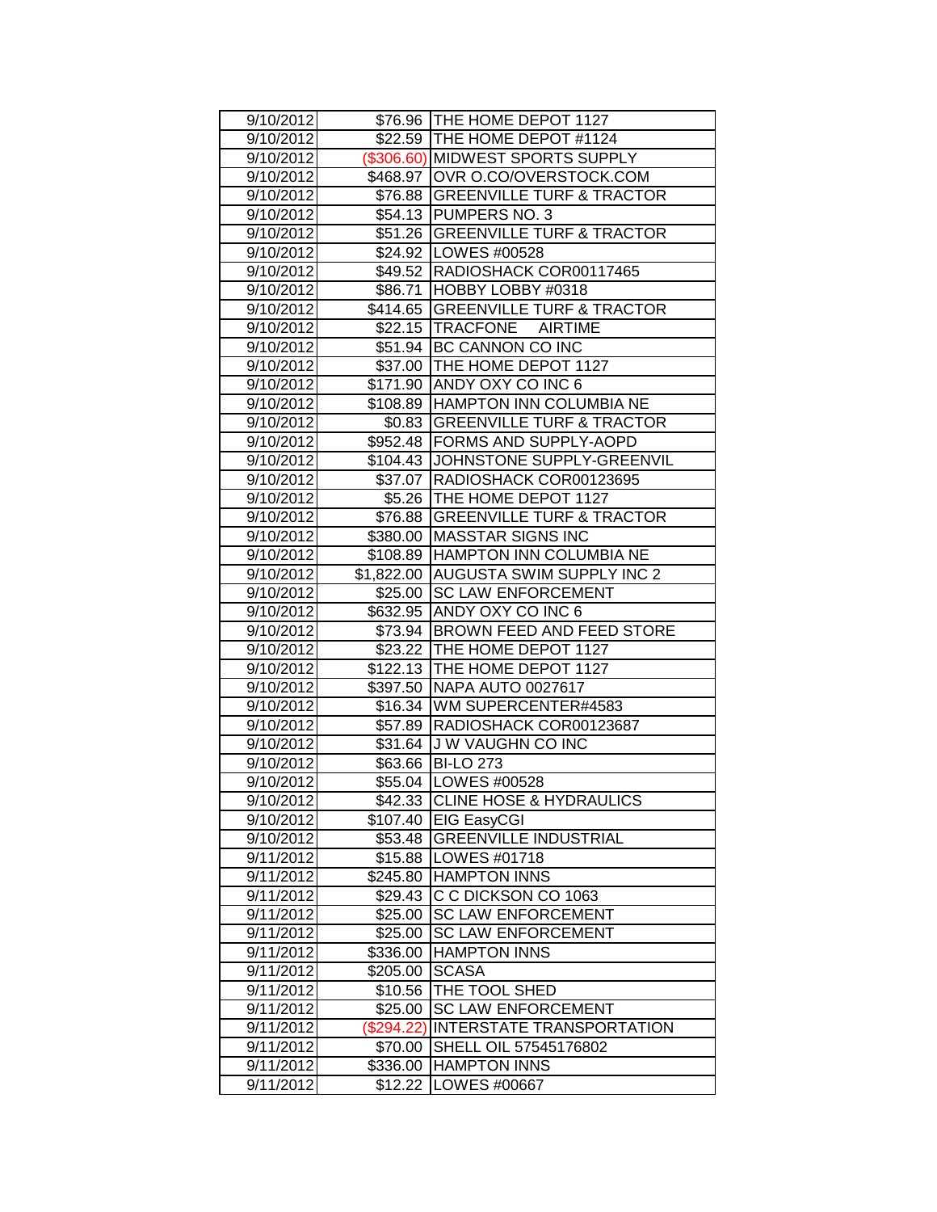| | | |
|---|---|---|
| 9/10/2012 | $76.96 | THE HOME DEPOT 1127 |
| 9/10/2012 | $22.59 | THE HOME DEPOT #1124 |
| 9/10/2012 | ($306.60) | MIDWEST SPORTS SUPPLY |
| 9/10/2012 | $468.97 | OVR O.CO/OVERSTOCK.COM |
| 9/10/2012 | $76.88 | GREENVILLE TURF & TRACTOR |
| 9/10/2012 | $54.13 | PUMPERS NO. 3 |
| 9/10/2012 | $51.26 | GREENVILLE TURF & TRACTOR |
| 9/10/2012 | $24.92 | LOWES #00528 |
| 9/10/2012 | $49.52 | RADIOSHACK COR00117465 |
| 9/10/2012 | $86.71 | HOBBY LOBBY #0318 |
| 9/10/2012 | $414.65 | GREENVILLE TURF & TRACTOR |
| 9/10/2012 | $22.15 | TRACFONE AIRTIME |
| 9/10/2012 | $51.94 | BC CANNON CO INC |
| 9/10/2012 | $37.00 | THE HOME DEPOT 1127 |
| 9/10/2012 | $171.90 | ANDY OXY CO INC 6 |
| 9/10/2012 | $108.89 | HAMPTON INN COLUMBIA NE |
| 9/10/2012 | $0.83 | GREENVILLE TURF & TRACTOR |
| 9/10/2012 | $952.48 | FORMS AND SUPPLY-AOPD |
| 9/10/2012 | $104.43 | JOHNSTONE SUPPLY-GREENVIL |
| 9/10/2012 | $37.07 | RADIOSHACK COR00123695 |
| 9/10/2012 | $5.26 | THE HOME DEPOT 1127 |
| 9/10/2012 | $76.88 | GREENVILLE TURF & TRACTOR |
| 9/10/2012 | $380.00 | MASSTAR SIGNS INC |
| 9/10/2012 | $108.89 | HAMPTON INN COLUMBIA NE |
| 9/10/2012 | $1,822.00 | AUGUSTA SWIM SUPPLY INC 2 |
| 9/10/2012 | $25.00 | SC LAW ENFORCEMENT |
| 9/10/2012 | $632.95 | ANDY OXY CO INC 6 |
| 9/10/2012 | $73.94 | BROWN FEED AND FEED STORE |
| 9/10/2012 | $23.22 | THE HOME DEPOT 1127 |
| 9/10/2012 | $122.13 | THE HOME DEPOT 1127 |
| 9/10/2012 | $397.50 | NAPA AUTO 0027617 |
| 9/10/2012 | $16.34 | WM SUPERCENTER#4583 |
| 9/10/2012 | $57.89 | RADIOSHACK COR00123687 |
| 9/10/2012 | $31.64 | J W VAUGHN CO INC |
| 9/10/2012 | $63.66 | BI-LO 273 |
| 9/10/2012 | $55.04 | LOWES #00528 |
| 9/10/2012 | $42.33 | CLINE HOSE & HYDRAULICS |
| 9/10/2012 | $107.40 | EIG EasyCGI |
| 9/10/2012 | $53.48 | GREENVILLE INDUSTRIAL |
| 9/11/2012 | $15.88 | LOWES #01718 |
| 9/11/2012 | $245.80 | HAMPTON INNS |
| 9/11/2012 | $29.43 | C C DICKSON CO 1063 |
| 9/11/2012 | $25.00 | SC LAW ENFORCEMENT |
| 9/11/2012 | $25.00 | SC LAW ENFORCEMENT |
| 9/11/2012 | $336.00 | HAMPTON INNS |
| 9/11/2012 | $205.00 | SCASA |
| 9/11/2012 | $10.56 | THE TOOL SHED |
| 9/11/2012 | $25.00 | SC LAW ENFORCEMENT |
| 9/11/2012 | ($294.22) | INTERSTATE TRANSPORTATION |
| 9/11/2012 | $70.00 | SHELL OIL 57545176802 |
| 9/11/2012 | $336.00 | HAMPTON INNS |
| 9/11/2012 | $12.22 | LOWES #00667 |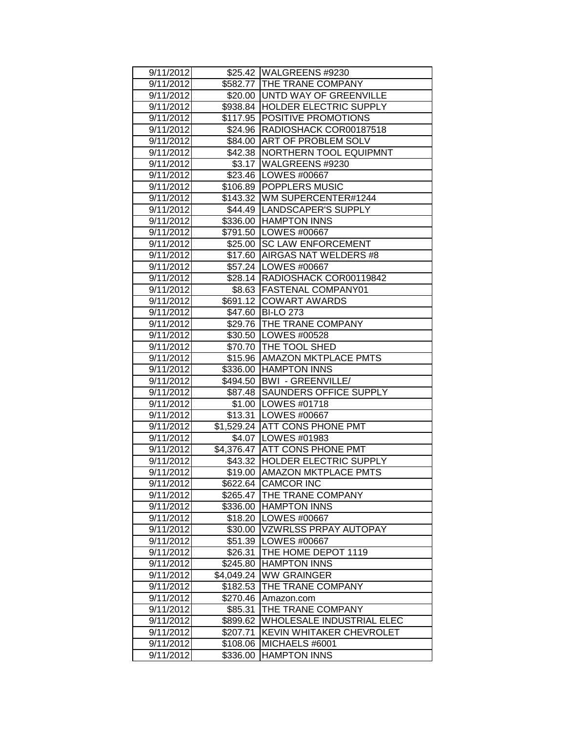| 9/11/2012 | $25.42 | WALGREENS #9230 |
|---|---|---|
| 9/11/2012 | $582.77 | THE TRANE COMPANY |
| 9/11/2012 | $20.00 | UNTD WAY OF GREENVILLE |
| 9/11/2012 | $938.84 | HOLDER ELECTRIC SUPPLY |
| 9/11/2012 | $117.95 | POSITIVE PROMOTIONS |
| 9/11/2012 | $24.96 | RADIOSHACK COR00187518 |
| 9/11/2012 | $84.00 | ART OF PROBLEM SOLV |
| 9/11/2012 | $42.38 | NORTHERN TOOL EQUIPMNT |
| 9/11/2012 | $3.17 | WALGREENS #9230 |
| 9/11/2012 | $23.46 | LOWES #00667 |
| 9/11/2012 | $106.89 | POPPLERS MUSIC |
| 9/11/2012 | $143.32 | WM SUPERCENTER#1244 |
| 9/11/2012 | $44.49 | LANDSCAPER'S SUPPLY |
| 9/11/2012 | $336.00 | HAMPTON INNS |
| 9/11/2012 | $791.50 | LOWES #00667 |
| 9/11/2012 | $25.00 | SC LAW ENFORCEMENT |
| 9/11/2012 | $17.60 | AIRGAS NAT WELDERS #8 |
| 9/11/2012 | $57.24 | LOWES #00667 |
| 9/11/2012 | $28.14 | RADIOSHACK COR00119842 |
| 9/11/2012 | $8.63 | FASTENAL COMPANY01 |
| 9/11/2012 | $691.12 | COWART AWARDS |
| 9/11/2012 | $47.60 | BI-LO 273 |
| 9/11/2012 | $29.76 | THE TRANE COMPANY |
| 9/11/2012 | $30.50 | LOWES #00528 |
| 9/11/2012 | $70.70 | THE TOOL SHED |
| 9/11/2012 | $15.96 | AMAZON MKTPLACE PMTS |
| 9/11/2012 | $336.00 | HAMPTON INNS |
| 9/11/2012 | $494.50 | BWI - GREENVILLE/ |
| 9/11/2012 | $87.48 | SAUNDERS OFFICE SUPPLY |
| 9/11/2012 | $1.00 | LOWES #01718 |
| 9/11/2012 | $13.31 | LOWES #00667 |
| 9/11/2012 | $1,529.24 | ATT CONS PHONE PMT |
| 9/11/2012 | $4.07 | LOWES #01983 |
| 9/11/2012 | $4,376.47 | ATT CONS PHONE PMT |
| 9/11/2012 | $43.32 | HOLDER ELECTRIC SUPPLY |
| 9/11/2012 | $19.00 | AMAZON MKTPLACE PMTS |
| 9/11/2012 | $622.64 | CAMCOR INC |
| 9/11/2012 | $265.47 | THE TRANE COMPANY |
| 9/11/2012 | $336.00 | HAMPTON INNS |
| 9/11/2012 | $18.20 | LOWES #00667 |
| 9/11/2012 | $30.00 | VZWRLSS PRPAY AUTOPAY |
| 9/11/2012 | $51.39 | LOWES #00667 |
| 9/11/2012 | $26.31 | THE HOME DEPOT 1119 |
| 9/11/2012 | $245.80 | HAMPTON INNS |
| 9/11/2012 | $4,049.24 | WW GRAINGER |
| 9/11/2012 | $182.53 | THE TRANE COMPANY |
| 9/11/2012 | $270.46 | Amazon.com |
| 9/11/2012 | $85.31 | THE TRANE COMPANY |
| 9/11/2012 | $899.62 | WHOLESALE INDUSTRIAL ELEC |
| 9/11/2012 | $207.71 | KEVIN WHITAKER CHEVROLET |
| 9/11/2012 | $108.06 | MICHAELS #6001 |
| 9/11/2012 | $336.00 | HAMPTON INNS |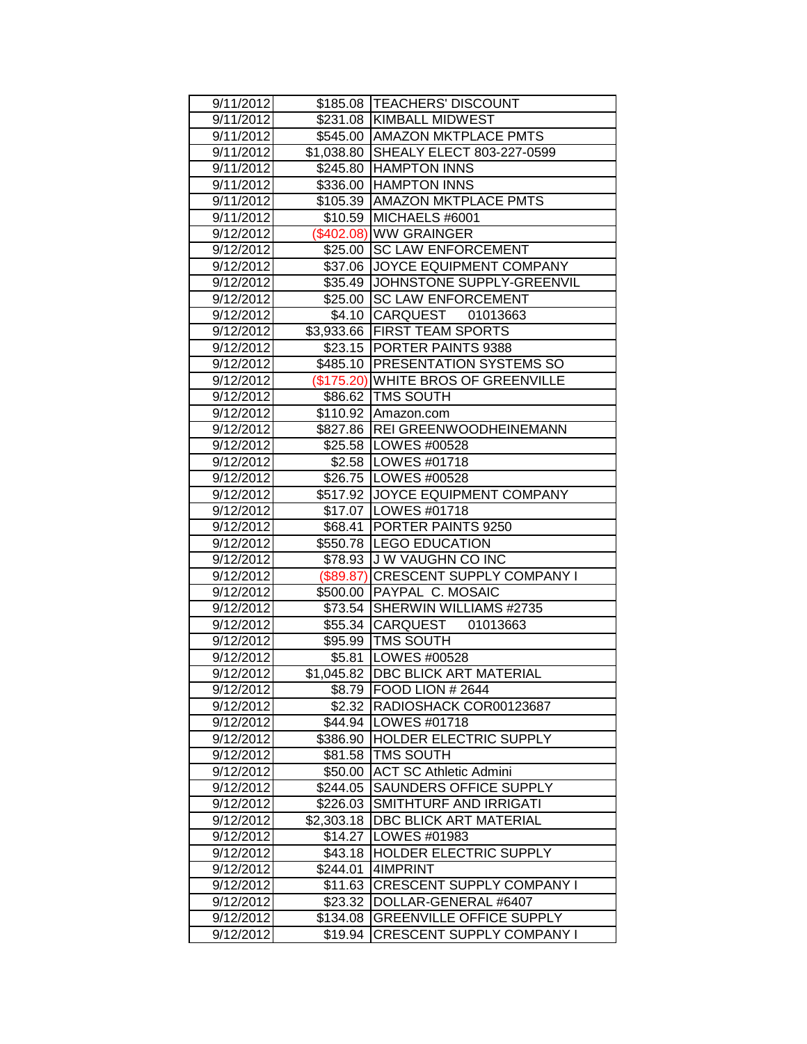| | | |
|---|---|---|
| 9/11/2012 | $185.08 | TEACHERS' DISCOUNT |
| 9/11/2012 | $231.08 | KIMBALL MIDWEST |
| 9/11/2012 | $545.00 | AMAZON MKTPLACE PMTS |
| 9/11/2012 | $1,038.80 | SHEALY ELECT 803-227-0599 |
| 9/11/2012 | $245.80 | HAMPTON INNS |
| 9/11/2012 | $336.00 | HAMPTON INNS |
| 9/11/2012 | $105.39 | AMAZON MKTPLACE PMTS |
| 9/11/2012 | $10.59 | MICHAELS #6001 |
| 9/12/2012 | ($402.08) | WW GRAINGER |
| 9/12/2012 | $25.00 | SC LAW ENFORCEMENT |
| 9/12/2012 | $37.06 | JOYCE EQUIPMENT COMPANY |
| 9/12/2012 | $35.49 | JOHNSTONE SUPPLY-GREENVIL |
| 9/12/2012 | $25.00 | SC LAW ENFORCEMENT |
| 9/12/2012 | $4.10 | CARQUEST 01013663 |
| 9/12/2012 | $3,933.66 | FIRST TEAM SPORTS |
| 9/12/2012 | $23.15 | PORTER PAINTS 9388 |
| 9/12/2012 | $485.10 | PRESENTATION SYSTEMS SO |
| 9/12/2012 | ($175.20) | WHITE BROS OF GREENVILLE |
| 9/12/2012 | $86.62 | TMS SOUTH |
| 9/12/2012 | $110.92 | Amazon.com |
| 9/12/2012 | $827.86 | REI GREENWOODHEINEMANN |
| 9/12/2012 | $25.58 | LOWES #00528 |
| 9/12/2012 | $2.58 | LOWES #01718 |
| 9/12/2012 | $26.75 | LOWES #00528 |
| 9/12/2012 | $517.92 | JOYCE EQUIPMENT COMPANY |
| 9/12/2012 | $17.07 | LOWES #01718 |
| 9/12/2012 | $68.41 | PORTER PAINTS 9250 |
| 9/12/2012 | $550.78 | LEGO EDUCATION |
| 9/12/2012 | $78.93 | J W VAUGHN CO INC |
| 9/12/2012 | ($89.87) | CRESCENT SUPPLY COMPANY I |
| 9/12/2012 | $500.00 | PAYPAL C. MOSAIC |
| 9/12/2012 | $73.54 | SHERWIN WILLIAMS #2735 |
| 9/12/2012 | $55.34 | CARQUEST 01013663 |
| 9/12/2012 | $95.99 | TMS SOUTH |
| 9/12/2012 | $5.81 | LOWES #00528 |
| 9/12/2012 | $1,045.82 | DBC BLICK ART MATERIAL |
| 9/12/2012 | $8.79 | FOOD LION # 2644 |
| 9/12/2012 | $2.32 | RADIOSHACK COR00123687 |
| 9/12/2012 | $44.94 | LOWES #01718 |
| 9/12/2012 | $386.90 | HOLDER ELECTRIC SUPPLY |
| 9/12/2012 | $81.58 | TMS SOUTH |
| 9/12/2012 | $50.00 | ACT SC Athletic Admini |
| 9/12/2012 | $244.05 | SAUNDERS OFFICE SUPPLY |
| 9/12/2012 | $226.03 | SMITHTURF AND IRRIGATI |
| 9/12/2012 | $2,303.18 | DBC BLICK ART MATERIAL |
| 9/12/2012 | $14.27 | LOWES #01983 |
| 9/12/2012 | $43.18 | HOLDER ELECTRIC SUPPLY |
| 9/12/2012 | $244.01 | 4IMPRINT |
| 9/12/2012 | $11.63 | CRESCENT SUPPLY COMPANY I |
| 9/12/2012 | $23.32 | DOLLAR-GENERAL #6407 |
| 9/12/2012 | $134.08 | GREENVILLE OFFICE SUPPLY |
| 9/12/2012 | $19.94 | CRESCENT SUPPLY COMPANY I |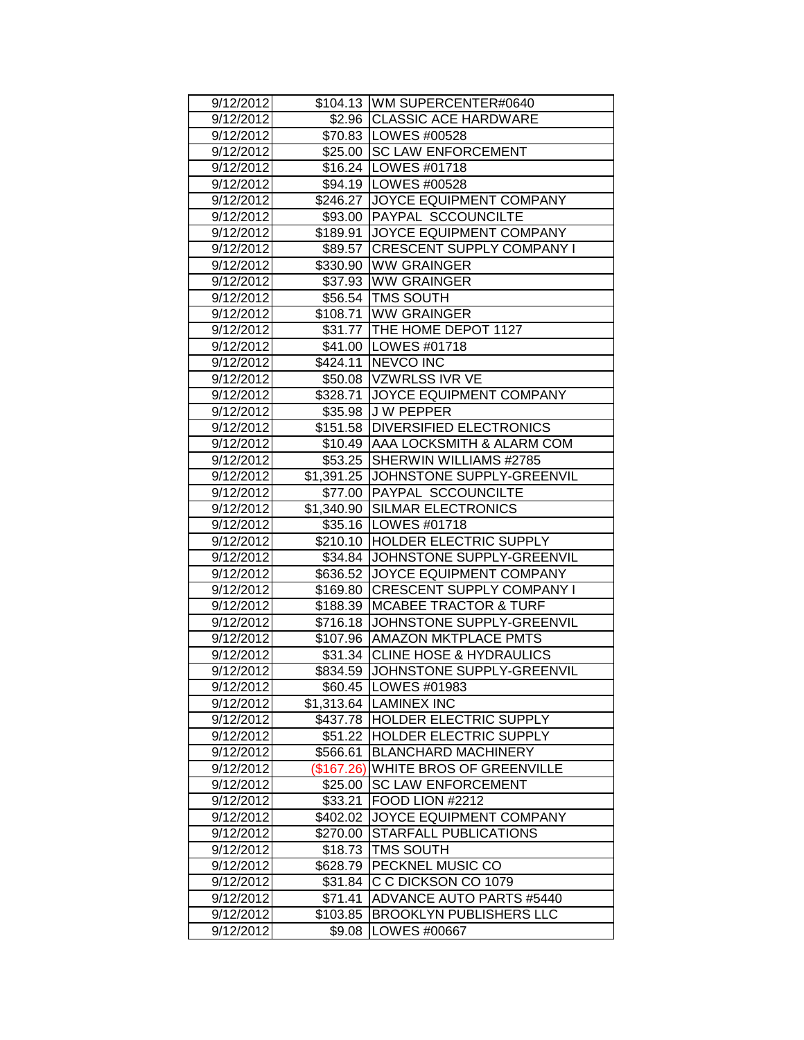| | | |
|---|---|---|
| 9/12/2012 | $104.13 | WM SUPERCENTER#0640 |
| 9/12/2012 | $2.96 | CLASSIC ACE HARDWARE |
| 9/12/2012 | $70.83 | LOWES #00528 |
| 9/12/2012 | $25.00 | SC LAW ENFORCEMENT |
| 9/12/2012 | $16.24 | LOWES #01718 |
| 9/12/2012 | $94.19 | LOWES #00528 |
| 9/12/2012 | $246.27 | JOYCE EQUIPMENT COMPANY |
| 9/12/2012 | $93.00 | PAYPAL SCCOUNCILTE |
| 9/12/2012 | $189.91 | JOYCE EQUIPMENT COMPANY |
| 9/12/2012 | $89.57 | CRESCENT SUPPLY COMPANY I |
| 9/12/2012 | $330.90 | WW GRAINGER |
| 9/12/2012 | $37.93 | WW GRAINGER |
| 9/12/2012 | $56.54 | TMS SOUTH |
| 9/12/2012 | $108.71 | WW GRAINGER |
| 9/12/2012 | $31.77 | THE HOME DEPOT 1127 |
| 9/12/2012 | $41.00 | LOWES #01718 |
| 9/12/2012 | $424.11 | NEVCO INC |
| 9/12/2012 | $50.08 | VZWRLSS IVR VE |
| 9/12/2012 | $328.71 | JOYCE EQUIPMENT COMPANY |
| 9/12/2012 | $35.98 | J W PEPPER |
| 9/12/2012 | $151.58 | DIVERSIFIED ELECTRONICS |
| 9/12/2012 | $10.49 | AAA LOCKSMITH & ALARM COM |
| 9/12/2012 | $53.25 | SHERWIN WILLIAMS #2785 |
| 9/12/2012 | $1,391.25 | JOHNSTONE SUPPLY-GREENVIL |
| 9/12/2012 | $77.00 | PAYPAL SCCOUNCILTE |
| 9/12/2012 | $1,340.90 | SILMAR ELECTRONICS |
| 9/12/2012 | $35.16 | LOWES #01718 |
| 9/12/2012 | $210.10 | HOLDER ELECTRIC SUPPLY |
| 9/12/2012 | $34.84 | JOHNSTONE SUPPLY-GREENVIL |
| 9/12/2012 | $636.52 | JOYCE EQUIPMENT COMPANY |
| 9/12/2012 | $169.80 | CRESCENT SUPPLY COMPANY I |
| 9/12/2012 | $188.39 | MCABEE TRACTOR & TURF |
| 9/12/2012 | $716.18 | JOHNSTONE SUPPLY-GREENVIL |
| 9/12/2012 | $107.96 | AMAZON MKTPLACE PMTS |
| 9/12/2012 | $31.34 | CLINE HOSE & HYDRAULICS |
| 9/12/2012 | $834.59 | JOHNSTONE SUPPLY-GREENVIL |
| 9/12/2012 | $60.45 | LOWES #01983 |
| 9/12/2012 | $1,313.64 | LAMINEX INC |
| 9/12/2012 | $437.78 | HOLDER ELECTRIC SUPPLY |
| 9/12/2012 | $51.22 | HOLDER ELECTRIC SUPPLY |
| 9/12/2012 | $566.61 | BLANCHARD MACHINERY |
| 9/12/2012 | ($167.26) | WHITE BROS OF GREENVILLE |
| 9/12/2012 | $25.00 | SC LAW ENFORCEMENT |
| 9/12/2012 | $33.21 | FOOD LION #2212 |
| 9/12/2012 | $402.02 | JOYCE EQUIPMENT COMPANY |
| 9/12/2012 | $270.00 | STARFALL PUBLICATIONS |
| 9/12/2012 | $18.73 | TMS SOUTH |
| 9/12/2012 | $628.79 | PECKNEL MUSIC CO |
| 9/12/2012 | $31.84 | C C DICKSON CO 1079 |
| 9/12/2012 | $71.41 | ADVANCE AUTO PARTS #5440 |
| 9/12/2012 | $103.85 | BROOKLYN PUBLISHERS LLC |
| 9/12/2012 | $9.08 | LOWES #00667 |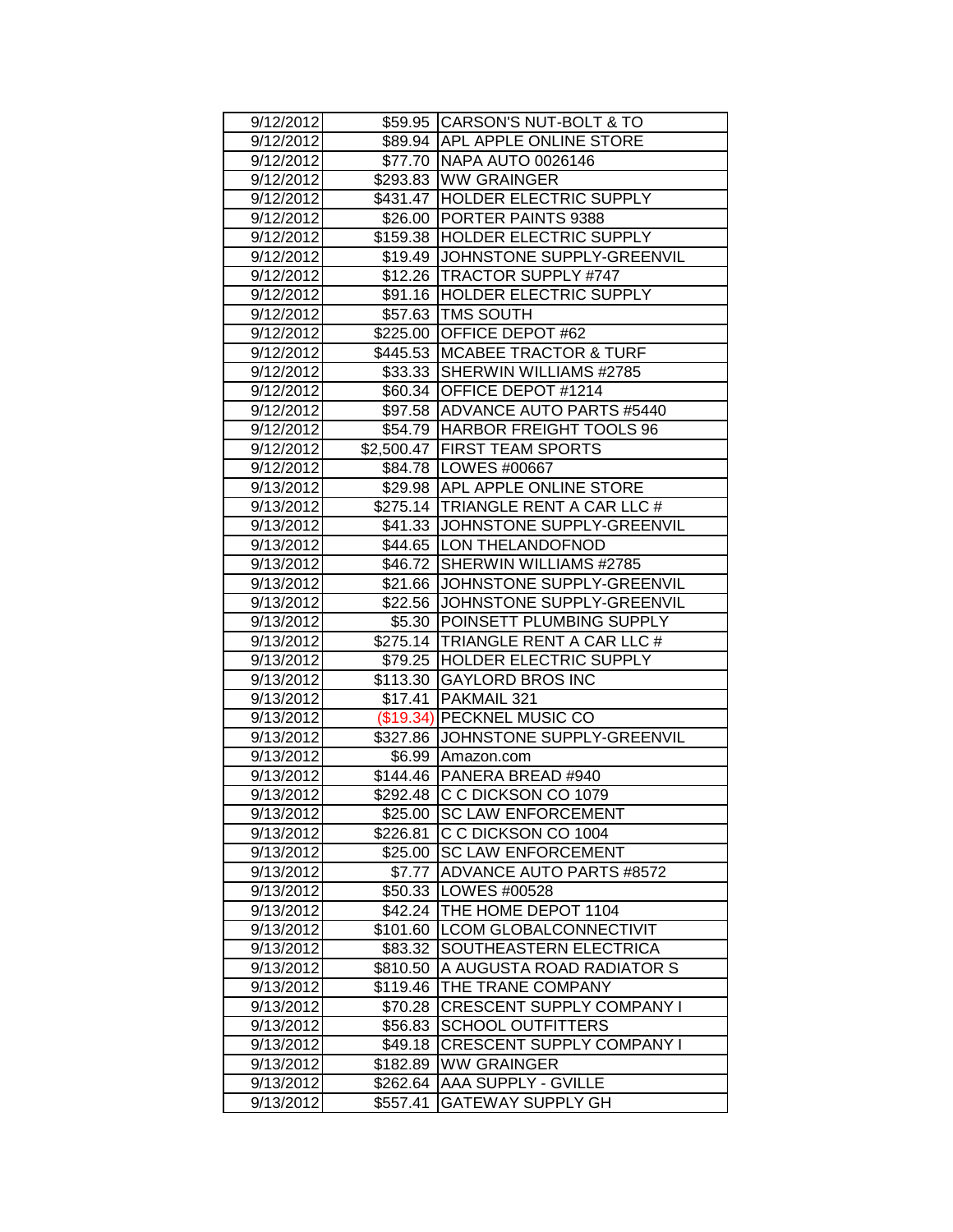| | | |
|---|---|---|
| 9/12/2012 | $59.95 | CARSON'S NUT-BOLT & TO |
| 9/12/2012 | $89.94 | APL APPLE ONLINE STORE |
| 9/12/2012 | $77.70 | NAPA AUTO 0026146 |
| 9/12/2012 | $293.83 | WW GRAINGER |
| 9/12/2012 | $431.47 | HOLDER ELECTRIC SUPPLY |
| 9/12/2012 | $26.00 | PORTER PAINTS 9388 |
| 9/12/2012 | $159.38 | HOLDER ELECTRIC SUPPLY |
| 9/12/2012 | $19.49 | JOHNSTONE SUPPLY-GREENVIL |
| 9/12/2012 | $12.26 | TRACTOR SUPPLY #747 |
| 9/12/2012 | $91.16 | HOLDER ELECTRIC SUPPLY |
| 9/12/2012 | $57.63 | TMS SOUTH |
| 9/12/2012 | $225.00 | OFFICE DEPOT #62 |
| 9/12/2012 | $445.53 | MCABEE TRACTOR & TURF |
| 9/12/2012 | $33.33 | SHERWIN WILLIAMS #2785 |
| 9/12/2012 | $60.34 | OFFICE DEPOT #1214 |
| 9/12/2012 | $97.58 | ADVANCE AUTO PARTS #5440 |
| 9/12/2012 | $54.79 | HARBOR FREIGHT TOOLS 96 |
| 9/12/2012 | $2,500.47 | FIRST TEAM SPORTS |
| 9/12/2012 | $84.78 | LOWES #00667 |
| 9/13/2012 | $29.98 | APL APPLE ONLINE STORE |
| 9/13/2012 | $275.14 | TRIANGLE RENT A CAR LLC # |
| 9/13/2012 | $41.33 | JOHNSTONE SUPPLY-GREENVIL |
| 9/13/2012 | $44.65 | LON THELANDOFNOD |
| 9/13/2012 | $46.72 | SHERWIN WILLIAMS #2785 |
| 9/13/2012 | $21.66 | JOHNSTONE SUPPLY-GREENVIL |
| 9/13/2012 | $22.56 | JOHNSTONE SUPPLY-GREENVIL |
| 9/13/2012 | $5.30 | POINSETT PLUMBING SUPPLY |
| 9/13/2012 | $275.14 | TRIANGLE RENT A CAR LLC # |
| 9/13/2012 | $79.25 | HOLDER ELECTRIC SUPPLY |
| 9/13/2012 | $113.30 | GAYLORD BROS INC |
| 9/13/2012 | $17.41 | PAKMAIL 321 |
| 9/13/2012 | ($19.34) | PECKNEL MUSIC CO |
| 9/13/2012 | $327.86 | JOHNSTONE SUPPLY-GREENVIL |
| 9/13/2012 | $6.99 | Amazon.com |
| 9/13/2012 | $144.46 | PANERA BREAD #940 |
| 9/13/2012 | $292.48 | C C DICKSON CO 1079 |
| 9/13/2012 | $25.00 | SC LAW ENFORCEMENT |
| 9/13/2012 | $226.81 | C C DICKSON CO 1004 |
| 9/13/2012 | $25.00 | SC LAW ENFORCEMENT |
| 9/13/2012 | $7.77 | ADVANCE AUTO PARTS #8572 |
| 9/13/2012 | $50.33 | LOWES #00528 |
| 9/13/2012 | $42.24 | THE HOME DEPOT 1104 |
| 9/13/2012 | $101.60 | LCOM GLOBALCONNECTIVIT |
| 9/13/2012 | $83.32 | SOUTHEASTERN ELECTRICA |
| 9/13/2012 | $810.50 | A AUGUSTA ROAD RADIATOR S |
| 9/13/2012 | $119.46 | THE TRANE COMPANY |
| 9/13/2012 | $70.28 | CRESCENT SUPPLY COMPANY I |
| 9/13/2012 | $56.83 | SCHOOL OUTFITTERS |
| 9/13/2012 | $49.18 | CRESCENT SUPPLY COMPANY I |
| 9/13/2012 | $182.89 | WW GRAINGER |
| 9/13/2012 | $262.64 | AAA SUPPLY - GVILLE |
| 9/13/2012 | $557.41 | GATEWAY SUPPLY GH |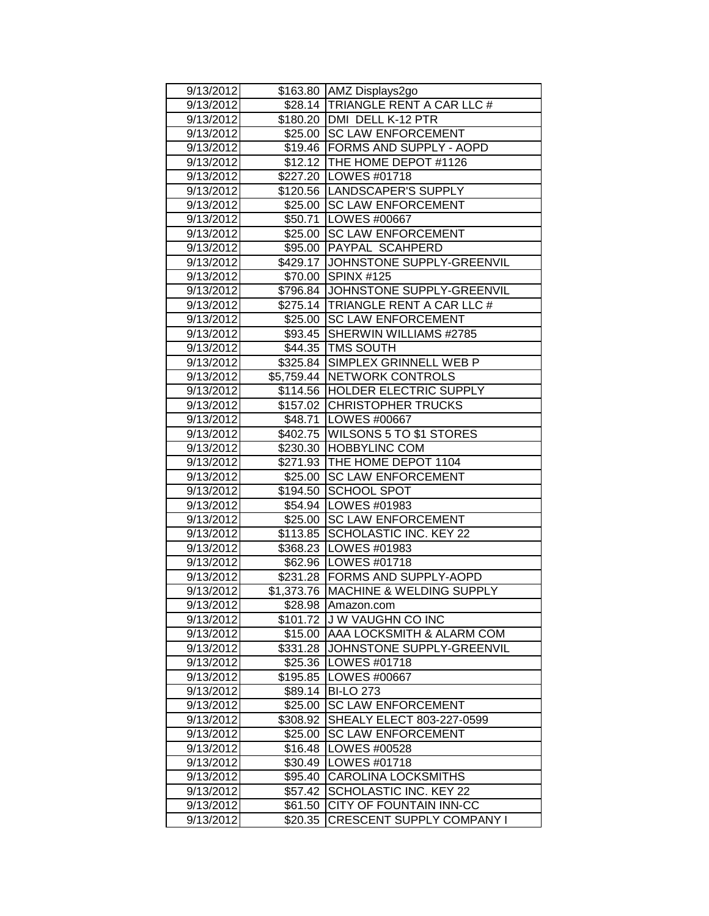| | | |
|---|---|---|
| 9/13/2012 | $163.80 | AMZ Displays2go |
| 9/13/2012 | $28.14 | TRIANGLE RENT A CAR LLC # |
| 9/13/2012 | $180.20 | DMI DELL K-12 PTR |
| 9/13/2012 | $25.00 | SC LAW ENFORCEMENT |
| 9/13/2012 | $19.46 | FORMS AND SUPPLY - AOPD |
| 9/13/2012 | $12.12 | THE HOME DEPOT #1126 |
| 9/13/2012 | $227.20 | LOWES #01718 |
| 9/13/2012 | $120.56 | LANDSCAPER'S SUPPLY |
| 9/13/2012 | $25.00 | SC LAW ENFORCEMENT |
| 9/13/2012 | $50.71 | LOWES #00667 |
| 9/13/2012 | $25.00 | SC LAW ENFORCEMENT |
| 9/13/2012 | $95.00 | PAYPAL SCAHPERD |
| 9/13/2012 | $429.17 | JOHNSTONE SUPPLY-GREENVIL |
| 9/13/2012 | $70.00 | SPINX #125 |
| 9/13/2012 | $796.84 | JOHNSTONE SUPPLY-GREENVIL |
| 9/13/2012 | $275.14 | TRIANGLE RENT A CAR LLC # |
| 9/13/2012 | $25.00 | SC LAW ENFORCEMENT |
| 9/13/2012 | $93.45 | SHERWIN WILLIAMS #2785 |
| 9/13/2012 | $44.35 | TMS SOUTH |
| 9/13/2012 | $325.84 | SIMPLEX GRINNELL WEB P |
| 9/13/2012 | $5,759.44 | NETWORK CONTROLS |
| 9/13/2012 | $114.56 | HOLDER ELECTRIC SUPPLY |
| 9/13/2012 | $157.02 | CHRISTOPHER TRUCKS |
| 9/13/2012 | $48.71 | LOWES #00667 |
| 9/13/2012 | $402.75 | WILSONS 5 TO $1 STORES |
| 9/13/2012 | $230.30 | HOBBYLINC COM |
| 9/13/2012 | $271.93 | THE HOME DEPOT 1104 |
| 9/13/2012 | $25.00 | SC LAW ENFORCEMENT |
| 9/13/2012 | $194.50 | SCHOOL SPOT |
| 9/13/2012 | $54.94 | LOWES #01983 |
| 9/13/2012 | $25.00 | SC LAW ENFORCEMENT |
| 9/13/2012 | $113.85 | SCHOLASTIC INC. KEY 22 |
| 9/13/2012 | $368.23 | LOWES #01983 |
| 9/13/2012 | $62.96 | LOWES #01718 |
| 9/13/2012 | $231.28 | FORMS AND SUPPLY-AOPD |
| 9/13/2012 | $1,373.76 | MACHINE & WELDING SUPPLY |
| 9/13/2012 | $28.98 | Amazon.com |
| 9/13/2012 | $101.72 | J W VAUGHN CO INC |
| 9/13/2012 | $15.00 | AAA LOCKSMITH & ALARM COM |
| 9/13/2012 | $331.28 | JOHNSTONE SUPPLY-GREENVIL |
| 9/13/2012 | $25.36 | LOWES #01718 |
| 9/13/2012 | $195.85 | LOWES #00667 |
| 9/13/2012 | $89.14 | BI-LO 273 |
| 9/13/2012 | $25.00 | SC LAW ENFORCEMENT |
| 9/13/2012 | $308.92 | SHEALY ELECT 803-227-0599 |
| 9/13/2012 | $25.00 | SC LAW ENFORCEMENT |
| 9/13/2012 | $16.48 | LOWES #00528 |
| 9/13/2012 | $30.49 | LOWES #01718 |
| 9/13/2012 | $95.40 | CAROLINA LOCKSMITHS |
| 9/13/2012 | $57.42 | SCHOLASTIC INC. KEY 22 |
| 9/13/2012 | $61.50 | CITY OF FOUNTAIN INN-CC |
| 9/13/2012 | $20.35 | CRESCENT SUPPLY COMPANY I |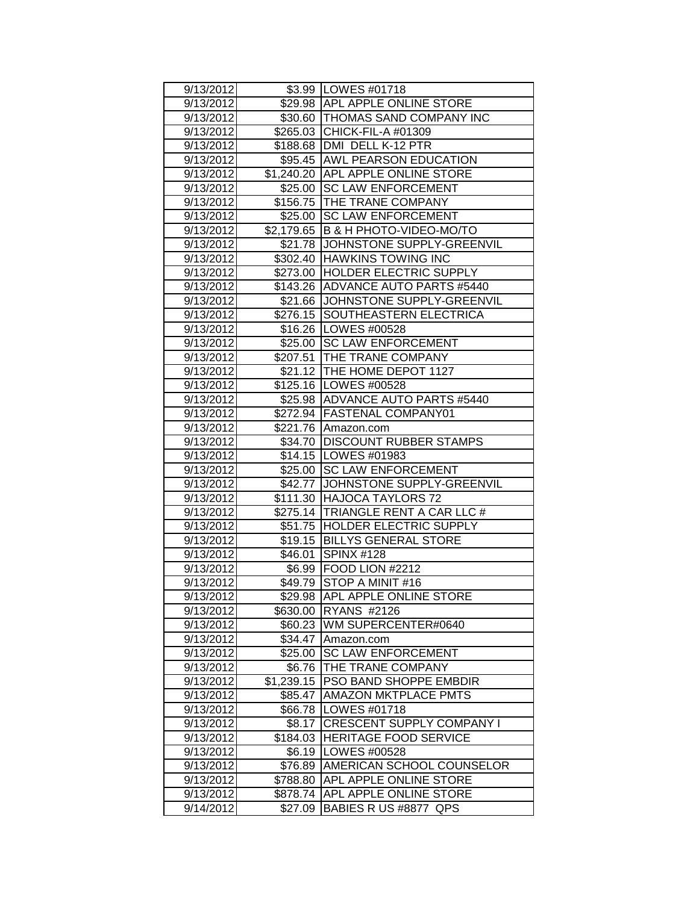| 9/13/2012 | $3.99 | LOWES #01718 |
|---|---|---|
| 9/13/2012 | $29.98 | APL APPLE ONLINE STORE |
| 9/13/2012 | $30.60 | THOMAS SAND COMPANY INC |
| 9/13/2012 | $265.03 | CHICK-FIL-A #01309 |
| 9/13/2012 | $188.68 | DMI DELL K-12 PTR |
| 9/13/2012 | $95.45 | AWL PEARSON EDUCATION |
| 9/13/2012 | $1,240.20 | APL APPLE ONLINE STORE |
| 9/13/2012 | $25.00 | SC LAW ENFORCEMENT |
| 9/13/2012 | $156.75 | THE TRANE COMPANY |
| 9/13/2012 | $25.00 | SC LAW ENFORCEMENT |
| 9/13/2012 | $2,179.65 | B & H PHOTO-VIDEO-MO/TO |
| 9/13/2012 | $21.78 | JOHNSTONE SUPPLY-GREENVIL |
| 9/13/2012 | $302.40 | HAWKINS TOWING INC |
| 9/13/2012 | $273.00 | HOLDER ELECTRIC SUPPLY |
| 9/13/2012 | $143.26 | ADVANCE AUTO PARTS #5440 |
| 9/13/2012 | $21.66 | JOHNSTONE SUPPLY-GREENVIL |
| 9/13/2012 | $276.15 | SOUTHEASTERN ELECTRICA |
| 9/13/2012 | $16.26 | LOWES #00528 |
| 9/13/2012 | $25.00 | SC LAW ENFORCEMENT |
| 9/13/2012 | $207.51 | THE TRANE COMPANY |
| 9/13/2012 | $21.12 | THE HOME DEPOT 1127 |
| 9/13/2012 | $125.16 | LOWES #00528 |
| 9/13/2012 | $25.98 | ADVANCE AUTO PARTS #5440 |
| 9/13/2012 | $272.94 | FASTENAL COMPANY01 |
| 9/13/2012 | $221.76 | Amazon.com |
| 9/13/2012 | $34.70 | DISCOUNT RUBBER STAMPS |
| 9/13/2012 | $14.15 | LOWES #01983 |
| 9/13/2012 | $25.00 | SC LAW ENFORCEMENT |
| 9/13/2012 | $42.77 | JOHNSTONE SUPPLY-GREENVIL |
| 9/13/2012 | $111.30 | HAJOCA TAYLORS 72 |
| 9/13/2012 | $275.14 | TRIANGLE RENT A CAR LLC # |
| 9/13/2012 | $51.75 | HOLDER ELECTRIC SUPPLY |
| 9/13/2012 | $19.15 | BILLYS GENERAL STORE |
| 9/13/2012 | $46.01 | SPINX #128 |
| 9/13/2012 | $6.99 | FOOD LION #2212 |
| 9/13/2012 | $49.79 | STOP A MINIT #16 |
| 9/13/2012 | $29.98 | APL APPLE ONLINE STORE |
| 9/13/2012 | $630.00 | RYANS #2126 |
| 9/13/2012 | $60.23 | WM SUPERCENTER#0640 |
| 9/13/2012 | $34.47 | Amazon.com |
| 9/13/2012 | $25.00 | SC LAW ENFORCEMENT |
| 9/13/2012 | $6.76 | THE TRANE COMPANY |
| 9/13/2012 | $1,239.15 | PSO BAND SHOPPE EMBDIR |
| 9/13/2012 | $85.47 | AMAZON MKTPLACE PMTS |
| 9/13/2012 | $66.78 | LOWES #01718 |
| 9/13/2012 | $8.17 | CRESCENT SUPPLY COMPANY I |
| 9/13/2012 | $184.03 | HERITAGE FOOD SERVICE |
| 9/13/2012 | $6.19 | LOWES #00528 |
| 9/13/2012 | $76.89 | AMERICAN SCHOOL COUNSELOR |
| 9/13/2012 | $788.80 | APL APPLE ONLINE STORE |
| 9/13/2012 | $878.74 | APL APPLE ONLINE STORE |
| 9/14/2012 | $27.09 | BABIES R US #8877 QPS |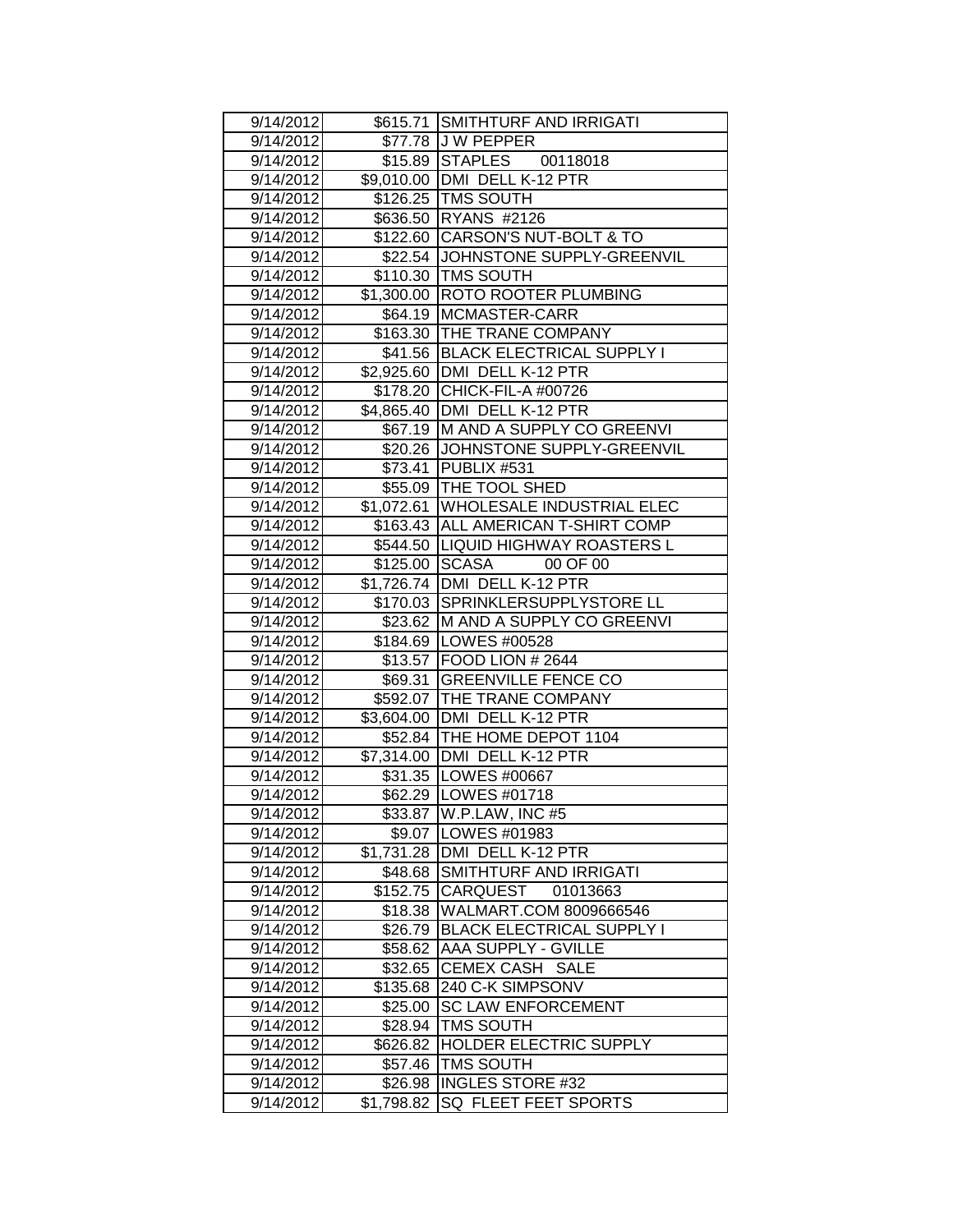| 9/14/2012 | $615.71 | SMITHTURF AND IRRIGATI |
|---|---|---|
| 9/14/2012 | $77.78 | J W PEPPER |
| 9/14/2012 | $15.89 | STAPLES 00118018 |
| 9/14/2012 | $9,010.00 | DMI DELL K-12 PTR |
| 9/14/2012 | $126.25 | TMS SOUTH |
| 9/14/2012 | $636.50 | RYANS #2126 |
| 9/14/2012 | $122.60 | CARSON'S NUT-BOLT & TO |
| 9/14/2012 | $22.54 | JOHNSTONE SUPPLY-GREENVIL |
| 9/14/2012 | $110.30 | TMS SOUTH |
| 9/14/2012 | $1,300.00 | ROTO ROOTER PLUMBING |
| 9/14/2012 | $64.19 | MCMASTER-CARR |
| 9/14/2012 | $163.30 | THE TRANE COMPANY |
| 9/14/2012 | $41.56 | BLACK ELECTRICAL SUPPLY I |
| 9/14/2012 | $2,925.60 | DMI DELL K-12 PTR |
| 9/14/2012 | $178.20 | CHICK-FIL-A #00726 |
| 9/14/2012 | $4,865.40 | DMI DELL K-12 PTR |
| 9/14/2012 | $67.19 | M AND A SUPPLY CO GREENVI |
| 9/14/2012 | $20.26 | JOHNSTONE SUPPLY-GREENVIL |
| 9/14/2012 | $73.41 | PUBLIX #531 |
| 9/14/2012 | $55.09 | THE TOOL SHED |
| 9/14/2012 | $1,072.61 | WHOLESALE INDUSTRIAL ELEC |
| 9/14/2012 | $163.43 | ALL AMERICAN T-SHIRT COMP |
| 9/14/2012 | $544.50 | LIQUID HIGHWAY ROASTERS L |
| 9/14/2012 | $125.00 | SCASA 00 OF 00 |
| 9/14/2012 | $1,726.74 | DMI DELL K-12 PTR |
| 9/14/2012 | $170.03 | SPRINKLERSUPPLYSTORE LL |
| 9/14/2012 | $23.62 | M AND A SUPPLY CO GREENVI |
| 9/14/2012 | $184.69 | LOWES #00528 |
| 9/14/2012 | $13.57 | FOOD LION # 2644 |
| 9/14/2012 | $69.31 | GREENVILLE FENCE CO |
| 9/14/2012 | $592.07 | THE TRANE COMPANY |
| 9/14/2012 | $3,604.00 | DMI DELL K-12 PTR |
| 9/14/2012 | $52.84 | THE HOME DEPOT 1104 |
| 9/14/2012 | $7,314.00 | DMI DELL K-12 PTR |
| 9/14/2012 | $31.35 | LOWES #00667 |
| 9/14/2012 | $62.29 | LOWES #01718 |
| 9/14/2012 | $33.87 | W.P.LAW, INC #5 |
| 9/14/2012 | $9.07 | LOWES #01983 |
| 9/14/2012 | $1,731.28 | DMI DELL K-12 PTR |
| 9/14/2012 | $48.68 | SMITHTURF AND IRRIGATI |
| 9/14/2012 | $152.75 | CARQUEST 01013663 |
| 9/14/2012 | $18.38 | WALMART.COM 8009666546 |
| 9/14/2012 | $26.79 | BLACK ELECTRICAL SUPPLY I |
| 9/14/2012 | $58.62 | AAA SUPPLY - GVILLE |
| 9/14/2012 | $32.65 | CEMEX CASH SALE |
| 9/14/2012 | $135.68 | 240 C-K SIMPSONV |
| 9/14/2012 | $25.00 | SC LAW ENFORCEMENT |
| 9/14/2012 | $28.94 | TMS SOUTH |
| 9/14/2012 | $626.82 | HOLDER ELECTRIC SUPPLY |
| 9/14/2012 | $57.46 | TMS SOUTH |
| 9/14/2012 | $26.98 | INGLES STORE #32 |
| 9/14/2012 | $1,798.82 | SQ FLEET FEET SPORTS |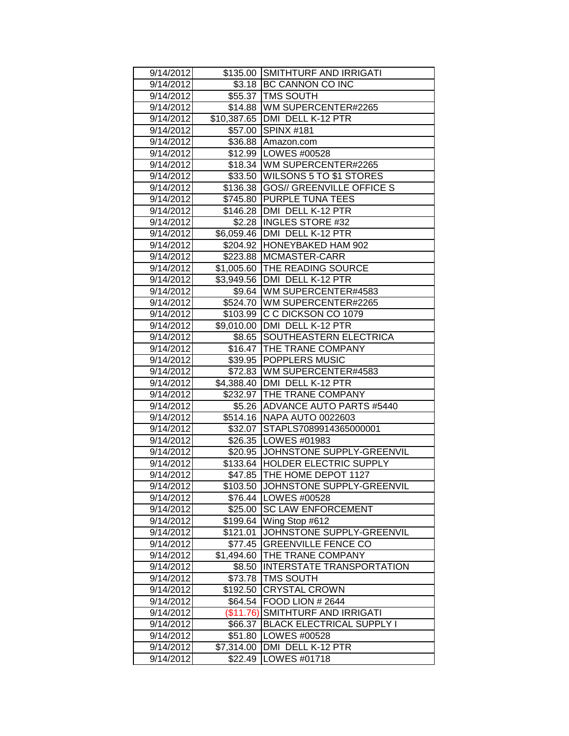| 9/14/2012 | $135.00 | SMITHTURF AND IRRIGATI |
|---|---|---|
| 9/14/2012 | $3.18 | BC CANNON CO INC |
| 9/14/2012 | $55.37 | TMS SOUTH |
| 9/14/2012 | $14.88 | WM SUPERCENTER#2265 |
| 9/14/2012 | $10,387.65 | DMI DELL K-12 PTR |
| 9/14/2012 | $57.00 | SPINX #181 |
| 9/14/2012 | $36.88 | Amazon.com |
| 9/14/2012 | $12.99 | LOWES #00528 |
| 9/14/2012 | $18.34 | WM SUPERCENTER#2265 |
| 9/14/2012 | $33.50 | WILSONS 5 TO $1 STORES |
| 9/14/2012 | $136.38 | GOS// GREENVILLE OFFICE S |
| 9/14/2012 | $745.80 | PURPLE TUNA TEES |
| 9/14/2012 | $146.28 | DMI DELL K-12 PTR |
| 9/14/2012 | $2.28 | INGLES STORE #32 |
| 9/14/2012 | $6,059.46 | DMI DELL K-12 PTR |
| 9/14/2012 | $204.92 | HONEYBAKED HAM 902 |
| 9/14/2012 | $223.88 | MCMASTER-CARR |
| 9/14/2012 | $1,005.60 | THE READING SOURCE |
| 9/14/2012 | $3,949.56 | DMI DELL K-12 PTR |
| 9/14/2012 | $9.64 | WM SUPERCENTER#4583 |
| 9/14/2012 | $524.70 | WM SUPERCENTER#2265 |
| 9/14/2012 | $103.99 | C C DICKSON CO 1079 |
| 9/14/2012 | $9,010.00 | DMI DELL K-12 PTR |
| 9/14/2012 | $8.65 | SOUTHEASTERN ELECTRICA |
| 9/14/2012 | $16.47 | THE TRANE COMPANY |
| 9/14/2012 | $39.95 | POPPLERS MUSIC |
| 9/14/2012 | $72.83 | WM SUPERCENTER#4583 |
| 9/14/2012 | $4,388.40 | DMI DELL K-12 PTR |
| 9/14/2012 | $232.97 | THE TRANE COMPANY |
| 9/14/2012 | $5.26 | ADVANCE AUTO PARTS #5440 |
| 9/14/2012 | $514.16 | NAPA AUTO 0022603 |
| 9/14/2012 | $32.07 | STAPLS7089914365000001 |
| 9/14/2012 | $26.35 | LOWES #01983 |
| 9/14/2012 | $20.95 | JOHNSTONE SUPPLY-GREENVIL |
| 9/14/2012 | $133.64 | HOLDER ELECTRIC SUPPLY |
| 9/14/2012 | $47.85 | THE HOME DEPOT 1127 |
| 9/14/2012 | $103.50 | JOHNSTONE SUPPLY-GREENVIL |
| 9/14/2012 | $76.44 | LOWES #00528 |
| 9/14/2012 | $25.00 | SC LAW ENFORCEMENT |
| 9/14/2012 | $199.64 | Wing Stop #612 |
| 9/14/2012 | $121.01 | JOHNSTONE SUPPLY-GREENVIL |
| 9/14/2012 | $77.45 | GREENVILLE FENCE CO |
| 9/14/2012 | $1,494.60 | THE TRANE COMPANY |
| 9/14/2012 | $8.50 | INTERSTATE TRANSPORTATION |
| 9/14/2012 | $73.78 | TMS SOUTH |
| 9/14/2012 | $192.50 | CRYSTAL CROWN |
| 9/14/2012 | $64.54 | FOOD LION # 2644 |
| 9/14/2012 | ($11.76) | SMITHTURF AND IRRIGATI |
| 9/14/2012 | $66.37 | BLACK ELECTRICAL SUPPLY I |
| 9/14/2012 | $51.80 | LOWES #00528 |
| 9/14/2012 | $7,314.00 | DMI DELL K-12 PTR |
| 9/14/2012 | $22.49 | LOWES #01718 |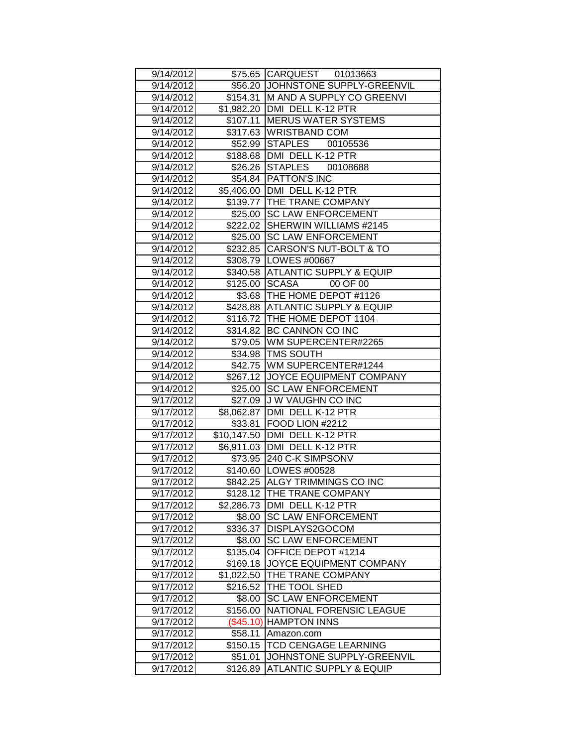| | | |
|---|---|---|
| 9/14/2012 | $75.65 | CARQUEST 01013663 |
| 9/14/2012 | $56.20 | JOHNSTONE SUPPLY-GREENVIL |
| 9/14/2012 | $154.31 | M AND A SUPPLY CO GREENVI |
| 9/14/2012 | $1,982.20 | DMI DELL K-12 PTR |
| 9/14/2012 | $107.11 | MERUS WATER SYSTEMS |
| 9/14/2012 | $317.63 | WRISTBAND COM |
| 9/14/2012 | $52.99 | STAPLES 00105536 |
| 9/14/2012 | $188.68 | DMI DELL K-12 PTR |
| 9/14/2012 | $26.26 | STAPLES 00108688 |
| 9/14/2012 | $54.84 | PATTON'S INC |
| 9/14/2012 | $5,406.00 | DMI DELL K-12 PTR |
| 9/14/2012 | $139.77 | THE TRANE COMPANY |
| 9/14/2012 | $25.00 | SC LAW ENFORCEMENT |
| 9/14/2012 | $222.02 | SHERWIN WILLIAMS #2145 |
| 9/14/2012 | $25.00 | SC LAW ENFORCEMENT |
| 9/14/2012 | $232.85 | CARSON'S NUT-BOLT & TO |
| 9/14/2012 | $308.79 | LOWES #00667 |
| 9/14/2012 | $340.58 | ATLANTIC SUPPLY & EQUIP |
| 9/14/2012 | $125.00 | SCASA 00 OF 00 |
| 9/14/2012 | $3.68 | THE HOME DEPOT #1126 |
| 9/14/2012 | $428.88 | ATLANTIC SUPPLY & EQUIP |
| 9/14/2012 | $116.72 | THE HOME DEPOT 1104 |
| 9/14/2012 | $314.82 | BC CANNON CO INC |
| 9/14/2012 | $79.05 | WM SUPERCENTER#2265 |
| 9/14/2012 | $34.98 | TMS SOUTH |
| 9/14/2012 | $42.75 | WM SUPERCENTER#1244 |
| 9/14/2012 | $267.12 | JOYCE EQUIPMENT COMPANY |
| 9/14/2012 | $25.00 | SC LAW ENFORCEMENT |
| 9/17/2012 | $27.09 | J W VAUGHN CO INC |
| 9/17/2012 | $8,062.87 | DMI DELL K-12 PTR |
| 9/17/2012 | $33.81 | FOOD LION #2212 |
| 9/17/2012 | $10,147.50 | DMI DELL K-12 PTR |
| 9/17/2012 | $6,911.03 | DMI DELL K-12 PTR |
| 9/17/2012 | $73.95 | 240 C-K SIMPSONV |
| 9/17/2012 | $140.60 | LOWES #00528 |
| 9/17/2012 | $842.25 | ALGY TRIMMINGS CO INC |
| 9/17/2012 | $128.12 | THE TRANE COMPANY |
| 9/17/2012 | $2,286.73 | DMI DELL K-12 PTR |
| 9/17/2012 | $8.00 | SC LAW ENFORCEMENT |
| 9/17/2012 | $336.37 | DISPLAYS2GOCOM |
| 9/17/2012 | $8.00 | SC LAW ENFORCEMENT |
| 9/17/2012 | $135.04 | OFFICE DEPOT #1214 |
| 9/17/2012 | $169.18 | JOYCE EQUIPMENT COMPANY |
| 9/17/2012 | $1,022.50 | THE TRANE COMPANY |
| 9/17/2012 | $216.52 | THE TOOL SHED |
| 9/17/2012 | $8.00 | SC LAW ENFORCEMENT |
| 9/17/2012 | $156.00 | NATIONAL FORENSIC LEAGUE |
| 9/17/2012 | ($45.10) | HAMPTON INNS |
| 9/17/2012 | $58.11 | Amazon.com |
| 9/17/2012 | $150.15 | TCD CENGAGE LEARNING |
| 9/17/2012 | $51.01 | JOHNSTONE SUPPLY-GREENVIL |
| 9/17/2012 | $126.89 | ATLANTIC SUPPLY & EQUIP |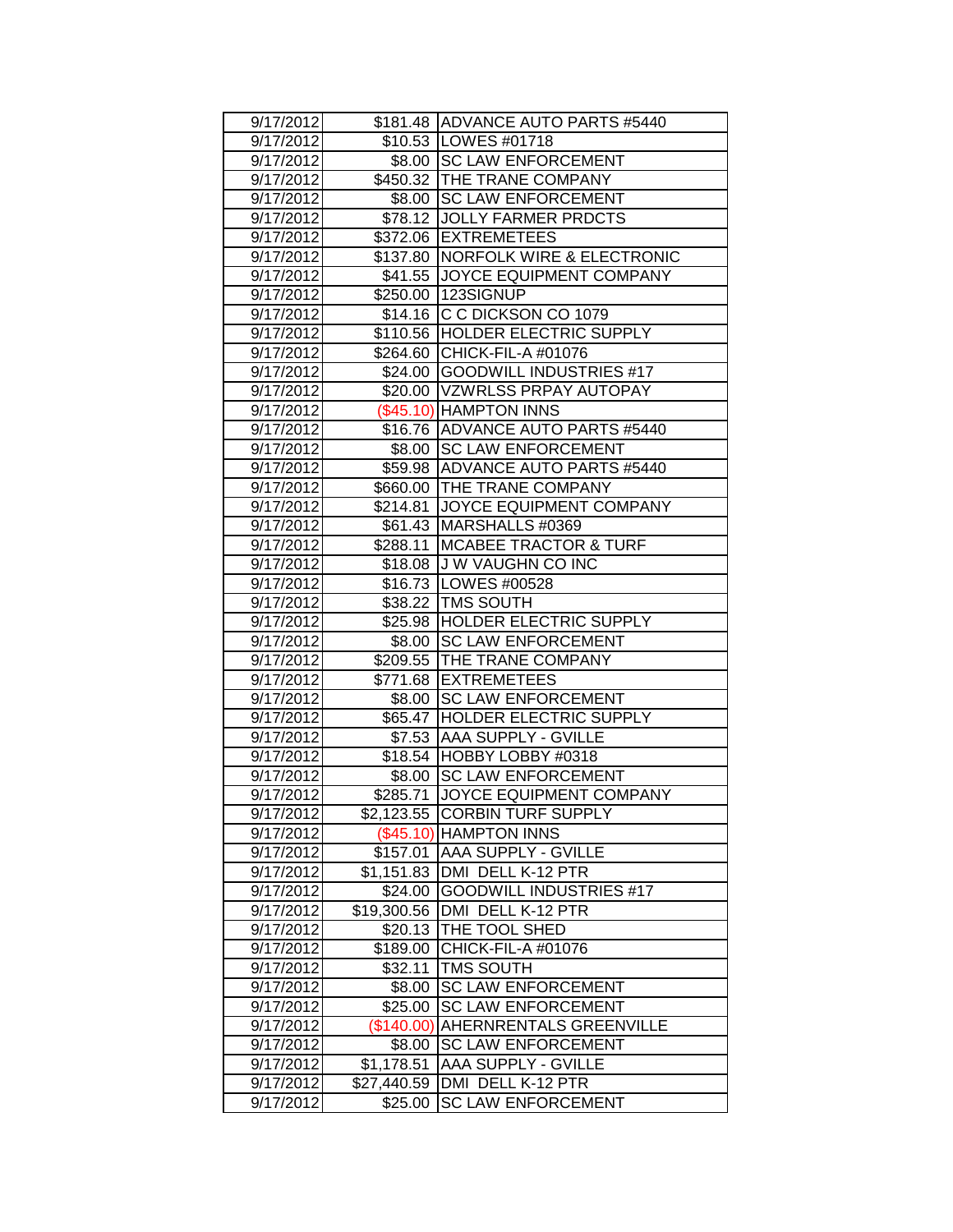| | | |
|---|---|---|
| 9/17/2012 | $181.48 | ADVANCE AUTO PARTS #5440 |
| 9/17/2012 | $10.53 | LOWES #01718 |
| 9/17/2012 | $8.00 | SC LAW ENFORCEMENT |
| 9/17/2012 | $450.32 | THE TRANE COMPANY |
| 9/17/2012 | $8.00 | SC LAW ENFORCEMENT |
| 9/17/2012 | $78.12 | JOLLY FARMER PRDCTS |
| 9/17/2012 | $372.06 | EXTREMETEES |
| 9/17/2012 | $137.80 | NORFOLK WIRE & ELECTRONIC |
| 9/17/2012 | $41.55 | JOYCE EQUIPMENT COMPANY |
| 9/17/2012 | $250.00 | 123SIGNUP |
| 9/17/2012 | $14.16 | C C DICKSON CO 1079 |
| 9/17/2012 | $110.56 | HOLDER ELECTRIC SUPPLY |
| 9/17/2012 | $264.60 | CHICK-FIL-A #01076 |
| 9/17/2012 | $24.00 | GOODWILL INDUSTRIES #17 |
| 9/17/2012 | $20.00 | VZWRLSS PRPAY AUTOPAY |
| 9/17/2012 | ($45.10) | HAMPTON INNS |
| 9/17/2012 | $16.76 | ADVANCE AUTO PARTS #5440 |
| 9/17/2012 | $8.00 | SC LAW ENFORCEMENT |
| 9/17/2012 | $59.98 | ADVANCE AUTO PARTS #5440 |
| 9/17/2012 | $660.00 | THE TRANE COMPANY |
| 9/17/2012 | $214.81 | JOYCE EQUIPMENT COMPANY |
| 9/17/2012 | $61.43 | MARSHALLS #0369 |
| 9/17/2012 | $288.11 | MCABEE TRACTOR & TURF |
| 9/17/2012 | $18.08 | J W VAUGHN CO INC |
| 9/17/2012 | $16.73 | LOWES #00528 |
| 9/17/2012 | $38.22 | TMS SOUTH |
| 9/17/2012 | $25.98 | HOLDER ELECTRIC SUPPLY |
| 9/17/2012 | $8.00 | SC LAW ENFORCEMENT |
| 9/17/2012 | $209.55 | THE TRANE COMPANY |
| 9/17/2012 | $771.68 | EXTREMETEES |
| 9/17/2012 | $8.00 | SC LAW ENFORCEMENT |
| 9/17/2012 | $65.47 | HOLDER ELECTRIC SUPPLY |
| 9/17/2012 | $7.53 | AAA SUPPLY - GVILLE |
| 9/17/2012 | $18.54 | HOBBY LOBBY #0318 |
| 9/17/2012 | $8.00 | SC LAW ENFORCEMENT |
| 9/17/2012 | $285.71 | JOYCE EQUIPMENT COMPANY |
| 9/17/2012 | $2,123.55 | CORBIN TURF SUPPLY |
| 9/17/2012 | ($45.10) | HAMPTON INNS |
| 9/17/2012 | $157.01 | AAA SUPPLY - GVILLE |
| 9/17/2012 | $1,151.83 | DMI DELL K-12 PTR |
| 9/17/2012 | $24.00 | GOODWILL INDUSTRIES #17 |
| 9/17/2012 | $19,300.56 | DMI DELL K-12 PTR |
| 9/17/2012 | $20.13 | THE TOOL SHED |
| 9/17/2012 | $189.00 | CHICK-FIL-A #01076 |
| 9/17/2012 | $32.11 | TMS SOUTH |
| 9/17/2012 | $8.00 | SC LAW ENFORCEMENT |
| 9/17/2012 | $25.00 | SC LAW ENFORCEMENT |
| 9/17/2012 | ($140.00) | AHERNRENTALS GREENVILLE |
| 9/17/2012 | $8.00 | SC LAW ENFORCEMENT |
| 9/17/2012 | $1,178.51 | AAA SUPPLY - GVILLE |
| 9/17/2012 | $27,440.59 | DMI DELL K-12 PTR |
| 9/17/2012 | $25.00 | SC LAW ENFORCEMENT |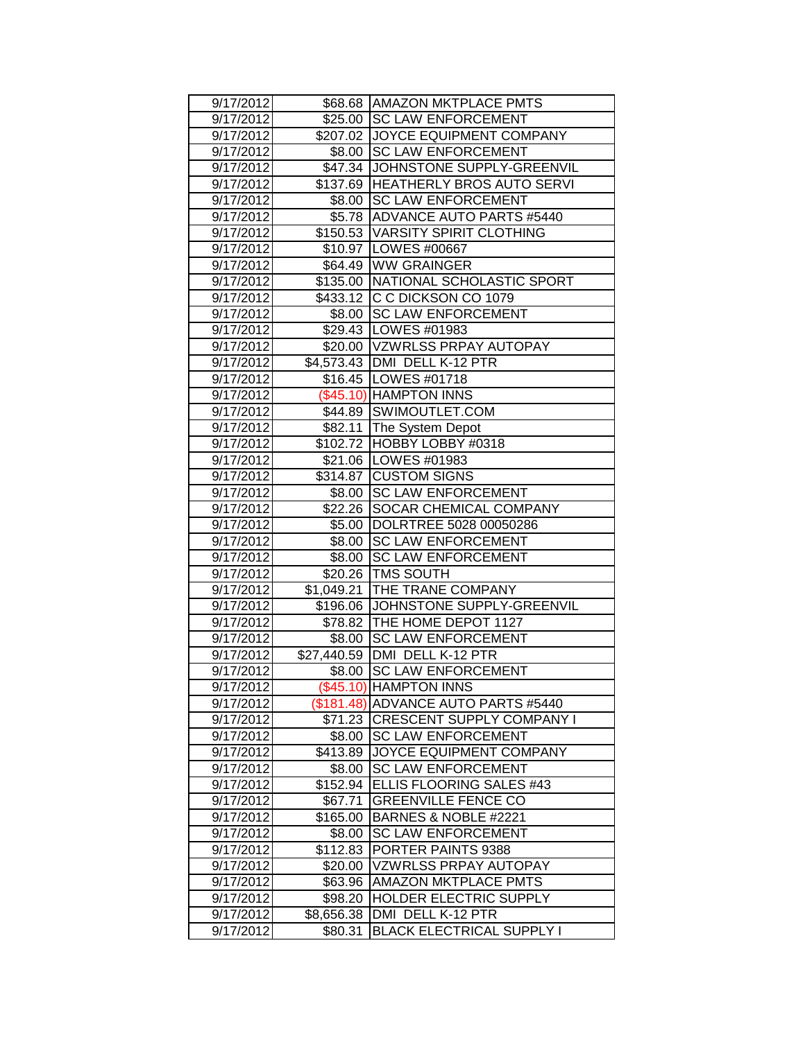| | | |
|---|---|---|
| 9/17/2012 | $68.68 | AMAZON MKTPLACE PMTS |
| 9/17/2012 | $25.00 | SC LAW ENFORCEMENT |
| 9/17/2012 | $207.02 | JOYCE EQUIPMENT COMPANY |
| 9/17/2012 | $8.00 | SC LAW ENFORCEMENT |
| 9/17/2012 | $47.34 | JOHNSTONE SUPPLY-GREENVIL |
| 9/17/2012 | $137.69 | HEATHERLY BROS AUTO SERVI |
| 9/17/2012 | $8.00 | SC LAW ENFORCEMENT |
| 9/17/2012 | $5.78 | ADVANCE AUTO PARTS #5440 |
| 9/17/2012 | $150.53 | VARSITY SPIRIT CLOTHING |
| 9/17/2012 | $10.97 | LOWES #00667 |
| 9/17/2012 | $64.49 | WW GRAINGER |
| 9/17/2012 | $135.00 | NATIONAL SCHOLASTIC SPORT |
| 9/17/2012 | $433.12 | C C DICKSON CO 1079 |
| 9/17/2012 | $8.00 | SC LAW ENFORCEMENT |
| 9/17/2012 | $29.43 | LOWES #01983 |
| 9/17/2012 | $20.00 | VZWRLSS PRPAY AUTOPAY |
| 9/17/2012 | $4,573.43 | DMI DELL K-12 PTR |
| 9/17/2012 | $16.45 | LOWES #01718 |
| 9/17/2012 | ($45.10) | HAMPTON INNS |
| 9/17/2012 | $44.89 | SWIMOUTLET.COM |
| 9/17/2012 | $82.11 | The System Depot |
| 9/17/2012 | $102.72 | HOBBY LOBBY #0318 |
| 9/17/2012 | $21.06 | LOWES #01983 |
| 9/17/2012 | $314.87 | CUSTOM SIGNS |
| 9/17/2012 | $8.00 | SC LAW ENFORCEMENT |
| 9/17/2012 | $22.26 | SOCAR CHEMICAL COMPANY |
| 9/17/2012 | $5.00 | DOLRTREE 5028 00050286 |
| 9/17/2012 | $8.00 | SC LAW ENFORCEMENT |
| 9/17/2012 | $8.00 | SC LAW ENFORCEMENT |
| 9/17/2012 | $20.26 | TMS SOUTH |
| 9/17/2012 | $1,049.21 | THE TRANE COMPANY |
| 9/17/2012 | $196.06 | JOHNSTONE SUPPLY-GREENVIL |
| 9/17/2012 | $78.82 | THE HOME DEPOT 1127 |
| 9/17/2012 | $8.00 | SC LAW ENFORCEMENT |
| 9/17/2012 | $27,440.59 | DMI DELL K-12 PTR |
| 9/17/2012 | $8.00 | SC LAW ENFORCEMENT |
| 9/17/2012 | ($45.10) | HAMPTON INNS |
| 9/17/2012 | ($181.48) | ADVANCE AUTO PARTS #5440 |
| 9/17/2012 | $71.23 | CRESCENT SUPPLY COMPANY I |
| 9/17/2012 | $8.00 | SC LAW ENFORCEMENT |
| 9/17/2012 | $413.89 | JOYCE EQUIPMENT COMPANY |
| 9/17/2012 | $8.00 | SC LAW ENFORCEMENT |
| 9/17/2012 | $152.94 | ELLIS FLOORING SALES #43 |
| 9/17/2012 | $67.71 | GREENVILLE FENCE CO |
| 9/17/2012 | $165.00 | BARNES & NOBLE #2221 |
| 9/17/2012 | $8.00 | SC LAW ENFORCEMENT |
| 9/17/2012 | $112.83 | PORTER PAINTS 9388 |
| 9/17/2012 | $20.00 | VZWRLSS PRPAY AUTOPAY |
| 9/17/2012 | $63.96 | AMAZON MKTPLACE PMTS |
| 9/17/2012 | $98.20 | HOLDER ELECTRIC SUPPLY |
| 9/17/2012 | $8,656.38 | DMI DELL K-12 PTR |
| 9/17/2012 | $80.31 | BLACK ELECTRICAL SUPPLY I |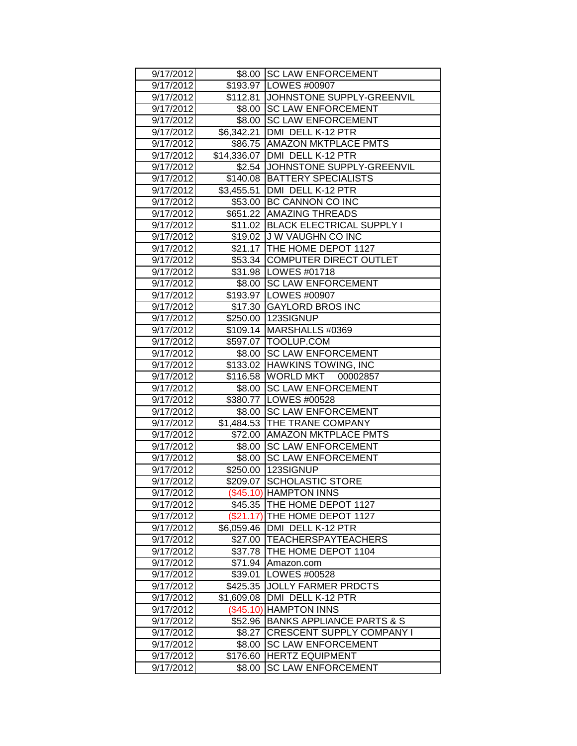| | | |
|---|---|---|
| 9/17/2012 | $8.00 | SC LAW ENFORCEMENT |
| 9/17/2012 | $193.97 | LOWES #00907 |
| 9/17/2012 | $112.81 | JOHNSTONE SUPPLY-GREENVIL |
| 9/17/2012 | $8.00 | SC LAW ENFORCEMENT |
| 9/17/2012 | $8.00 | SC LAW ENFORCEMENT |
| 9/17/2012 | $6,342.21 | DMI DELL K-12 PTR |
| 9/17/2012 | $86.75 | AMAZON MKTPLACE PMTS |
| 9/17/2012 | $14,336.07 | DMI DELL K-12 PTR |
| 9/17/2012 | $2.54 | JOHNSTONE SUPPLY-GREENVIL |
| 9/17/2012 | $140.08 | BATTERY SPECIALISTS |
| 9/17/2012 | $3,455.51 | DMI DELL K-12 PTR |
| 9/17/2012 | $53.00 | BC CANNON CO INC |
| 9/17/2012 | $651.22 | AMAZING THREADS |
| 9/17/2012 | $11.02 | BLACK ELECTRICAL SUPPLY I |
| 9/17/2012 | $19.02 | J W VAUGHN CO INC |
| 9/17/2012 | $21.17 | THE HOME DEPOT 1127 |
| 9/17/2012 | $53.34 | COMPUTER DIRECT OUTLET |
| 9/17/2012 | $31.98 | LOWES #01718 |
| 9/17/2012 | $8.00 | SC LAW ENFORCEMENT |
| 9/17/2012 | $193.97 | LOWES #00907 |
| 9/17/2012 | $17.30 | GAYLORD BROS INC |
| 9/17/2012 | $250.00 | 123SIGNUP |
| 9/17/2012 | $109.14 | MARSHALLS #0369 |
| 9/17/2012 | $597.07 | TOOLUP.COM |
| 9/17/2012 | $8.00 | SC LAW ENFORCEMENT |
| 9/17/2012 | $133.02 | HAWKINS TOWING, INC |
| 9/17/2012 | $116.58 | WORLD MKT 00002857 |
| 9/17/2012 | $8.00 | SC LAW ENFORCEMENT |
| 9/17/2012 | $380.77 | LOWES #00528 |
| 9/17/2012 | $8.00 | SC LAW ENFORCEMENT |
| 9/17/2012 | $1,484.53 | THE TRANE COMPANY |
| 9/17/2012 | $72.00 | AMAZON MKTPLACE PMTS |
| 9/17/2012 | $8.00 | SC LAW ENFORCEMENT |
| 9/17/2012 | $8.00 | SC LAW ENFORCEMENT |
| 9/17/2012 | $250.00 | 123SIGNUP |
| 9/17/2012 | $209.07 | SCHOLASTIC STORE |
| 9/17/2012 | ($45.10) | HAMPTON INNS |
| 9/17/2012 | $45.35 | THE HOME DEPOT 1127 |
| 9/17/2012 | ($21.17) | THE HOME DEPOT 1127 |
| 9/17/2012 | $6,059.46 | DMI DELL K-12 PTR |
| 9/17/2012 | $27.00 | TEACHERSPAYTEACHERS |
| 9/17/2012 | $37.78 | THE HOME DEPOT 1104 |
| 9/17/2012 | $71.94 | Amazon.com |
| 9/17/2012 | $39.01 | LOWES #00528 |
| 9/17/2012 | $425.35 | JOLLY FARMER PRDCTS |
| 9/17/2012 | $1,609.08 | DMI DELL K-12 PTR |
| 9/17/2012 | ($45.10) | HAMPTON INNS |
| 9/17/2012 | $52.96 | BANKS APPLIANCE PARTS & S |
| 9/17/2012 | $8.27 | CRESCENT SUPPLY COMPANY I |
| 9/17/2012 | $8.00 | SC LAW ENFORCEMENT |
| 9/17/2012 | $176.60 | HERTZ EQUIPMENT |
| 9/17/2012 | $8.00 | SC LAW ENFORCEMENT |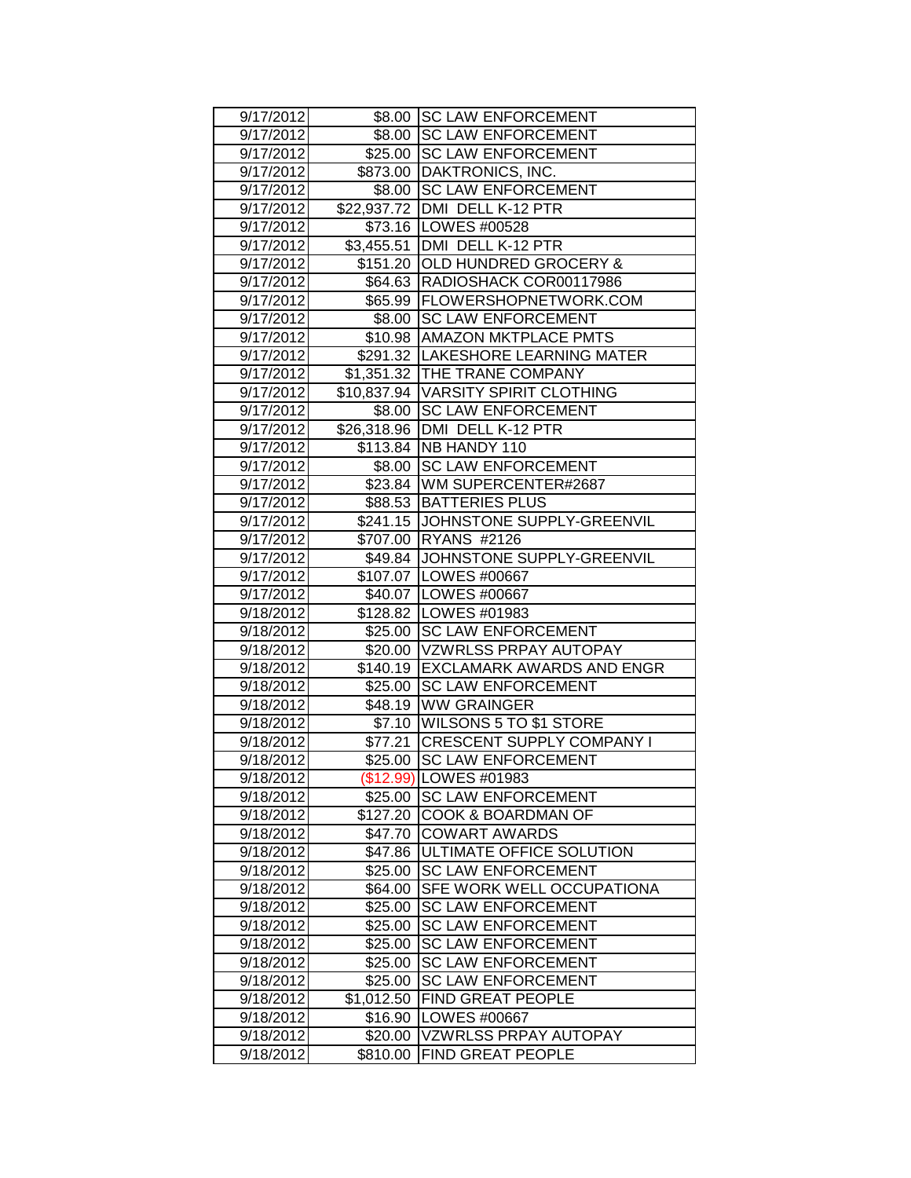| | | |
|---|---|---|
| 9/17/2012 | $8.00 | SC LAW ENFORCEMENT |
| 9/17/2012 | $8.00 | SC LAW ENFORCEMENT |
| 9/17/2012 | $25.00 | SC LAW ENFORCEMENT |
| 9/17/2012 | $873.00 | DAKTRONICS, INC. |
| 9/17/2012 | $8.00 | SC LAW ENFORCEMENT |
| 9/17/2012 | $22,937.72 | DMI DELL K-12 PTR |
| 9/17/2012 | $73.16 | LOWES #00528 |
| 9/17/2012 | $3,455.51 | DMI DELL K-12 PTR |
| 9/17/2012 | $151.20 | OLD HUNDRED GROCERY & |
| 9/17/2012 | $64.63 | RADIOSHACK COR00117986 |
| 9/17/2012 | $65.99 | FLOWERSHOPNETWORK.COM |
| 9/17/2012 | $8.00 | SC LAW ENFORCEMENT |
| 9/17/2012 | $10.98 | AMAZON MKTPLACE PMTS |
| 9/17/2012 | $291.32 | LAKESHORE LEARNING MATER |
| 9/17/2012 | $1,351.32 | THE TRANE COMPANY |
| 9/17/2012 | $10,837.94 | VARSITY SPIRIT CLOTHING |
| 9/17/2012 | $8.00 | SC LAW ENFORCEMENT |
| 9/17/2012 | $26,318.96 | DMI DELL K-12 PTR |
| 9/17/2012 | $113.84 | NB HANDY 110 |
| 9/17/2012 | $8.00 | SC LAW ENFORCEMENT |
| 9/17/2012 | $23.84 | WM SUPERCENTER#2687 |
| 9/17/2012 | $88.53 | BATTERIES PLUS |
| 9/17/2012 | $241.15 | JOHNSTONE SUPPLY-GREENVIL |
| 9/17/2012 | $707.00 | RYANS #2126 |
| 9/17/2012 | $49.84 | JOHNSTONE SUPPLY-GREENVIL |
| 9/17/2012 | $107.07 | LOWES #00667 |
| 9/17/2012 | $40.07 | LOWES #00667 |
| 9/18/2012 | $128.82 | LOWES #01983 |
| 9/18/2012 | $25.00 | SC LAW ENFORCEMENT |
| 9/18/2012 | $20.00 | VZWRLSS PRPAY AUTOPAY |
| 9/18/2012 | $140.19 | EXCLAMARK AWARDS AND ENGR |
| 9/18/2012 | $25.00 | SC LAW ENFORCEMENT |
| 9/18/2012 | $48.19 | WW GRAINGER |
| 9/18/2012 | $7.10 | WILSONS 5 TO $1 STORE |
| 9/18/2012 | $77.21 | CRESCENT SUPPLY COMPANY I |
| 9/18/2012 | $25.00 | SC LAW ENFORCEMENT |
| 9/18/2012 | ($12.99) | LOWES #01983 |
| 9/18/2012 | $25.00 | SC LAW ENFORCEMENT |
| 9/18/2012 | $127.20 | COOK & BOARDMAN OF |
| 9/18/2012 | $47.70 | COWART AWARDS |
| 9/18/2012 | $47.86 | ULTIMATE OFFICE SOLUTION |
| 9/18/2012 | $25.00 | SC LAW ENFORCEMENT |
| 9/18/2012 | $64.00 | SFE WORK WELL OCCUPATIONA |
| 9/18/2012 | $25.00 | SC LAW ENFORCEMENT |
| 9/18/2012 | $25.00 | SC LAW ENFORCEMENT |
| 9/18/2012 | $25.00 | SC LAW ENFORCEMENT |
| 9/18/2012 | $25.00 | SC LAW ENFORCEMENT |
| 9/18/2012 | $25.00 | SC LAW ENFORCEMENT |
| 9/18/2012 | $1,012.50 | FIND GREAT PEOPLE |
| 9/18/2012 | $16.90 | LOWES #00667 |
| 9/18/2012 | $20.00 | VZWRLSS PRPAY AUTOPAY |
| 9/18/2012 | $810.00 | FIND GREAT PEOPLE |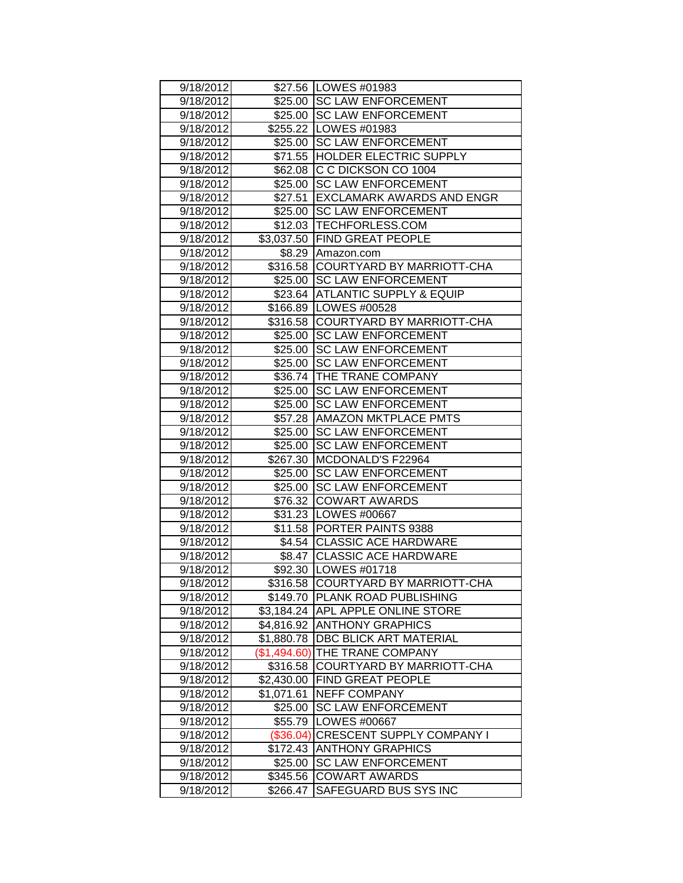| 9/18/2012 | $27.56 | LOWES #01983 |
|---|---|---|
| 9/18/2012 | $25.00 | SC LAW ENFORCEMENT |
| 9/18/2012 | $25.00 | SC LAW ENFORCEMENT |
| 9/18/2012 | $255.22 | LOWES #01983 |
| 9/18/2012 | $25.00 | SC LAW ENFORCEMENT |
| 9/18/2012 | $71.55 | HOLDER ELECTRIC SUPPLY |
| 9/18/2012 | $62.08 | C C DICKSON CO 1004 |
| 9/18/2012 | $25.00 | SC LAW ENFORCEMENT |
| 9/18/2012 | $27.51 | EXCLAMARK AWARDS AND ENGR |
| 9/18/2012 | $25.00 | SC LAW ENFORCEMENT |
| 9/18/2012 | $12.03 | TECHFORLESS.COM |
| 9/18/2012 | $3,037.50 | FIND GREAT PEOPLE |
| 9/18/2012 | $8.29 | Amazon.com |
| 9/18/2012 | $316.58 | COURTYARD BY MARRIOTT-CHA |
| 9/18/2012 | $25.00 | SC LAW ENFORCEMENT |
| 9/18/2012 | $23.64 | ATLANTIC SUPPLY & EQUIP |
| 9/18/2012 | $166.89 | LOWES #00528 |
| 9/18/2012 | $316.58 | COURTYARD BY MARRIOTT-CHA |
| 9/18/2012 | $25.00 | SC LAW ENFORCEMENT |
| 9/18/2012 | $25.00 | SC LAW ENFORCEMENT |
| 9/18/2012 | $25.00 | SC LAW ENFORCEMENT |
| 9/18/2012 | $36.74 | THE TRANE COMPANY |
| 9/18/2012 | $25.00 | SC LAW ENFORCEMENT |
| 9/18/2012 | $25.00 | SC LAW ENFORCEMENT |
| 9/18/2012 | $57.28 | AMAZON MKTPLACE PMTS |
| 9/18/2012 | $25.00 | SC LAW ENFORCEMENT |
| 9/18/2012 | $25.00 | SC LAW ENFORCEMENT |
| 9/18/2012 | $267.30 | MCDONALD'S F22964 |
| 9/18/2012 | $25.00 | SC LAW ENFORCEMENT |
| 9/18/2012 | $25.00 | SC LAW ENFORCEMENT |
| 9/18/2012 | $76.32 | COWART AWARDS |
| 9/18/2012 | $31.23 | LOWES #00667 |
| 9/18/2012 | $11.58 | PORTER PAINTS 9388 |
| 9/18/2012 | $4.54 | CLASSIC ACE HARDWARE |
| 9/18/2012 | $8.47 | CLASSIC ACE HARDWARE |
| 9/18/2012 | $92.30 | LOWES #01718 |
| 9/18/2012 | $316.58 | COURTYARD BY MARRIOTT-CHA |
| 9/18/2012 | $149.70 | PLANK ROAD PUBLISHING |
| 9/18/2012 | $3,184.24 | APL APPLE ONLINE STORE |
| 9/18/2012 | $4,816.92 | ANTHONY GRAPHICS |
| 9/18/2012 | $1,880.78 | DBC BLICK ART MATERIAL |
| 9/18/2012 | ($1,494.60) | THE TRANE COMPANY |
| 9/18/2012 | $316.58 | COURTYARD BY MARRIOTT-CHA |
| 9/18/2012 | $2,430.00 | FIND GREAT PEOPLE |
| 9/18/2012 | $1,071.61 | NEFF COMPANY |
| 9/18/2012 | $25.00 | SC LAW ENFORCEMENT |
| 9/18/2012 | $55.79 | LOWES #00667 |
| 9/18/2012 | ($36.04) | CRESCENT SUPPLY COMPANY I |
| 9/18/2012 | $172.43 | ANTHONY GRAPHICS |
| 9/18/2012 | $25.00 | SC LAW ENFORCEMENT |
| 9/18/2012 | $345.56 | COWART AWARDS |
| 9/18/2012 | $266.47 | SAFEGUARD BUS SYS INC |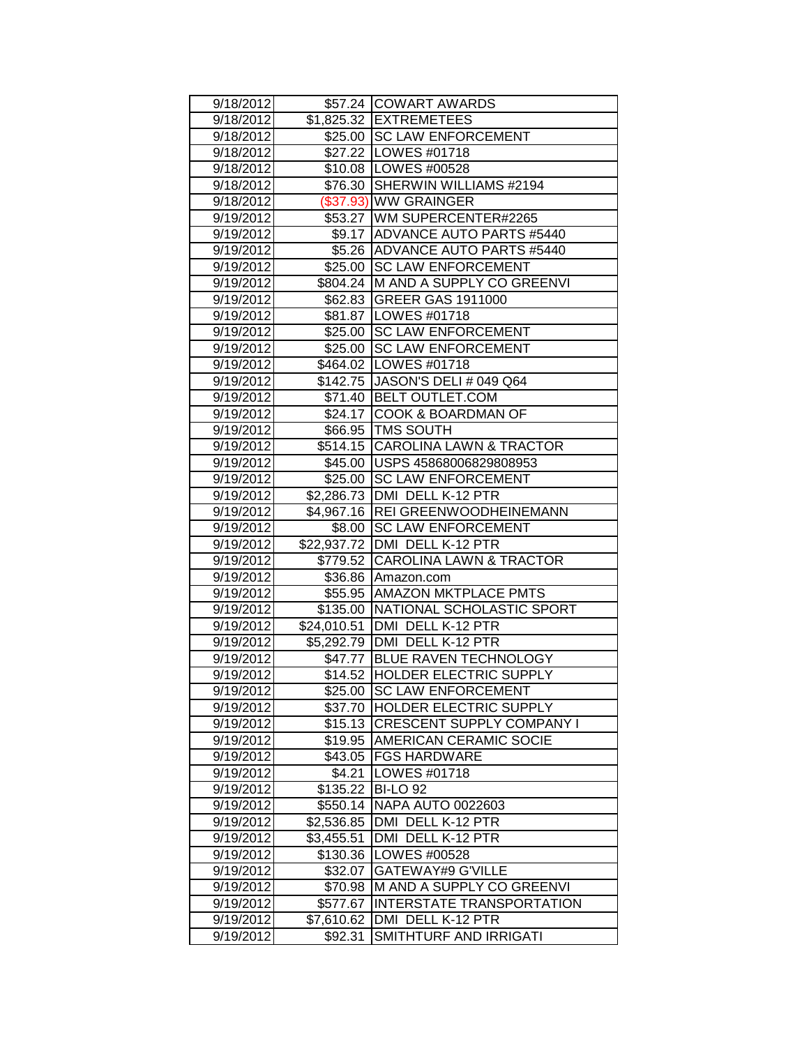| | | |
|---|---|---|
| 9/18/2012 | $57.24 | COWART AWARDS |
| 9/18/2012 | $1,825.32 | EXTREMETEES |
| 9/18/2012 | $25.00 | SC LAW ENFORCEMENT |
| 9/18/2012 | $27.22 | LOWES #01718 |
| 9/18/2012 | $10.08 | LOWES #00528 |
| 9/18/2012 | $76.30 | SHERWIN WILLIAMS #2194 |
| 9/18/2012 | ($37.93) | WW GRAINGER |
| 9/19/2012 | $53.27 | WM SUPERCENTER#2265 |
| 9/19/2012 | $9.17 | ADVANCE AUTO PARTS #5440 |
| 9/19/2012 | $5.26 | ADVANCE AUTO PARTS #5440 |
| 9/19/2012 | $25.00 | SC LAW ENFORCEMENT |
| 9/19/2012 | $804.24 | M AND A SUPPLY CO GREENVI |
| 9/19/2012 | $62.83 | GREER GAS 1911000 |
| 9/19/2012 | $81.87 | LOWES #01718 |
| 9/19/2012 | $25.00 | SC LAW ENFORCEMENT |
| 9/19/2012 | $25.00 | SC LAW ENFORCEMENT |
| 9/19/2012 | $464.02 | LOWES #01718 |
| 9/19/2012 | $142.75 | JASON'S DELI # 049 Q64 |
| 9/19/2012 | $71.40 | BELT OUTLET.COM |
| 9/19/2012 | $24.17 | COOK & BOARDMAN OF |
| 9/19/2012 | $66.95 | TMS SOUTH |
| 9/19/2012 | $514.15 | CAROLINA LAWN & TRACTOR |
| 9/19/2012 | $45.00 | USPS 45868006829808953 |
| 9/19/2012 | $25.00 | SC LAW ENFORCEMENT |
| 9/19/2012 | $2,286.73 | DMI DELL K-12 PTR |
| 9/19/2012 | $4,967.16 | REI GREENWOODHEINEMANN |
| 9/19/2012 | $8.00 | SC LAW ENFORCEMENT |
| 9/19/2012 | $22,937.72 | DMI DELL K-12 PTR |
| 9/19/2012 | $779.52 | CAROLINA LAWN & TRACTOR |
| 9/19/2012 | $36.86 | Amazon.com |
| 9/19/2012 | $55.95 | AMAZON MKTPLACE PMTS |
| 9/19/2012 | $135.00 | NATIONAL SCHOLASTIC SPORT |
| 9/19/2012 | $24,010.51 | DMI DELL K-12 PTR |
| 9/19/2012 | $5,292.79 | DMI DELL K-12 PTR |
| 9/19/2012 | $47.77 | BLUE RAVEN TECHNOLOGY |
| 9/19/2012 | $14.52 | HOLDER ELECTRIC SUPPLY |
| 9/19/2012 | $25.00 | SC LAW ENFORCEMENT |
| 9/19/2012 | $37.70 | HOLDER ELECTRIC SUPPLY |
| 9/19/2012 | $15.13 | CRESCENT SUPPLY COMPANY I |
| 9/19/2012 | $19.95 | AMERICAN CERAMIC SOCIE |
| 9/19/2012 | $43.05 | FGS HARDWARE |
| 9/19/2012 | $4.21 | LOWES #01718 |
| 9/19/2012 | $135.22 | BI-LO 92 |
| 9/19/2012 | $550.14 | NAPA AUTO 0022603 |
| 9/19/2012 | $2,536.85 | DMI DELL K-12 PTR |
| 9/19/2012 | $3,455.51 | DMI DELL K-12 PTR |
| 9/19/2012 | $130.36 | LOWES #00528 |
| 9/19/2012 | $32.07 | GATEWAY#9 G'VILLE |
| 9/19/2012 | $70.98 | M AND A SUPPLY CO GREENVI |
| 9/19/2012 | $577.67 | INTERSTATE TRANSPORTATION |
| 9/19/2012 | $7,610.62 | DMI DELL K-12 PTR |
| 9/19/2012 | $92.31 | SMITHTURF AND IRRIGATI |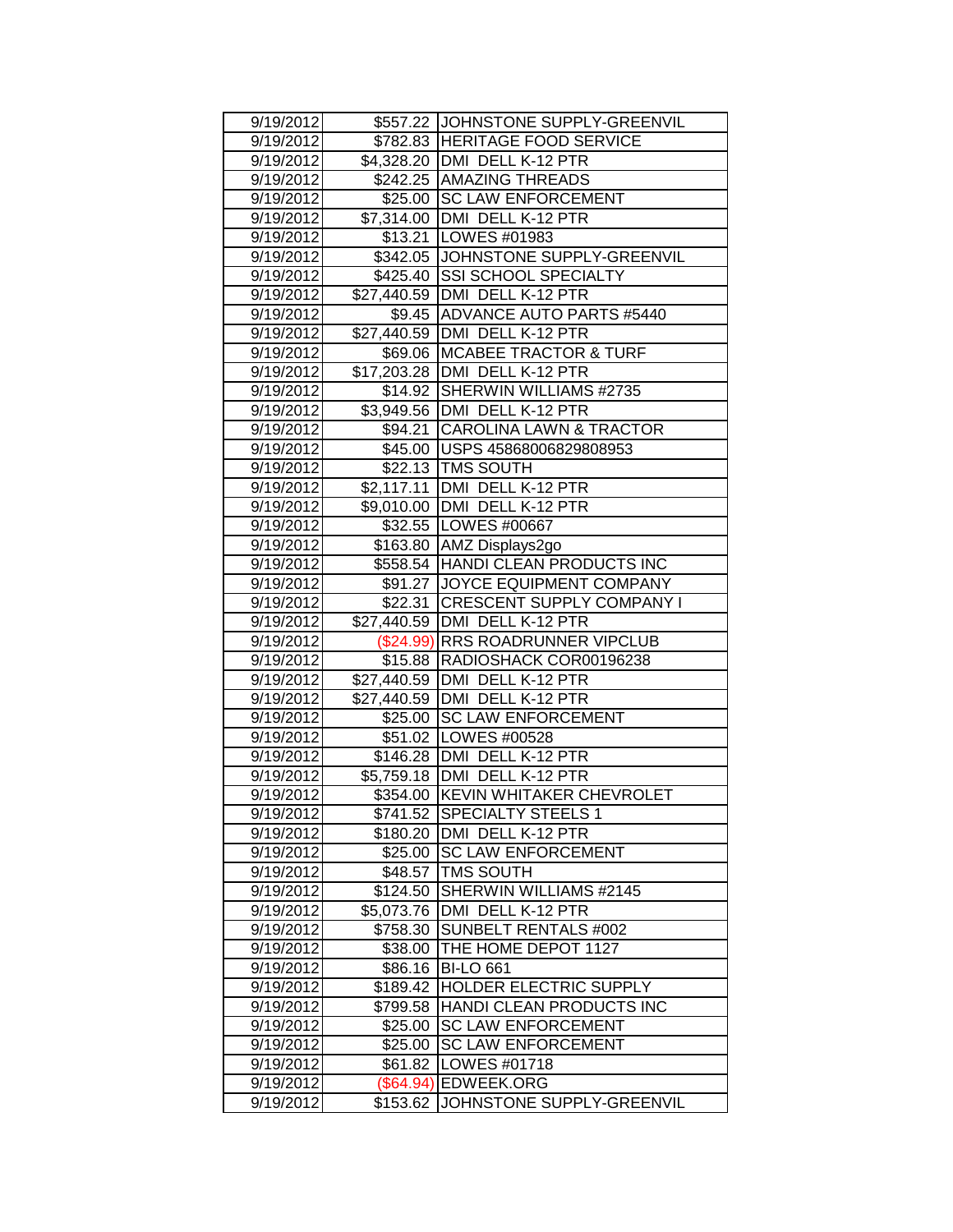| | | |
|---|---|---|
| 9/19/2012 | $557.22 | JOHNSTONE SUPPLY-GREENVIL |
| 9/19/2012 | $782.83 | HERITAGE FOOD SERVICE |
| 9/19/2012 | $4,328.20 | DMI DELL K-12 PTR |
| 9/19/2012 | $242.25 | AMAZING THREADS |
| 9/19/2012 | $25.00 | SC LAW ENFORCEMENT |
| 9/19/2012 | $7,314.00 | DMI DELL K-12 PTR |
| 9/19/2012 | $13.21 | LOWES #01983 |
| 9/19/2012 | $342.05 | JOHNSTONE SUPPLY-GREENVIL |
| 9/19/2012 | $425.40 | SSI SCHOOL SPECIALTY |
| 9/19/2012 | $27,440.59 | DMI DELL K-12 PTR |
| 9/19/2012 | $9.45 | ADVANCE AUTO PARTS #5440 |
| 9/19/2012 | $27,440.59 | DMI DELL K-12 PTR |
| 9/19/2012 | $69.06 | MCABEE TRACTOR & TURF |
| 9/19/2012 | $17,203.28 | DMI DELL K-12 PTR |
| 9/19/2012 | $14.92 | SHERWIN WILLIAMS #2735 |
| 9/19/2012 | $3,949.56 | DMI DELL K-12 PTR |
| 9/19/2012 | $94.21 | CAROLINA LAWN & TRACTOR |
| 9/19/2012 | $45.00 | USPS 45868006829808953 |
| 9/19/2012 | $22.13 | TMS SOUTH |
| 9/19/2012 | $2,117.11 | DMI DELL K-12 PTR |
| 9/19/2012 | $9,010.00 | DMI DELL K-12 PTR |
| 9/19/2012 | $32.55 | LOWES #00667 |
| 9/19/2012 | $163.80 | AMZ Displays2go |
| 9/19/2012 | $558.54 | HANDI CLEAN PRODUCTS INC |
| 9/19/2012 | $91.27 | JOYCE EQUIPMENT COMPANY |
| 9/19/2012 | $22.31 | CRESCENT SUPPLY COMPANY I |
| 9/19/2012 | $27,440.59 | DMI DELL K-12 PTR |
| 9/19/2012 | ($24.99) | RRS ROADRUNNER VIPCLUB |
| 9/19/2012 | $15.88 | RADIOSHACK COR00196238 |
| 9/19/2012 | $27,440.59 | DMI DELL K-12 PTR |
| 9/19/2012 | $27,440.59 | DMI DELL K-12 PTR |
| 9/19/2012 | $25.00 | SC LAW ENFORCEMENT |
| 9/19/2012 | $51.02 | LOWES #00528 |
| 9/19/2012 | $146.28 | DMI DELL K-12 PTR |
| 9/19/2012 | $5,759.18 | DMI DELL K-12 PTR |
| 9/19/2012 | $354.00 | KEVIN WHITAKER CHEVROLET |
| 9/19/2012 | $741.52 | SPECIALTY STEELS 1 |
| 9/19/2012 | $180.20 | DMI DELL K-12 PTR |
| 9/19/2012 | $25.00 | SC LAW ENFORCEMENT |
| 9/19/2012 | $48.57 | TMS SOUTH |
| 9/19/2012 | $124.50 | SHERWIN WILLIAMS #2145 |
| 9/19/2012 | $5,073.76 | DMI DELL K-12 PTR |
| 9/19/2012 | $758.30 | SUNBELT RENTALS #002 |
| 9/19/2012 | $38.00 | THE HOME DEPOT 1127 |
| 9/19/2012 | $86.16 | BI-LO 661 |
| 9/19/2012 | $189.42 | HOLDER ELECTRIC SUPPLY |
| 9/19/2012 | $799.58 | HANDI CLEAN PRODUCTS INC |
| 9/19/2012 | $25.00 | SC LAW ENFORCEMENT |
| 9/19/2012 | $25.00 | SC LAW ENFORCEMENT |
| 9/19/2012 | $61.82 | LOWES #01718 |
| 9/19/2012 | ($64.94) | EDWEEK.ORG |
| 9/19/2012 | $153.62 | JOHNSTONE SUPPLY-GREENVIL |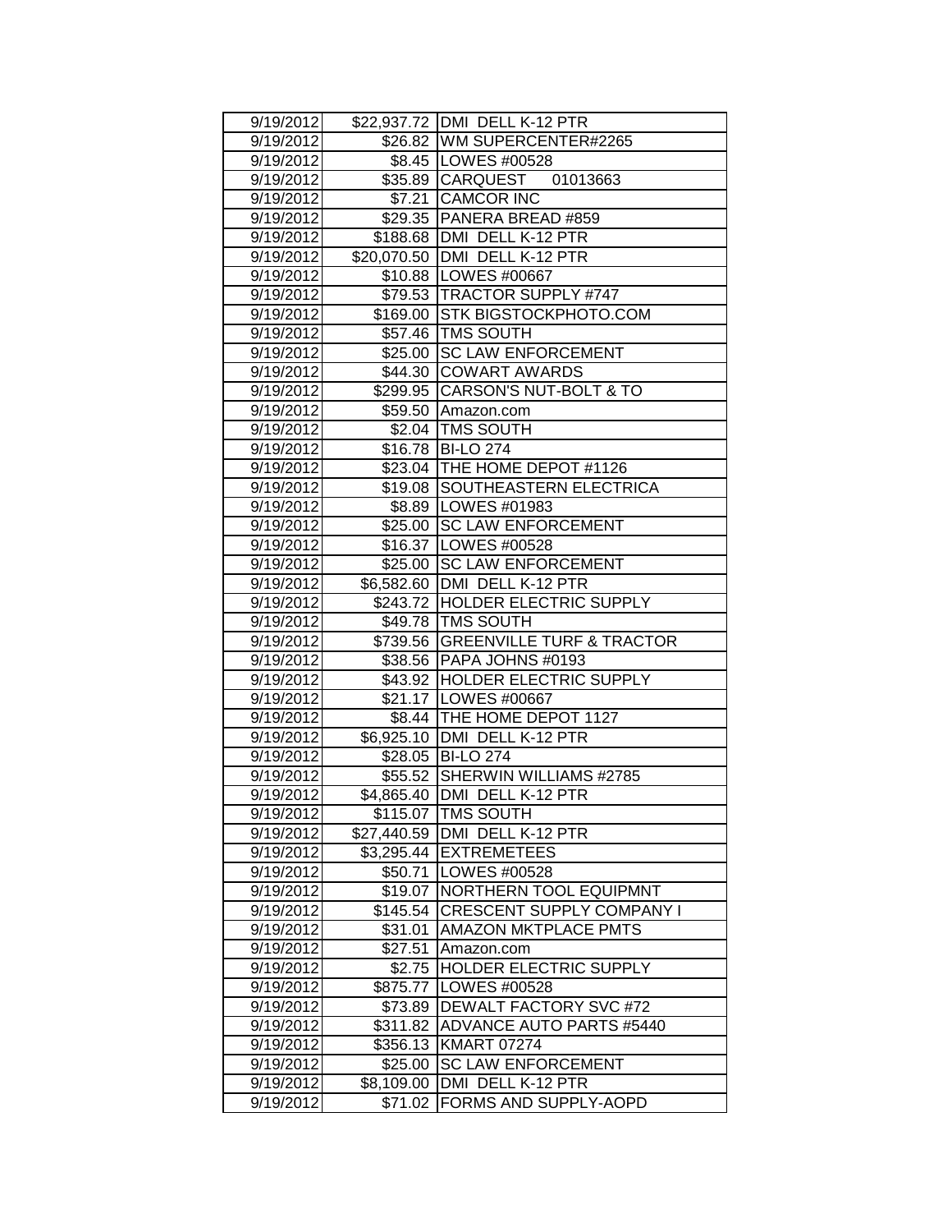| | | |
|---|---|---|
| 9/19/2012 | $22,937.72 | DMI DELL K-12 PTR |
| 9/19/2012 | $26.82 | WM SUPERCENTER#2265 |
| 9/19/2012 | $8.45 | LOWES #00528 |
| 9/19/2012 | $35.89 | CARQUEST 01013663 |
| 9/19/2012 | $7.21 | CAMCOR INC |
| 9/19/2012 | $29.35 | PANERA BREAD #859 |
| 9/19/2012 | $188.68 | DMI DELL K-12 PTR |
| 9/19/2012 | $20,070.50 | DMI DELL K-12 PTR |
| 9/19/2012 | $10.88 | LOWES #00667 |
| 9/19/2012 | $79.53 | TRACTOR SUPPLY #747 |
| 9/19/2012 | $169.00 | STK BIGSTOCKPHOTO.COM |
| 9/19/2012 | $57.46 | TMS SOUTH |
| 9/19/2012 | $25.00 | SC LAW ENFORCEMENT |
| 9/19/2012 | $44.30 | COWART AWARDS |
| 9/19/2012 | $299.95 | CARSON'S NUT-BOLT & TO |
| 9/19/2012 | $59.50 | Amazon.com |
| 9/19/2012 | $2.04 | TMS SOUTH |
| 9/19/2012 | $16.78 | BI-LO 274 |
| 9/19/2012 | $23.04 | THE HOME DEPOT #1126 |
| 9/19/2012 | $19.08 | SOUTHEASTERN ELECTRICA |
| 9/19/2012 | $8.89 | LOWES #01983 |
| 9/19/2012 | $25.00 | SC LAW ENFORCEMENT |
| 9/19/2012 | $16.37 | LOWES #00528 |
| 9/19/2012 | $25.00 | SC LAW ENFORCEMENT |
| 9/19/2012 | $6,582.60 | DMI DELL K-12 PTR |
| 9/19/2012 | $243.72 | HOLDER ELECTRIC SUPPLY |
| 9/19/2012 | $49.78 | TMS SOUTH |
| 9/19/2012 | $739.56 | GREENVILLE TURF & TRACTOR |
| 9/19/2012 | $38.56 | PAPA JOHNS #0193 |
| 9/19/2012 | $43.92 | HOLDER ELECTRIC SUPPLY |
| 9/19/2012 | $21.17 | LOWES #00667 |
| 9/19/2012 | $8.44 | THE HOME DEPOT 1127 |
| 9/19/2012 | $6,925.10 | DMI DELL K-12 PTR |
| 9/19/2012 | $28.05 | BI-LO 274 |
| 9/19/2012 | $55.52 | SHERWIN WILLIAMS #2785 |
| 9/19/2012 | $4,865.40 | DMI DELL K-12 PTR |
| 9/19/2012 | $115.07 | TMS SOUTH |
| 9/19/2012 | $27,440.59 | DMI DELL K-12 PTR |
| 9/19/2012 | $3,295.44 | EXTREMETEES |
| 9/19/2012 | $50.71 | LOWES #00528 |
| 9/19/2012 | $19.07 | NORTHERN TOOL EQUIPMNT |
| 9/19/2012 | $145.54 | CRESCENT SUPPLY COMPANY I |
| 9/19/2012 | $31.01 | AMAZON MKTPLACE PMTS |
| 9/19/2012 | $27.51 | Amazon.com |
| 9/19/2012 | $2.75 | HOLDER ELECTRIC SUPPLY |
| 9/19/2012 | $875.77 | LOWES #00528 |
| 9/19/2012 | $73.89 | DEWALT FACTORY SVC #72 |
| 9/19/2012 | $311.82 | ADVANCE AUTO PARTS #5440 |
| 9/19/2012 | $356.13 | KMART 07274 |
| 9/19/2012 | $25.00 | SC LAW ENFORCEMENT |
| 9/19/2012 | $8,109.00 | DMI DELL K-12 PTR |
| 9/19/2012 | $71.02 | FORMS AND SUPPLY-AOPD |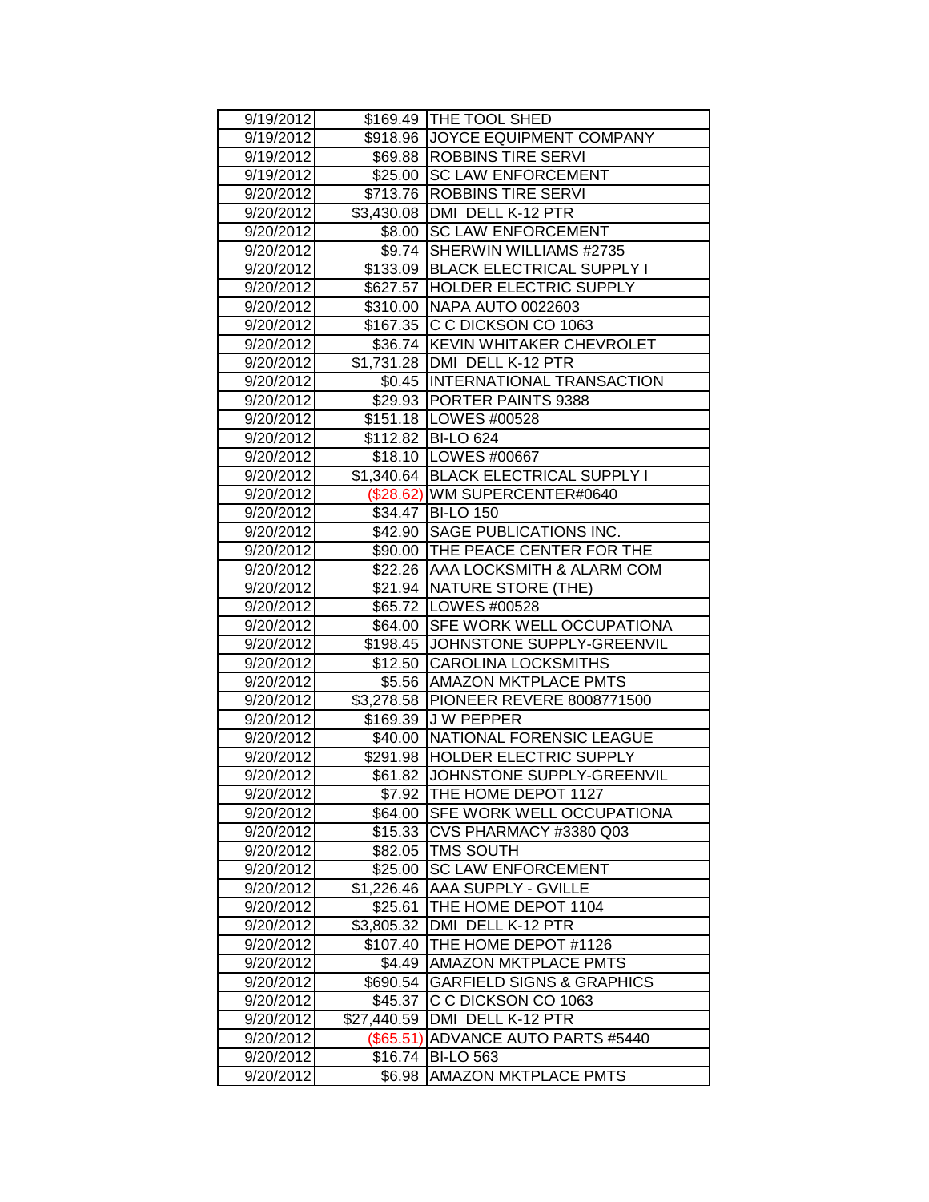| | | |
|---|---|---|
| 9/19/2012 | $169.49 | THE TOOL SHED |
| 9/19/2012 | $918.96 | JOYCE EQUIPMENT COMPANY |
| 9/19/2012 | $69.88 | ROBBINS TIRE SERVI |
| 9/19/2012 | $25.00 | SC LAW ENFORCEMENT |
| 9/20/2012 | $713.76 | ROBBINS TIRE SERVI |
| 9/20/2012 | $3,430.08 | DMI DELL K-12 PTR |
| 9/20/2012 | $8.00 | SC LAW ENFORCEMENT |
| 9/20/2012 | $9.74 | SHERWIN WILLIAMS #2735 |
| 9/20/2012 | $133.09 | BLACK ELECTRICAL SUPPLY I |
| 9/20/2012 | $627.57 | HOLDER ELECTRIC SUPPLY |
| 9/20/2012 | $310.00 | NAPA AUTO 0022603 |
| 9/20/2012 | $167.35 | C C DICKSON CO 1063 |
| 9/20/2012 | $36.74 | KEVIN WHITAKER CHEVROLET |
| 9/20/2012 | $1,731.28 | DMI DELL K-12 PTR |
| 9/20/2012 | $0.45 | INTERNATIONAL TRANSACTION |
| 9/20/2012 | $29.93 | PORTER PAINTS 9388 |
| 9/20/2012 | $151.18 | LOWES #00528 |
| 9/20/2012 | $112.82 | BI-LO 624 |
| 9/20/2012 | $18.10 | LOWES #00667 |
| 9/20/2012 | $1,340.64 | BLACK ELECTRICAL SUPPLY I |
| 9/20/2012 | ($28.62) | WM SUPERCENTER#0640 |
| 9/20/2012 | $34.47 | BI-LO 150 |
| 9/20/2012 | $42.90 | SAGE PUBLICATIONS INC. |
| 9/20/2012 | $90.00 | THE PEACE CENTER FOR THE |
| 9/20/2012 | $22.26 | AAA LOCKSMITH & ALARM COM |
| 9/20/2012 | $21.94 | NATURE STORE (THE) |
| 9/20/2012 | $65.72 | LOWES #00528 |
| 9/20/2012 | $64.00 | SFE WORK WELL OCCUPATIONA |
| 9/20/2012 | $198.45 | JOHNSTONE SUPPLY-GREENVIL |
| 9/20/2012 | $12.50 | CAROLINA LOCKSMITHS |
| 9/20/2012 | $5.56 | AMAZON MKTPLACE PMTS |
| 9/20/2012 | $3,278.58 | PIONEER REVERE 8008771500 |
| 9/20/2012 | $169.39 | J W PEPPER |
| 9/20/2012 | $40.00 | NATIONAL FORENSIC LEAGUE |
| 9/20/2012 | $291.98 | HOLDER ELECTRIC SUPPLY |
| 9/20/2012 | $61.82 | JOHNSTONE SUPPLY-GREENVIL |
| 9/20/2012 | $7.92 | THE HOME DEPOT 1127 |
| 9/20/2012 | $64.00 | SFE WORK WELL OCCUPATIONA |
| 9/20/2012 | $15.33 | CVS PHARMACY #3380 Q03 |
| 9/20/2012 | $82.05 | TMS SOUTH |
| 9/20/2012 | $25.00 | SC LAW ENFORCEMENT |
| 9/20/2012 | $1,226.46 | AAA SUPPLY - GVILLE |
| 9/20/2012 | $25.61 | THE HOME DEPOT 1104 |
| 9/20/2012 | $3,805.32 | DMI DELL K-12 PTR |
| 9/20/2012 | $107.40 | THE HOME DEPOT #1126 |
| 9/20/2012 | $4.49 | AMAZON MKTPLACE PMTS |
| 9/20/2012 | $690.54 | GARFIELD SIGNS & GRAPHICS |
| 9/20/2012 | $45.37 | C C DICKSON CO 1063 |
| 9/20/2012 | $27,440.59 | DMI DELL K-12 PTR |
| 9/20/2012 | ($65.51) | ADVANCE AUTO PARTS #5440 |
| 9/20/2012 | $16.74 | BI-LO 563 |
| 9/20/2012 | $6.98 | AMAZON MKTPLACE PMTS |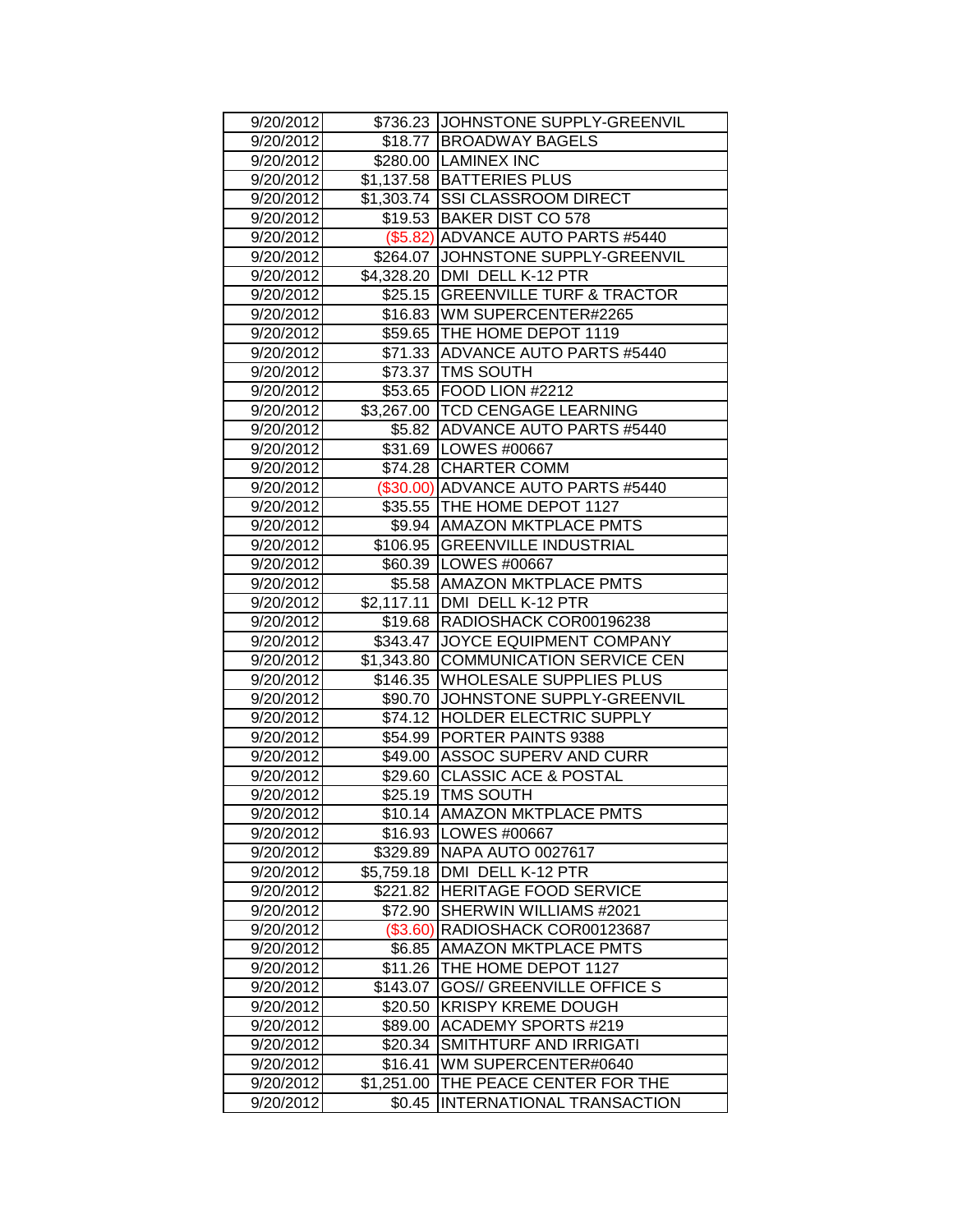| 9/20/2012 | $736.23 | JOHNSTONE SUPPLY-GREENVIL |
|---|---|---|
| 9/20/2012 | $18.77 | BROADWAY BAGELS |
| 9/20/2012 | $280.00 | LAMINEX INC |
| 9/20/2012 | $1,137.58 | BATTERIES PLUS |
| 9/20/2012 | $1,303.74 | SSI CLASSROOM DIRECT |
| 9/20/2012 | $19.53 | BAKER DIST CO 578 |
| 9/20/2012 | ($5.82) | ADVANCE AUTO PARTS #5440 |
| 9/20/2012 | $264.07 | JOHNSTONE SUPPLY-GREENVIL |
| 9/20/2012 | $4,328.20 | DMI DELL K-12 PTR |
| 9/20/2012 | $25.15 | GREENVILLE TURF & TRACTOR |
| 9/20/2012 | $16.83 | WM SUPERCENTER#2265 |
| 9/20/2012 | $59.65 | THE HOME DEPOT 1119 |
| 9/20/2012 | $71.33 | ADVANCE AUTO PARTS #5440 |
| 9/20/2012 | $73.37 | TMS SOUTH |
| 9/20/2012 | $53.65 | FOOD LION #2212 |
| 9/20/2012 | $3,267.00 | TCD CENGAGE LEARNING |
| 9/20/2012 | $5.82 | ADVANCE AUTO PARTS #5440 |
| 9/20/2012 | $31.69 | LOWES #00667 |
| 9/20/2012 | $74.28 | CHARTER COMM |
| 9/20/2012 | ($30.00) | ADVANCE AUTO PARTS #5440 |
| 9/20/2012 | $35.55 | THE HOME DEPOT 1127 |
| 9/20/2012 | $9.94 | AMAZON MKTPLACE PMTS |
| 9/20/2012 | $106.95 | GREENVILLE INDUSTRIAL |
| 9/20/2012 | $60.39 | LOWES #00667 |
| 9/20/2012 | $5.58 | AMAZON MKTPLACE PMTS |
| 9/20/2012 | $2,117.11 | DMI DELL K-12 PTR |
| 9/20/2012 | $19.68 | RADIOSHACK COR00196238 |
| 9/20/2012 | $343.47 | JOYCE EQUIPMENT COMPANY |
| 9/20/2012 | $1,343.80 | COMMUNICATION SERVICE CEN |
| 9/20/2012 | $146.35 | WHOLESALE SUPPLIES PLUS |
| 9/20/2012 | $90.70 | JOHNSTONE SUPPLY-GREENVIL |
| 9/20/2012 | $74.12 | HOLDER ELECTRIC SUPPLY |
| 9/20/2012 | $54.99 | PORTER PAINTS 9388 |
| 9/20/2012 | $49.00 | ASSOC SUPERV AND CURR |
| 9/20/2012 | $29.60 | CLASSIC ACE & POSTAL |
| 9/20/2012 | $25.19 | TMS SOUTH |
| 9/20/2012 | $10.14 | AMAZON MKTPLACE PMTS |
| 9/20/2012 | $16.93 | LOWES #00667 |
| 9/20/2012 | $329.89 | NAPA AUTO 0027617 |
| 9/20/2012 | $5,759.18 | DMI DELL K-12 PTR |
| 9/20/2012 | $221.82 | HERITAGE FOOD SERVICE |
| 9/20/2012 | $72.90 | SHERWIN WILLIAMS #2021 |
| 9/20/2012 | ($3.60) | RADIOSHACK COR00123687 |
| 9/20/2012 | $6.85 | AMAZON MKTPLACE PMTS |
| 9/20/2012 | $11.26 | THE HOME DEPOT 1127 |
| 9/20/2012 | $143.07 | GOS// GREENVILLE OFFICE S |
| 9/20/2012 | $20.50 | KRISPY KREME DOUGH |
| 9/20/2012 | $89.00 | ACADEMY SPORTS #219 |
| 9/20/2012 | $20.34 | SMITHTURF AND IRRIGATI |
| 9/20/2012 | $16.41 | WM SUPERCENTER#0640 |
| 9/20/2012 | $1,251.00 | THE PEACE CENTER FOR THE |
| 9/20/2012 | $0.45 | INTERNATIONAL TRANSACTION |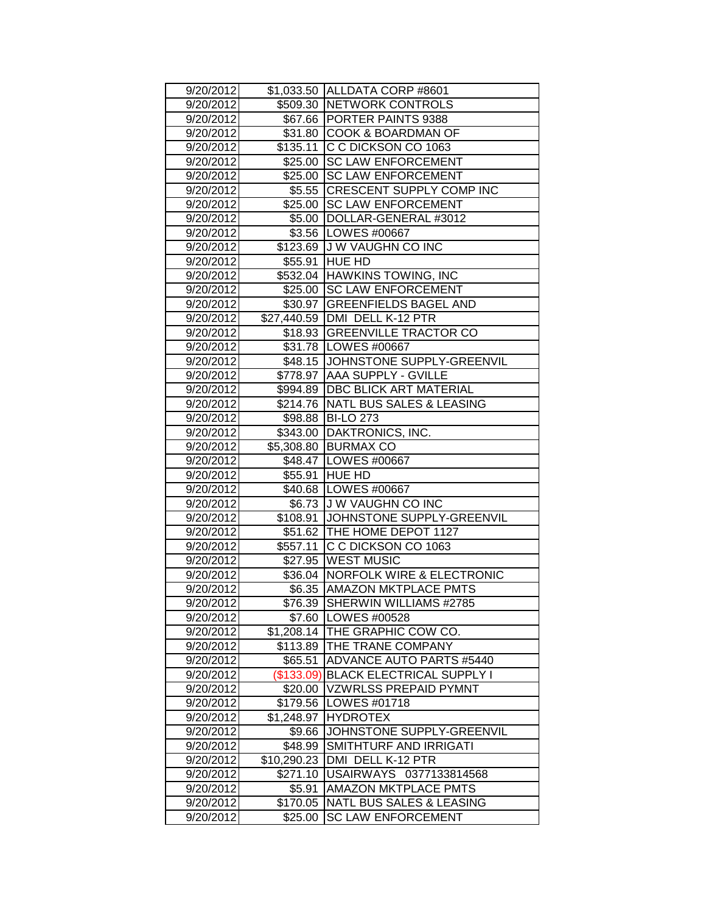| | | |
|---|---|---|
| 9/20/2012 | $1,033.50 | ALLDATA CORP #8601 |
| 9/20/2012 | $509.30 | NETWORK CONTROLS |
| 9/20/2012 | $67.66 | PORTER PAINTS 9388 |
| 9/20/2012 | $31.80 | COOK & BOARDMAN OF |
| 9/20/2012 | $135.11 | C C DICKSON CO 1063 |
| 9/20/2012 | $25.00 | SC LAW ENFORCEMENT |
| 9/20/2012 | $25.00 | SC LAW ENFORCEMENT |
| 9/20/2012 | $5.55 | CRESCENT SUPPLY COMP INC |
| 9/20/2012 | $25.00 | SC LAW ENFORCEMENT |
| 9/20/2012 | $5.00 | DOLLAR-GENERAL #3012 |
| 9/20/2012 | $3.56 | LOWES #00667 |
| 9/20/2012 | $123.69 | J W VAUGHN CO INC |
| 9/20/2012 | $55.91 | HUE HD |
| 9/20/2012 | $532.04 | HAWKINS TOWING, INC |
| 9/20/2012 | $25.00 | SC LAW ENFORCEMENT |
| 9/20/2012 | $30.97 | GREENFIELDS BAGEL AND |
| 9/20/2012 | $27,440.59 | DMI DELL K-12 PTR |
| 9/20/2012 | $18.93 | GREENVILLE TRACTOR CO |
| 9/20/2012 | $31.78 | LOWES #00667 |
| 9/20/2012 | $48.15 | JOHNSTONE SUPPLY-GREENVIL |
| 9/20/2012 | $778.97 | AAA SUPPLY - GVILLE |
| 9/20/2012 | $994.89 | DBC BLICK ART MATERIAL |
| 9/20/2012 | $214.76 | NATL BUS SALES & LEASING |
| 9/20/2012 | $98.88 | BI-LO 273 |
| 9/20/2012 | $343.00 | DAKTRONICS, INC. |
| 9/20/2012 | $5,308.80 | BURMAX CO |
| 9/20/2012 | $48.47 | LOWES #00667 |
| 9/20/2012 | $55.91 | HUE HD |
| 9/20/2012 | $40.68 | LOWES #00667 |
| 9/20/2012 | $6.73 | J W VAUGHN CO INC |
| 9/20/2012 | $108.91 | JOHNSTONE SUPPLY-GREENVIL |
| 9/20/2012 | $51.62 | THE HOME DEPOT 1127 |
| 9/20/2012 | $557.11 | C C DICKSON CO 1063 |
| 9/20/2012 | $27.95 | WEST MUSIC |
| 9/20/2012 | $36.04 | NORFOLK WIRE & ELECTRONIC |
| 9/20/2012 | $6.35 | AMAZON MKTPLACE PMTS |
| 9/20/2012 | $76.39 | SHERWIN WILLIAMS #2785 |
| 9/20/2012 | $7.60 | LOWES #00528 |
| 9/20/2012 | $1,208.14 | THE GRAPHIC COW CO. |
| 9/20/2012 | $113.89 | THE TRANE COMPANY |
| 9/20/2012 | $65.51 | ADVANCE AUTO PARTS #5440 |
| 9/20/2012 | ($133.09) | BLACK ELECTRICAL SUPPLY I |
| 9/20/2012 | $20.00 | VZWRLSS PREPAID PYMNT |
| 9/20/2012 | $179.56 | LOWES #01718 |
| 9/20/2012 | $1,248.97 | HYDROTEX |
| 9/20/2012 | $9.66 | JOHNSTONE SUPPLY-GREENVIL |
| 9/20/2012 | $48.99 | SMITHTURF AND IRRIGATI |
| 9/20/2012 | $10,290.23 | DMI DELL K-12 PTR |
| 9/20/2012 | $271.10 | USAIRWAYS 0377133814568 |
| 9/20/2012 | $5.91 | AMAZON MKTPLACE PMTS |
| 9/20/2012 | $170.05 | NATL BUS SALES & LEASING |
| 9/20/2012 | $25.00 | SC LAW ENFORCEMENT |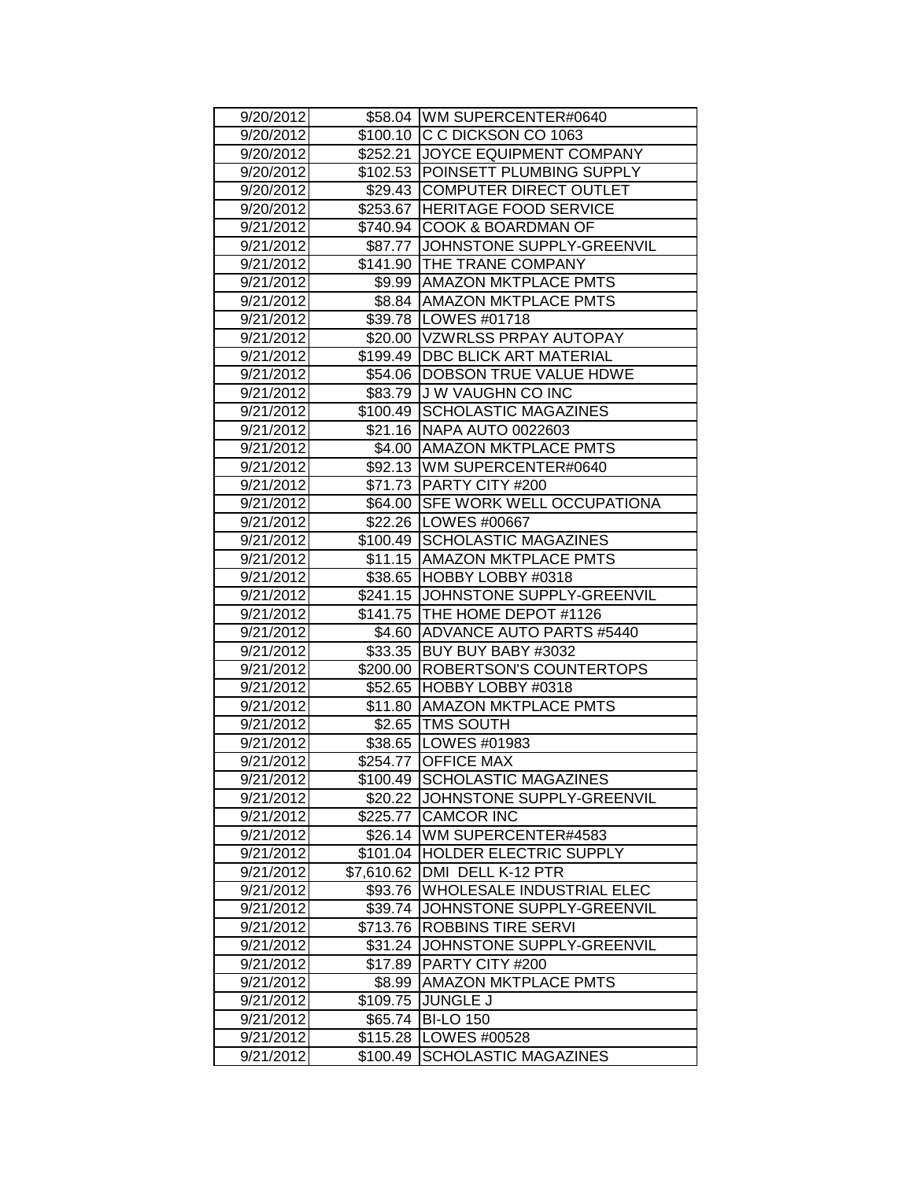| | | |
|---|---|---|
| 9/20/2012 | $58.04 | WM SUPERCENTER#0640 |
| 9/20/2012 | $100.10 | C C DICKSON CO 1063 |
| 9/20/2012 | $252.21 | JOYCE EQUIPMENT COMPANY |
| 9/20/2012 | $102.53 | POINSETT PLUMBING SUPPLY |
| 9/20/2012 | $29.43 | COMPUTER DIRECT OUTLET |
| 9/20/2012 | $253.67 | HERITAGE FOOD SERVICE |
| 9/21/2012 | $740.94 | COOK & BOARDMAN OF |
| 9/21/2012 | $87.77 | JOHNSTONE SUPPLY-GREENVIL |
| 9/21/2012 | $141.90 | THE TRANE COMPANY |
| 9/21/2012 | $9.99 | AMAZON MKTPLACE PMTS |
| 9/21/2012 | $8.84 | AMAZON MKTPLACE PMTS |
| 9/21/2012 | $39.78 | LOWES #01718 |
| 9/21/2012 | $20.00 | VZWRLSS PRPAY AUTOPAY |
| 9/21/2012 | $199.49 | DBC BLICK ART MATERIAL |
| 9/21/2012 | $54.06 | DOBSON TRUE VALUE HDWE |
| 9/21/2012 | $83.79 | J W VAUGHN CO INC |
| 9/21/2012 | $100.49 | SCHOLASTIC MAGAZINES |
| 9/21/2012 | $21.16 | NAPA AUTO 0022603 |
| 9/21/2012 | $4.00 | AMAZON MKTPLACE PMTS |
| 9/21/2012 | $92.13 | WM SUPERCENTER#0640 |
| 9/21/2012 | $71.73 | PARTY CITY #200 |
| 9/21/2012 | $64.00 | SFE WORK WELL OCCUPATIONA |
| 9/21/2012 | $22.26 | LOWES #00667 |
| 9/21/2012 | $100.49 | SCHOLASTIC MAGAZINES |
| 9/21/2012 | $11.15 | AMAZON MKTPLACE PMTS |
| 9/21/2012 | $38.65 | HOBBY LOBBY #0318 |
| 9/21/2012 | $241.15 | JOHNSTONE SUPPLY-GREENVIL |
| 9/21/2012 | $141.75 | THE HOME DEPOT #1126 |
| 9/21/2012 | $4.60 | ADVANCE AUTO PARTS #5440 |
| 9/21/2012 | $33.35 | BUY BUY BABY #3032 |
| 9/21/2012 | $200.00 | ROBERTSON'S COUNTERTOPS |
| 9/21/2012 | $52.65 | HOBBY LOBBY #0318 |
| 9/21/2012 | $11.80 | AMAZON MKTPLACE PMTS |
| 9/21/2012 | $2.65 | TMS SOUTH |
| 9/21/2012 | $38.65 | LOWES #01983 |
| 9/21/2012 | $254.77 | OFFICE MAX |
| 9/21/2012 | $100.49 | SCHOLASTIC MAGAZINES |
| 9/21/2012 | $20.22 | JOHNSTONE SUPPLY-GREENVIL |
| 9/21/2012 | $225.77 | CAMCOR INC |
| 9/21/2012 | $26.14 | WM SUPERCENTER#4583 |
| 9/21/2012 | $101.04 | HOLDER ELECTRIC SUPPLY |
| 9/21/2012 | $7,610.62 | DMI DELL K-12 PTR |
| 9/21/2012 | $93.76 | WHOLESALE INDUSTRIAL ELEC |
| 9/21/2012 | $39.74 | JOHNSTONE SUPPLY-GREENVIL |
| 9/21/2012 | $713.76 | ROBBINS TIRE SERVI |
| 9/21/2012 | $31.24 | JOHNSTONE SUPPLY-GREENVIL |
| 9/21/2012 | $17.89 | PARTY CITY #200 |
| 9/21/2012 | $8.99 | AMAZON MKTPLACE PMTS |
| 9/21/2012 | $109.75 | JUNGLE J |
| 9/21/2012 | $65.74 | BI-LO 150 |
| 9/21/2012 | $115.28 | LOWES #00528 |
| 9/21/2012 | $100.49 | SCHOLASTIC MAGAZINES |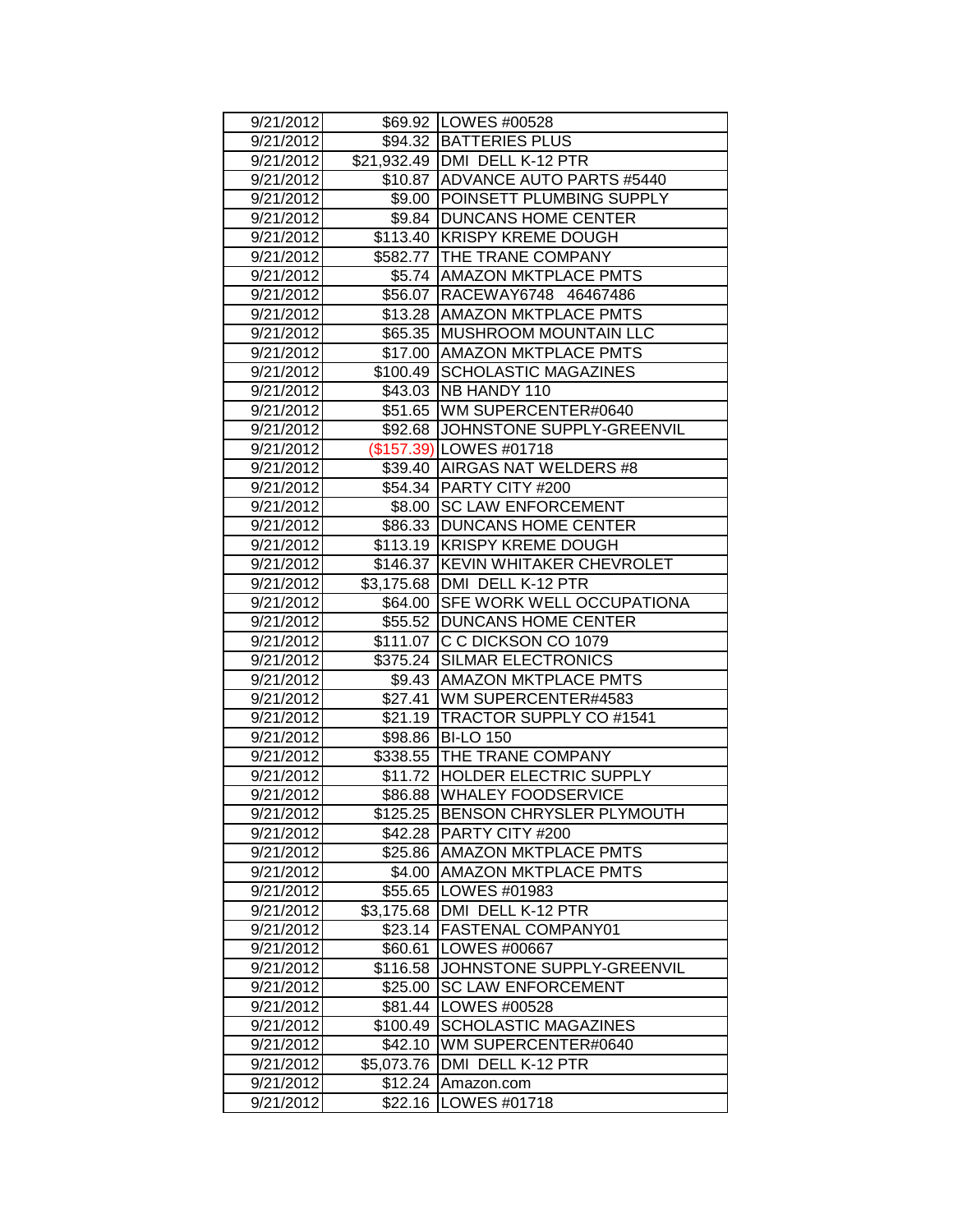| | | |
|---|---|---|
| 9/21/2012 | $69.92 | LOWES #00528 |
| 9/21/2012 | $94.32 | BATTERIES PLUS |
| 9/21/2012 | $21,932.49 | DMI DELL K-12 PTR |
| 9/21/2012 | $10.87 | ADVANCE AUTO PARTS #5440 |
| 9/21/2012 | $9.00 | POINSETT PLUMBING SUPPLY |
| 9/21/2012 | $9.84 | DUNCANS HOME CENTER |
| 9/21/2012 | $113.40 | KRISPY KREME DOUGH |
| 9/21/2012 | $582.77 | THE TRANE COMPANY |
| 9/21/2012 | $5.74 | AMAZON MKTPLACE PMTS |
| 9/21/2012 | $56.07 | RACEWAY6748 46467486 |
| 9/21/2012 | $13.28 | AMAZON MKTPLACE PMTS |
| 9/21/2012 | $65.35 | MUSHROOM MOUNTAIN LLC |
| 9/21/2012 | $17.00 | AMAZON MKTPLACE PMTS |
| 9/21/2012 | $100.49 | SCHOLASTIC MAGAZINES |
| 9/21/2012 | $43.03 | NB HANDY 110 |
| 9/21/2012 | $51.65 | WM SUPERCENTER#0640 |
| 9/21/2012 | $92.68 | JOHNSTONE SUPPLY-GREENVIL |
| 9/21/2012 | ($157.39) | LOWES #01718 |
| 9/21/2012 | $39.40 | AIRGAS NAT WELDERS #8 |
| 9/21/2012 | $54.34 | PARTY CITY #200 |
| 9/21/2012 | $8.00 | SC LAW ENFORCEMENT |
| 9/21/2012 | $86.33 | DUNCANS HOME CENTER |
| 9/21/2012 | $113.19 | KRISPY KREME DOUGH |
| 9/21/2012 | $146.37 | KEVIN WHITAKER CHEVROLET |
| 9/21/2012 | $3,175.68 | DMI DELL K-12 PTR |
| 9/21/2012 | $64.00 | SFE WORK WELL OCCUPATIONA |
| 9/21/2012 | $55.52 | DUNCANS HOME CENTER |
| 9/21/2012 | $111.07 | C C DICKSON CO 1079 |
| 9/21/2012 | $375.24 | SILMAR ELECTRONICS |
| 9/21/2012 | $9.43 | AMAZON MKTPLACE PMTS |
| 9/21/2012 | $27.41 | WM SUPERCENTER#4583 |
| 9/21/2012 | $21.19 | TRACTOR SUPPLY CO #1541 |
| 9/21/2012 | $98.86 | BI-LO 150 |
| 9/21/2012 | $338.55 | THE TRANE COMPANY |
| 9/21/2012 | $11.72 | HOLDER ELECTRIC SUPPLY |
| 9/21/2012 | $86.88 | WHALEY FOODSERVICE |
| 9/21/2012 | $125.25 | BENSON CHRYSLER PLYMOUTH |
| 9/21/2012 | $42.28 | PARTY CITY #200 |
| 9/21/2012 | $25.86 | AMAZON MKTPLACE PMTS |
| 9/21/2012 | $4.00 | AMAZON MKTPLACE PMTS |
| 9/21/2012 | $55.65 | LOWES #01983 |
| 9/21/2012 | $3,175.68 | DMI DELL K-12 PTR |
| 9/21/2012 | $23.14 | FASTENAL COMPANY01 |
| 9/21/2012 | $60.61 | LOWES #00667 |
| 9/21/2012 | $116.58 | JOHNSTONE SUPPLY-GREENVIL |
| 9/21/2012 | $25.00 | SC LAW ENFORCEMENT |
| 9/21/2012 | $81.44 | LOWES #00528 |
| 9/21/2012 | $100.49 | SCHOLASTIC MAGAZINES |
| 9/21/2012 | $42.10 | WM SUPERCENTER#0640 |
| 9/21/2012 | $5,073.76 | DMI DELL K-12 PTR |
| 9/21/2012 | $12.24 | Amazon.com |
| 9/21/2012 | $22.16 | LOWES #01718 |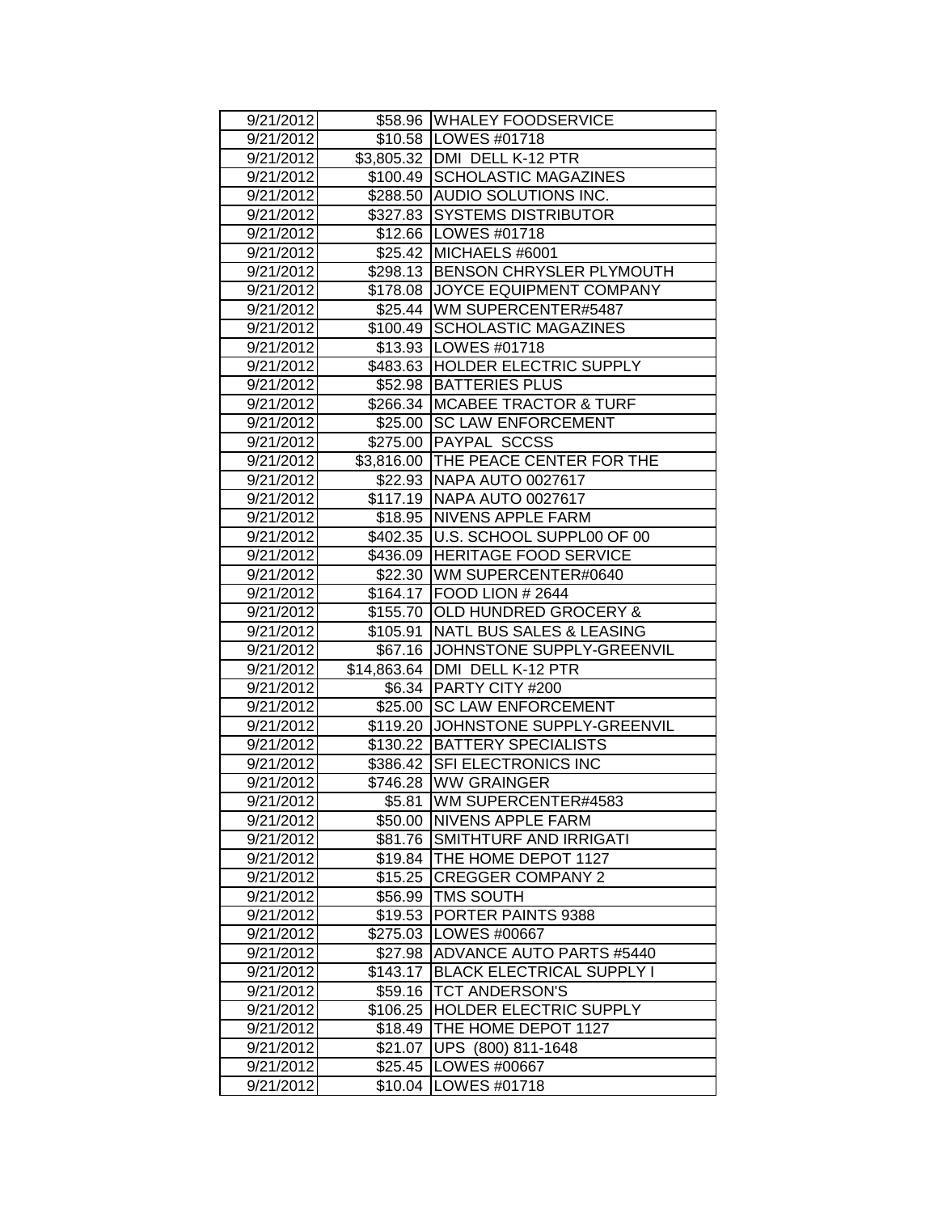| | | |
|---|---|---|
| 9/21/2012 | $58.96 | WHALEY FOODSERVICE |
| 9/21/2012 | $10.58 | LOWES #01718 |
| 9/21/2012 | $3,805.32 | DMI DELL K-12 PTR |
| 9/21/2012 | $100.49 | SCHOLASTIC MAGAZINES |
| 9/21/2012 | $288.50 | AUDIO SOLUTIONS INC. |
| 9/21/2012 | $327.83 | SYSTEMS DISTRIBUTOR |
| 9/21/2012 | $12.66 | LOWES #01718 |
| 9/21/2012 | $25.42 | MICHAELS #6001 |
| 9/21/2012 | $298.13 | BENSON CHRYSLER PLYMOUTH |
| 9/21/2012 | $178.08 | JOYCE EQUIPMENT COMPANY |
| 9/21/2012 | $25.44 | WM SUPERCENTER#5487 |
| 9/21/2012 | $100.49 | SCHOLASTIC MAGAZINES |
| 9/21/2012 | $13.93 | LOWES #01718 |
| 9/21/2012 | $483.63 | HOLDER ELECTRIC SUPPLY |
| 9/21/2012 | $52.98 | BATTERIES PLUS |
| 9/21/2012 | $266.34 | MCABEE TRACTOR & TURF |
| 9/21/2012 | $25.00 | SC LAW ENFORCEMENT |
| 9/21/2012 | $275.00 | PAYPAL SCCSS |
| 9/21/2012 | $3,816.00 | THE PEACE CENTER FOR THE |
| 9/21/2012 | $22.93 | NAPA AUTO 0027617 |
| 9/21/2012 | $117.19 | NAPA AUTO 0027617 |
| 9/21/2012 | $18.95 | NIVENS APPLE FARM |
| 9/21/2012 | $402.35 | U.S. SCHOOL SUPPL00 OF 00 |
| 9/21/2012 | $436.09 | HERITAGE FOOD SERVICE |
| 9/21/2012 | $22.30 | WM SUPERCENTER#0640 |
| 9/21/2012 | $164.17 | FOOD LION # 2644 |
| 9/21/2012 | $155.70 | OLD HUNDRED GROCERY & |
| 9/21/2012 | $105.91 | NATL BUS SALES & LEASING |
| 9/21/2012 | $67.16 | JOHNSTONE SUPPLY-GREENVIL |
| 9/21/2012 | $14,863.64 | DMI DELL K-12 PTR |
| 9/21/2012 | $6.34 | PARTY CITY #200 |
| 9/21/2012 | $25.00 | SC LAW ENFORCEMENT |
| 9/21/2012 | $119.20 | JOHNSTONE SUPPLY-GREENVIL |
| 9/21/2012 | $130.22 | BATTERY SPECIALISTS |
| 9/21/2012 | $386.42 | SFI ELECTRONICS INC |
| 9/21/2012 | $746.28 | WW GRAINGER |
| 9/21/2012 | $5.81 | WM SUPERCENTER#4583 |
| 9/21/2012 | $50.00 | NIVENS APPLE FARM |
| 9/21/2012 | $81.76 | SMITHTURF AND IRRIGATI |
| 9/21/2012 | $19.84 | THE HOME DEPOT 1127 |
| 9/21/2012 | $15.25 | CREGGER COMPANY 2 |
| 9/21/2012 | $56.99 | TMS SOUTH |
| 9/21/2012 | $19.53 | PORTER PAINTS 9388 |
| 9/21/2012 | $275.03 | LOWES #00667 |
| 9/21/2012 | $27.98 | ADVANCE AUTO PARTS #5440 |
| 9/21/2012 | $143.17 | BLACK ELECTRICAL SUPPLY I |
| 9/21/2012 | $59.16 | TCT ANDERSON'S |
| 9/21/2012 | $106.25 | HOLDER ELECTRIC SUPPLY |
| 9/21/2012 | $18.49 | THE HOME DEPOT 1127 |
| 9/21/2012 | $21.07 | UPS (800) 811-1648 |
| 9/21/2012 | $25.45 | LOWES #00667 |
| 9/21/2012 | $10.04 | LOWES #01718 |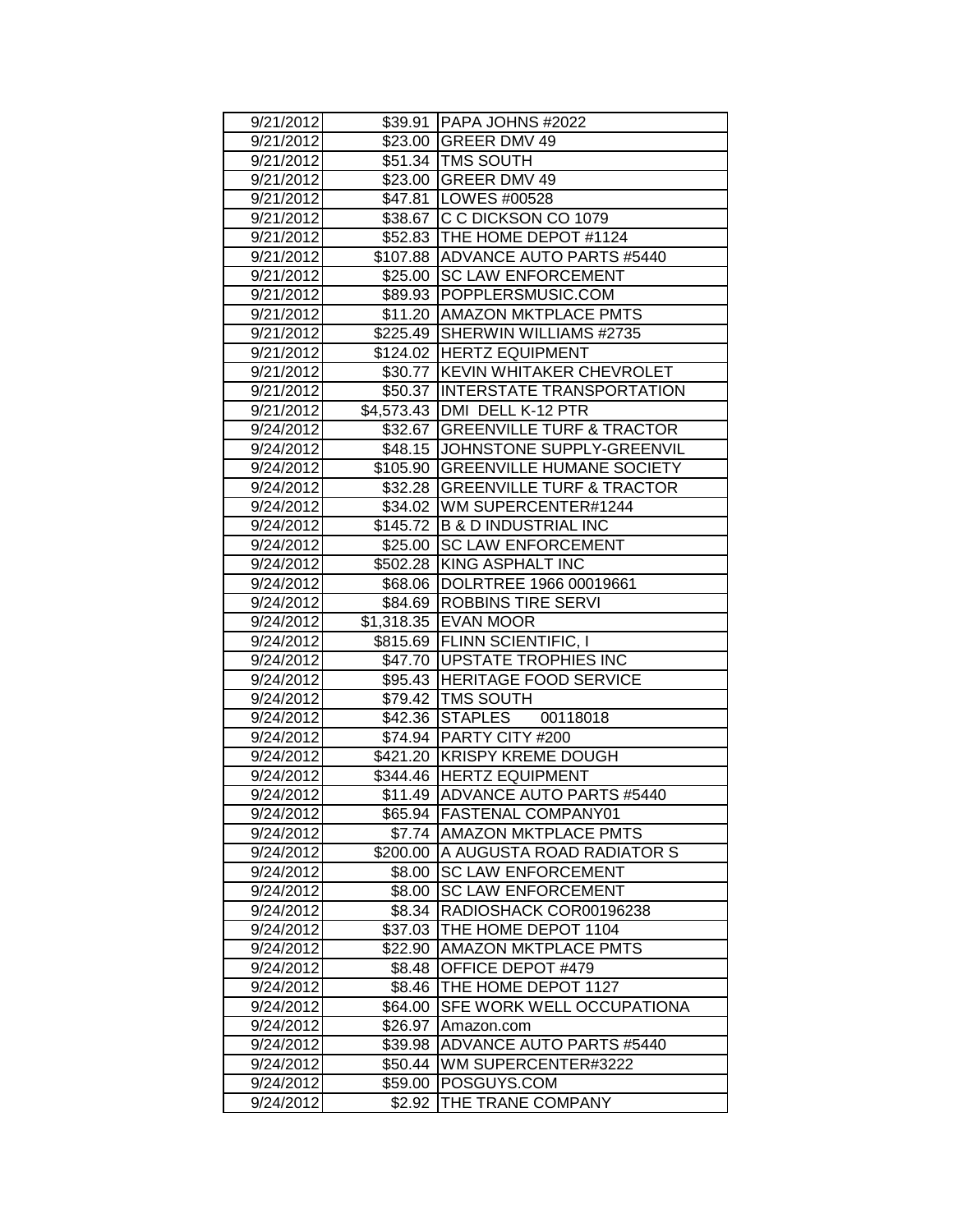| 9/21/2012 | $39.91 | PAPA JOHNS #2022 |
|---|---|---|
| 9/21/2012 | $23.00 | GREER DMV 49 |
| 9/21/2012 | $51.34 | TMS SOUTH |
| 9/21/2012 | $23.00 | GREER DMV 49 |
| 9/21/2012 | $47.81 | LOWES #00528 |
| 9/21/2012 | $38.67 | C C DICKSON CO 1079 |
| 9/21/2012 | $52.83 | THE HOME DEPOT #1124 |
| 9/21/2012 | $107.88 | ADVANCE AUTO PARTS #5440 |
| 9/21/2012 | $25.00 | SC LAW ENFORCEMENT |
| 9/21/2012 | $89.93 | POPPLERSMUSIC.COM |
| 9/21/2012 | $11.20 | AMAZON MKTPLACE PMTS |
| 9/21/2012 | $225.49 | SHERWIN WILLIAMS #2735 |
| 9/21/2012 | $124.02 | HERTZ EQUIPMENT |
| 9/21/2012 | $30.77 | KEVIN WHITAKER CHEVROLET |
| 9/21/2012 | $50.37 | INTERSTATE TRANSPORTATION |
| 9/21/2012 | $4,573.43 | DMI DELL K-12 PTR |
| 9/24/2012 | $32.67 | GREENVILLE TURF & TRACTOR |
| 9/24/2012 | $48.15 | JOHNSTONE SUPPLY-GREENVIL |
| 9/24/2012 | $105.90 | GREENVILLE HUMANE SOCIETY |
| 9/24/2012 | $32.28 | GREENVILLE TURF & TRACTOR |
| 9/24/2012 | $34.02 | WM SUPERCENTER#1244 |
| 9/24/2012 | $145.72 | B & D INDUSTRIAL INC |
| 9/24/2012 | $25.00 | SC LAW ENFORCEMENT |
| 9/24/2012 | $502.28 | KING ASPHALT INC |
| 9/24/2012 | $68.06 | DOLRTREE 1966 00019661 |
| 9/24/2012 | $84.69 | ROBBINS TIRE SERVI |
| 9/24/2012 | $1,318.35 | EVAN MOOR |
| 9/24/2012 | $815.69 | FLINN SCIENTIFIC, I |
| 9/24/2012 | $47.70 | UPSTATE TROPHIES INC |
| 9/24/2012 | $95.43 | HERITAGE FOOD SERVICE |
| 9/24/2012 | $79.42 | TMS SOUTH |
| 9/24/2012 | $42.36 | STAPLES 00118018 |
| 9/24/2012 | $74.94 | PARTY CITY #200 |
| 9/24/2012 | $421.20 | KRISPY KREME DOUGH |
| 9/24/2012 | $344.46 | HERTZ EQUIPMENT |
| 9/24/2012 | $11.49 | ADVANCE AUTO PARTS #5440 |
| 9/24/2012 | $65.94 | FASTENAL COMPANY01 |
| 9/24/2012 | $7.74 | AMAZON MKTPLACE PMTS |
| 9/24/2012 | $200.00 | A AUGUSTA ROAD RADIATOR S |
| 9/24/2012 | $8.00 | SC LAW ENFORCEMENT |
| 9/24/2012 | $8.00 | SC LAW ENFORCEMENT |
| 9/24/2012 | $8.34 | RADIOSHACK COR00196238 |
| 9/24/2012 | $37.03 | THE HOME DEPOT 1104 |
| 9/24/2012 | $22.90 | AMAZON MKTPLACE PMTS |
| 9/24/2012 | $8.48 | OFFICE DEPOT #479 |
| 9/24/2012 | $8.46 | THE HOME DEPOT 1127 |
| 9/24/2012 | $64.00 | SFE WORK WELL OCCUPATIONA |
| 9/24/2012 | $26.97 | Amazon.com |
| 9/24/2012 | $39.98 | ADVANCE AUTO PARTS #5440 |
| 9/24/2012 | $50.44 | WM SUPERCENTER#3222 |
| 9/24/2012 | $59.00 | POSGUYS.COM |
| 9/24/2012 | $2.92 | THE TRANE COMPANY |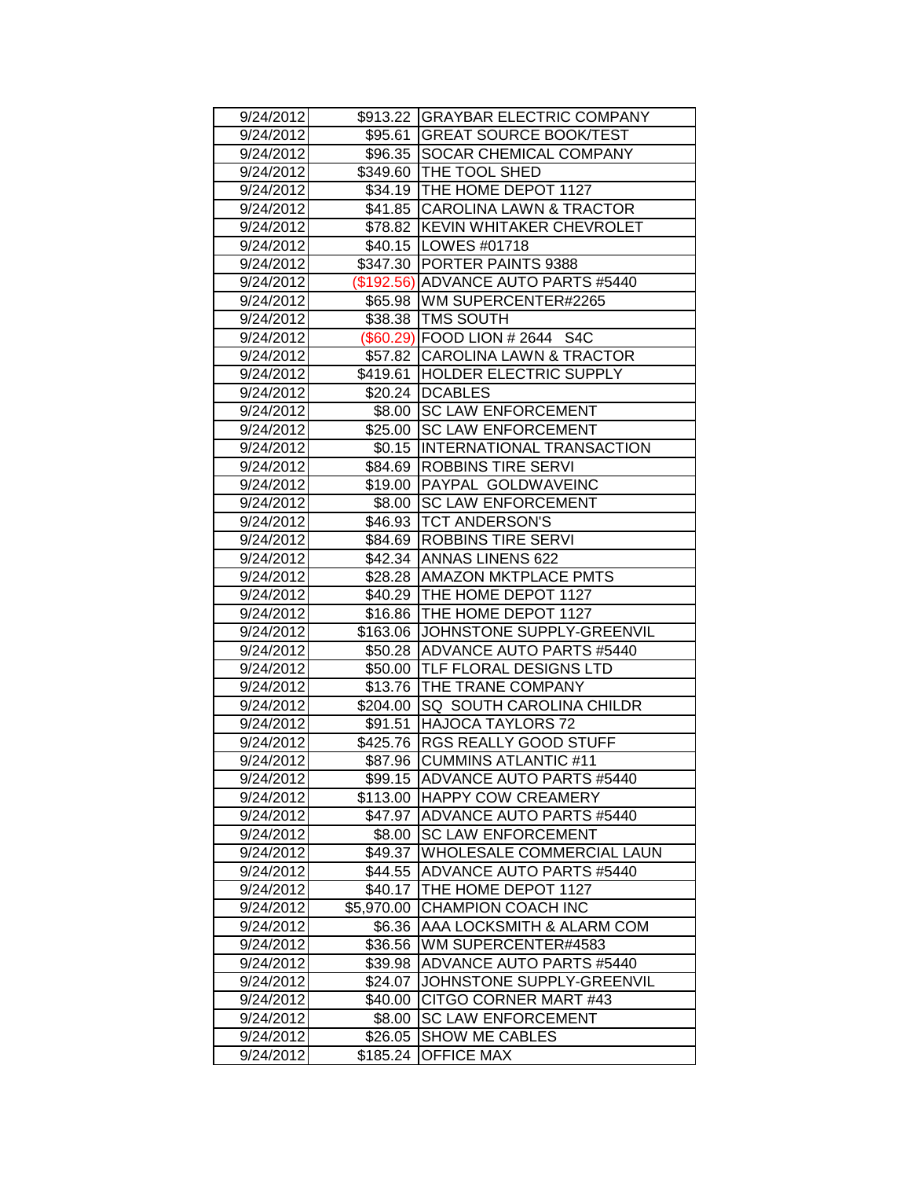| | | |
|---|---|---|
| 9/24/2012 | $913.22 | GRAYBAR ELECTRIC COMPANY |
| 9/24/2012 | $95.61 | GREAT SOURCE BOOK/TEST |
| 9/24/2012 | $96.35 | SOCAR CHEMICAL COMPANY |
| 9/24/2012 | $349.60 | THE TOOL SHED |
| 9/24/2012 | $34.19 | THE HOME DEPOT 1127 |
| 9/24/2012 | $41.85 | CAROLINA LAWN & TRACTOR |
| 9/24/2012 | $78.82 | KEVIN WHITAKER CHEVROLET |
| 9/24/2012 | $40.15 | LOWES #01718 |
| 9/24/2012 | $347.30 | PORTER PAINTS 9388 |
| 9/24/2012 | ($192.56) | ADVANCE AUTO PARTS #5440 |
| 9/24/2012 | $65.98 | WM SUPERCENTER#2265 |
| 9/24/2012 | $38.38 | TMS SOUTH |
| 9/24/2012 | ($60.29) | FOOD LION # 2644 S4C |
| 9/24/2012 | $57.82 | CAROLINA LAWN & TRACTOR |
| 9/24/2012 | $419.61 | HOLDER ELECTRIC SUPPLY |
| 9/24/2012 | $20.24 | DCABLES |
| 9/24/2012 | $8.00 | SC LAW ENFORCEMENT |
| 9/24/2012 | $25.00 | SC LAW ENFORCEMENT |
| 9/24/2012 | $0.15 | INTERNATIONAL TRANSACTION |
| 9/24/2012 | $84.69 | ROBBINS TIRE SERVI |
| 9/24/2012 | $19.00 | PAYPAL GOLDWAVEINC |
| 9/24/2012 | $8.00 | SC LAW ENFORCEMENT |
| 9/24/2012 | $46.93 | TCT ANDERSON'S |
| 9/24/2012 | $84.69 | ROBBINS TIRE SERVI |
| 9/24/2012 | $42.34 | ANNAS LINENS 622 |
| 9/24/2012 | $28.28 | AMAZON MKTPLACE PMTS |
| 9/24/2012 | $40.29 | THE HOME DEPOT 1127 |
| 9/24/2012 | $16.86 | THE HOME DEPOT 1127 |
| 9/24/2012 | $163.06 | JOHNSTONE SUPPLY-GREENVIL |
| 9/24/2012 | $50.28 | ADVANCE AUTO PARTS #5440 |
| 9/24/2012 | $50.00 | TLF FLORAL DESIGNS LTD |
| 9/24/2012 | $13.76 | THE TRANE COMPANY |
| 9/24/2012 | $204.00 | SQ SOUTH CAROLINA CHILDR |
| 9/24/2012 | $91.51 | HAJOCA TAYLORS 72 |
| 9/24/2012 | $425.76 | RGS REALLY GOOD STUFF |
| 9/24/2012 | $87.96 | CUMMINS ATLANTIC #11 |
| 9/24/2012 | $99.15 | ADVANCE AUTO PARTS #5440 |
| 9/24/2012 | $113.00 | HAPPY COW CREAMERY |
| 9/24/2012 | $47.97 | ADVANCE AUTO PARTS #5440 |
| 9/24/2012 | $8.00 | SC LAW ENFORCEMENT |
| 9/24/2012 | $49.37 | WHOLESALE COMMERCIAL LAUN |
| 9/24/2012 | $44.55 | ADVANCE AUTO PARTS #5440 |
| 9/24/2012 | $40.17 | THE HOME DEPOT 1127 |
| 9/24/2012 | $5,970.00 | CHAMPION COACH INC |
| 9/24/2012 | $6.36 | AAA LOCKSMITH & ALARM COM |
| 9/24/2012 | $36.56 | WM SUPERCENTER#4583 |
| 9/24/2012 | $39.98 | ADVANCE AUTO PARTS #5440 |
| 9/24/2012 | $24.07 | JOHNSTONE SUPPLY-GREENVIL |
| 9/24/2012 | $40.00 | CITGO CORNER MART #43 |
| 9/24/2012 | $8.00 | SC LAW ENFORCEMENT |
| 9/24/2012 | $26.05 | SHOW ME CABLES |
| 9/24/2012 | $185.24 | OFFICE MAX |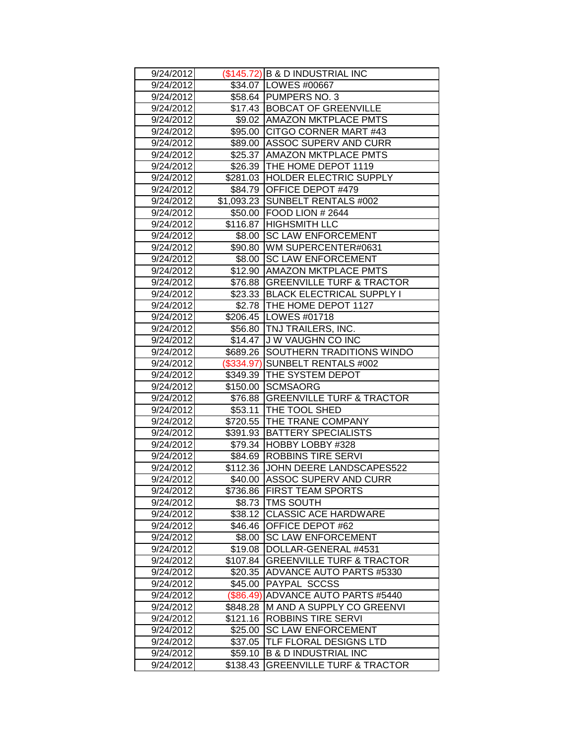| | | |
|---|---|---|
| 9/24/2012 | ($145.72) | B & D INDUSTRIAL INC |
| 9/24/2012 | $34.07 | LOWES #00667 |
| 9/24/2012 | $58.64 | PUMPERS NO. 3 |
| 9/24/2012 | $17.43 | BOBCAT OF GREENVILLE |
| 9/24/2012 | $9.02 | AMAZON MKTPLACE PMTS |
| 9/24/2012 | $95.00 | CITGO CORNER MART #43 |
| 9/24/2012 | $89.00 | ASSOC SUPERV AND CURR |
| 9/24/2012 | $25.37 | AMAZON MKTPLACE PMTS |
| 9/24/2012 | $26.39 | THE HOME DEPOT 1119 |
| 9/24/2012 | $281.03 | HOLDER ELECTRIC SUPPLY |
| 9/24/2012 | $84.79 | OFFICE DEPOT #479 |
| 9/24/2012 | $1,093.23 | SUNBELT RENTALS #002 |
| 9/24/2012 | $50.00 | FOOD LION # 2644 |
| 9/24/2012 | $116.87 | HIGHSMITH LLC |
| 9/24/2012 | $8.00 | SC LAW ENFORCEMENT |
| 9/24/2012 | $90.80 | WM SUPERCENTER#0631 |
| 9/24/2012 | $8.00 | SC LAW ENFORCEMENT |
| 9/24/2012 | $12.90 | AMAZON MKTPLACE PMTS |
| 9/24/2012 | $76.88 | GREENVILLE TURF & TRACTOR |
| 9/24/2012 | $23.33 | BLACK ELECTRICAL SUPPLY I |
| 9/24/2012 | $2.78 | THE HOME DEPOT 1127 |
| 9/24/2012 | $206.45 | LOWES #01718 |
| 9/24/2012 | $56.80 | TNJ TRAILERS, INC. |
| 9/24/2012 | $14.47 | J W VAUGHN CO INC |
| 9/24/2012 | $689.26 | SOUTHERN TRADITIONS WINDO |
| 9/24/2012 | ($334.97) | SUNBELT RENTALS #002 |
| 9/24/2012 | $349.39 | THE SYSTEM DEPOT |
| 9/24/2012 | $150.00 | SCMSAORG |
| 9/24/2012 | $76.88 | GREENVILLE TURF & TRACTOR |
| 9/24/2012 | $53.11 | THE TOOL SHED |
| 9/24/2012 | $720.55 | THE TRANE COMPANY |
| 9/24/2012 | $391.93 | BATTERY SPECIALISTS |
| 9/24/2012 | $79.34 | HOBBY LOBBY #328 |
| 9/24/2012 | $84.69 | ROBBINS TIRE SERVI |
| 9/24/2012 | $112.36 | JOHN DEERE LANDSCAPES522 |
| 9/24/2012 | $40.00 | ASSOC SUPERV AND CURR |
| 9/24/2012 | $736.86 | FIRST TEAM SPORTS |
| 9/24/2012 | $8.73 | TMS SOUTH |
| 9/24/2012 | $38.12 | CLASSIC ACE HARDWARE |
| 9/24/2012 | $46.46 | OFFICE DEPOT #62 |
| 9/24/2012 | $8.00 | SC LAW ENFORCEMENT |
| 9/24/2012 | $19.08 | DOLLAR-GENERAL #4531 |
| 9/24/2012 | $107.84 | GREENVILLE TURF & TRACTOR |
| 9/24/2012 | $20.35 | ADVANCE AUTO PARTS #5330 |
| 9/24/2012 | $45.00 | PAYPAL SCCSS |
| 9/24/2012 | ($86.49) | ADVANCE AUTO PARTS #5440 |
| 9/24/2012 | $848.28 | M AND A SUPPLY CO GREENVI |
| 9/24/2012 | $121.16 | ROBBINS TIRE SERVI |
| 9/24/2012 | $25.00 | SC LAW ENFORCEMENT |
| 9/24/2012 | $37.05 | TLF FLORAL DESIGNS LTD |
| 9/24/2012 | $59.10 | B & D INDUSTRIAL INC |
| 9/24/2012 | $138.43 | GREENVILLE TURF & TRACTOR |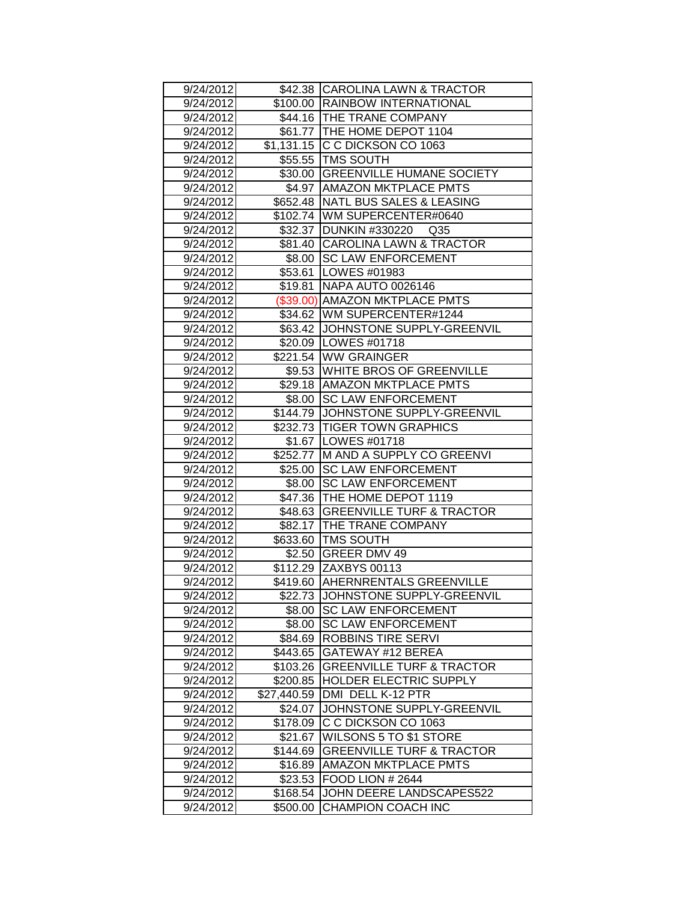| | | |
|---|---|---|
| 9/24/2012 | $42.38 | CAROLINA LAWN & TRACTOR |
| 9/24/2012 | $100.00 | RAINBOW INTERNATIONAL |
| 9/24/2012 | $44.16 | THE TRANE COMPANY |
| 9/24/2012 | $61.77 | THE HOME DEPOT 1104 |
| 9/24/2012 | $1,131.15 | C C DICKSON CO 1063 |
| 9/24/2012 | $55.55 | TMS SOUTH |
| 9/24/2012 | $30.00 | GREENVILLE HUMANE SOCIETY |
| 9/24/2012 | $4.97 | AMAZON MKTPLACE PMTS |
| 9/24/2012 | $652.48 | NATL BUS SALES & LEASING |
| 9/24/2012 | $102.74 | WM SUPERCENTER#0640 |
| 9/24/2012 | $32.37 | DUNKIN #330220 Q35 |
| 9/24/2012 | $81.40 | CAROLINA LAWN & TRACTOR |
| 9/24/2012 | $8.00 | SC LAW ENFORCEMENT |
| 9/24/2012 | $53.61 | LOWES #01983 |
| 9/24/2012 | $19.81 | NAPA AUTO 0026146 |
| 9/24/2012 | ($39.00) | AMAZON MKTPLACE PMTS |
| 9/24/2012 | $34.62 | WM SUPERCENTER#1244 |
| 9/24/2012 | $63.42 | JOHNSTONE SUPPLY-GREENVIL |
| 9/24/2012 | $20.09 | LOWES #01718 |
| 9/24/2012 | $221.54 | WW GRAINGER |
| 9/24/2012 | $9.53 | WHITE BROS OF GREENVILLE |
| 9/24/2012 | $29.18 | AMAZON MKTPLACE PMTS |
| 9/24/2012 | $8.00 | SC LAW ENFORCEMENT |
| 9/24/2012 | $144.79 | JOHNSTONE SUPPLY-GREENVIL |
| 9/24/2012 | $232.73 | TIGER TOWN GRAPHICS |
| 9/24/2012 | $1.67 | LOWES #01718 |
| 9/24/2012 | $252.77 | M AND A SUPPLY CO GREENVI |
| 9/24/2012 | $25.00 | SC LAW ENFORCEMENT |
| 9/24/2012 | $8.00 | SC LAW ENFORCEMENT |
| 9/24/2012 | $47.36 | THE HOME DEPOT 1119 |
| 9/24/2012 | $48.63 | GREENVILLE TURF & TRACTOR |
| 9/24/2012 | $82.17 | THE TRANE COMPANY |
| 9/24/2012 | $633.60 | TMS SOUTH |
| 9/24/2012 | $2.50 | GREER DMV 49 |
| 9/24/2012 | $112.29 | ZAXBYS 00113 |
| 9/24/2012 | $419.60 | AHERNRENTALS GREENVILLE |
| 9/24/2012 | $22.73 | JOHNSTONE SUPPLY-GREENVIL |
| 9/24/2012 | $8.00 | SC LAW ENFORCEMENT |
| 9/24/2012 | $8.00 | SC LAW ENFORCEMENT |
| 9/24/2012 | $84.69 | ROBBINS TIRE SERVI |
| 9/24/2012 | $443.65 | GATEWAY #12 BEREA |
| 9/24/2012 | $103.26 | GREENVILLE TURF & TRACTOR |
| 9/24/2012 | $200.85 | HOLDER ELECTRIC SUPPLY |
| 9/24/2012 | $27,440.59 | DMI DELL K-12 PTR |
| 9/24/2012 | $24.07 | JOHNSTONE SUPPLY-GREENVIL |
| 9/24/2012 | $178.09 | C C DICKSON CO 1063 |
| 9/24/2012 | $21.67 | WILSONS 5 TO $1 STORE |
| 9/24/2012 | $144.69 | GREENVILLE TURF & TRACTOR |
| 9/24/2012 | $16.89 | AMAZON MKTPLACE PMTS |
| 9/24/2012 | $23.53 | FOOD LION # 2644 |
| 9/24/2012 | $168.54 | JOHN DEERE LANDSCAPES522 |
| 9/24/2012 | $500.00 | CHAMPION COACH INC |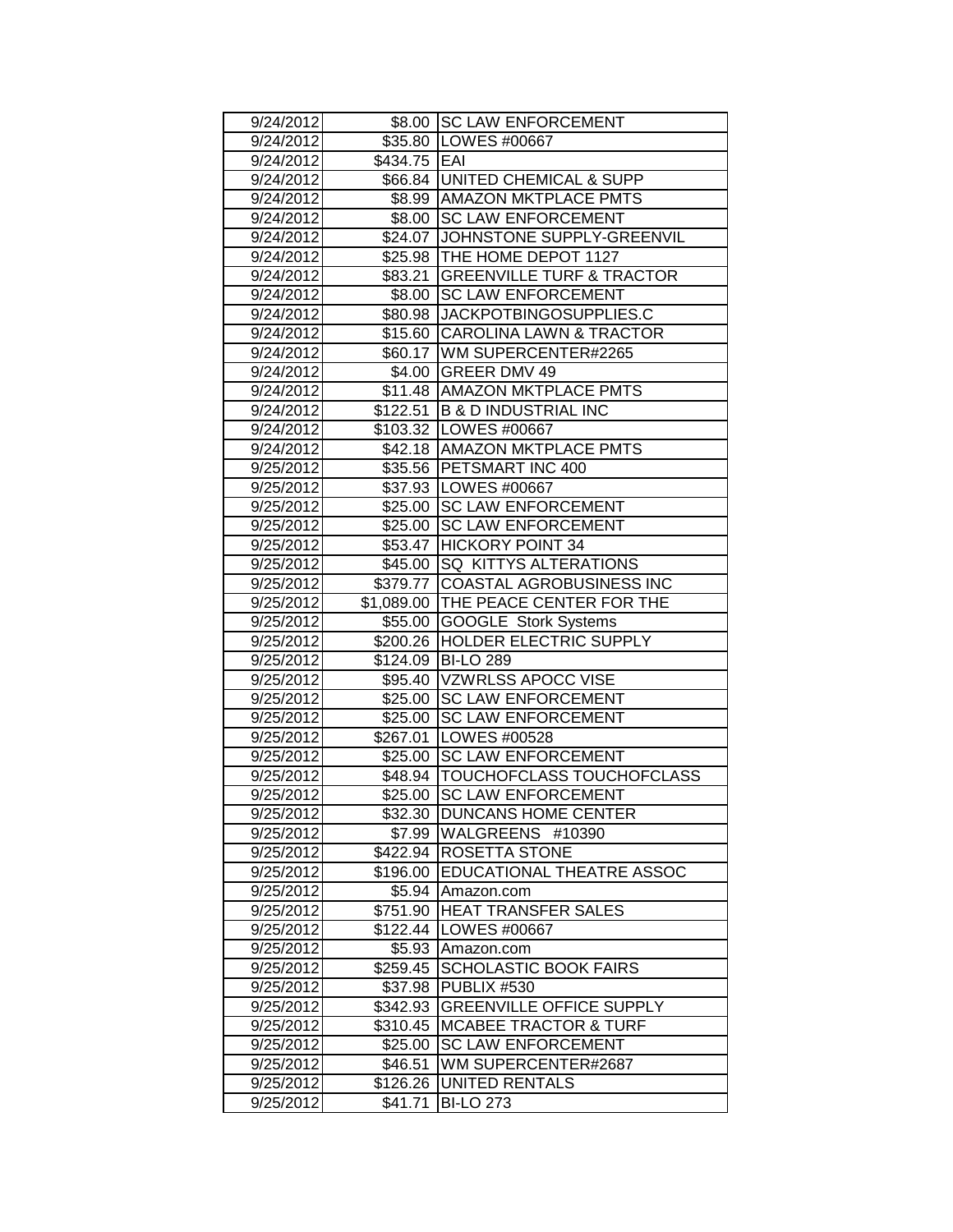| | | |
|---|---|---|
| 9/24/2012 | $8.00 | SC LAW ENFORCEMENT |
| 9/24/2012 | $35.80 | LOWES #00667 |
| 9/24/2012 | $434.75 | EAI |
| 9/24/2012 | $66.84 | UNITED CHEMICAL & SUPP |
| 9/24/2012 | $8.99 | AMAZON MKTPLACE PMTS |
| 9/24/2012 | $8.00 | SC LAW ENFORCEMENT |
| 9/24/2012 | $24.07 | JOHNSTONE SUPPLY-GREENVIL |
| 9/24/2012 | $25.98 | THE HOME DEPOT 1127 |
| 9/24/2012 | $83.21 | GREENVILLE TURF & TRACTOR |
| 9/24/2012 | $8.00 | SC LAW ENFORCEMENT |
| 9/24/2012 | $80.98 | JACKPOTBINGOSUPPLIES.C |
| 9/24/2012 | $15.60 | CAROLINA LAWN & TRACTOR |
| 9/24/2012 | $60.17 | WM SUPERCENTER#2265 |
| 9/24/2012 | $4.00 | GREER DMV 49 |
| 9/24/2012 | $11.48 | AMAZON MKTPLACE PMTS |
| 9/24/2012 | $122.51 | B & D INDUSTRIAL INC |
| 9/24/2012 | $103.32 | LOWES #00667 |
| 9/24/2012 | $42.18 | AMAZON MKTPLACE PMTS |
| 9/25/2012 | $35.56 | PETSMART INC 400 |
| 9/25/2012 | $37.93 | LOWES #00667 |
| 9/25/2012 | $25.00 | SC LAW ENFORCEMENT |
| 9/25/2012 | $25.00 | SC LAW ENFORCEMENT |
| 9/25/2012 | $53.47 | HICKORY POINT 34 |
| 9/25/2012 | $45.00 | SQ KITTYS ALTERATIONS |
| 9/25/2012 | $379.77 | COASTAL AGROBUSINESS INC |
| 9/25/2012 | $1,089.00 | THE PEACE CENTER FOR THE |
| 9/25/2012 | $55.00 | GOOGLE Stork Systems |
| 9/25/2012 | $200.26 | HOLDER ELECTRIC SUPPLY |
| 9/25/2012 | $124.09 | BI-LO 289 |
| 9/25/2012 | $95.40 | VZWRLSS APOCC VISE |
| 9/25/2012 | $25.00 | SC LAW ENFORCEMENT |
| 9/25/2012 | $25.00 | SC LAW ENFORCEMENT |
| 9/25/2012 | $267.01 | LOWES #00528 |
| 9/25/2012 | $25.00 | SC LAW ENFORCEMENT |
| 9/25/2012 | $48.94 | TOUCHOFCLASS TOUCHOFCLASS |
| 9/25/2012 | $25.00 | SC LAW ENFORCEMENT |
| 9/25/2012 | $32.30 | DUNCANS HOME CENTER |
| 9/25/2012 | $7.99 | WALGREENS #10390 |
| 9/25/2012 | $422.94 | ROSETTA STONE |
| 9/25/2012 | $196.00 | EDUCATIONAL THEATRE ASSOC |
| 9/25/2012 | $5.94 | Amazon.com |
| 9/25/2012 | $751.90 | HEAT TRANSFER SALES |
| 9/25/2012 | $122.44 | LOWES #00667 |
| 9/25/2012 | $5.93 | Amazon.com |
| 9/25/2012 | $259.45 | SCHOLASTIC BOOK FAIRS |
| 9/25/2012 | $37.98 | PUBLIX #530 |
| 9/25/2012 | $342.93 | GREENVILLE OFFICE SUPPLY |
| 9/25/2012 | $310.45 | MCABEE TRACTOR & TURF |
| 9/25/2012 | $25.00 | SC LAW ENFORCEMENT |
| 9/25/2012 | $46.51 | WM SUPERCENTER#2687 |
| 9/25/2012 | $126.26 | UNITED RENTALS |
| 9/25/2012 | $41.71 | BI-LO 273 |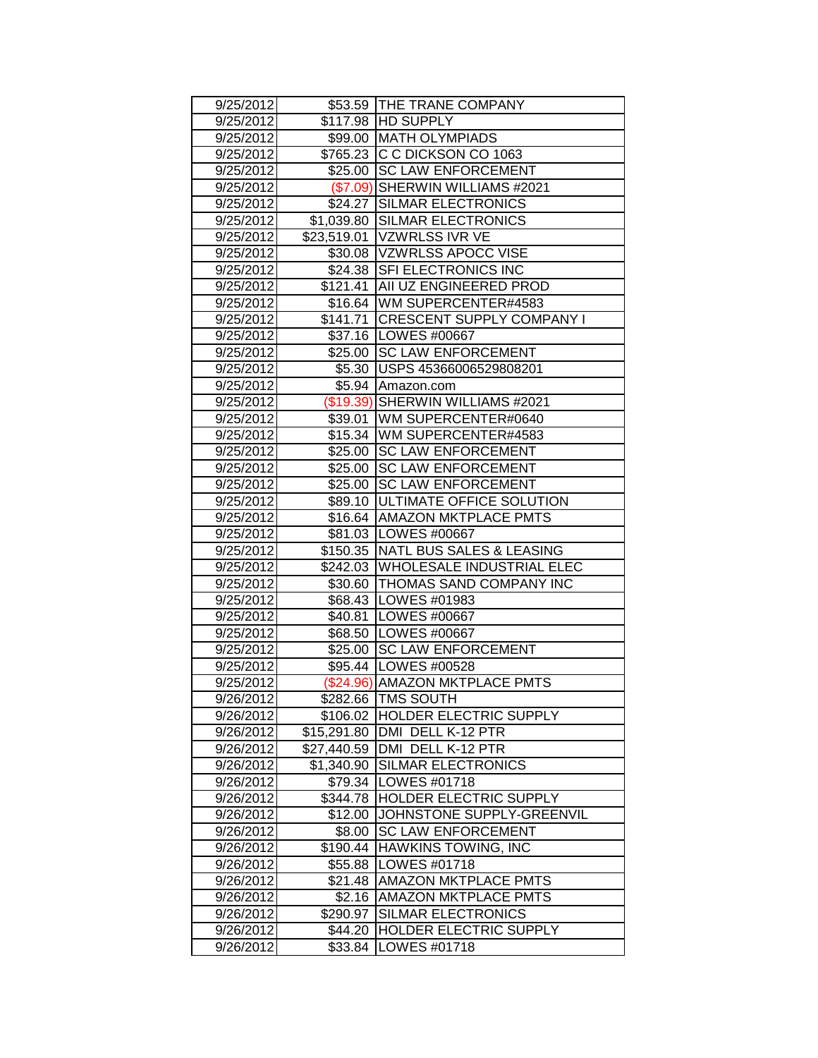| | | |
|---|---|---|
| 9/25/2012 | $53.59 | THE TRANE COMPANY |
| 9/25/2012 | $117.98 | HD SUPPLY |
| 9/25/2012 | $99.00 | MATH OLYMPIADS |
| 9/25/2012 | $765.23 | C C DICKSON CO 1063 |
| 9/25/2012 | $25.00 | SC LAW ENFORCEMENT |
| 9/25/2012 | ($7.09) | SHERWIN WILLIAMS #2021 |
| 9/25/2012 | $24.27 | SILMAR ELECTRONICS |
| 9/25/2012 | $1,039.80 | SILMAR ELECTRONICS |
| 9/25/2012 | $23,519.01 | VZWRLSS IVR VE |
| 9/25/2012 | $30.08 | VZWRLSS APOCC VISE |
| 9/25/2012 | $24.38 | SFI ELECTRONICS INC |
| 9/25/2012 | $121.41 | AII UZ ENGINEERED PROD |
| 9/25/2012 | $16.64 | WM SUPERCENTER#4583 |
| 9/25/2012 | $141.71 | CRESCENT SUPPLY COMPANY I |
| 9/25/2012 | $37.16 | LOWES #00667 |
| 9/25/2012 | $25.00 | SC LAW ENFORCEMENT |
| 9/25/2012 | $5.30 | USPS 45366006529808201 |
| 9/25/2012 | $5.94 | Amazon.com |
| 9/25/2012 | ($19.39) | SHERWIN WILLIAMS #2021 |
| 9/25/2012 | $39.01 | WM SUPERCENTER#0640 |
| 9/25/2012 | $15.34 | WM SUPERCENTER#4583 |
| 9/25/2012 | $25.00 | SC LAW ENFORCEMENT |
| 9/25/2012 | $25.00 | SC LAW ENFORCEMENT |
| 9/25/2012 | $25.00 | SC LAW ENFORCEMENT |
| 9/25/2012 | $89.10 | ULTIMATE OFFICE SOLUTION |
| 9/25/2012 | $16.64 | AMAZON MKTPLACE PMTS |
| 9/25/2012 | $81.03 | LOWES #00667 |
| 9/25/2012 | $150.35 | NATL BUS SALES & LEASING |
| 9/25/2012 | $242.03 | WHOLESALE INDUSTRIAL ELEC |
| 9/25/2012 | $30.60 | THOMAS SAND COMPANY INC |
| 9/25/2012 | $68.43 | LOWES #01983 |
| 9/25/2012 | $40.81 | LOWES #00667 |
| 9/25/2012 | $68.50 | LOWES #00667 |
| 9/25/2012 | $25.00 | SC LAW ENFORCEMENT |
| 9/25/2012 | $95.44 | LOWES #00528 |
| 9/25/2012 | ($24.96) | AMAZON MKTPLACE PMTS |
| 9/26/2012 | $282.66 | TMS SOUTH |
| 9/26/2012 | $106.02 | HOLDER ELECTRIC SUPPLY |
| 9/26/2012 | $15,291.80 | DMI DELL K-12 PTR |
| 9/26/2012 | $27,440.59 | DMI DELL K-12 PTR |
| 9/26/2012 | $1,340.90 | SILMAR ELECTRONICS |
| 9/26/2012 | $79.34 | LOWES #01718 |
| 9/26/2012 | $344.78 | HOLDER ELECTRIC SUPPLY |
| 9/26/2012 | $12.00 | JOHNSTONE SUPPLY-GREENVIL |
| 9/26/2012 | $8.00 | SC LAW ENFORCEMENT |
| 9/26/2012 | $190.44 | HAWKINS TOWING, INC |
| 9/26/2012 | $55.88 | LOWES #01718 |
| 9/26/2012 | $21.48 | AMAZON MKTPLACE PMTS |
| 9/26/2012 | $2.16 | AMAZON MKTPLACE PMTS |
| 9/26/2012 | $290.97 | SILMAR ELECTRONICS |
| 9/26/2012 | $44.20 | HOLDER ELECTRIC SUPPLY |
| 9/26/2012 | $33.84 | LOWES #01718 |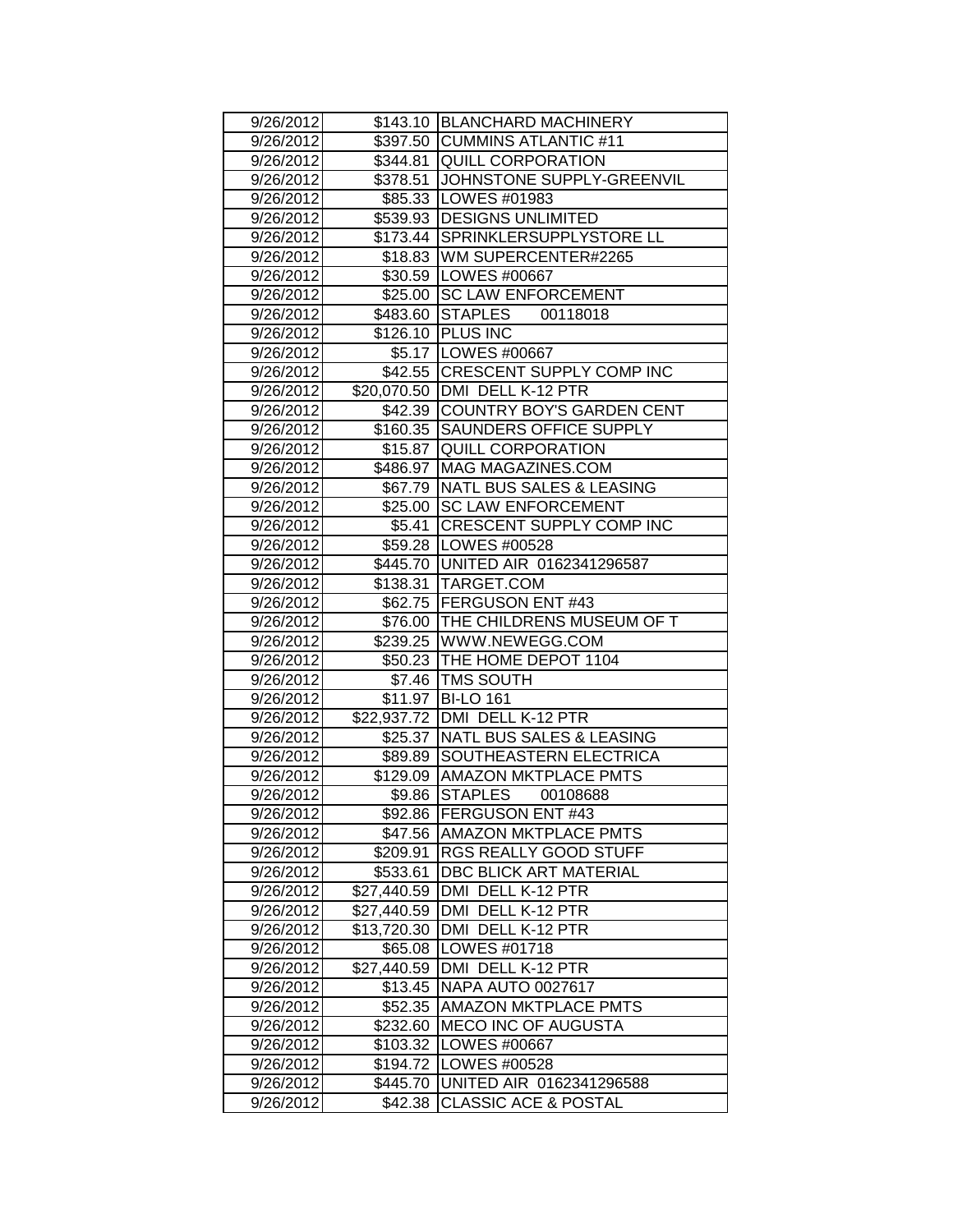| | | |
|---|---|---|
| 9/26/2012 | $143.10 | BLANCHARD MACHINERY |
| 9/26/2012 | $397.50 | CUMMINS ATLANTIC #11 |
| 9/26/2012 | $344.81 | QUILL CORPORATION |
| 9/26/2012 | $378.51 | JOHNSTONE SUPPLY-GREENVIL |
| 9/26/2012 | $85.33 | LOWES #01983 |
| 9/26/2012 | $539.93 | DESIGNS UNLIMITED |
| 9/26/2012 | $173.44 | SPRINKLERSUPPLYSTORE LL |
| 9/26/2012 | $18.83 | WM SUPERCENTER#2265 |
| 9/26/2012 | $30.59 | LOWES #00667 |
| 9/26/2012 | $25.00 | SC LAW ENFORCEMENT |
| 9/26/2012 | $483.60 | STAPLES 00118018 |
| 9/26/2012 | $126.10 | PLUS INC |
| 9/26/2012 | $5.17 | LOWES #00667 |
| 9/26/2012 | $42.55 | CRESCENT SUPPLY COMP INC |
| 9/26/2012 | $20,070.50 | DMI DELL K-12 PTR |
| 9/26/2012 | $42.39 | COUNTRY BOY'S GARDEN CENT |
| 9/26/2012 | $160.35 | SAUNDERS OFFICE SUPPLY |
| 9/26/2012 | $15.87 | QUILL CORPORATION |
| 9/26/2012 | $486.97 | MAG MAGAZINES.COM |
| 9/26/2012 | $67.79 | NATL BUS SALES & LEASING |
| 9/26/2012 | $25.00 | SC LAW ENFORCEMENT |
| 9/26/2012 | $5.41 | CRESCENT SUPPLY COMP INC |
| 9/26/2012 | $59.28 | LOWES #00528 |
| 9/26/2012 | $445.70 | UNITED AIR 0162341296587 |
| 9/26/2012 | $138.31 | TARGET.COM |
| 9/26/2012 | $62.75 | FERGUSON ENT #43 |
| 9/26/2012 | $76.00 | THE CHILDRENS MUSEUM OF T |
| 9/26/2012 | $239.25 | WWW.NEWEGG.COM |
| 9/26/2012 | $50.23 | THE HOME DEPOT 1104 |
| 9/26/2012 | $7.46 | TMS SOUTH |
| 9/26/2012 | $11.97 | BI-LO 161 |
| 9/26/2012 | $22,937.72 | DMI DELL K-12 PTR |
| 9/26/2012 | $25.37 | NATL BUS SALES & LEASING |
| 9/26/2012 | $89.89 | SOUTHEASTERN ELECTRICA |
| 9/26/2012 | $129.09 | AMAZON MKTPLACE PMTS |
| 9/26/2012 | $9.86 | STAPLES 00108688 |
| 9/26/2012 | $92.86 | FERGUSON ENT #43 |
| 9/26/2012 | $47.56 | AMAZON MKTPLACE PMTS |
| 9/26/2012 | $209.91 | RGS REALLY GOOD STUFF |
| 9/26/2012 | $533.61 | DBC BLICK ART MATERIAL |
| 9/26/2012 | $27,440.59 | DMI DELL K-12 PTR |
| 9/26/2012 | $27,440.59 | DMI DELL K-12 PTR |
| 9/26/2012 | $13,720.30 | DMI DELL K-12 PTR |
| 9/26/2012 | $65.08 | LOWES #01718 |
| 9/26/2012 | $27,440.59 | DMI DELL K-12 PTR |
| 9/26/2012 | $13.45 | NAPA AUTO 0027617 |
| 9/26/2012 | $52.35 | AMAZON MKTPLACE PMTS |
| 9/26/2012 | $232.60 | MECO INC OF AUGUSTA |
| 9/26/2012 | $103.32 | LOWES #00667 |
| 9/26/2012 | $194.72 | LOWES #00528 |
| 9/26/2012 | $445.70 | UNITED AIR 0162341296588 |
| 9/26/2012 | $42.38 | CLASSIC ACE & POSTAL |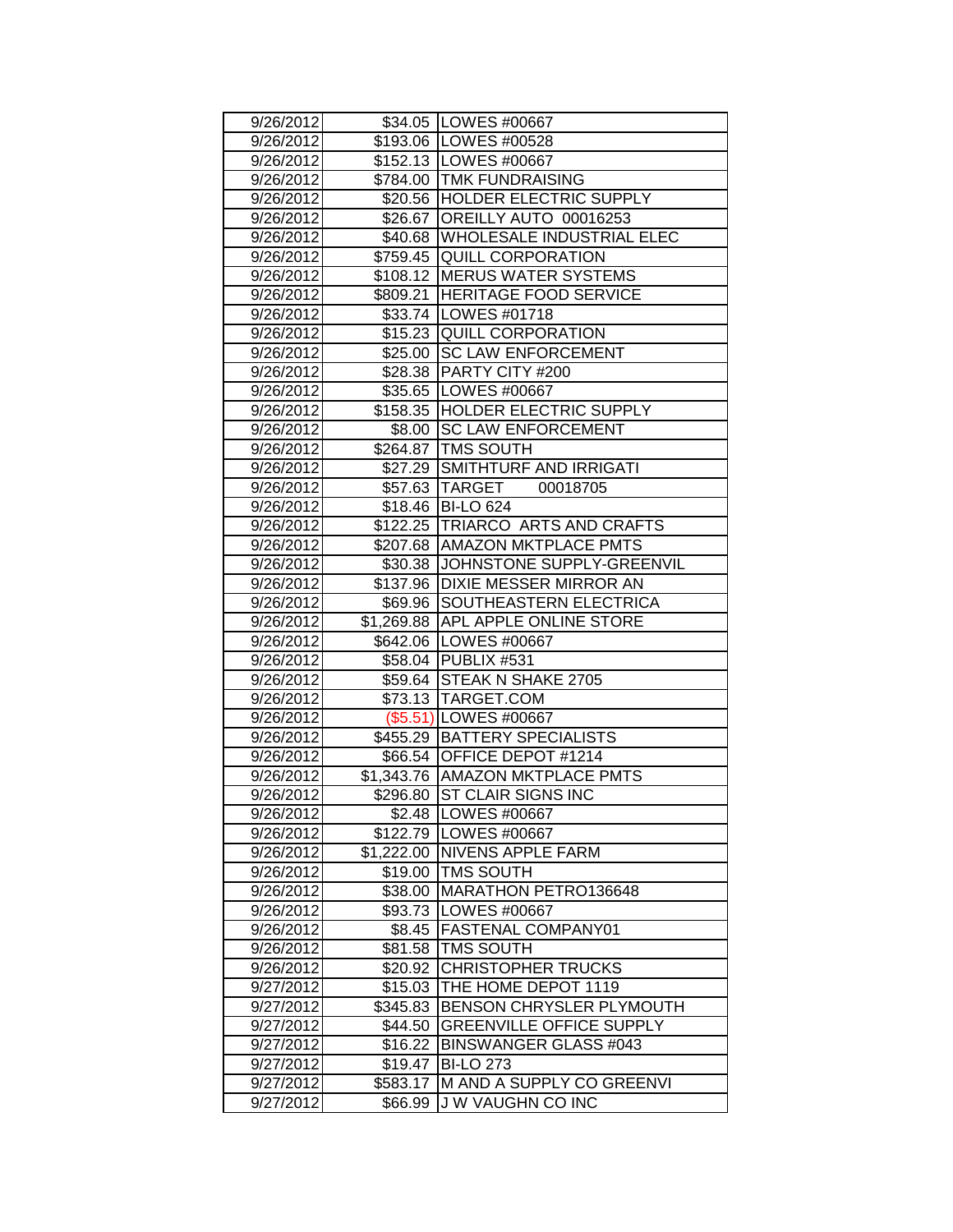| | | |
|---|---|---|
| 9/26/2012 | $34.05 | LOWES #00667 |
| 9/26/2012 | $193.06 | LOWES #00528 |
| 9/26/2012 | $152.13 | LOWES #00667 |
| 9/26/2012 | $784.00 | TMK FUNDRAISING |
| 9/26/2012 | $20.56 | HOLDER ELECTRIC SUPPLY |
| 9/26/2012 | $26.67 | OREILLY AUTO 00016253 |
| 9/26/2012 | $40.68 | WHOLESALE INDUSTRIAL ELEC |
| 9/26/2012 | $759.45 | QUILL CORPORATION |
| 9/26/2012 | $108.12 | MERUS WATER SYSTEMS |
| 9/26/2012 | $809.21 | HERITAGE FOOD SERVICE |
| 9/26/2012 | $33.74 | LOWES #01718 |
| 9/26/2012 | $15.23 | QUILL CORPORATION |
| 9/26/2012 | $25.00 | SC LAW ENFORCEMENT |
| 9/26/2012 | $28.38 | PARTY CITY #200 |
| 9/26/2012 | $35.65 | LOWES #00667 |
| 9/26/2012 | $158.35 | HOLDER ELECTRIC SUPPLY |
| 9/26/2012 | $8.00 | SC LAW ENFORCEMENT |
| 9/26/2012 | $264.87 | TMS SOUTH |
| 9/26/2012 | $27.29 | SMITHTURF AND IRRIGATI |
| 9/26/2012 | $57.63 | TARGET 00018705 |
| 9/26/2012 | $18.46 | BI-LO 624 |
| 9/26/2012 | $122.25 | TRIARCO ARTS AND CRAFTS |
| 9/26/2012 | $207.68 | AMAZON MKTPLACE PMTS |
| 9/26/2012 | $30.38 | JOHNSTONE SUPPLY-GREENVIL |
| 9/26/2012 | $137.96 | DIXIE MESSER MIRROR AN |
| 9/26/2012 | $69.96 | SOUTHEASTERN ELECTRICA |
| 9/26/2012 | $1,269.88 | APL APPLE ONLINE STORE |
| 9/26/2012 | $642.06 | LOWES #00667 |
| 9/26/2012 | $58.04 | PUBLIX #531 |
| 9/26/2012 | $59.64 | STEAK N SHAKE 2705 |
| 9/26/2012 | $73.13 | TARGET.COM |
| 9/26/2012 | ($5.51) | LOWES #00667 |
| 9/26/2012 | $455.29 | BATTERY SPECIALISTS |
| 9/26/2012 | $66.54 | OFFICE DEPOT #1214 |
| 9/26/2012 | $1,343.76 | AMAZON MKTPLACE PMTS |
| 9/26/2012 | $296.80 | ST CLAIR SIGNS INC |
| 9/26/2012 | $2.48 | LOWES #00667 |
| 9/26/2012 | $122.79 | LOWES #00667 |
| 9/26/2012 | $1,222.00 | NIVENS APPLE FARM |
| 9/26/2012 | $19.00 | TMS SOUTH |
| 9/26/2012 | $38.00 | MARATHON PETRO136648 |
| 9/26/2012 | $93.73 | LOWES #00667 |
| 9/26/2012 | $8.45 | FASTENAL COMPANY01 |
| 9/26/2012 | $81.58 | TMS SOUTH |
| 9/26/2012 | $20.92 | CHRISTOPHER TRUCKS |
| 9/27/2012 | $15.03 | THE HOME DEPOT 1119 |
| 9/27/2012 | $345.83 | BENSON CHRYSLER PLYMOUTH |
| 9/27/2012 | $44.50 | GREENVILLE OFFICE SUPPLY |
| 9/27/2012 | $16.22 | BINSWANGER GLASS #043 |
| 9/27/2012 | $19.47 | BI-LO 273 |
| 9/27/2012 | $583.17 | M AND A SUPPLY CO GREENVI |
| 9/27/2012 | $66.99 | J W VAUGHN CO INC |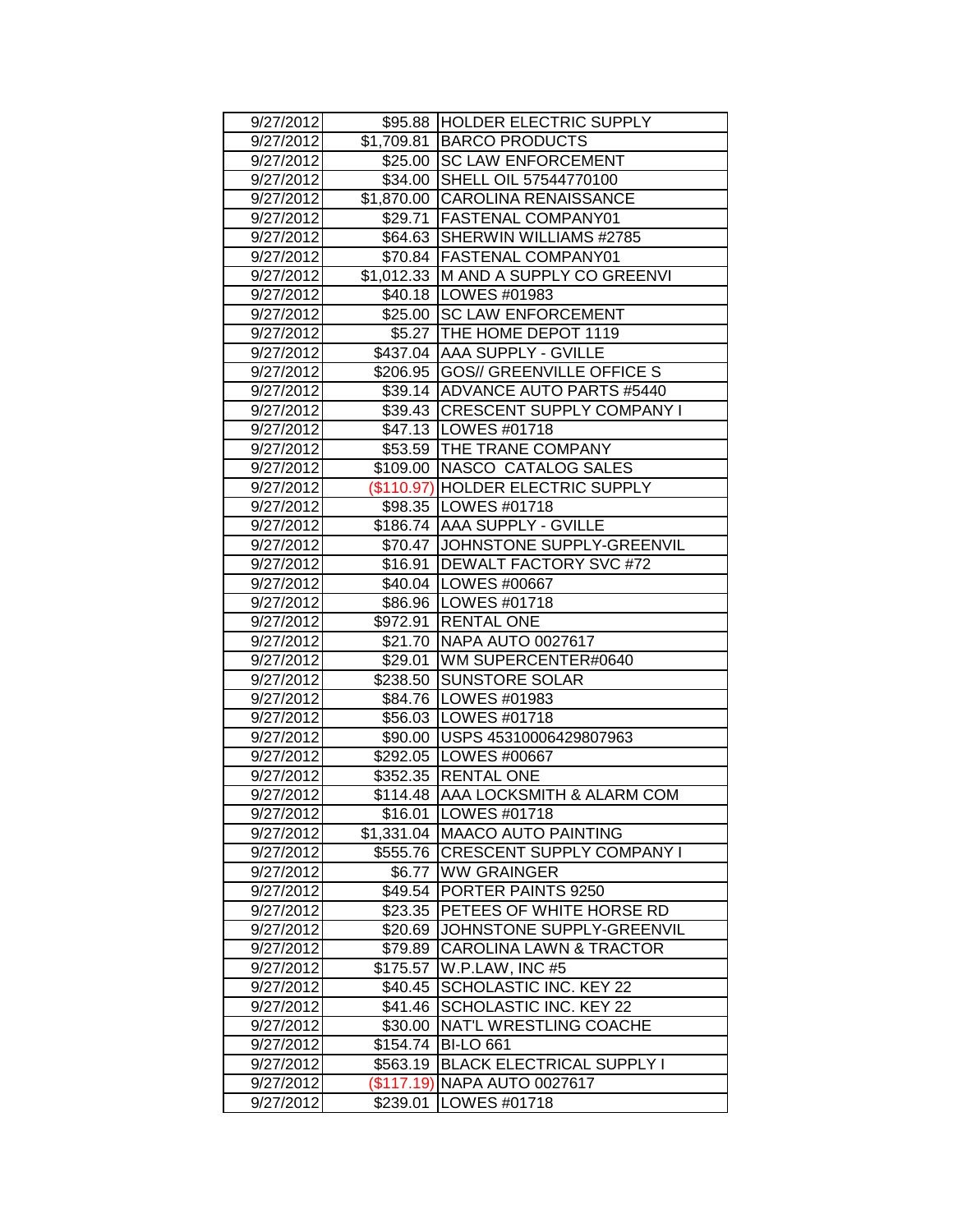| | | |
|---|---|---|
| 9/27/2012 | $95.88 | HOLDER ELECTRIC SUPPLY |
| 9/27/2012 | $1,709.81 | BARCO PRODUCTS |
| 9/27/2012 | $25.00 | SC LAW ENFORCEMENT |
| 9/27/2012 | $34.00 | SHELL OIL 57544770100 |
| 9/27/2012 | $1,870.00 | CAROLINA RENAISSANCE |
| 9/27/2012 | $29.71 | FASTENAL COMPANY01 |
| 9/27/2012 | $64.63 | SHERWIN WILLIAMS #2785 |
| 9/27/2012 | $70.84 | FASTENAL COMPANY01 |
| 9/27/2012 | $1,012.33 | M AND A SUPPLY CO GREENVI |
| 9/27/2012 | $40.18 | LOWES #01983 |
| 9/27/2012 | $25.00 | SC LAW ENFORCEMENT |
| 9/27/2012 | $5.27 | THE HOME DEPOT 1119 |
| 9/27/2012 | $437.04 | AAA SUPPLY - GVILLE |
| 9/27/2012 | $206.95 | GOS// GREENVILLE OFFICE S |
| 9/27/2012 | $39.14 | ADVANCE AUTO PARTS #5440 |
| 9/27/2012 | $39.43 | CRESCENT SUPPLY COMPANY I |
| 9/27/2012 | $47.13 | LOWES #01718 |
| 9/27/2012 | $53.59 | THE TRANE COMPANY |
| 9/27/2012 | $109.00 | NASCO CATALOG SALES |
| 9/27/2012 | ($110.97) | HOLDER ELECTRIC SUPPLY |
| 9/27/2012 | $98.35 | LOWES #01718 |
| 9/27/2012 | $186.74 | AAA SUPPLY - GVILLE |
| 9/27/2012 | $70.47 | JOHNSTONE SUPPLY-GREENVIL |
| 9/27/2012 | $16.91 | DEWALT FACTORY SVC #72 |
| 9/27/2012 | $40.04 | LOWES #00667 |
| 9/27/2012 | $86.96 | LOWES #01718 |
| 9/27/2012 | $972.91 | RENTAL ONE |
| 9/27/2012 | $21.70 | NAPA AUTO 0027617 |
| 9/27/2012 | $29.01 | WM SUPERCENTER#0640 |
| 9/27/2012 | $238.50 | SUNSTORE SOLAR |
| 9/27/2012 | $84.76 | LOWES #01983 |
| 9/27/2012 | $56.03 | LOWES #01718 |
| 9/27/2012 | $90.00 | USPS 45310006429807963 |
| 9/27/2012 | $292.05 | LOWES #00667 |
| 9/27/2012 | $352.35 | RENTAL ONE |
| 9/27/2012 | $114.48 | AAA LOCKSMITH & ALARM COM |
| 9/27/2012 | $16.01 | LOWES #01718 |
| 9/27/2012 | $1,331.04 | MAACO AUTO PAINTING |
| 9/27/2012 | $555.76 | CRESCENT SUPPLY COMPANY I |
| 9/27/2012 | $6.77 | WW GRAINGER |
| 9/27/2012 | $49.54 | PORTER PAINTS 9250 |
| 9/27/2012 | $23.35 | PETEES OF WHITE HORSE RD |
| 9/27/2012 | $20.69 | JOHNSTONE SUPPLY-GREENVIL |
| 9/27/2012 | $79.89 | CAROLINA LAWN & TRACTOR |
| 9/27/2012 | $175.57 | W.P.LAW, INC #5 |
| 9/27/2012 | $40.45 | SCHOLASTIC INC. KEY 22 |
| 9/27/2012 | $41.46 | SCHOLASTIC INC. KEY 22 |
| 9/27/2012 | $30.00 | NAT'L WRESTLING COACHE |
| 9/27/2012 | $154.74 | BI-LO 661 |
| 9/27/2012 | $563.19 | BLACK ELECTRICAL SUPPLY I |
| 9/27/2012 | ($117.19) | NAPA AUTO 0027617 |
| 9/27/2012 | $239.01 | LOWES #01718 |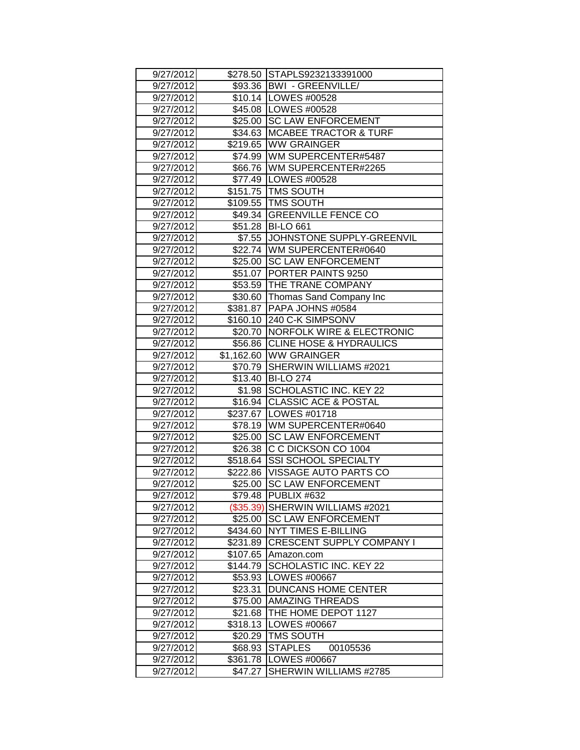| | | |
|---|---|---|
| 9/27/2012 | $278.50 | STAPLS9232133391000 |
| 9/27/2012 | $93.36 | BWI - GREENVILLE/ |
| 9/27/2012 | $10.14 | LOWES #00528 |
| 9/27/2012 | $45.08 | LOWES #00528 |
| 9/27/2012 | $25.00 | SC LAW ENFORCEMENT |
| 9/27/2012 | $34.63 | MCABEE TRACTOR & TURF |
| 9/27/2012 | $219.65 | WW GRAINGER |
| 9/27/2012 | $74.99 | WM SUPERCENTER#5487 |
| 9/27/2012 | $66.76 | WM SUPERCENTER#2265 |
| 9/27/2012 | $77.49 | LOWES #00528 |
| 9/27/2012 | $151.75 | TMS SOUTH |
| 9/27/2012 | $109.55 | TMS SOUTH |
| 9/27/2012 | $49.34 | GREENVILLE FENCE CO |
| 9/27/2012 | $51.28 | BI-LO 661 |
| 9/27/2012 | $7.55 | JOHNSTONE SUPPLY-GREENVIL |
| 9/27/2012 | $22.74 | WM SUPERCENTER#0640 |
| 9/27/2012 | $25.00 | SC LAW ENFORCEMENT |
| 9/27/2012 | $51.07 | PORTER PAINTS 9250 |
| 9/27/2012 | $53.59 | THE TRANE COMPANY |
| 9/27/2012 | $30.60 | Thomas Sand Company Inc |
| 9/27/2012 | $381.87 | PAPA JOHNS #0584 |
| 9/27/2012 | $160.10 | 240 C-K SIMPSONV |
| 9/27/2012 | $20.70 | NORFOLK WIRE & ELECTRONIC |
| 9/27/2012 | $56.86 | CLINE HOSE & HYDRAULICS |
| 9/27/2012 | $1,162.60 | WW GRAINGER |
| 9/27/2012 | $70.79 | SHERWIN WILLIAMS #2021 |
| 9/27/2012 | $13.40 | BI-LO 274 |
| 9/27/2012 | $1.98 | SCHOLASTIC INC. KEY 22 |
| 9/27/2012 | $16.94 | CLASSIC ACE & POSTAL |
| 9/27/2012 | $237.67 | LOWES #01718 |
| 9/27/2012 | $78.19 | WM SUPERCENTER#0640 |
| 9/27/2012 | $25.00 | SC LAW ENFORCEMENT |
| 9/27/2012 | $26.38 | C C DICKSON CO 1004 |
| 9/27/2012 | $518.64 | SSI SCHOOL SPECIALTY |
| 9/27/2012 | $222.86 | VISSAGE AUTO PARTS CO |
| 9/27/2012 | $25.00 | SC LAW ENFORCEMENT |
| 9/27/2012 | $79.48 | PUBLIX #632 |
| 9/27/2012 | ($35.39) | SHERWIN WILLIAMS #2021 |
| 9/27/2012 | $25.00 | SC LAW ENFORCEMENT |
| 9/27/2012 | $434.60 | NYT TIMES E-BILLING |
| 9/27/2012 | $231.89 | CRESCENT SUPPLY COMPANY I |
| 9/27/2012 | $107.65 | Amazon.com |
| 9/27/2012 | $144.79 | SCHOLASTIC INC. KEY 22 |
| 9/27/2012 | $53.93 | LOWES #00667 |
| 9/27/2012 | $23.31 | DUNCANS HOME CENTER |
| 9/27/2012 | $75.00 | AMAZING THREADS |
| 9/27/2012 | $21.68 | THE HOME DEPOT 1127 |
| 9/27/2012 | $318.13 | LOWES #00667 |
| 9/27/2012 | $20.29 | TMS SOUTH |
| 9/27/2012 | $68.93 | STAPLES 00105536 |
| 9/27/2012 | $361.78 | LOWES #00667 |
| 9/27/2012 | $47.27 | SHERWIN WILLIAMS #2785 |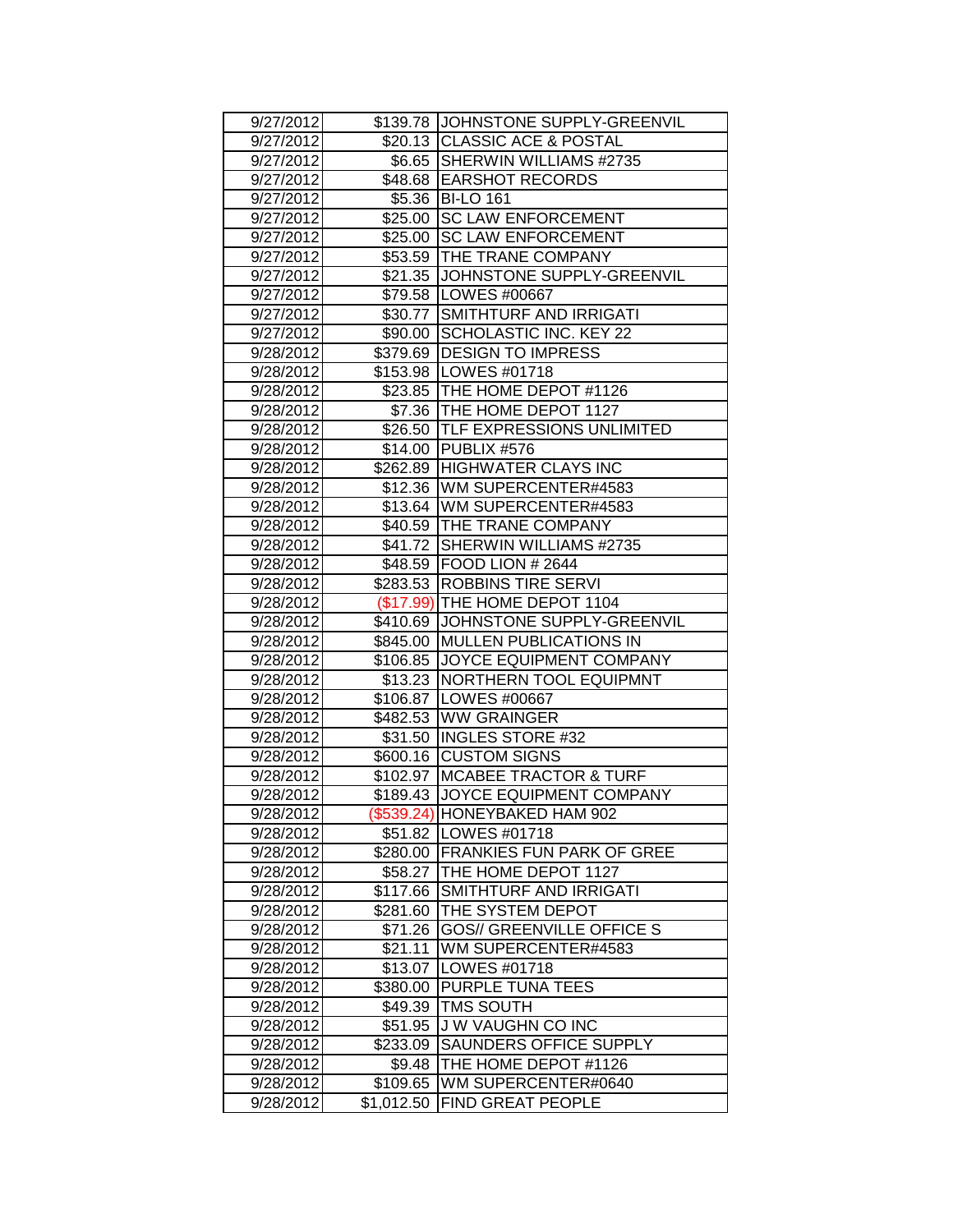| 9/27/2012 | $139.78 | JOHNSTONE SUPPLY-GREENVIL |
|---|---|---|
| 9/27/2012 | $20.13 | CLASSIC ACE & POSTAL |
| 9/27/2012 | $6.65 | SHERWIN WILLIAMS #2735 |
| 9/27/2012 | $48.68 | EARSHOT RECORDS |
| 9/27/2012 | $5.36 | BI-LO 161 |
| 9/27/2012 | $25.00 | SC LAW ENFORCEMENT |
| 9/27/2012 | $25.00 | SC LAW ENFORCEMENT |
| 9/27/2012 | $53.59 | THE TRANE COMPANY |
| 9/27/2012 | $21.35 | JOHNSTONE SUPPLY-GREENVIL |
| 9/27/2012 | $79.58 | LOWES #00667 |
| 9/27/2012 | $30.77 | SMITHTURF AND IRRIGATI |
| 9/27/2012 | $90.00 | SCHOLASTIC INC. KEY 22 |
| 9/28/2012 | $379.69 | DESIGN TO IMPRESS |
| 9/28/2012 | $153.98 | LOWES #01718 |
| 9/28/2012 | $23.85 | THE HOME DEPOT #1126 |
| 9/28/2012 | $7.36 | THE HOME DEPOT 1127 |
| 9/28/2012 | $26.50 | TLF EXPRESSIONS UNLIMITED |
| 9/28/2012 | $14.00 | PUBLIX #576 |
| 9/28/2012 | $262.89 | HIGHWATER CLAYS INC |
| 9/28/2012 | $12.36 | WM SUPERCENTER#4583 |
| 9/28/2012 | $13.64 | WM SUPERCENTER#4583 |
| 9/28/2012 | $40.59 | THE TRANE COMPANY |
| 9/28/2012 | $41.72 | SHERWIN WILLIAMS #2735 |
| 9/28/2012 | $48.59 | FOOD LION # 2644 |
| 9/28/2012 | $283.53 | ROBBINS TIRE SERVI |
| 9/28/2012 | ($17.99) | THE HOME DEPOT 1104 |
| 9/28/2012 | $410.69 | JOHNSTONE SUPPLY-GREENVIL |
| 9/28/2012 | $845.00 | MULLEN PUBLICATIONS IN |
| 9/28/2012 | $106.85 | JOYCE EQUIPMENT COMPANY |
| 9/28/2012 | $13.23 | NORTHERN TOOL EQUIPMNT |
| 9/28/2012 | $106.87 | LOWES #00667 |
| 9/28/2012 | $482.53 | WW GRAINGER |
| 9/28/2012 | $31.50 | INGLES STORE #32 |
| 9/28/2012 | $600.16 | CUSTOM SIGNS |
| 9/28/2012 | $102.97 | MCABEE TRACTOR & TURF |
| 9/28/2012 | $189.43 | JOYCE EQUIPMENT COMPANY |
| 9/28/2012 | ($539.24) | HONEYBAKED HAM 902 |
| 9/28/2012 | $51.82 | LOWES #01718 |
| 9/28/2012 | $280.00 | FRANKIES FUN PARK OF GREE |
| 9/28/2012 | $58.27 | THE HOME DEPOT 1127 |
| 9/28/2012 | $117.66 | SMITHTURF AND IRRIGATI |
| 9/28/2012 | $281.60 | THE SYSTEM DEPOT |
| 9/28/2012 | $71.26 | GOS// GREENVILLE OFFICE S |
| 9/28/2012 | $21.11 | WM SUPERCENTER#4583 |
| 9/28/2012 | $13.07 | LOWES #01718 |
| 9/28/2012 | $380.00 | PURPLE TUNA TEES |
| 9/28/2012 | $49.39 | TMS SOUTH |
| 9/28/2012 | $51.95 | J W VAUGHN CO INC |
| 9/28/2012 | $233.09 | SAUNDERS OFFICE SUPPLY |
| 9/28/2012 | $9.48 | THE HOME DEPOT #1126 |
| 9/28/2012 | $109.65 | WM SUPERCENTER#0640 |
| 9/28/2012 | $1,012.50 | FIND GREAT PEOPLE |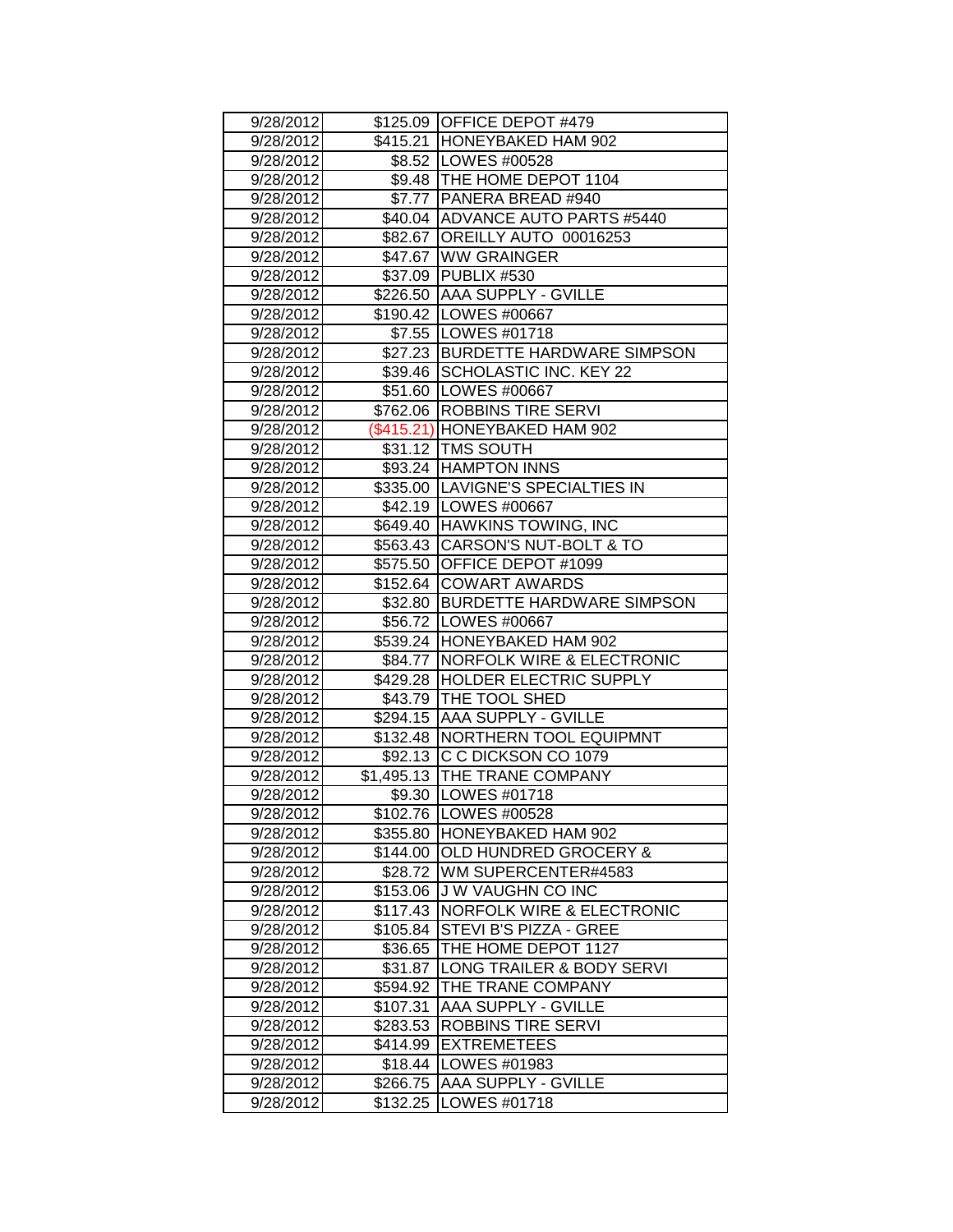| 9/28/2012 | $125.09 | OFFICE DEPOT #479 |
|---|---|---|
| 9/28/2012 | $415.21 | HONEYBAKED HAM 902 |
| 9/28/2012 | $8.52 | LOWES #00528 |
| 9/28/2012 | $9.48 | THE HOME DEPOT 1104 |
| 9/28/2012 | $7.77 | PANERA BREAD #940 |
| 9/28/2012 | $40.04 | ADVANCE AUTO PARTS #5440 |
| 9/28/2012 | $82.67 | OREILLY AUTO 00016253 |
| 9/28/2012 | $47.67 | WW GRAINGER |
| 9/28/2012 | $37.09 | PUBLIX #530 |
| 9/28/2012 | $226.50 | AAA SUPPLY - GVILLE |
| 9/28/2012 | $190.42 | LOWES #00667 |
| 9/28/2012 | $7.55 | LOWES #01718 |
| 9/28/2012 | $27.23 | BURDETTE HARDWARE SIMPSON |
| 9/28/2012 | $39.46 | SCHOLASTIC INC. KEY 22 |
| 9/28/2012 | $51.60 | LOWES #00667 |
| 9/28/2012 | $762.06 | ROBBINS TIRE SERVI |
| 9/28/2012 | ($415.21) | HONEYBAKED HAM 902 |
| 9/28/2012 | $31.12 | TMS SOUTH |
| 9/28/2012 | $93.24 | HAMPTON INNS |
| 9/28/2012 | $335.00 | LAVIGNE'S SPECIALTIES IN |
| 9/28/2012 | $42.19 | LOWES #00667 |
| 9/28/2012 | $649.40 | HAWKINS TOWING, INC |
| 9/28/2012 | $563.43 | CARSON'S NUT-BOLT & TO |
| 9/28/2012 | $575.50 | OFFICE DEPOT #1099 |
| 9/28/2012 | $152.64 | COWART AWARDS |
| 9/28/2012 | $32.80 | BURDETTE HARDWARE SIMPSON |
| 9/28/2012 | $56.72 | LOWES #00667 |
| 9/28/2012 | $539.24 | HONEYBAKED HAM 902 |
| 9/28/2012 | $84.77 | NORFOLK WIRE & ELECTRONIC |
| 9/28/2012 | $429.28 | HOLDER ELECTRIC SUPPLY |
| 9/28/2012 | $43.79 | THE TOOL SHED |
| 9/28/2012 | $294.15 | AAA SUPPLY - GVILLE |
| 9/28/2012 | $132.48 | NORTHERN TOOL EQUIPMNT |
| 9/28/2012 | $92.13 | C C DICKSON CO 1079 |
| 9/28/2012 | $1,495.13 | THE TRANE COMPANY |
| 9/28/2012 | $9.30 | LOWES #01718 |
| 9/28/2012 | $102.76 | LOWES #00528 |
| 9/28/2012 | $355.80 | HONEYBAKED HAM 902 |
| 9/28/2012 | $144.00 | OLD HUNDRED GROCERY & |
| 9/28/2012 | $28.72 | WM SUPERCENTER#4583 |
| 9/28/2012 | $153.06 | J W VAUGHN CO INC |
| 9/28/2012 | $117.43 | NORFOLK WIRE & ELECTRONIC |
| 9/28/2012 | $105.84 | STEVI B'S PIZZA - GREE |
| 9/28/2012 | $36.65 | THE HOME DEPOT 1127 |
| 9/28/2012 | $31.87 | LONG TRAILER & BODY SERVI |
| 9/28/2012 | $594.92 | THE TRANE COMPANY |
| 9/28/2012 | $107.31 | AAA SUPPLY - GVILLE |
| 9/28/2012 | $283.53 | ROBBINS TIRE SERVI |
| 9/28/2012 | $414.99 | EXTREMETEES |
| 9/28/2012 | $18.44 | LOWES #01983 |
| 9/28/2012 | $266.75 | AAA SUPPLY - GVILLE |
| 9/28/2012 | $132.25 | LOWES #01718 |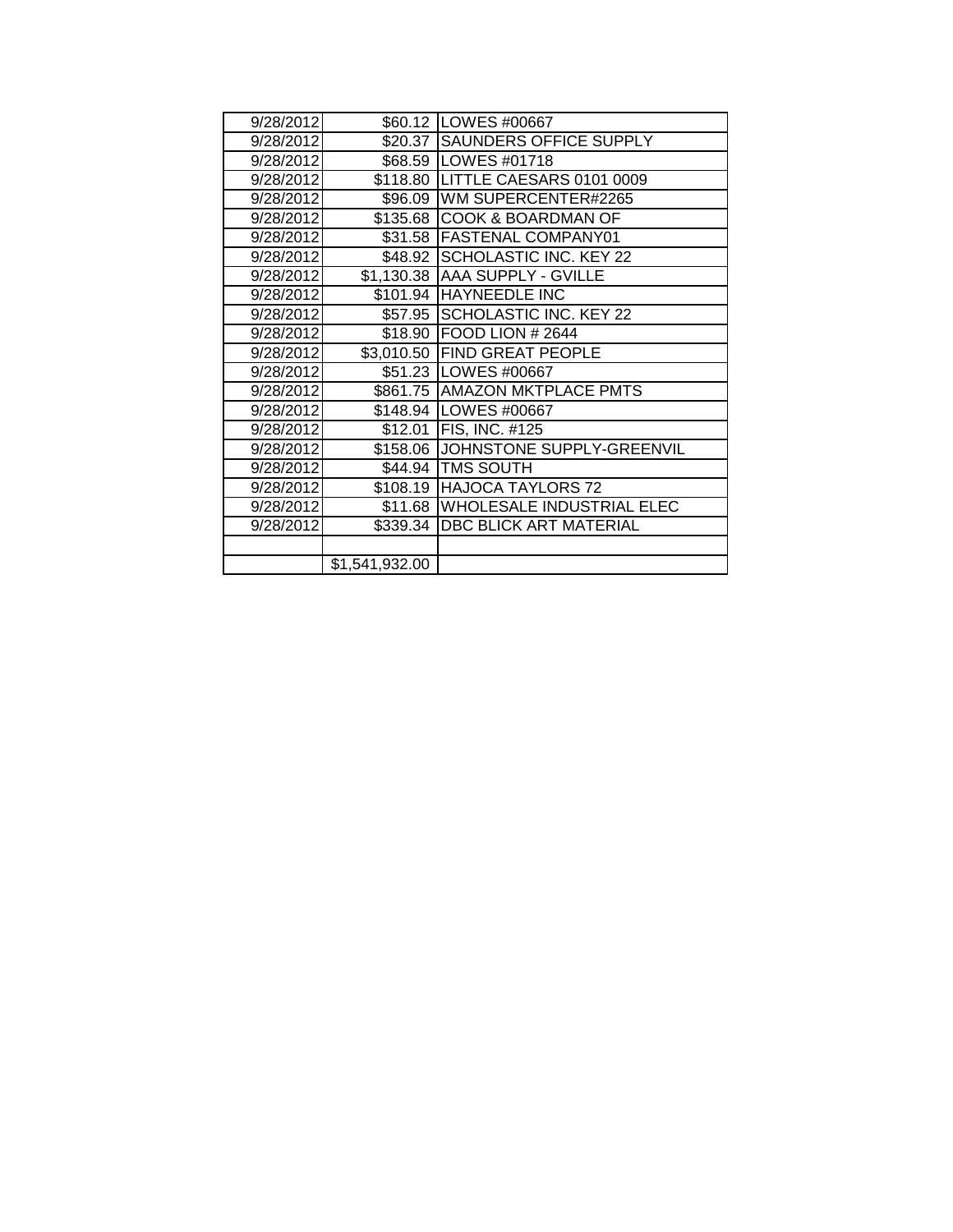| | | |
|---|---|---|
| 9/28/2012 | $60.12 | LOWES #00667 |
| 9/28/2012 | $20.37 | SAUNDERS OFFICE SUPPLY |
| 9/28/2012 | $68.59 | LOWES #01718 |
| 9/28/2012 | $118.80 | LITTLE CAESARS 0101 0009 |
| 9/28/2012 | $96.09 | WM SUPERCENTER#2265 |
| 9/28/2012 | $135.68 | COOK & BOARDMAN OF |
| 9/28/2012 | $31.58 | FASTENAL COMPANY01 |
| 9/28/2012 | $48.92 | SCHOLASTIC INC. KEY 22 |
| 9/28/2012 | $1,130.38 | AAA SUPPLY - GVILLE |
| 9/28/2012 | $101.94 | HAYNEEDLE INC |
| 9/28/2012 | $57.95 | SCHOLASTIC INC. KEY 22 |
| 9/28/2012 | $18.90 | FOOD LION # 2644 |
| 9/28/2012 | $3,010.50 | FIND GREAT PEOPLE |
| 9/28/2012 | $51.23 | LOWES #00667 |
| 9/28/2012 | $861.75 | AMAZON MKTPLACE PMTS |
| 9/28/2012 | $148.94 | LOWES #00667 |
| 9/28/2012 | $12.01 | FIS, INC. #125 |
| 9/28/2012 | $158.06 | JOHNSTONE SUPPLY-GREENVIL |
| 9/28/2012 | $44.94 | TMS SOUTH |
| 9/28/2012 | $108.19 | HAJOCA TAYLORS 72 |
| 9/28/2012 | $11.68 | WHOLESALE INDUSTRIAL ELEC |
| 9/28/2012 | $339.34 | DBC BLICK ART MATERIAL |
| | | |
| | $1,541,932.00 | |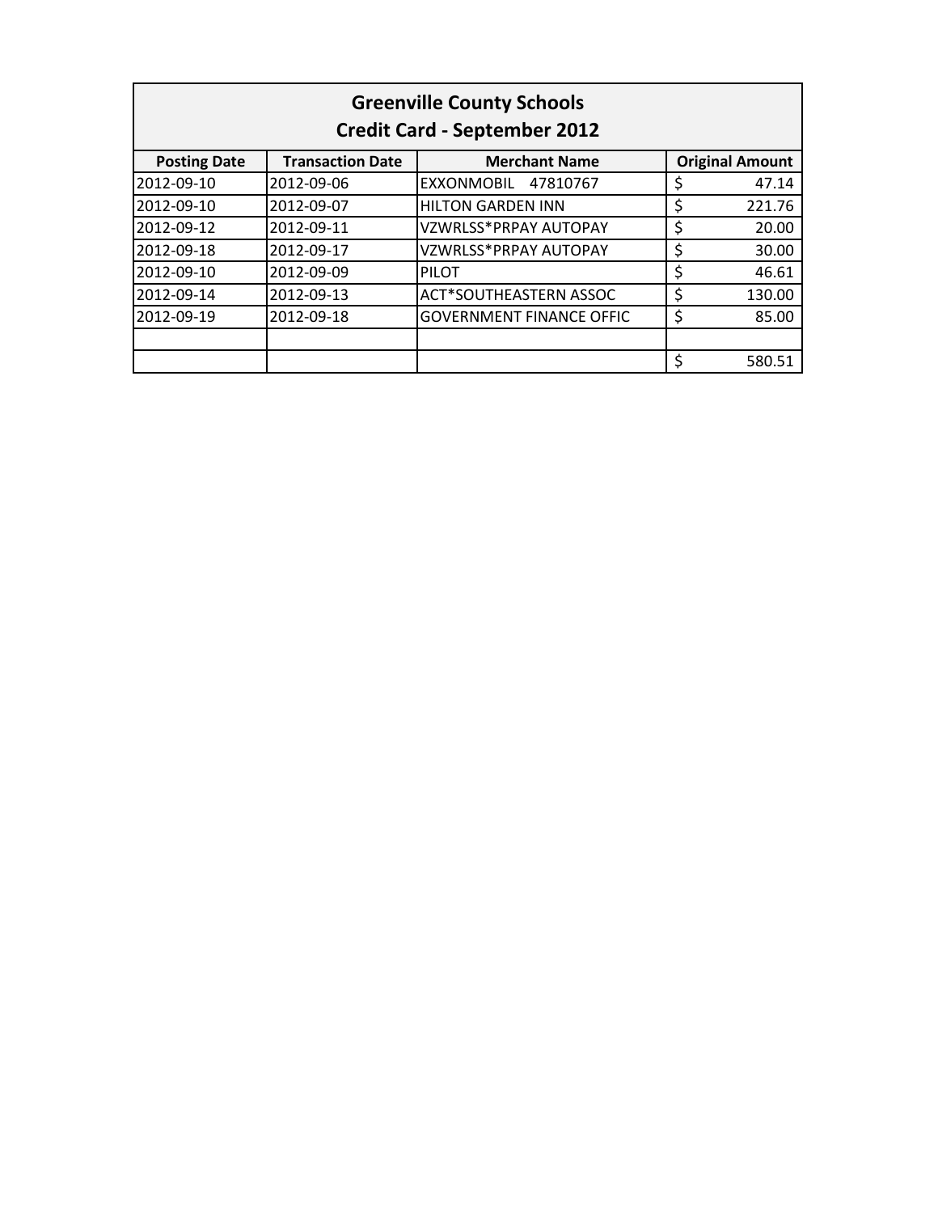| Greenville County Schools<br>Credit Card - September 2012 | | | |
|---|---|---|---|
| **Posting Date** | **Transaction Date** | **Merchant Name** | **Original Amount** |
| 2012-09-10 | 2012-09-06 | EXXONMOBIL 47810767 | $ 47.14 |
| 2012-09-10 | 2012-09-07 | HILTON GARDEN INN | $ 221.76 |
| 2012-09-12 | 2012-09-11 | VZWRLSS*PRPAY AUTOPAY | $ 20.00 |
| 2012-09-18 | 2012-09-17 | VZWRLSS*PRPAY AUTOPAY | $ 30.00 |
| 2012-09-10 | 2012-09-09 | PILOT | $ 46.61 |
| 2012-09-14 | 2012-09-13 | ACT*SOUTHEASTERN ASSOC | $ 130.00 |
| 2012-09-19 | 2012-09-18 | GOVERNMENT FINANCE OFFIC | $ 85.00 |
| | | | |
| | | | $ 580.51 |